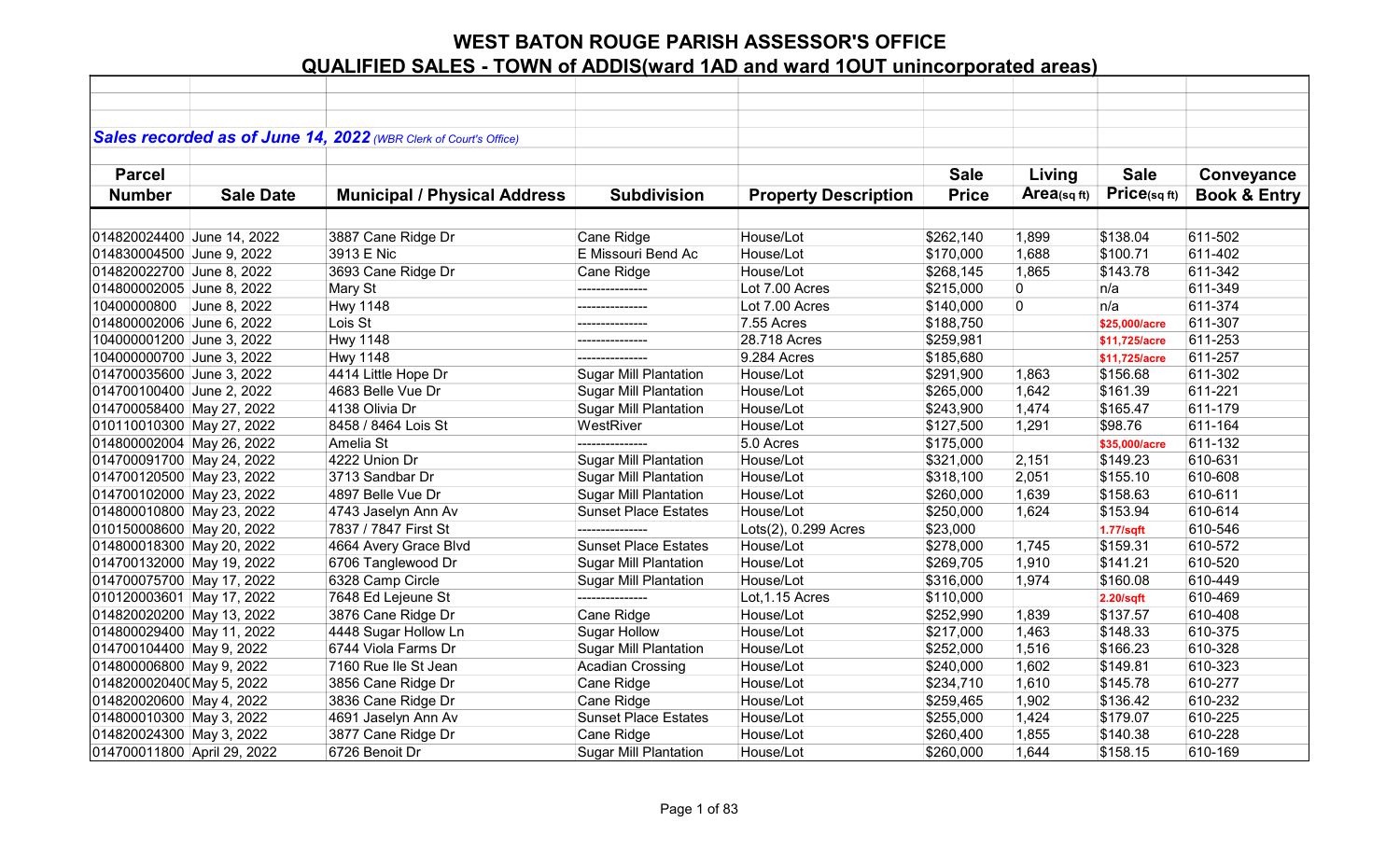# WEST BATON ROUGE PARISH ASSESSOR'S OFFICE

## QUALIFIED SALES - TOWN of ADDIS(ward 1AD and ward 1OUT unincorporated areas)

***Sales recorded as of June 14, 2022*** *(WBR Clerk of Court's Office)*

| Parcel Number | Sale Date | Municipal / Physical Address | Subdivision | Property Description | Sale Price | Living Area(sq ft) | Sale Price(sq ft) | Conveyance Book & Entry |
|---|---|---|---|---|---|---|---|---|
| 014820024400 | June 14, 2022 | 3887 Cane Ridge Dr | Cane Ridge | House/Lot | $262,140 | 1,899 | $138.04 | 611-502 |
| 014830004500 | June 9, 2022 | 3913 E Nic | E Missouri Bend Ac | House/Lot | $170,000 | 1,688 | $100.71 | 611-402 |
| 014820022700 | June 8, 2022 | 3693 Cane Ridge Dr | Cane Ridge | House/Lot | $268,145 | 1,865 | $143.78 | 611-342 |
| 014800002005 | June 8, 2022 | Mary St | --------------- | Lot 7.00 Acres | $215,000 | 0 | n/a | 611-349 |
| 10400000800 | June 8, 2022 | Hwy 1148 | --------------- | Lot 7.00 Acres | $140,000 | 0 | n/a | 611-374 |
| 014800002006 | June 6, 2022 | Lois St | --------------- | 7.55 Acres | $188,750 | | $25,000/acre | 611-307 |
| 104000001200 | June 3, 2022 | Hwy 1148 | --------------- | 28.718 Acres | $259,981 | | $11,725/acre | 611-253 |
| 104000000700 | June 3, 2022 | Hwy 1148 | --------------- | 9.284 Acres | $185,680 | | $11,725/acre | 611-257 |
| 014700035600 | June 3, 2022 | 4414 Little Hope Dr | Sugar Mill Plantation | House/Lot | $291,900 | 1,863 | $156.68 | 611-302 |
| 014700100400 | June 2, 2022 | 4683 Belle Vue Dr | Sugar Mill Plantation | House/Lot | $265,000 | 1,642 | $161.39 | 611-221 |
| 014700058400 | May 27, 2022 | 4138 Olivia Dr | Sugar Mill Plantation | House/Lot | $243,900 | 1,474 | $165.47 | 611-179 |
| 010110010300 | May 27, 2022 | 8458 / 8464 Lois St | WestRiver | House/Lot | $127,500 | 1,291 | $98.76 | 611-164 |
| 014800002004 | May 26, 2022 | Amelia St | --------------- | 5.0 Acres | $175,000 | | $35,000/acre | 611-132 |
| 014700091700 | May 24, 2022 | 4222 Union Dr | Sugar Mill Plantation | House/Lot | $321,000 | 2,151 | $149.23 | 610-631 |
| 014700120500 | May 23, 2022 | 3713 Sandbar Dr | Sugar Mill Plantation | House/Lot | $318,100 | 2,051 | $155.10 | 610-608 |
| 014700102000 | May 23, 2022 | 4897 Belle Vue Dr | Sugar Mill Plantation | House/Lot | $260,000 | 1,639 | $158.63 | 610-611 |
| 014800010800 | May 23, 2022 | 4743 Jaselyn Ann Av | Sunset Place Estates | House/Lot | $250,000 | 1,624 | $153.94 | 610-614 |
| 010150008600 | May 20, 2022 | 7837 / 7847 First St | --------------- | Lots(2), 0.299 Acres | $23,000 | | 1.77/sqft | 610-546 |
| 014800018300 | May 20, 2022 | 4664 Avery Grace Blvd | Sunset Place Estates | House/Lot | $278,000 | 1,745 | $159.31 | 610-572 |
| 014700132000 | May 19, 2022 | 6706 Tanglewood Dr | Sugar Mill Plantation | House/Lot | $269,705 | 1,910 | $141.21 | 610-520 |
| 014700075700 | May 17, 2022 | 6328 Camp Circle | Sugar Mill Plantation | House/Lot | $316,000 | 1,974 | $160.08 | 610-449 |
| 010120003601 | May 17, 2022 | 7648 Ed Lejeune St | --------------- | Lot,1.15 Acres | $110,000 | | 2.20/sqft | 610-469 |
| 014820020200 | May 13, 2022 | 3876 Cane Ridge Dr | Cane Ridge | House/Lot | $252,990 | 1,839 | $137.57 | 610-408 |
| 014800029400 | May 11, 2022 | 4448 Sugar Hollow Ln | Sugar Hollow | House/Lot | $217,000 | 1,463 | $148.33 | 610-375 |
| 014700104400 | May 9, 2022 | 6744 Viola Farms Dr | Sugar Mill Plantation | House/Lot | $252,000 | 1,516 | $166.23 | 610-328 |
| 014800006800 | May 9, 2022 | 7160 Rue Ile St Jean | Acadian Crossing | House/Lot | $240,000 | 1,602 | $149.81 | 610-323 |
| 0148200020400 | May 5, 2022 | 3856 Cane Ridge Dr | Cane Ridge | House/Lot | $234,710 | 1,610 | $145.78 | 610-277 |
| 014820020600 | May 4, 2022 | 3836 Cane Ridge Dr | Cane Ridge | House/Lot | $259,465 | 1,902 | $136.42 | 610-232 |
| 014800010300 | May 3, 2022 | 4691 Jaselyn Ann Av | Sunset Place Estates | House/Lot | $255,000 | 1,424 | $179.07 | 610-225 |
| 014820024300 | May 3, 2022 | 3877 Cane Ridge Dr | Cane Ridge | House/Lot | $260,400 | 1,855 | $140.38 | 610-228 |
| 014700011800 | April 29, 2022 | 6726 Benoit Dr | Sugar Mill Plantation | House/Lot | $260,000 | 1,644 | $158.15 | 610-169 |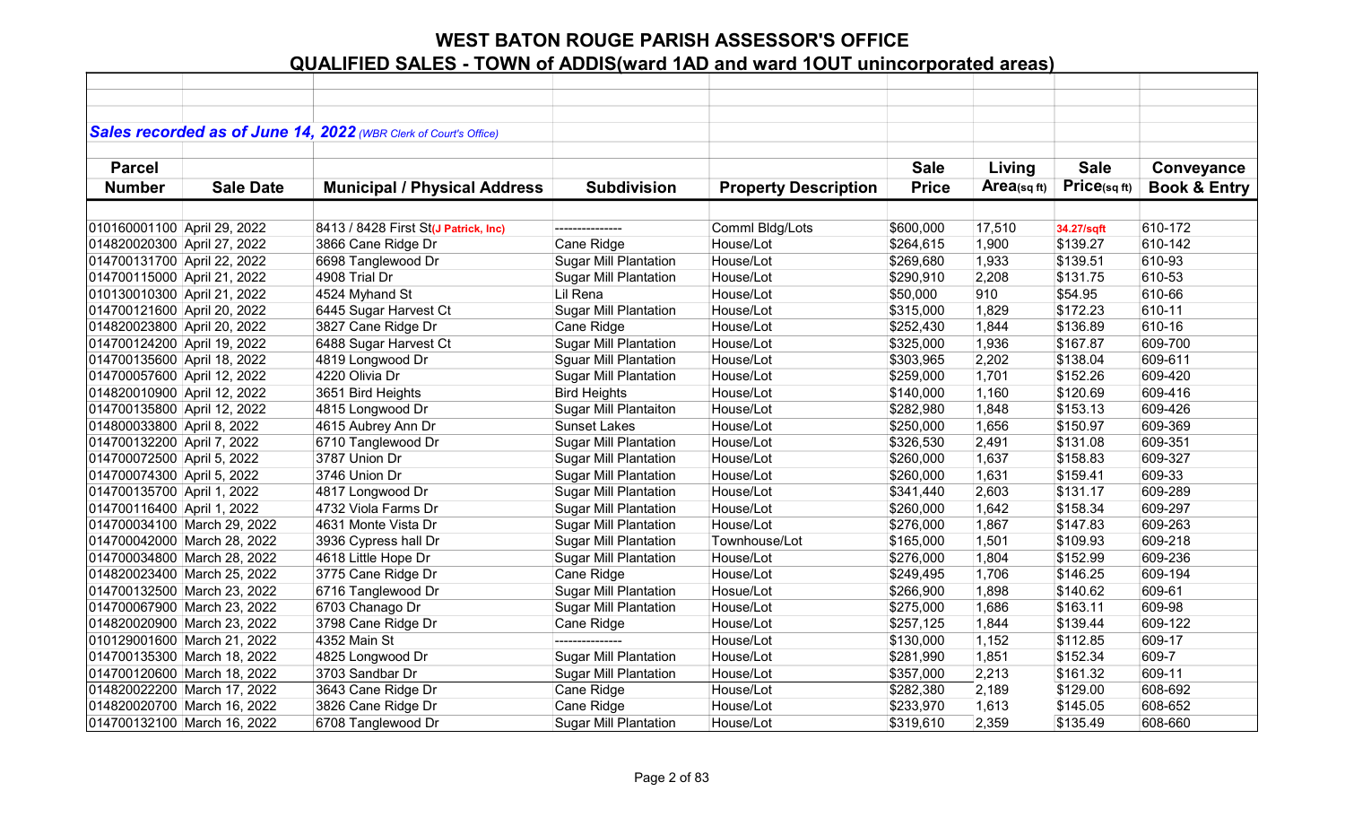# WEST BATON ROUGE PARISH ASSESSOR'S OFFICE

## QUALIFIED SALES - TOWN of ADDIS(ward 1AD and ward 1OUT unincorporated areas)

*Sales recorded as of June 14, 2022 (WBR Clerk of Court's Office)*

| Parcel Number | Sale Date | Municipal / Physical Address | Subdivision | Property Description | Sale Price | Living Area(sq ft) | Sale Price(sq ft) | Conveyance Book & Entry |
|---|---|---|---|---|---|---|---|---|
| 010160001100 | April 29, 2022 | 8413 / 8428 First St(J Patrick, Inc) | --------------- | Comml Bldg/Lots | $600,000 | 17,510 | 34.27/sqft | 610-172 |
| 014820020300 | April 27, 2022 | 3866 Cane Ridge Dr | Cane Ridge | House/Lot | $264,615 | 1,900 | $139.27 | 610-142 |
| 014700131700 | April 22, 2022 | 6698 Tanglewood Dr | Sugar Mill Plantation | House/Lot | $269,680 | 1,933 | $139.51 | 610-93 |
| 014700115000 | April 21, 2022 | 4908 Trial Dr | Sugar Mill Plantation | House/Lot | $290,910 | 2,208 | $131.75 | 610-53 |
| 010130010300 | April 21, 2022 | 4524 Myhand St | Lil Rena | House/Lot | $50,000 | 910 | $54.95 | 610-66 |
| 014700121600 | April 20, 2022 | 6445 Sugar Harvest Ct | Sugar Mill Plantation | House/Lot | $315,000 | 1,829 | $172.23 | 610-11 |
| 014820023800 | April 20, 2022 | 3827 Cane Ridge Dr | Cane Ridge | House/Lot | $252,430 | 1,844 | $136.89 | 610-16 |
| 014700124200 | April 19, 2022 | 6488 Sugar Harvest Ct | Sugar Mill Plantation | House/Lot | $325,000 | 1,936 | $167.87 | 609-700 |
| 014700135600 | April 18, 2022 | 4819 Longwood Dr | Sguar Mill Plantation | House/Lot | $303,965 | 2,202 | $138.04 | 609-611 |
| 014700057600 | April 12, 2022 | 4220 Olivia Dr | Sugar Mill Plantation | House/Lot | $259,000 | 1,701 | $152.26 | 609-420 |
| 014820010900 | April 12, 2022 | 3651 Bird Heights | Bird Heights | House/Lot | $140,000 | 1,160 | $120.69 | 609-416 |
| 014700135800 | April 12, 2022 | 4815 Longwood Dr | Sugar Mill Plantaiton | House/Lot | $282,980 | 1,848 | $153.13 | 609-426 |
| 014800033800 | April 8, 2022 | 4615 Aubrey Ann Dr | Sunset Lakes | House/Lot | $250,000 | 1,656 | $150.97 | 609-369 |
| 014700132200 | April 7, 2022 | 6710 Tanglewood Dr | Sugar Mill Plantation | House/Lot | $326,530 | 2,491 | $131.08 | 609-351 |
| 014700072500 | April 5, 2022 | 3787 Union Dr | Sugar Mill Plantation | House/Lot | $260,000 | 1,637 | $158.83 | 609-327 |
| 014700074300 | April 5, 2022 | 3746 Union Dr | Sugar Mill Plantation | House/Lot | $260,000 | 1,631 | $159.41 | 609-33 |
| 014700135700 | April 1, 2022 | 4817 Longwood Dr | Sugar Mill Plantation | House/Lot | $341,440 | 2,603 | $131.17 | 609-289 |
| 014700116400 | April 1, 2022 | 4732 Viola Farms Dr | Sugar Mill Plantation | House/Lot | $260,000 | 1,642 | $158.34 | 609-297 |
| 014700034100 | March 29, 2022 | 4631 Monte Vista Dr | Sugar Mill Plantation | House/Lot | $276,000 | 1,867 | $147.83 | 609-263 |
| 014700042000 | March 28, 2022 | 3936 Cypress hall Dr | Sugar Mill Plantation | Townhouse/Lot | $165,000 | 1,501 | $109.93 | 609-218 |
| 014700034800 | March 28, 2022 | 4618 Little Hope Dr | Sugar Mill Plantation | House/Lot | $276,000 | 1,804 | $152.99 | 609-236 |
| 014820023400 | March 25, 2022 | 3775 Cane Ridge Dr | Cane Ridge | House/Lot | $249,495 | 1,706 | $146.25 | 609-194 |
| 014700132500 | March 23, 2022 | 6716 Tanglewood Dr | Sugar Mill Plantation | Hosue/Lot | $266,900 | 1,898 | $140.62 | 609-61 |
| 014700067900 | March 23, 2022 | 6703 Chanago Dr | Sugar Mill Plantation | House/Lot | $275,000 | 1,686 | $163.11 | 609-98 |
| 014820020900 | March 23, 2022 | 3798 Cane Ridge Dr | Cane Ridge | House/Lot | $257,125 | 1,844 | $139.44 | 609-122 |
| 010129001600 | March 21, 2022 | 4352 Main St | --------------- | House/Lot | $130,000 | 1,152 | $112.85 | 609-17 |
| 014700135300 | March 18, 2022 | 4825 Longwood Dr | Sugar Mill Plantation | House/Lot | $281,990 | 1,851 | $152.34 | 609-7 |
| 014700120600 | March 18, 2022 | 3703 Sandbar Dr | Sugar Mill Plantation | House/Lot | $357,000 | 2,213 | $161.32 | 609-11 |
| 014820022200 | March 17, 2022 | 3643 Cane Ridge Dr | Cane Ridge | House/Lot | $282,380 | 2,189 | $129.00 | 608-692 |
| 014820020700 | March 16, 2022 | 3826 Cane Ridge Dr | Cane Ridge | House/Lot | $233,970 | 1,613 | $145.05 | 608-652 |
| 014700132100 | March 16, 2022 | 6708 Tanglewood Dr | Sugar Mill Plantation | House/Lot | $319,610 | 2,359 | $135.49 | 608-660 |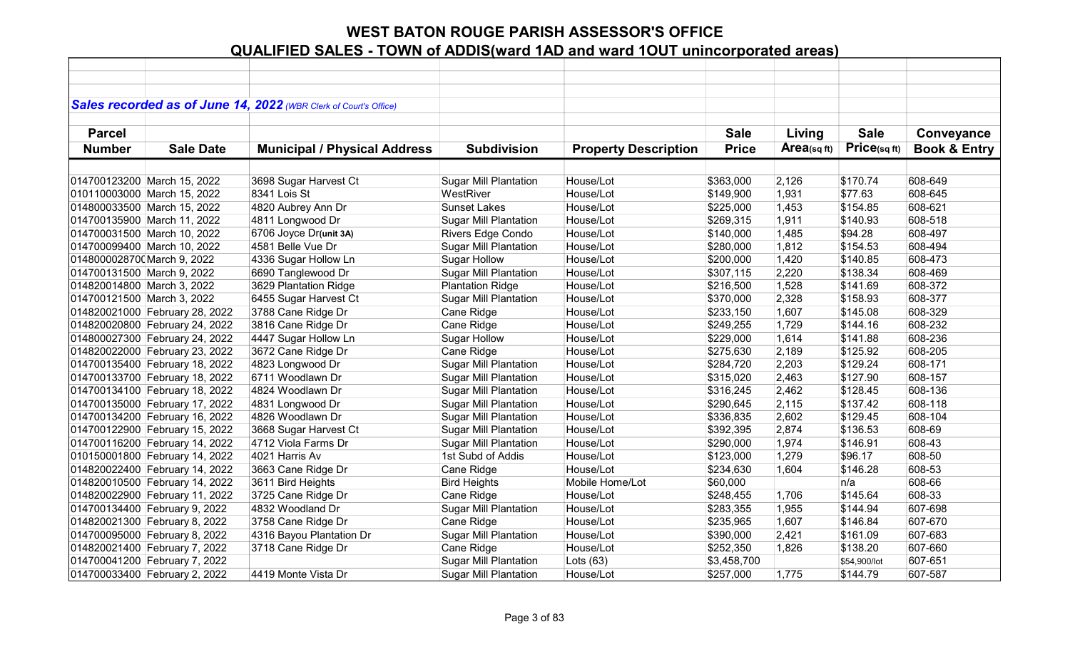# WEST BATON ROUGE PARISH ASSESSOR'S OFFICE

## QUALIFIED SALES - TOWN of ADDIS(ward 1AD and ward 1OUT unincorporated areas)

***Sales recorded as of June 14, 2022*** *(WBR Clerk of Court's Office)*

| Parcel Number | Sale Date | Municipal / Physical Address | Subdivision | Property Description | Sale Price | Living Area(sq ft) | Sale Price(sq ft) | Conveyance Book & Entry |
|---|---|---|---|---|---|---|---|---|
| 014700123200 | March 15, 2022 | 3698 Sugar Harvest Ct | Sugar Mill Plantation | House/Lot | $363,000 | 2,126 | $170.74 | 608-649 |
| 010110003000 | March 15, 2022 | 8341 Lois St | WestRiver | House/Lot | $149,900 | 1,931 | $77.63 | 608-645 |
| 014800033500 | March 15, 2022 | 4820 Aubrey Ann Dr | Sunset Lakes | House/Lot | $225,000 | 1,453 | $154.85 | 608-621 |
| 014700135900 | March 11, 2022 | 4811 Longwood Dr | Sugar Mill Plantation | House/Lot | $269,315 | 1,911 | $140.93 | 608-518 |
| 014700031500 | March 10, 2022 | 6706 Joyce Dr**(unit 3A)** | Rivers Edge Condo | House/Lot | $140,000 | 1,485 | $94.28 | 608-497 |
| 014700099400 | March 10, 2022 | 4581 Belle Vue Dr | Sugar Mill Plantation | House/Lot | $280,000 | 1,812 | $154.53 | 608-494 |
| 014800028700 | March 9, 2022 | 4336 Sugar Hollow Ln | Sugar Hollow | House/Lot | $200,000 | 1,420 | $140.85 | 608-473 |
| 014700131500 | March 9, 2022 | 6690 Tanglewood Dr | Sugar Mill Plantation | House/Lot | $307,115 | 2,220 | $138.34 | 608-469 |
| 014820014800 | March 3, 2022 | 3629 Plantation Ridge | Plantation Ridge | House/Lot | $216,500 | 1,528 | $141.69 | 608-372 |
| 014700121500 | March 3, 2022 | 6455 Sugar Harvest Ct | Sugar Mill Plantation | House/Lot | $370,000 | 2,328 | $158.93 | 608-377 |
| 014820021000 | February 28, 2022 | 3788 Cane Ridge Dr | Cane Ridge | House/Lot | $233,150 | 1,607 | $145.08 | 608-329 |
| 014820020800 | February 24, 2022 | 3816 Cane Ridge Dr | Cane Ridge | House/Lot | $249,255 | 1,729 | $144.16 | 608-232 |
| 014800027300 | February 24, 2022 | 4447 Sugar Hollow Ln | Sugar Hollow | House/Lot | $229,000 | 1,614 | $141.88 | 608-236 |
| 014820022000 | February 23, 2022 | 3672 Cane Ridge Dr | Cane Ridge | House/Lot | $275,630 | 2,189 | $125.92 | 608-205 |
| 014700135400 | February 18, 2022 | 4823 Longwood Dr | Sugar Mill Plantation | House/Lot | $284,720 | 2,203 | $129.24 | 608-171 |
| 014700133700 | February 18, 2022 | 6711 Woodlawn Dr | Sugar Mill Plantation | House/Lot | $315,020 | 2,463 | $127.90 | 608-157 |
| 014700134100 | February 18, 2022 | 4824 Woodlawn Dr | Sugar Mill Plantation | House/Lot | $316,245 | 2,462 | $128.45 | 608-136 |
| 014700135000 | February 17, 2022 | 4831 Longwood Dr | Sugar Mill Plantation | House/Lot | $290,645 | 2,115 | $137.42 | 608-118 |
| 014700134200 | February 16, 2022 | 4826 Woodlawn Dr | Sugar Mill Plantation | House/Lot | $336,835 | 2,602 | $129.45 | 608-104 |
| 014700122900 | February 15, 2022 | 3668 Sugar Harvest Ct | Sugar Mill Plantation | House/Lot | $392,395 | 2,874 | $136.53 | 608-69 |
| 014700116200 | February 14, 2022 | 4712 Viola Farms Dr | Sugar Mill Plantation | House/Lot | $290,000 | 1,974 | $146.91 | 608-43 |
| 010150001800 | February 14, 2022 | 4021 Harris Av | 1st Subd of Addis | House/Lot | $123,000 | 1,279 | $96.17 | 608-50 |
| 014820022400 | February 14, 2022 | 3663 Cane Ridge Dr | Cane Ridge | House/Lot | $234,630 | 1,604 | $146.28 | 608-53 |
| 014820010500 | February 14, 2022 | 3611 Bird Heights | Bird Heights | Mobile Home/Lot | $60,000 | | n/a | 608-66 |
| 014820022900 | February 11, 2022 | 3725 Cane Ridge Dr | Cane Ridge | House/Lot | $248,455 | 1,706 | $145.64 | 608-33 |
| 014700134400 | February 9, 2022 | 4832 Woodland Dr | Sugar Mill Plantation | House/Lot | $283,355 | 1,955 | $144.94 | 607-698 |
| 014820021300 | February 8, 2022 | 3758 Cane Ridge Dr | Cane Ridge | House/Lot | $235,965 | 1,607 | $146.84 | 607-670 |
| 014700095000 | February 8, 2022 | 4316 Bayou Plantation Dr | Sugar Mill Plantation | House/Lot | $390,000 | 2,421 | $161.09 | 607-683 |
| 014820021400 | February 7, 2022 | 3718 Cane Ridge Dr | Cane Ridge | House/Lot | $252,350 | 1,826 | $138.20 | 607-660 |
| 014700041200 | February 7, 2022 | | Sugar Mill Plantation | Lots (63) | $3,458,700 | | $54,900/lot | 607-651 |
| 014700033400 | February 2, 2022 | 4419 Monte Vista Dr | Sugar Mill Plantation | House/Lot | $257,000 | 1,775 | $144.79 | 607-587 |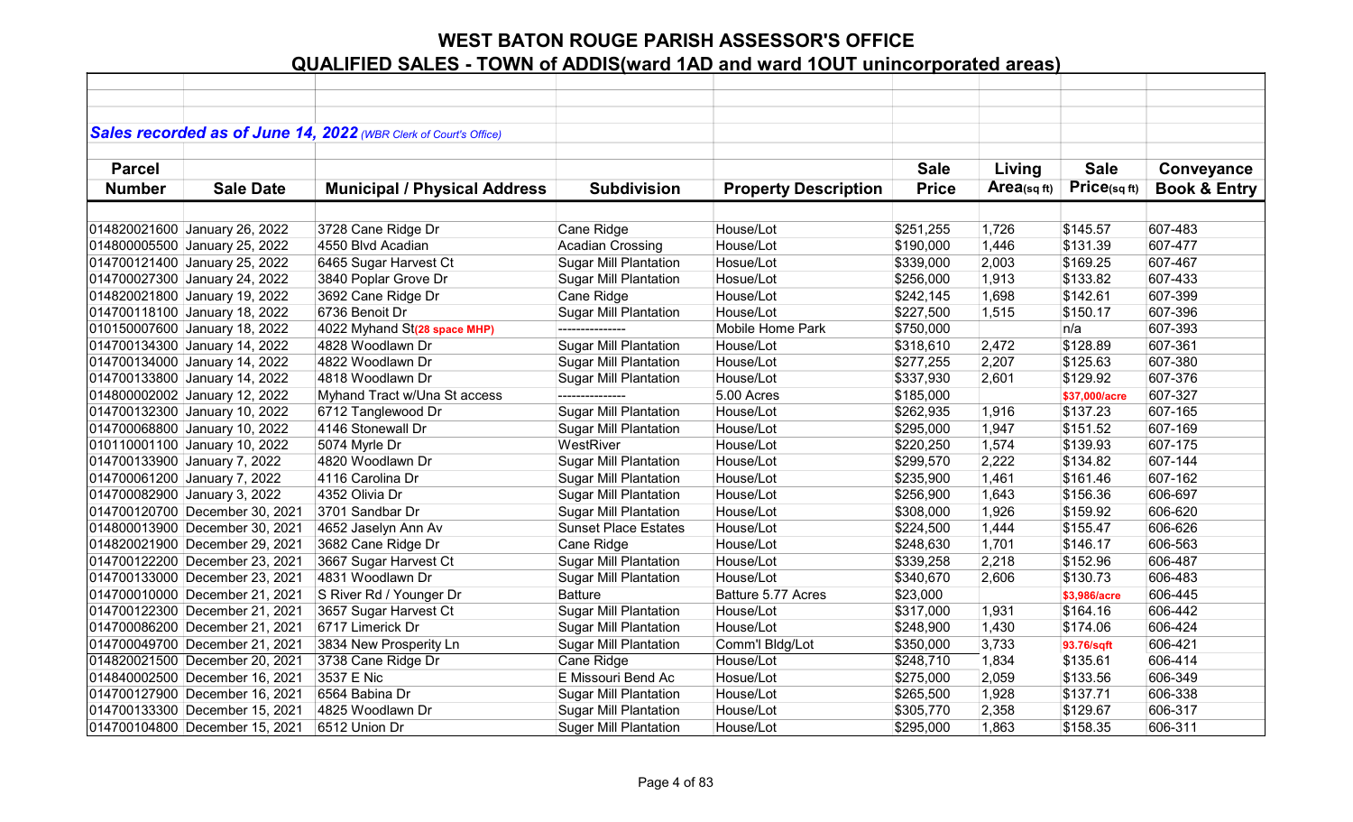# WEST BATON ROUGE PARISH ASSESSOR'S OFFICE

## QUALIFIED SALES - TOWN of ADDIS(ward 1AD and ward 1OUT unincorporated areas)

***Sales recorded as of June 14, 2022*** *(WBR Clerk of Court's Office)*

| Parcel Number | Sale Date | Municipal / Physical Address | Subdivision | Property Description | Sale Price | Living Area(sq ft) | Sale Price(sq ft) | Conveyance Book & Entry |
|---|---|---|---|---|---|---|---|---|
| 014820021600 | January 26, 2022 | 3728 Cane Ridge Dr | Cane Ridge | House/Lot | $251,255 | 1,726 | $145.57 | 607-483 |
| 014800005500 | January 25, 2022 | 4550 Blvd Acadian | Acadian Crossing | House/Lot | $190,000 | 1,446 | $131.39 | 607-477 |
| 014700121400 | January 25, 2022 | 6465 Sugar Harvest Ct | Sugar Mill Plantation | Hosue/Lot | $339,000 | 2,003 | $169.25 | 607-467 |
| 014700027300 | January 24, 2022 | 3840 Poplar Grove Dr | Sugar Mill Plantation | Hosue/Lot | $256,000 | 1,913 | $133.82 | 607-433 |
| 014820021800 | January 19, 2022 | 3692 Cane Ridge Dr | Cane Ridge | House/Lot | $242,145 | 1,698 | $142.61 | 607-399 |
| 014700118100 | January 18, 2022 | 6736 Benoit Dr | Sugar Mill Plantation | House/Lot | $227,500 | 1,515 | $150.17 | 607-396 |
| 010150007600 | January 18, 2022 | 4022 Myhand St(28 space MHP) | --------------- | Mobile Home Park | $750,000 | | n/a | 607-393 |
| 014700134300 | January 14, 2022 | 4828 Woodlawn Dr | Sugar Mill Plantation | House/Lot | $318,610 | 2,472 | $128.89 | 607-361 |
| 014700134000 | January 14, 2022 | 4822 Woodlawn Dr | Sugar Mill Plantation | House/Lot | $277,255 | 2,207 | $125.63 | 607-380 |
| 014700133800 | January 14, 2022 | 4818 Woodlawn Dr | Sugar Mill Plantation | House/Lot | $337,930 | 2,601 | $129.92 | 607-376 |
| 014800002002 | January 12, 2022 | Myhand Tract w/Una St access | --------------- | 5.00 Acres | $185,000 | | $37,000/acre | 607-327 |
| 014700132300 | January 10, 2022 | 6712 Tanglewood Dr | Sugar Mill Plantation | House/Lot | $262,935 | 1,916 | $137.23 | 607-165 |
| 014700068800 | January 10, 2022 | 4146 Stonewall Dr | Sugar Mill Plantation | House/Lot | $295,000 | 1,947 | $151.52 | 607-169 |
| 010110001100 | January 10, 2022 | 5074 Myrle Dr | WestRiver | House/Lot | $220,250 | 1,574 | $139.93 | 607-175 |
| 014700133900 | January 7, 2022 | 4820 Woodlawn Dr | Sugar Mill Plantation | House/Lot | $299,570 | 2,222 | $134.82 | 607-144 |
| 014700061200 | January 7, 2022 | 4116 Carolina Dr | Sugar Mill Plantation | House/Lot | $235,900 | 1,461 | $161.46 | 607-162 |
| 014700082900 | January 3, 2022 | 4352 Olivia Dr | Sugar Mill Plantation | House/Lot | $256,900 | 1,643 | $156.36 | 606-697 |
| 014700120700 | December 30, 2021 | 3701 Sandbar Dr | Sugar Mill Plantation | House/Lot | $308,000 | 1,926 | $159.92 | 606-620 |
| 014800013900 | December 30, 2021 | 4652 Jaselyn Ann Av | Sunset Place Estates | House/Lot | $224,500 | 1,444 | $155.47 | 606-626 |
| 014820021900 | December 29, 2021 | 3682 Cane Ridge Dr | Cane Ridge | House/Lot | $248,630 | 1,701 | $146.17 | 606-563 |
| 014700122200 | December 23, 2021 | 3667 Sugar Harvest Ct | Sugar Mill Plantation | House/Lot | $339,258 | 2,218 | $152.96 | 606-487 |
| 014700133000 | December 23, 2021 | 4831 Woodlawn Dr | Sugar Mill Plantation | House/Lot | $340,670 | 2,606 | $130.73 | 606-483 |
| 014700010000 | December 21, 2021 | S River Rd / Younger Dr | Batture | Batture 5.77 Acres | $23,000 | | $3,986/acre | 606-445 |
| 014700122300 | December 21, 2021 | 3657 Sugar Harvest Ct | Sugar Mill Plantation | House/Lot | $317,000 | 1,931 | $164.16 | 606-442 |
| 014700086200 | December 21, 2021 | 6717 Limerick Dr | Sugar Mill Plantation | House/Lot | $248,900 | 1,430 | $174.06 | 606-424 |
| 014700049700 | December 21, 2021 | 3834 New Prosperity Ln | Sugar Mill Plantation | Comm'l Bldg/Lot | $350,000 | 3,733 | 93.76/sqft | 606-421 |
| 014820021500 | December 20, 2021 | 3738 Cane Ridge Dr | Cane Ridge | House/Lot | $248,710 | 1,834 | $135.61 | 606-414 |
| 014840002500 | December 16, 2021 | 3537 E Nic | E Missouri Bend Ac | Hosue/Lot | $275,000 | 2,059 | $133.56 | 606-349 |
| 014700127900 | December 16, 2021 | 6564 Babina Dr | Sugar Mill Plantation | House/Lot | $265,500 | 1,928 | $137.71 | 606-338 |
| 014700133300 | December 15, 2021 | 4825 Woodlawn Dr | Sugar Mill Plantation | House/Lot | $305,770 | 2,358 | $129.67 | 606-317 |
| 014700104800 | December 15, 2021 | 6512 Union Dr | Suger Mill Plantation | House/Lot | $295,000 | 1,863 | $158.35 | 606-311 |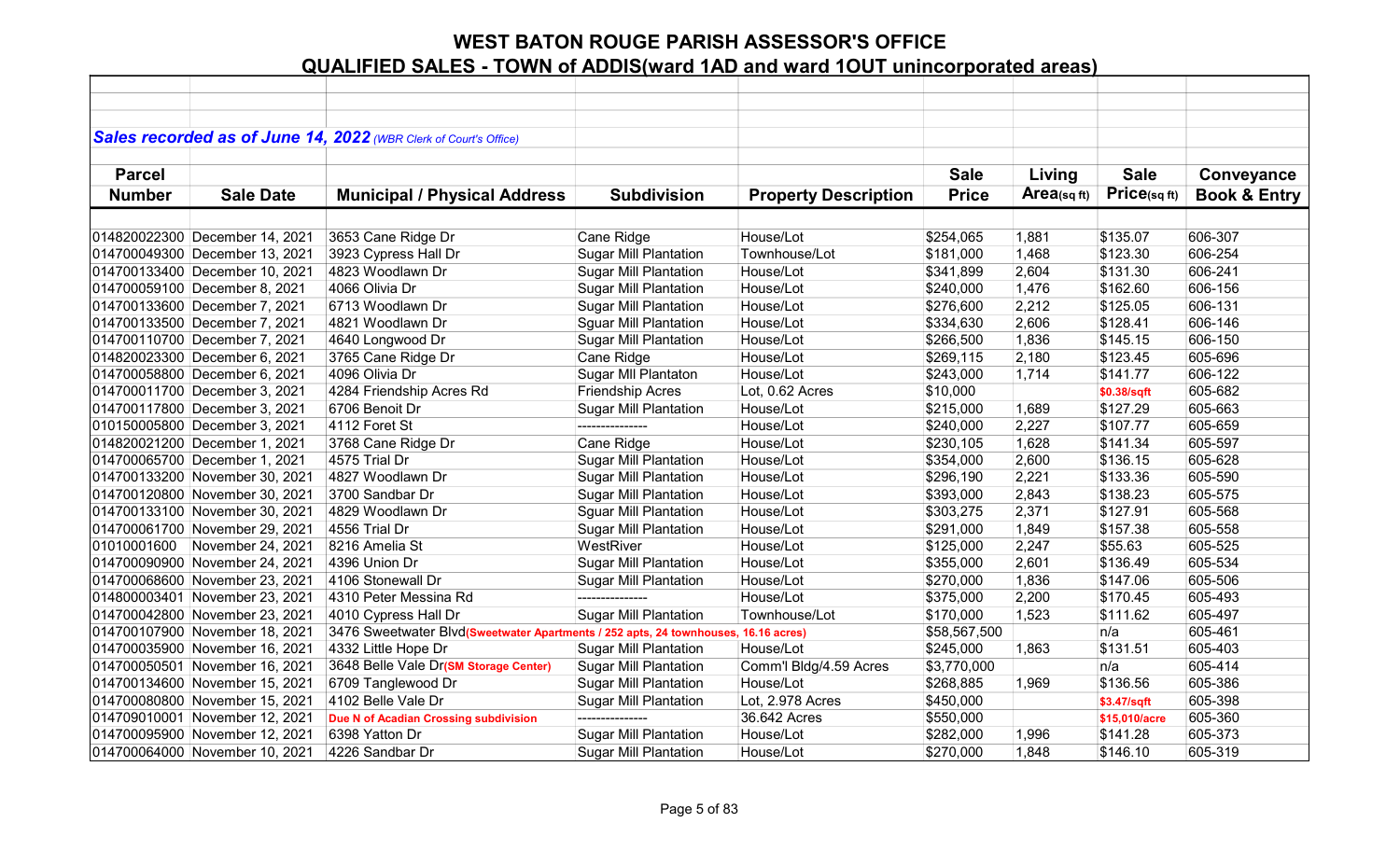# WEST BATON ROUGE PARISH ASSESSOR'S OFFICE

## QUALIFIED SALES - TOWN of ADDIS(ward 1AD and ward 1OUT unincorporated areas)

***Sales recorded as of June 14, 2022*** *(WBR Clerk of Court's Office)*

| Parcel Number | Sale Date | Municipal / Physical Address | Subdivision | Property Description | Sale Price | Living Area(sq ft) | Sale Price(sq ft) | Conveyance Book & Entry |
|---|---|---|---|---|---|---|---|---|
| 014820022300 | December 14, 2021 | 3653 Cane Ridge Dr | Cane Ridge | House/Lot | $254,065 | 1,881 | $135.07 | 606-307 |
| 014700049300 | December 13, 2021 | 3923 Cypress Hall Dr | Sugar Mill Plantation | Townhouse/Lot | $181,000 | 1,468 | $123.30 | 606-254 |
| 014700133400 | December 10, 2021 | 4823 Woodlawn Dr | Sugar Mill Plantation | House/Lot | $341,899 | 2,604 | $131.30 | 606-241 |
| 014700059100 | December 8, 2021 | 4066 Olivia Dr | Sugar Mill Plantation | House/Lot | $240,000 | 1,476 | $162.60 | 606-156 |
| 014700133600 | December 7, 2021 | 6713 Woodlawn Dr | Sugar Mill Plantation | House/Lot | $276,600 | 2,212 | $125.05 | 606-131 |
| 014700133500 | December 7, 2021 | 4821 Woodlawn Dr | Sguar Mill Plantation | House/Lot | $334,630 | 2,606 | $128.41 | 606-146 |
| 014700110700 | December 7, 2021 | 4640 Longwood Dr | Sugar Mill Plantation | House/Lot | $266,500 | 1,836 | $145.15 | 606-150 |
| 014820023300 | December 6, 2021 | 3765 Cane Ridge Dr | Cane Ridge | House/Lot | $269,115 | 2,180 | $123.45 | 605-696 |
| 014700058800 | December 6, 2021 | 4096 Olivia Dr | Sugar Mll Plantaton | House/Lot | $243,000 | 1,714 | $141.77 | 606-122 |
| 014700011700 | December 3, 2021 | 4284 Friendship Acres Rd | Friendship Acres | Lot, 0.62 Acres | $10,000 | | $0.38/sqft | 605-682 |
| 014700117800 | December 3, 2021 | 6706 Benoit Dr | Sugar Mill Plantation | House/Lot | $215,000 | 1,689 | $127.29 | 605-663 |
| 010150005800 | December 3, 2021 | 4112 Foret St | --------------- | House/Lot | $240,000 | 2,227 | $107.77 | 605-659 |
| 014820021200 | December 1, 2021 | 3768 Cane Ridge Dr | Cane Ridge | House/Lot | $230,105 | 1,628 | $141.34 | 605-597 |
| 014700065700 | December 1, 2021 | 4575 Trial Dr | Sugar Mill Plantation | House/Lot | $354,000 | 2,600 | $136.15 | 605-628 |
| 014700133200 | November 30, 2021 | 4827 Woodlawn Dr | Sugar Mill Plantation | House/Lot | $296,190 | 2,221 | $133.36 | 605-590 |
| 014700120800 | November 30, 2021 | 3700 Sandbar Dr | Sugar Mill Plantation | House/Lot | $393,000 | 2,843 | $138.23 | 605-575 |
| 014700133100 | November 30, 2021 | 4829 Woodlawn Dr | Sguar Mill Plantation | House/Lot | $303,275 | 2,371 | $127.91 | 605-568 |
| 014700061700 | November 29, 2021 | 4556 Trial Dr | Sugar Mill Plantation | House/Lot | $291,000 | 1,849 | $157.38 | 605-558 |
| 01010001600 | November 24, 2021 | 8216 Amelia St | WestRiver | House/Lot | $125,000 | 2,247 | $55.63 | 605-525 |
| 014700090900 | November 24, 2021 | 4396 Union Dr | Sugar Mill Plantation | House/Lot | $355,000 | 2,601 | $136.49 | 605-534 |
| 014700068600 | November 23, 2021 | 4106 Stonewall Dr | Sugar Mill Plantation | House/Lot | $270,000 | 1,836 | $147.06 | 605-506 |
| 014800003401 | November 23, 2021 | 4310 Peter Messina Rd | --------------- | House/Lot | $375,000 | 2,200 | $170.45 | 605-493 |
| 014700042800 | November 23, 2021 | 4010 Cypress Hall Dr | Sugar Mill Plantation | Townhouse/Lot | $170,000 | 1,523 | $111.62 | 605-497 |
| 014700107900 | November 18, 2021 | 3476 Sweetwater Blvd(Sweetwater Apartments / 252 apts, 24 townhouses, 16.16 acres) | | | $58,567,500 | | n/a | 605-461 |
| 014700035900 | November 16, 2021 | 4332 Little Hope Dr | Sugar Mill Plantation | House/Lot | $245,000 | 1,863 | $131.51 | 605-403 |
| 014700050501 | November 16, 2021 | 3648 Belle Vale Dr(SM Storage Center) | Sugar Mill Plantation | Comm'l Bldg/4.59 Acres | $3,770,000 | | n/a | 605-414 |
| 014700134600 | November 15, 2021 | 6709 Tanglewood Dr | Sugar Mill Plantation | House/Lot | $268,885 | 1,969 | $136.56 | 605-386 |
| 014700080800 | November 15, 2021 | 4102 Belle Vale Dr | Sugar Mill Plantation | Lot, 2.978 Acres | $450,000 | | $3.47/sqft | 605-398 |
| 014709010001 | November 12, 2021 | Due N of Acadian Crossing subdivision | --------------- | 36.642 Acres | $550,000 | | $15,010/acre | 605-360 |
| 014700095900 | November 12, 2021 | 6398 Yatton Dr | Sugar Mill Plantation | House/Lot | $282,000 | 1,996 | $141.28 | 605-373 |
| 014700064000 | November 10, 2021 | 4226 Sandbar Dr | Sugar Mill Plantation | House/Lot | $270,000 | 1,848 | $146.10 | 605-319 |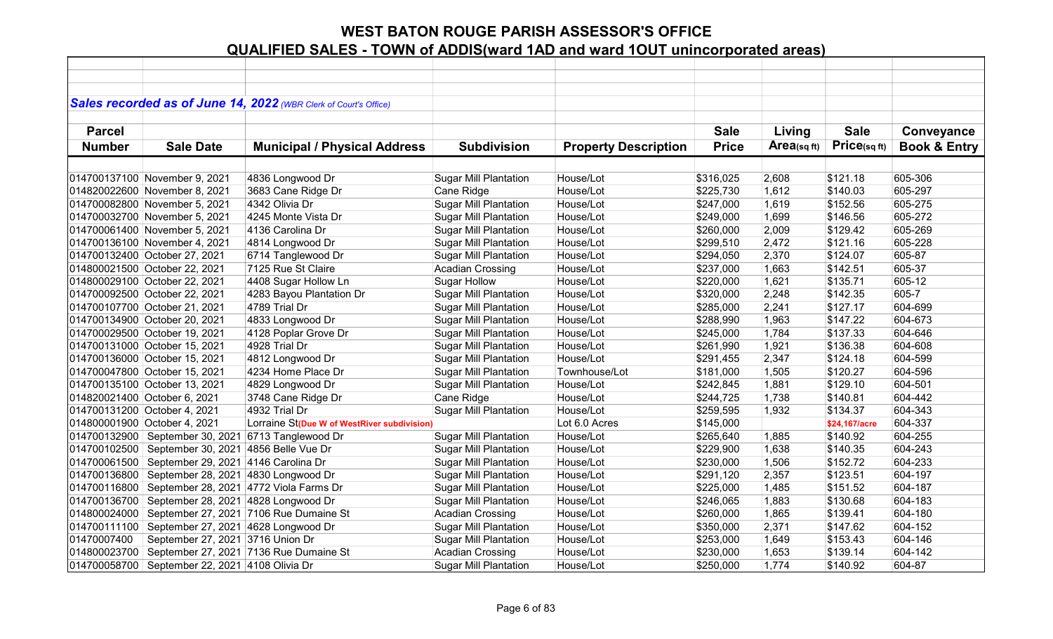# WEST BATON ROUGE PARISH ASSESSOR'S OFFICE

## QUALIFIED SALES - TOWN of ADDIS(ward 1AD and ward 1OUT unincorporated areas)

***Sales recorded as of June 14, 2022** (WBR Clerk of Court's Office)*

| Parcel Number | Sale Date | Municipal / Physical Address | Subdivision | Property Description | Sale Price | Living Area(sq ft) | Sale Price(sq ft) | Conveyance Book & Entry |
|---|---|---|---|---|---|---|---|---|
| 014700137100 | November 9, 2021 | 4836 Longwood Dr | Sugar Mill Plantation | House/Lot | $316,025 | 2,608 | $121.18 | 605-306 |
| 014820022600 | November 8, 2021 | 3683 Cane Ridge Dr | Cane Ridge | House/Lot | $225,730 | 1,612 | $140.03 | 605-297 |
| 014700082800 | November 5, 2021 | 4342 Olivia Dr | Sugar Mill Plantation | House/Lot | $247,000 | 1,619 | $152.56 | 605-275 |
| 014700032700 | November 5, 2021 | 4245 Monte Vista Dr | Sugar Mill Plantation | House/Lot | $249,000 | 1,699 | $146.56 | 605-272 |
| 014700061400 | November 5, 2021 | 4136 Carolina Dr | Sugar Mill Plantation | House/Lot | $260,000 | 2,009 | $129.42 | 605-269 |
| 014700136100 | November 4, 2021 | 4814 Longwood Dr | Sugar Mill Plantation | House/Lot | $299,510 | 2,472 | $121.16 | 605-228 |
| 014700132400 | October 27, 2021 | 6714 Tanglewood Dr | Sugar Mill Plantation | House/Lot | $294,050 | 2,370 | $124.07 | 605-87 |
| 014800021500 | October 22, 2021 | 7125 Rue St Claire | Acadian Crossing | House/Lot | $237,000 | 1,663 | $142.51 | 605-37 |
| 014800029100 | October 22, 2021 | 4408 Sugar Hollow Ln | Sugar Hollow | House/Lot | $220,000 | 1,621 | $135.71 | 605-12 |
| 014700092500 | October 22, 2021 | 4283 Bayou Plantation Dr | Sugar Mill Plantation | House/Lot | $320,000 | 2,248 | $142.35 | 605-7 |
| 014700107700 | October 21, 2021 | 4789 Trial Dr | Sugar Mill Plantation | House/Lot | $285,000 | 2,241 | $127.17 | 604-699 |
| 014700134900 | October 20, 2021 | 4833 Longwood Dr | Sugar Mill Plantation | House/Lot | $288,990 | 1,963 | $147.22 | 604-673 |
| 014700029500 | October 19, 2021 | 4128 Poplar Grove Dr | Sugar Mill Plantation | House/Lot | $245,000 | 1,784 | $137.33 | 604-646 |
| 014700131000 | October 15, 2021 | 4928 Trial Dr | Sugar Mill Plantation | House/Lot | $261,990 | 1,921 | $136.38 | 604-608 |
| 014700136000 | October 15, 2021 | 4812 Longwood Dr | Sugar Mill Plantation | House/Lot | $291,455 | 2,347 | $124.18 | 604-599 |
| 014700047800 | October 15, 2021 | 4234 Home Place Dr | Sugar Mill Plantation | Townhouse/Lot | $181,000 | 1,505 | $120.27 | 604-596 |
| 014700135100 | October 13, 2021 | 4829 Longwood Dr | Sugar Mill Plantation | House/Lot | $242,845 | 1,881 | $129.10 | 604-501 |
| 014820021400 | October 6, 2021 | 3748 Cane Ridge Dr | Cane Ridge | House/Lot | $244,725 | 1,738 | $140.81 | 604-442 |
| 014700131200 | October 4, 2021 | 4932 Trial Dr | Sugar Mill Plantation | House/Lot | $259,595 | 1,932 | $134.37 | 604-343 |
| 014800001900 | October 4, 2021 | Lorraine St**(Due W of WestRiver subdivision)** | | Lot 6.0 Acres | $145,000 | | **$24,167/acre** | 604-337 |
| 014700132900 | September 30, 2021 | 6713 Tanglewood Dr | Sugar Mill Plantation | House/Lot | $265,640 | 1,885 | $140.92 | 604-255 |
| 014700102500 | September 30, 2021 | 4856 Belle Vue Dr | Sugar Mill Plantation | House/Lot | $229,900 | 1,638 | $140.35 | 604-243 |
| 014700061500 | September 29, 2021 | 4146 Carolina Dr | Sugar Mill Plantation | House/Lot | $230,000 | 1,506 | $152.72 | 604-233 |
| 014700136800 | September 28, 2021 | 4830 Longwood Dr | Sugar Mill Plantation | House/Lot | $291,120 | 2,357 | $123.51 | 604-197 |
| 014700116800 | September 28, 2021 | 4772 Viola Farms Dr | Sugar Mill Plantation | House/Lot | $225,000 | 1,485 | $151.52 | 604-187 |
| 014700136700 | September 28, 2021 | 4828 Longwood Dr | Sugar Mill Plantation | House/Lot | $246,065 | 1,883 | $130.68 | 604-183 |
| 014800024000 | September 27, 2021 | 7106 Rue Dumaine St | Acadian Crossing | House/Lot | $260,000 | 1,865 | $139.41 | 604-180 |
| 014700111100 | September 27, 2021 | 4628 Longwood Dr | Sugar Mill Plantation | House/Lot | $350,000 | 2,371 | $147.62 | 604-152 |
| 01470007400 | September 27, 2021 | 3716 Union Dr | Sugar Mill Plantation | House/Lot | $253,000 | 1,649 | $153.43 | 604-146 |
| 014800023700 | September 27, 2021 | 7136 Rue Dumaine St | Acadian Crossing | House/Lot | $230,000 | 1,653 | $139.14 | 604-142 |
| 014700058700 | September 22, 2021 | 4108 Olivia Dr | Sugar Mill Plantation | House/Lot | $250,000 | 1,774 | $140.92 | 604-87 |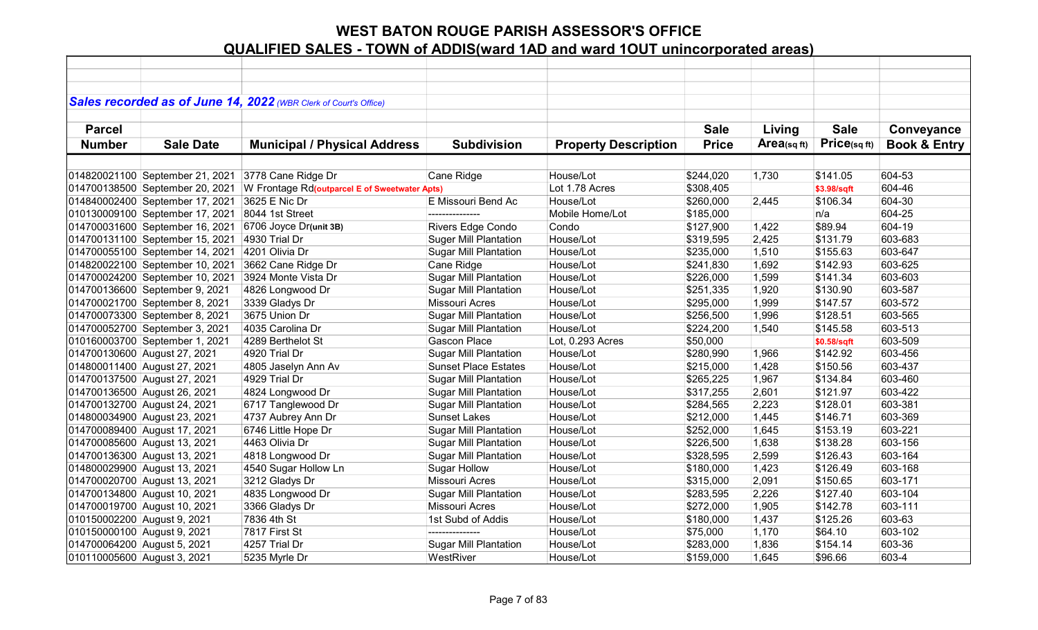# WEST BATON ROUGE PARISH ASSESSOR'S OFFICE

## QUALIFIED SALES - TOWN of ADDIS(ward 1AD and ward 1OUT unincorporated areas)

***Sales recorded as of June 14, 2022** (WBR Clerk of Court's Office)*

| Parcel Number | Sale Date | Municipal / Physical Address | Subdivision | Property Description | Sale Price | Living Area(sq ft) | Sale Price(sq ft) | Conveyance Book & Entry |
|---|---|---|---|---|---|---|---|---|
| 014820021100 | September 21, 2021 | 3778 Cane Ridge Dr | Cane Ridge | House/Lot | $244,020 | 1,730 | $141.05 | 604-53 |
| 014700138500 | September 20, 2021 | W Frontage Rd**(outparcel E of Sweetwater Apts)** | | Lot 1.78 Acres | $308,405 | | **$3.98/sqft** | 604-46 |
| 014840002400 | September 17, 2021 | 3625 E Nic Dr | E Missouri Bend Ac | House/Lot | $260,000 | 2,445 | $106.34 | 604-30 |
| 010130009100 | September 17, 2021 | 8044 1st Street | --------------- | Mobile Home/Lot | $185,000 | | n/a | 604-25 |
| 014700031600 | September 16, 2021 | 6706 Joyce Dr**(unit 3B)** | Rivers Edge Condo | Condo | $127,900 | 1,422 | $89.94 | 604-19 |
| 014700131100 | September 15, 2021 | 4930 Trial Dr | Suger Mill Plantation | House/Lot | $319,595 | 2,425 | $131.79 | 603-683 |
| 014700055100 | September 14, 2021 | 4201 Olivia Dr | Sugar Mill Plantation | House/Lot | $235,000 | 1,510 | $155.63 | 603-647 |
| 014820022100 | September 10, 2021 | 3662 Cane Ridge Dr | Cane Ridge | House/Lot | $241,830 | 1,692 | $142.93 | 603-625 |
| 014700024200 | September 10, 2021 | 3924 Monte Vista Dr | Sugar Mill Plantation | House/Lot | $226,000 | 1,599 | $141.34 | 603-603 |
| 014700136600 | September 9, 2021 | 4826 Longwood Dr | Sugar Mill Plantation | House/Lot | $251,335 | 1,920 | $130.90 | 603-587 |
| 014700021700 | September 8, 2021 | 3339 Gladys Dr | Missouri Acres | House/Lot | $295,000 | 1,999 | $147.57 | 603-572 |
| 014700073300 | September 8, 2021 | 3675 Union Dr | Sugar Mill Plantation | House/Lot | $256,500 | 1,996 | $128.51 | 603-565 |
| 014700052700 | September 3, 2021 | 4035 Carolina Dr | Sugar Mill Plantation | House/Lot | $224,200 | 1,540 | $145.58 | 603-513 |
| 010160003700 | September 1, 2021 | 4289 Berthelot St | Gascon Place | Lot, 0.293 Acres | $50,000 | | **$0.58/sqft** | 603-509 |
| 014700130600 | August 27, 2021 | 4920 Trial Dr | Sugar Mill Plantation | House/Lot | $280,990 | 1,966 | $142.92 | 603-456 |
| 014800011400 | August 27, 2021 | 4805 Jaselyn Ann Av | Sunset Place Estates | House/Lot | $215,000 | 1,428 | $150.56 | 603-437 |
| 014700137500 | August 27, 2021 | 4929 Trial Dr | Sugar Mill Plantation | House/Lot | $265,225 | 1,967 | $134.84 | 603-460 |
| 014700136500 | August 26, 2021 | 4824 Longwood Dr | Sugar Mill Plantation | House/Lot | $317,255 | 2,601 | $121.97 | 603-422 |
| 014700132700 | August 24, 2021 | 6717 Tanglewood Dr | Sugar Mill Plantation | House/Lot | $284,565 | 2,223 | $128.01 | 603-381 |
| 014800034900 | August 23, 2021 | 4737 Aubrey Ann Dr | Sunset Lakes | House/Lot | $212,000 | 1,445 | $146.71 | 603-369 |
| 014700089400 | August 17, 2021 | 6746 Little Hope Dr | Sugar Mill Plantation | House/Lot | $252,000 | 1,645 | $153.19 | 603-221 |
| 014700085600 | August 13, 2021 | 4463 Olivia Dr | Sugar Mill Plantation | House/Lot | $226,500 | 1,638 | $138.28 | 603-156 |
| 014700136300 | August 13, 2021 | 4818 Longwood Dr | Sugar Mill Plantation | House/Lot | $328,595 | 2,599 | $126.43 | 603-164 |
| 014800029900 | August 13, 2021 | 4540 Sugar Hollow Ln | Sugar Hollow | House/Lot | $180,000 | 1,423 | $126.49 | 603-168 |
| 014700020700 | August 13, 2021 | 3212 Gladys Dr | Missouri Acres | House/Lot | $315,000 | 2,091 | $150.65 | 603-171 |
| 014700134800 | August 10, 2021 | 4835 Longwood Dr | Sugar Mill Plantation | House/Lot | $283,595 | 2,226 | $127.40 | 603-104 |
| 014700019700 | August 10, 2021 | 3366 Gladys Dr | Missouri Acres | House/Lot | $272,000 | 1,905 | $142.78 | 603-111 |
| 010150002200 | August 9, 2021 | 7836 4th St | 1st Subd of Addis | House/Lot | $180,000 | 1,437 | $125.26 | 603-63 |
| 010150000100 | August 9, 2021 | 7817 First St | --------------- | House/Lot | $75,000 | 1,170 | $64.10 | 603-102 |
| 014700064200 | August 5, 2021 | 4257 Trial Dr | Sugar Mill Plantation | House/Lot | $283,000 | 1,836 | $154.14 | 603-36 |
| 010110005600 | August 3, 2021 | 5235 Myrle Dr | WestRiver | House/Lot | $159,000 | 1,645 | $96.66 | 603-4 |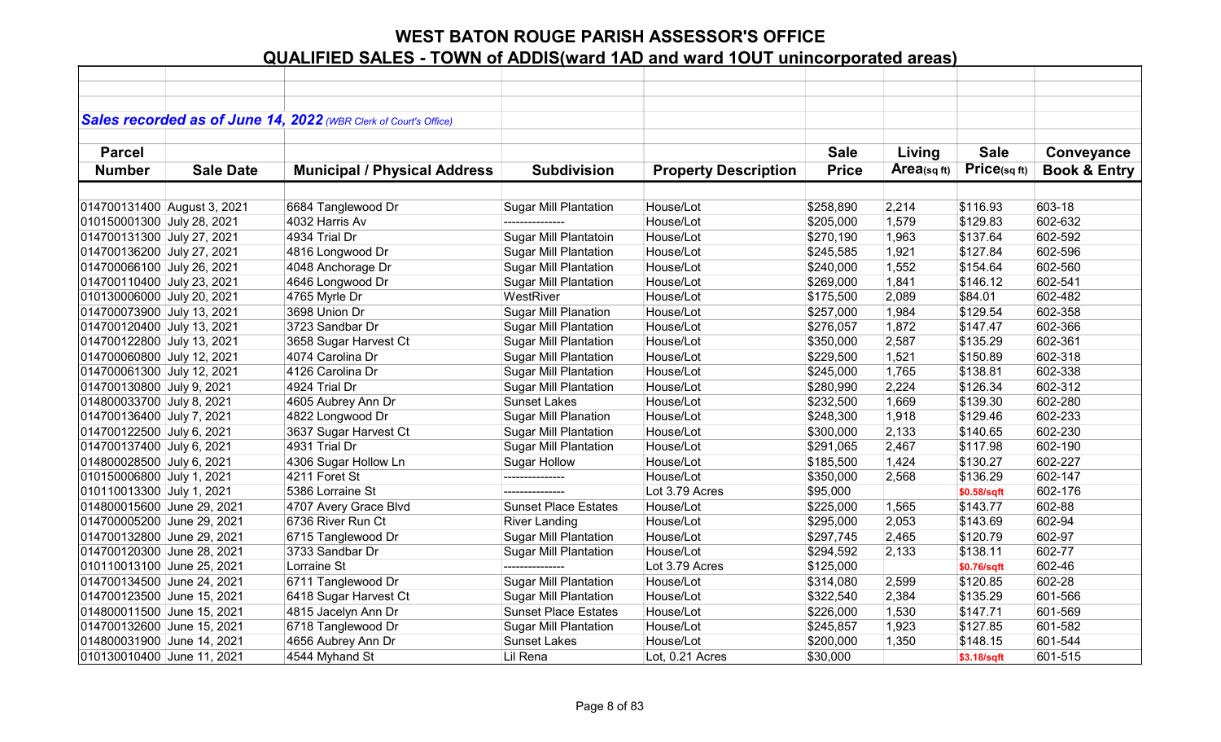# WEST BATON ROUGE PARISH ASSESSOR'S OFFICE

## QUALIFIED SALES - TOWN of ADDIS(ward 1AD and ward 1OUT unincorporated areas)

***Sales recorded as of June 14, 2022** (WBR Clerk of Court's Office)*

| Parcel Number | Sale Date | Municipal / Physical Address | Subdivision | Property Description | Sale Price | Living Area(sq ft) | Sale Price(sq ft) | Conveyance Book & Entry |
|---|---|---|---|---|---|---|---|---|
| 014700131400 | August 3, 2021 | 6684 Tanglewood Dr | Sugar Mill Plantation | House/Lot | $258,890 | 2,214 | $116.93 | 603-18 |
| 010150001300 | July 28, 2021 | 4032 Harris Av | --------------- | House/Lot | $205,000 | 1,579 | $129.83 | 602-632 |
| 014700131300 | July 27, 2021 | 4934 Trial Dr | Sugar Mill Plantatoin | House/Lot | $270,190 | 1,963 | $137.64 | 602-592 |
| 014700136200 | July 27, 2021 | 4816 Longwood Dr | Sugar Mill Plantation | House/Lot | $245,585 | 1,921 | $127.84 | 602-596 |
| 014700066100 | July 26, 2021 | 4048 Anchorage Dr | Sugar Mill Plantation | House/Lot | $240,000 | 1,552 | $154.64 | 602-560 |
| 014700110400 | July 23, 2021 | 4646 Longwood Dr | Sugar Mill Plantation | House/Lot | $269,000 | 1,841 | $146.12 | 602-541 |
| 010130006000 | July 20, 2021 | 4765 Myrle Dr | WestRiver | House/Lot | $175,500 | 2,089 | $84.01 | 602-482 |
| 014700073900 | July 13, 2021 | 3698 Union Dr | Sugar Mill Planation | House/Lot | $257,000 | 1,984 | $129.54 | 602-358 |
| 014700120400 | July 13, 2021 | 3723 Sandbar Dr | Sugar Mill Plantation | House/Lot | $276,057 | 1,872 | $147.47 | 602-366 |
| 014700122800 | July 13, 2021 | 3658 Sugar Harvest Ct | Sugar Mill Plantation | House/Lot | $350,000 | 2,587 | $135.29 | 602-361 |
| 014700060800 | July 12, 2021 | 4074 Carolina Dr | Sugar Mill Plantation | House/Lot | $229,500 | 1,521 | $150.89 | 602-318 |
| 014700061300 | July 12, 2021 | 4126 Carolina Dr | Sugar Mill Plantation | House/Lot | $245,000 | 1,765 | $138.81 | 602-338 |
| 014700130800 | July 9, 2021 | 4924 Trial Dr | Sugar Mill Plantation | House/Lot | $280,990 | 2,224 | $126.34 | 602-312 |
| 014800033700 | July 8, 2021 | 4605 Aubrey Ann Dr | Sunset Lakes | House/Lot | $232,500 | 1,669 | $139.30 | 602-280 |
| 014700136400 | July 7, 2021 | 4822 Longwood Dr | Sugar Mill Planation | House/Lot | $248,300 | 1,918 | $129.46 | 602-233 |
| 014700122500 | July 6, 2021 | 3637 Sugar Harvest Ct | Sugar Mill Plantation | House/Lot | $300,000 | 2,133 | $140.65 | 602-230 |
| 014700137400 | July 6, 2021 | 4931 Trial Dr | Sugar Mill Plantation | House/Lot | $291,065 | 2,467 | $117.98 | 602-190 |
| 014800028500 | July 6, 2021 | 4306 Sugar Hollow Ln | Sugar Hollow | House/Lot | $185,500 | 1,424 | $130.27 | 602-227 |
| 010150006800 | July 1, 2021 | 4211 Foret St | --------------- | House/Lot | $350,000 | 2,568 | $136.29 | 602-147 |
| 010110013300 | July 1, 2021 | 5386 Lorraine St | --------------- | Lot 3.79 Acres | $95,000 | | $0.58/sqft | 602-176 |
| 014800015600 | June 29, 2021 | 4707 Avery Grace Blvd | Sunset Place Estates | House/Lot | $225,000 | 1,565 | $143.77 | 602-88 |
| 014700005200 | June 29, 2021 | 6736 River Run Ct | River Landing | House/Lot | $295,000 | 2,053 | $143.69 | 602-94 |
| 014700132800 | June 29, 2021 | 6715 Tanglewood Dr | Sugar Mill Plantation | House/Lot | $297,745 | 2,465 | $120.79 | 602-97 |
| 014700120300 | June 28, 2021 | 3733 Sandbar Dr | Sugar Mill Plantation | House/Lot | $294,592 | 2,133 | $138.11 | 602-77 |
| 010110013100 | June 25, 2021 | Lorraine St | --------------- | Lot 3.79 Acres | $125,000 | | $0.76/sqft | 602-46 |
| 014700134500 | June 24, 2021 | 6711 Tanglewood Dr | Sugar Mill Plantation | House/Lot | $314,080 | 2,599 | $120.85 | 602-28 |
| 014700123500 | June 15, 2021 | 6418 Sugar Harvest Ct | Sugar Mill Plantation | House/Lot | $322,540 | 2,384 | $135.29 | 601-566 |
| 014800011500 | June 15, 2021 | 4815 Jacelyn Ann Dr | Sunset Place Estates | House/Lot | $226,000 | 1,530 | $147.71 | 601-569 |
| 014700132600 | June 15, 2021 | 6718 Tanglewood Dr | Sugar Mill Plantation | House/Lot | $245,857 | 1,923 | $127.85 | 601-582 |
| 014800031900 | June 14, 2021 | 4656 Aubrey Ann Dr | Sunset Lakes | House/Lot | $200,000 | 1,350 | $148.15 | 601-544 |
| 010130010400 | June 11, 2021 | 4544 Myhand St | Lil Rena | Lot, 0.21 Acres | $30,000 | | $3.18/sqft | 601-515 |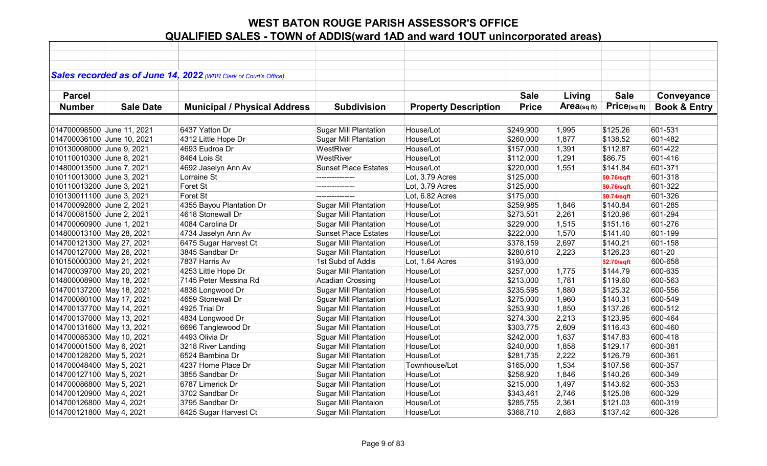# WEST BATON ROUGE PARISH ASSESSOR'S OFFICE

## QUALIFIED SALES - TOWN of ADDIS(ward 1AD and ward 1OUT unincorporated areas)

***Sales recorded as of June 14, 2022** (WBR Clerk of Court's Office)*

| Parcel Number | Sale Date | Municipal / Physical Address | Subdivision | Property Description | Sale Price | Living Area(sq ft) | Sale Price(sq ft) | Conveyance Book & Entry |
|---|---|---|---|---|---|---|---|---|
| 014700098500 | June 11, 2021 | 6437 Yatton Dr | Sugar Mill Plantation | House/Lot | $249,900 | 1,995 | $125.26 | 601-531 |
| 014700036100 | June 10, 2021 | 4312 Little Hope Dr | Sugar Mill Plantation | House/Lot | $260,000 | 1,877 | $138.52 | 601-482 |
| 010130008000 | June 9, 2021 | 4693 Eudroa Dr | WestRiver | House/Lot | $157,000 | 1,391 | $112.87 | 601-422 |
| 010110010300 | June 8, 2021 | 8464 Lois St | WestRiver | House/Lot | $112,000 | 1,291 | $86.75 | 601-416 |
| 014800013500 | June 7, 2021 | 4692 Jaselyn Ann Av | Sunset Place Estates | House/Lot | $220,000 | 1,551 | $141.84 | 601-371 |
| 010110013000 | June 3, 2021 | Lorraine St | --------------- | Lot, 3.79 Acres | $125,000 | | $0.76/sqft | 601-318 |
| 010110013200 | June 3, 2021 | Foret St | --------------- | Lot, 3.79 Acres | $125,000 | | $0.76/sqft | 601-322 |
| 010130011100 | June 3, 2021 | Foret St | --------------- | Lot, 6.82 Acres | $175,000 | | $0.74/sqft | 601-326 |
| 014700092800 | June 2, 2021 | 4355 Bayou Plantation Dr | Sugar Mill Plantation | House/Lot | $259,985 | 1,846 | $140.84 | 601-285 |
| 014700081500 | June 2, 2021 | 4618 Stonewall Dr | Sugar Mill Plantation | House/Lot | $273,501 | 2,261 | $120.96 | 601-294 |
| 014700060900 | June 1, 2021 | 4084 Carolina Dr | Sugar Mill Plantation | House/Lot | $229,000 | 1,515 | $151.16 | 601-276 |
| 014800013100 | May 28, 2021 | 4734 Jaselyn Ann Av | Sunset Place Estates | House/Lot | $222,000 | 1,570 | $141.40 | 601-199 |
| 014700121300 | May 27, 2021 | 6475 Sugar Harvest Ct | Sugar Mill Plantation | House/Lot | $378,159 | 2,697 | $140.21 | 601-158 |
| 014700127000 | May 26, 2021 | 3845 Sandbar Dr | Sugar Mill Plantation | House/Lot | $280,610 | 2,223 | $126.23 | 601-20 |
| 010150000300 | May 21, 2021 | 7837 Harris Av | 1st Subd of Addis | Lot, 1.64 Acres | $193,000 | | $2.70/sqft | 600-658 |
| 014700039700 | May 20, 2021 | 4253 Little Hope Dr | Sugar Mill Plantation | House/Lot | $257,000 | 1,775 | $144.79 | 600-635 |
| 014800008900 | May 18, 2021 | 7145 Peter Messina Rd | Acadian Crossing | House/Lot | $213,000 | 1,781 | $119.60 | 600-563 |
| 014700137200 | May 18, 2021 | 4838 Longwood Dr | Sugar Mill Plantation | House/Lot | $235,595 | 1,880 | $125.32 | 600-556 |
| 014700080100 | May 17, 2021 | 4659 Stonewall Dr | Sguar Mill Plantation | House/Lot | $275,000 | 1,960 | $140.31 | 600-549 |
| 014700137700 | May 14, 2021 | 4925 Trial Dr | Sugar Mill Plantation | House/Lot | $253,930 | 1,850 | $137.26 | 600-512 |
| 014700137000 | May 13, 2021 | 4834 Longwood Dr | Sugar Mill Plantation | House/Lot | $274,300 | 2,213 | $123.95 | 600-464 |
| 014700131600 | May 13, 2021 | 6696 Tanglewood Dr | Sugar Mill Plantation | House/Lot | $303,775 | 2,609 | $116.43 | 600-460 |
| 014700085300 | May 10, 2021 | 4493 Olivia Dr | Sguar Mill Plantation | House/Lot | $242,000 | 1,637 | $147.83 | 600-418 |
| 014700001500 | May 6, 2021 | 3218 River Landing | Sugar Mill Plantation | House/Lot | $240,000 | 1,858 | $129.17 | 600-381 |
| 014700128200 | May 5, 2021 | 6524 Bambina Dr | Sugar Mill Plantation | House/Lot | $281,735 | 2,222 | $126.79 | 600-361 |
| 014700048400 | May 5, 2021 | 4237 Home Place Dr | Sugar Mill Plantation | Townhouse/Lot | $165,000 | 1,534 | $107.56 | 600-357 |
| 014700127100 | May 5, 2021 | 3855 Sandbar Dr | Sugar Mill Plantation | House/Lot | $258,920 | 1,846 | $140.26 | 600-349 |
| 014700086800 | May 5, 2021 | 6787 Limerick Dr | Sugar Mill Plantation | House/Lot | $215,000 | 1,497 | $143.62 | 600-353 |
| 014700120900 | May 4, 2021 | 3702 Sandbar Dr | Sugar Mill Plantation | House/Lot | $343,461 | 2,746 | $125.08 | 600-329 |
| 014700126800 | May 4, 2021 | 3795 Sandbar Dr | Sugar Mill Plantaion | House/Lot | $285,755 | 2,361 | $121.03 | 600-319 |
| 014700121800 | May 4, 2021 | 6425 Sugar Harvest Ct | Sugar Mill Plantation | House/Lot | $368,710 | 2,683 | $137.42 | 600-326 |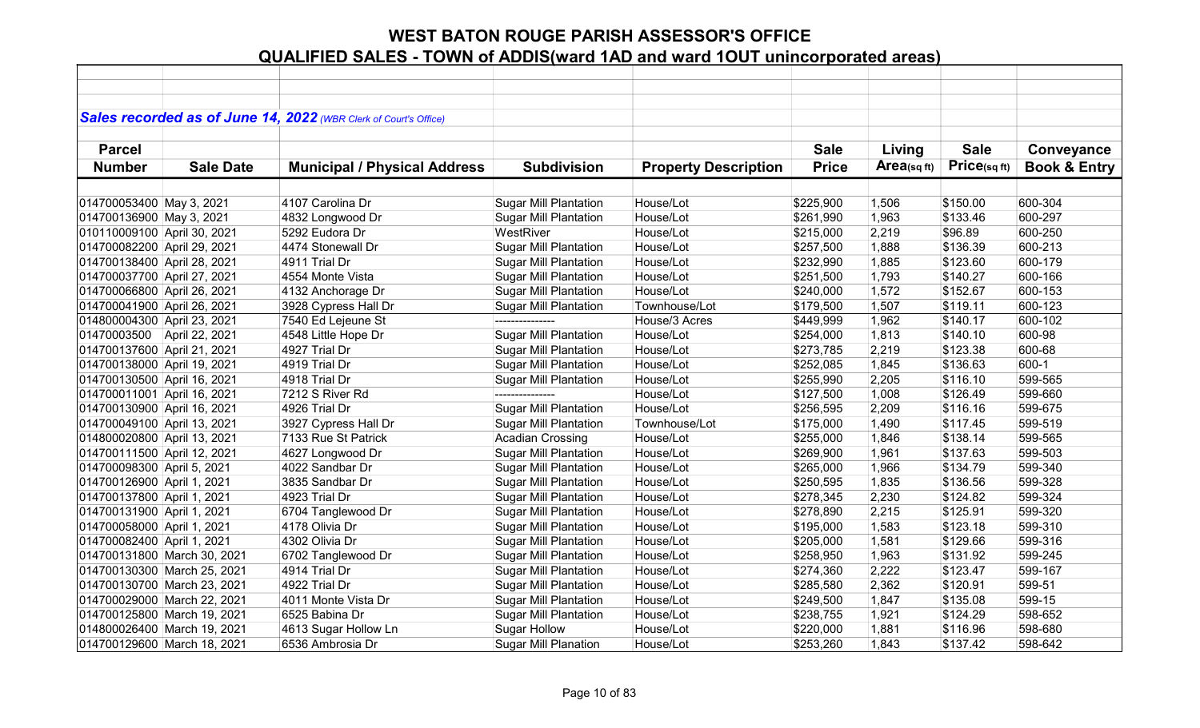# WEST BATON ROUGE PARISH ASSESSOR'S OFFICE

## QUALIFIED SALES - TOWN of ADDIS(ward 1AD and ward 1OUT unincorporated areas)

*Sales recorded as of June 14, 2022 (WBR Clerk of Court's Office)*

| Parcel Number | Sale Date | Municipal / Physical Address | Subdivision | Property Description | Sale Price | Living Area(sq ft) | Sale Price(sq ft) | Conveyance Book & Entry |
|---|---|---|---|---|---|---|---|---|
| 014700053400 | May 3, 2021 | 4107 Carolina Dr | Sugar Mill Plantation | House/Lot | $225,900 | 1,506 | $150.00 | 600-304 |
| 014700136900 | May 3, 2021 | 4832 Longwood Dr | Sugar Mill Plantation | House/Lot | $261,990 | 1,963 | $133.46 | 600-297 |
| 010110009100 | April 30, 2021 | 5292 Eudora Dr | WestRiver | House/Lot | $215,000 | 2,219 | $96.89 | 600-250 |
| 014700082200 | April 29, 2021 | 4474 Stonewall Dr | Sugar Mill Plantation | House/Lot | $257,500 | 1,888 | $136.39 | 600-213 |
| 014700138400 | April 28, 2021 | 4911 Trial Dr | Sugar Mill Plantation | House/Lot | $232,990 | 1,885 | $123.60 | 600-179 |
| 014700037700 | April 27, 2021 | 4554 Monte Vista | Sugar Mill Plantation | House/Lot | $251,500 | 1,793 | $140.27 | 600-166 |
| 014700066800 | April 26, 2021 | 4132 Anchorage Dr | Sugar Mill Plantation | House/Lot | $240,000 | 1,572 | $152.67 | 600-153 |
| 014700041900 | April 26, 2021 | 3928 Cypress Hall Dr | Sugar Mill Plantation | Townhouse/Lot | $179,500 | 1,507 | $119.11 | 600-123 |
| 014800004300 | April 23, 2021 | 7540 Ed Lejeune St | --------------- | House/3 Acres | $449,999 | 1,962 | $140.17 | 600-102 |
| 01470003500 | April 22, 2021 | 4548 Little Hope Dr | Sugar Mill Plantation | House/Lot | $254,000 | 1,813 | $140.10 | 600-98 |
| 014700137600 | April 21, 2021 | 4927 Trial Dr | Sugar Mill Plantation | House/Lot | $273,785 | 2,219 | $123.38 | 600-68 |
| 014700138000 | April 19, 2021 | 4919 Trial Dr | Sugar Mill Plantation | House/Lot | $252,085 | 1,845 | $136.63 | 600-1 |
| 014700130500 | April 16, 2021 | 4918 Trial Dr | Sugar Mill Plantation | House/Lot | $255,990 | 2,205 | $116.10 | 599-565 |
| 014700011001 | April 16, 2021 | 7212 S River Rd | --------------- | House/Lot | $127,500 | 1,008 | $126.49 | 599-660 |
| 014700130900 | April 16, 2021 | 4926 Trial Dr | Sugar Mill Plantation | House/Lot | $256,595 | 2,209 | $116.16 | 599-675 |
| 014700049100 | April 13, 2021 | 3927 Cypress Hall Dr | Sugar Mill Plantation | Townhouse/Lot | $175,000 | 1,490 | $117.45 | 599-519 |
| 014800020800 | April 13, 2021 | 7133 Rue St Patrick | Acadian Crossing | House/Lot | $255,000 | 1,846 | $138.14 | 599-565 |
| 014700111500 | April 12, 2021 | 4627 Longwood Dr | Sugar Mill Plantation | House/Lot | $269,900 | 1,961 | $137.63 | 599-503 |
| 014700098300 | April 5, 2021 | 4022 Sandbar Dr | Sugar Mill Plantation | House/Lot | $265,000 | 1,966 | $134.79 | 599-340 |
| 014700126900 | April 1, 2021 | 3835 Sandbar Dr | Sugar Mill Plantation | House/Lot | $250,595 | 1,835 | $136.56 | 599-328 |
| 014700137800 | April 1, 2021 | 4923 Trial Dr | Sugar Mill Plantation | House/Lot | $278,345 | 2,230 | $124.82 | 599-324 |
| 014700131900 | April 1, 2021 | 6704 Tanglewood Dr | Sugar Mill Plantation | House/Lot | $278,890 | 2,215 | $125.91 | 599-320 |
| 014700058000 | April 1, 2021 | 4178 Olivia Dr | Sugar Mill Plantation | House/Lot | $195,000 | 1,583 | $123.18 | 599-310 |
| 014700082400 | April 1, 2021 | 4302 Olivia Dr | Sugar Mill Plantation | House/Lot | $205,000 | 1,581 | $129.66 | 599-316 |
| 014700131800 | March 30, 2021 | 6702 Tanglewood Dr | Sugar Mill Plantation | House/Lot | $258,950 | 1,963 | $131.92 | 599-245 |
| 014700130300 | March 25, 2021 | 4914 Trial Dr | Sugar Mill Plantation | House/Lot | $274,360 | 2,222 | $123.47 | 599-167 |
| 014700130700 | March 23, 2021 | 4922 Trial Dr | Sugar Mill Plantation | House/Lot | $285,580 | 2,362 | $120.91 | 599-51 |
| 014700029000 | March 22, 2021 | 4011 Monte Vista Dr | Sugar Mill Plantation | House/Lot | $249,500 | 1,847 | $135.08 | 599-15 |
| 014700125800 | March 19, 2021 | 6525 Babina Dr | Sugar Mill Plantation | House/Lot | $238,755 | 1,921 | $124.29 | 598-652 |
| 014800026400 | March 19, 2021 | 4613 Sugar Hollow Ln | Sugar Hollow | House/Lot | $220,000 | 1,881 | $116.96 | 598-680 |
| 014700129600 | March 18, 2021 | 6536 Ambrosia Dr | Sugar Mill Planation | House/Lot | $253,260 | 1,843 | $137.42 | 598-642 |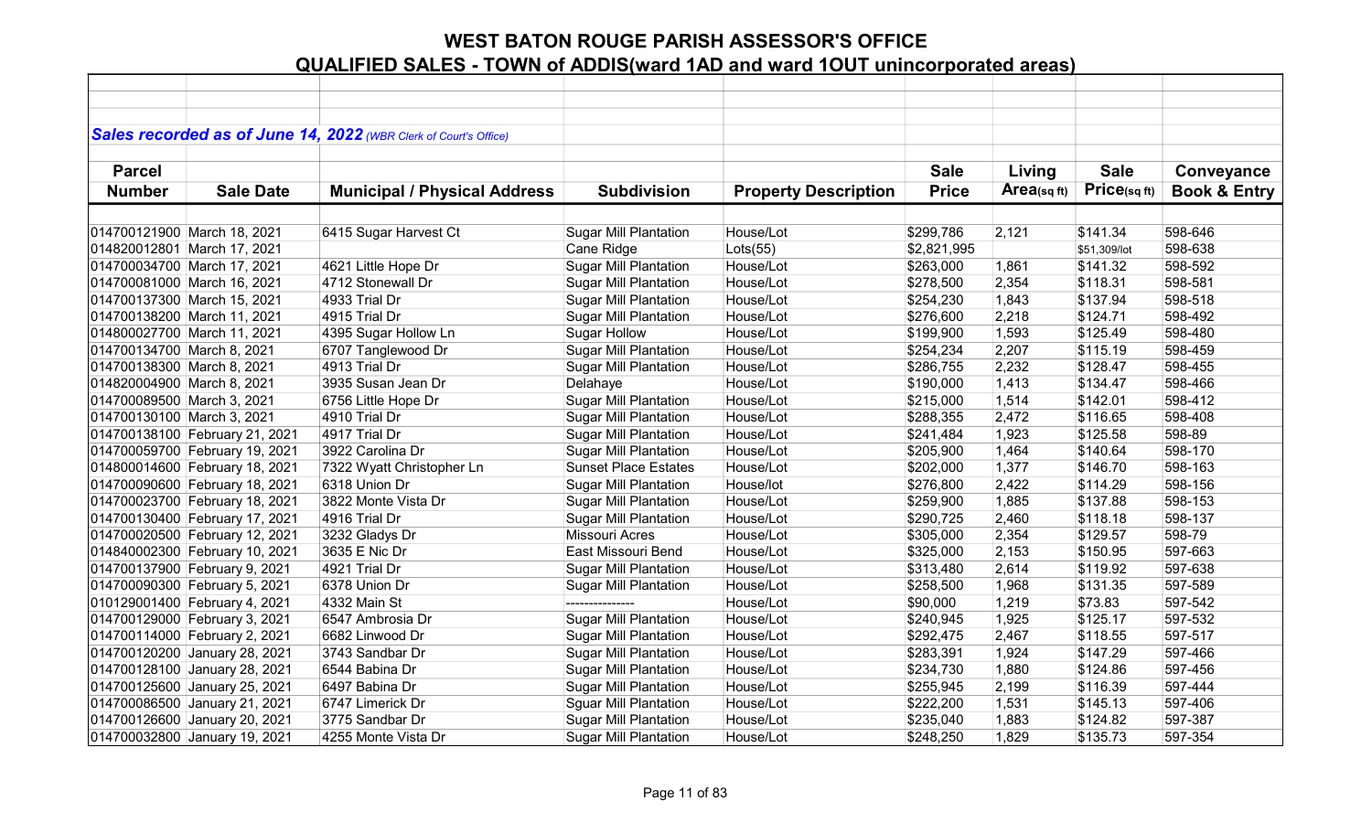# WEST BATON ROUGE PARISH ASSESSOR'S OFFICE
## QUALIFIED SALES - TOWN of ADDIS(ward 1AD and ward 1OUT unincorporated areas)

***Sales recorded as of June 14, 2022** (WBR Clerk of Court's Office)*

| Parcel Number | Sale Date | Municipal / Physical Address | Subdivision | Property Description | Sale Price | Living Area(sq ft) | Sale Price(sq ft) | Conveyance Book & Entry |
|---|---|---|---|---|---|---|---|---|
| 014700121900 | March 18, 2021 | 6415 Sugar Harvest Ct | Sugar Mill Plantation | House/Lot | $299,786 | 2,121 | $141.34 | 598-646 |
| 014820012801 | March 17, 2021 | | Cane Ridge | Lots(55) | $2,821,995 | | $51,309/lot | 598-638 |
| 014700034700 | March 17, 2021 | 4621 Little Hope Dr | Sugar Mill Plantation | House/Lot | $263,000 | 1,861 | $141.32 | 598-592 |
| 014700081000 | March 16, 2021 | 4712 Stonewall Dr | Sugar Mill Plantation | House/Lot | $278,500 | 2,354 | $118.31 | 598-581 |
| 014700137300 | March 15, 2021 | 4933 Trial Dr | Sugar Mill Plantation | House/Lot | $254,230 | 1,843 | $137.94 | 598-518 |
| 014700138200 | March 11, 2021 | 4915 Trial Dr | Sugar Mill Plantation | House/Lot | $276,600 | 2,218 | $124.71 | 598-492 |
| 014800027700 | March 11, 2021 | 4395 Sugar Hollow Ln | Sugar Hollow | House/Lot | $199,900 | 1,593 | $125.49 | 598-480 |
| 014700134700 | March 8, 2021 | 6707 Tanglewood Dr | Sugar Mill Plantation | House/Lot | $254,234 | 2,207 | $115.19 | 598-459 |
| 014700138300 | March 8, 2021 | 4913 Trial Dr | Sugar Mill Plantation | House/Lot | $286,755 | 2,232 | $128.47 | 598-455 |
| 014820004900 | March 8, 2021 | 3935 Susan Jean Dr | Delahaye | House/Lot | $190,000 | 1,413 | $134.47 | 598-466 |
| 014700089500 | March 3, 2021 | 6756 Little Hope Dr | Sugar Mill Plantation | House/Lot | $215,000 | 1,514 | $142.01 | 598-412 |
| 014700130100 | March 3, 2021 | 4910 Trial Dr | Sugar Mill Plantation | House/Lot | $288,355 | 2,472 | $116.65 | 598-408 |
| 014700138100 | February 21, 2021 | 4917 Trial Dr | Sugar Mill Plantation | House/Lot | $241,484 | 1,923 | $125.58 | 598-89 |
| 014700059700 | February 19, 2021 | 3922 Carolina Dr | Sugar Mill Plantation | House/Lot | $205,900 | 1,464 | $140.64 | 598-170 |
| 014800014600 | February 18, 2021 | 7322 Wyatt Christopher Ln | Sunset Place Estates | House/Lot | $202,000 | 1,377 | $146.70 | 598-163 |
| 014700090600 | February 18, 2021 | 6318 Union Dr | Sugar Mill Plantation | House/lot | $276,800 | 2,422 | $114.29 | 598-156 |
| 014700023700 | February 18, 2021 | 3822 Monte Vista Dr | Sugar Mill Plantation | House/Lot | $259,900 | 1,885 | $137.88 | 598-153 |
| 014700130400 | February 17, 2021 | 4916 Trial Dr | Sugar Mill Plantation | House/Lot | $290,725 | 2,460 | $118.18 | 598-137 |
| 014700020500 | February 12, 2021 | 3232 Gladys Dr | Missouri Acres | House/Lot | $305,000 | 2,354 | $129.57 | 598-79 |
| 014840002300 | February 10, 2021 | 3635 E Nic Dr | East Missouri Bend | House/Lot | $325,000 | 2,153 | $150.95 | 597-663 |
| 014700137900 | February 9, 2021 | 4921 Trial Dr | Sugar Mill Plantation | House/Lot | $313,480 | 2,614 | $119.92 | 597-638 |
| 014700090300 | February 5, 2021 | 6378 Union Dr | Sugar Mill Plantation | House/Lot | $258,500 | 1,968 | $131.35 | 597-589 |
| 010129001400 | February 4, 2021 | 4332 Main St | -------------- | House/Lot | $90,000 | 1,219 | $73.83 | 597-542 |
| 014700129000 | February 3, 2021 | 6547 Ambrosia Dr | Sugar Mill Plantation | House/Lot | $240,945 | 1,925 | $125.17 | 597-532 |
| 014700114000 | February 2, 2021 | 6682 Linwood Dr | Sugar Mill Plantation | House/Lot | $292,475 | 2,467 | $118.55 | 597-517 |
| 014700120200 | January 28, 2021 | 3743 Sandbar Dr | Sugar Mill Plantation | House/Lot | $283,391 | 1,924 | $147.29 | 597-466 |
| 014700128100 | January 28, 2021 | 6544 Babina Dr | Sugar Mill Plantation | House/Lot | $234,730 | 1,880 | $124.86 | 597-456 |
| 014700125600 | January 25, 2021 | 6497 Babina Dr | Sugar Mill Plantation | House/Lot | $255,945 | 2,199 | $116.39 | 597-444 |
| 014700086500 | January 21, 2021 | 6747 Limerick Dr | Sguar Mill Plantation | House/Lot | $222,200 | 1,531 | $145.13 | 597-406 |
| 014700126600 | January 20, 2021 | 3775 Sandbar Dr | Sugar Mill Plantation | House/Lot | $235,040 | 1,883 | $124.82 | 597-387 |
| 014700032800 | January 19, 2021 | 4255 Monte Vista Dr | Sugar Mill Plantation | House/Lot | $248,250 | 1,829 | $135.73 | 597-354 |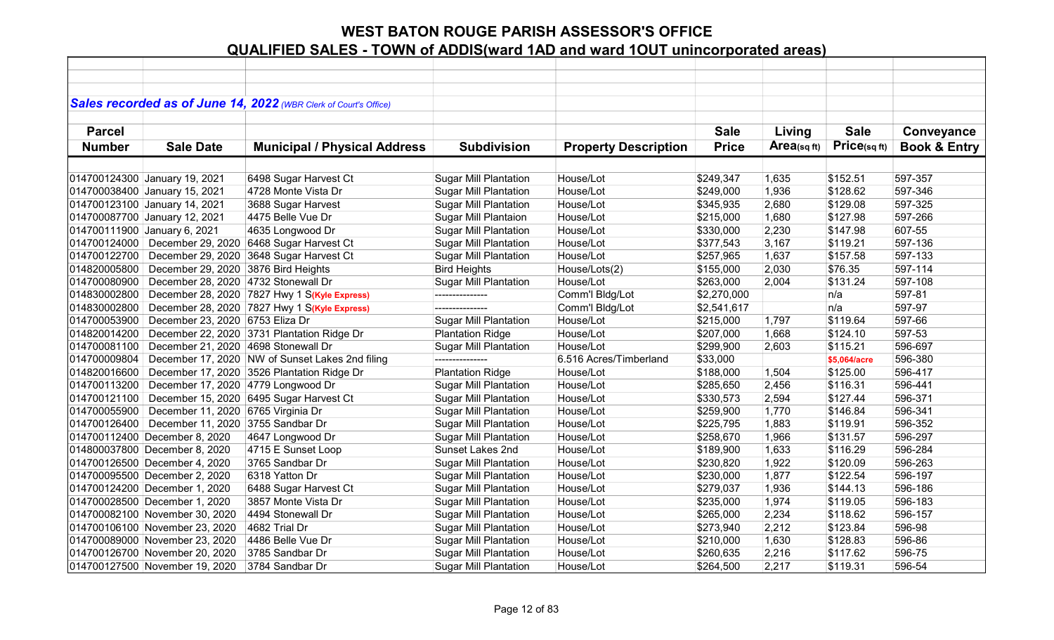# WEST BATON ROUGE PARISH ASSESSOR'S OFFICE

## QUALIFIED SALES - TOWN of ADDIS(ward 1AD and ward 1OUT unincorporated areas)

***Sales recorded as of June 14, 2022** (WBR Clerk of Court's Office)*

| Parcel Number | Sale Date | Municipal / Physical Address | Subdivision | Property Description | Sale Price | Living Area(sq ft) | Sale Price(sq ft) | Conveyance Book & Entry |
|---|---|---|---|---|---|---|---|---|
| 014700124300 | January 19, 2021 | 6498 Sugar Harvest Ct | Sugar Mill Plantation | House/Lot | $249,347 | 1,635 | $152.51 | 597-357 |
| 014700038400 | January 15, 2021 | 4728 Monte Vista Dr | Sugar Mill Plantation | House/Lot | $249,000 | 1,936 | $128.62 | 597-346 |
| 014700123100 | January 14, 2021 | 3688 Sugar Harvest | Sugar Mill Plantation | House/Lot | $345,935 | 2,680 | $129.08 | 597-325 |
| 014700087700 | January 12, 2021 | 4475 Belle Vue Dr | Sugar Mill Plantaion | House/Lot | $215,000 | 1,680 | $127.98 | 597-266 |
| 014700111900 | January 6, 2021 | 4635 Longwood Dr | Sugar Mill Plantation | House/Lot | $330,000 | 2,230 | $147.98 | 607-55 |
| 014700124000 | December 29, 2020 | 6468 Sugar Harvest Ct | Sugar Mill Plantation | House/Lot | $377,543 | 3,167 | $119.21 | 597-136 |
| 014700122700 | December 29, 2020 | 3648 Sugar Harvest Ct | Sugar Mill Plantation | House/Lot | $257,965 | 1,637 | $157.58 | 597-133 |
| 014820005800 | December 29, 2020 | 3876 Bird Heights | Bird Heights | House/Lots(2) | $155,000 | 2,030 | $76.35 | 597-114 |
| 014700080900 | December 28, 2020 | 4732 Stonewall Dr | Sugar Mill Plantation | House/Lot | $263,000 | 2,004 | $131.24 | 597-108 |
| 014830002800 | December 28, 2020 | 7827 Hwy 1 S**(Kyle Express)** | --------------- | Comm'l Bldg/Lot | $2,270,000 | | n/a | 597-81 |
| 014830002800 | December 28, 2020 | 7827 Hwy 1 S**(Kyle Express)** | --------------- | Comm'l Bldg/Lot | $2,541,617 | | n/a | 597-97 |
| 014700053900 | December 23, 2020 | 6753 Eliza Dr | Sugar Mill Plantation | House/Lot | $215,000 | 1,797 | $119.64 | 597-66 |
| 014820014200 | December 22, 2020 | 3731 Plantation Ridge Dr | Plantation Ridge | House/Lot | $207,000 | 1,668 | $124.10 | 597-53 |
| 014700081100 | December 21, 2020 | 4698 Stonewall Dr | Sugar Mill Plantation | House/Lot | $299,900 | 2,603 | $115.21 | 596-697 |
| 014700009804 | December 17, 2020 | NW of Sunset Lakes 2nd filing | --------------- | 6.516 Acres/Timberland | $33,000 | | **$5,064/acre** | 596-380 |
| 014820016600 | December 17, 2020 | 3526 Plantation Ridge Dr | Plantation Ridge | House/Lot | $188,000 | 1,504 | $125.00 | 596-417 |
| 014700113200 | December 17, 2020 | 4779 Longwood Dr | Sugar Mill Plantation | House/Lot | $285,650 | 2,456 | $116.31 | 596-441 |
| 014700121100 | December 15, 2020 | 6495 Sugar Harvest Ct | Sugar Mill Plantation | House/Lot | $330,573 | 2,594 | $127.44 | 596-371 |
| 014700055900 | December 11, 2020 | 6765 Virginia Dr | Sugar Mill Plantation | House/Lot | $259,900 | 1,770 | $146.84 | 596-341 |
| 014700126400 | December 11, 2020 | 3755 Sandbar Dr | Sugar Mill Plantation | House/Lot | $225,795 | 1,883 | $119.91 | 596-352 |
| 014700112400 | December 8, 2020 | 4647 Longwood Dr | Sugar Mill Plantation | House/Lot | $258,670 | 1,966 | $131.57 | 596-297 |
| 014800037800 | December 8, 2020 | 4715 E Sunset Loop | Sunset Lakes 2nd | House/Lot | $189,900 | 1,633 | $116.29 | 596-284 |
| 014700126500 | December 4, 2020 | 3765 Sandbar Dr | Sugar Mill Plantation | House/Lot | $230,820 | 1,922 | $120.09 | 596-263 |
| 014700095500 | December 2, 2020 | 6318 Yatton Dr | Sugar Mill Plantation | House/Lot | $230,000 | 1,877 | $122.54 | 596-197 |
| 014700124200 | December 1, 2020 | 6488 Sugar Harvest Ct | Sugar Mill Plantation | House/Lot | $279,037 | 1,936 | $144.13 | 596-186 |
| 014700028500 | December 1, 2020 | 3857 Monte Vista Dr | Sugar Mill Plantation | House/Lot | $235,000 | 1,974 | $119.05 | 596-183 |
| 014700082100 | November 30, 2020 | 4494 Stonewall Dr | Sugar Mill Plantation | House/Lot | $265,000 | 2,234 | $118.62 | 596-157 |
| 014700106100 | November 23, 2020 | 4682 Trial Dr | Sugar Mill Plantation | House/Lot | $273,940 | 2,212 | $123.84 | 596-98 |
| 014700089000 | November 23, 2020 | 4486 Belle Vue Dr | Sugar Mill Plantation | House/Lot | $210,000 | 1,630 | $128.83 | 596-86 |
| 014700126700 | November 20, 2020 | 3785 Sandbar Dr | Sugar Mill Plantation | House/Lot | $260,635 | 2,216 | $117.62 | 596-75 |
| 014700127500 | November 19, 2020 | 3784 Sandbar Dr | Sugar Mill Plantation | House/Lot | $264,500 | 2,217 | $119.31 | 596-54 |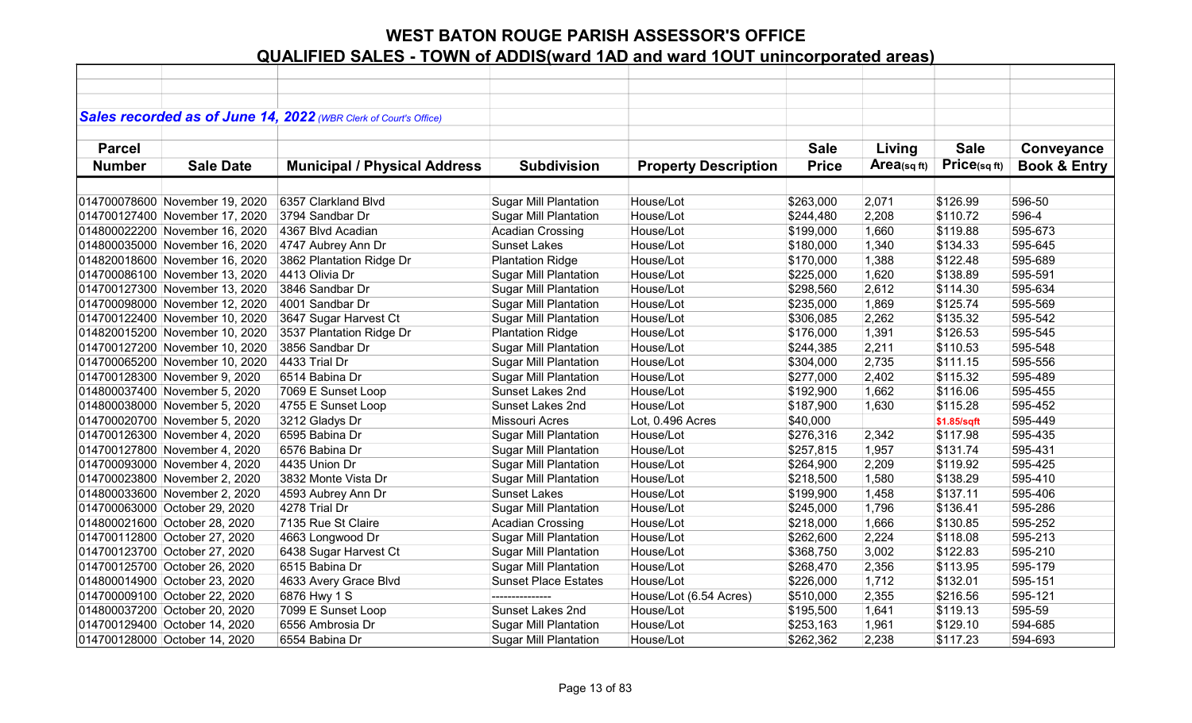# WEST BATON ROUGE PARISH ASSESSOR'S OFFICE

## QUALIFIED SALES - TOWN of ADDIS(ward 1AD and ward 1OUT unincorporated areas)

***Sales recorded as of June 14, 2022** (WBR Clerk of Court's Office)*

| Parcel Number | Sale Date | Municipal / Physical Address | Subdivision | Property Description | Sale Price | Living Area(sq ft) | Sale Price(sq ft) | Conveyance Book & Entry |
|---|---|---|---|---|---|---|---|---|
| 014700078600 | November 19, 2020 | 6357 Clarkland Blvd | Sugar Mill Plantation | House/Lot | $263,000 | 2,071 | $126.99 | 596-50 |
| 014700127400 | November 17, 2020 | 3794 Sandbar Dr | Sugar Mill Plantation | House/Lot | $244,480 | 2,208 | $110.72 | 596-4 |
| 014800022200 | November 16, 2020 | 4367 Blvd Acadian | Acadian Crossing | House/Lot | $199,000 | 1,660 | $119.88 | 595-673 |
| 014800035000 | November 16, 2020 | 4747 Aubrey Ann Dr | Sunset Lakes | House/Lot | $180,000 | 1,340 | $134.33 | 595-645 |
| 014820018600 | November 16, 2020 | 3862 Plantation Ridge Dr | Plantation Ridge | House/Lot | $170,000 | 1,388 | $122.48 | 595-689 |
| 014700086100 | November 13, 2020 | 4413 Olivia Dr | Sugar Mill Plantation | House/Lot | $225,000 | 1,620 | $138.89 | 595-591 |
| 014700127300 | November 13, 2020 | 3846 Sandbar Dr | Sugar Mill Plantation | House/Lot | $298,560 | 2,612 | $114.30 | 595-634 |
| 014700098000 | November 12, 2020 | 4001 Sandbar Dr | Sugar Mill Plantation | House/Lot | $235,000 | 1,869 | $125.74 | 595-569 |
| 014700122400 | November 10, 2020 | 3647 Sugar Harvest Ct | Sugar Mill Plantation | House/Lot | $306,085 | 2,262 | $135.32 | 595-542 |
| 014820015200 | November 10, 2020 | 3537 Plantation Ridge Dr | Plantation Ridge | House/Lot | $176,000 | 1,391 | $126.53 | 595-545 |
| 014700127200 | November 10, 2020 | 3856 Sandbar Dr | Sugar Mill Plantation | House/Lot | $244,385 | 2,211 | $110.53 | 595-548 |
| 014700065200 | November 10, 2020 | 4433 Trial Dr | Sugar Mill Plantation | House/Lot | $304,000 | 2,735 | $111.15 | 595-556 |
| 014700128300 | November 9, 2020 | 6514 Babina Dr | Sugar Mill Plantation | House/Lot | $277,000 | 2,402 | $115.32 | 595-489 |
| 014800037400 | November 5, 2020 | 7069 E Sunset Loop | Sunset Lakes 2nd | House/Lot | $192,900 | 1,662 | $116.06 | 595-455 |
| 014800038000 | November 5, 2020 | 4755 E Sunset Loop | Sunset Lakes 2nd | House/Lot | $187,900 | 1,630 | $115.28 | 595-452 |
| 014700020700 | November 5, 2020 | 3212 Gladys Dr | Missouri Acres | Lot, 0.496 Acres | $40,000 | | $1.85/sqft | 595-449 |
| 014700126300 | November 4, 2020 | 6595 Babina Dr | Sugar Mill Plantation | House/Lot | $276,316 | 2,342 | $117.98 | 595-435 |
| 014700127800 | November 4, 2020 | 6576 Babina Dr | Sugar Mill Plantation | House/Lot | $257,815 | 1,957 | $131.74 | 595-431 |
| 014700093000 | November 4, 2020 | 4435 Union Dr | Sugar Mill Plantation | House/Lot | $264,900 | 2,209 | $119.92 | 595-425 |
| 014700023800 | November 2, 2020 | 3832 Monte Vista Dr | Sugar Mill Plantation | House/Lot | $218,500 | 1,580 | $138.29 | 595-410 |
| 014800033600 | November 2, 2020 | 4593 Aubrey Ann Dr | Sunset Lakes | House/Lot | $199,900 | 1,458 | $137.11 | 595-406 |
| 014700063000 | October 29, 2020 | 4278 Trial Dr | Sugar Mill Plantation | House/Lot | $245,000 | 1,796 | $136.41 | 595-286 |
| 014800021600 | October 28, 2020 | 7135 Rue St Claire | Acadian Crossing | House/Lot | $218,000 | 1,666 | $130.85 | 595-252 |
| 014700112800 | October 27, 2020 | 4663 Longwood Dr | Sugar Mill Plantation | House/Lot | $262,600 | 2,224 | $118.08 | 595-213 |
| 014700123700 | October 27, 2020 | 6438 Sugar Harvest Ct | Sugar Mill Plantation | House/Lot | $368,750 | 3,002 | $122.83 | 595-210 |
| 014700125700 | October 26, 2020 | 6515 Babina Dr | Sugar Mill Plantation | House/Lot | $268,470 | 2,356 | $113.95 | 595-179 |
| 014800014900 | October 23, 2020 | 4633 Avery Grace Blvd | Sunset Place Estates | House/Lot | $226,000 | 1,712 | $132.01 | 595-151 |
| 014700009100 | October 22, 2020 | 6876 Hwy 1 S | --------------- | House/Lot (6.54 Acres) | $510,000 | 2,355 | $216.56 | 595-121 |
| 014800037200 | October 20, 2020 | 7099 E Sunset Loop | Sunset Lakes 2nd | House/Lot | $195,500 | 1,641 | $119.13 | 595-59 |
| 014700129400 | October 14, 2020 | 6556 Ambrosia Dr | Sugar Mill Plantation | House/Lot | $253,163 | 1,961 | $129.10 | 594-685 |
| 014700128000 | October 14, 2020 | 6554 Babina Dr | Sugar Mill Plantation | House/Lot | $262,362 | 2,238 | $117.23 | 594-693 |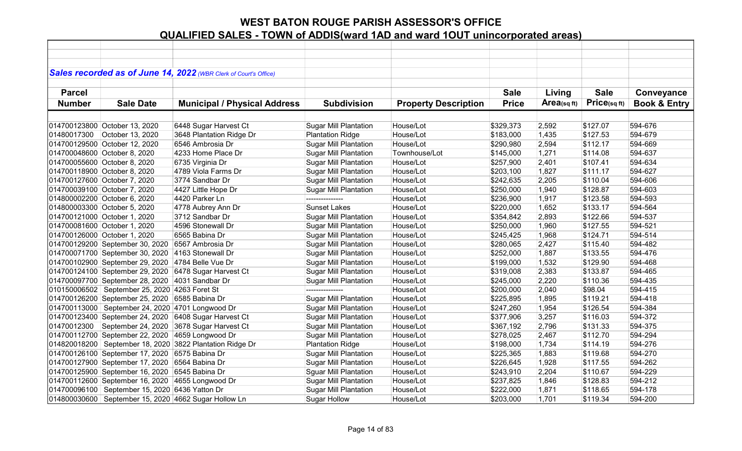# WEST BATON ROUGE PARISH ASSESSOR'S OFFICE

## QUALIFIED SALES - TOWN of ADDIS(ward 1AD and ward 1OUT unincorporated areas)

***Sales recorded as of June 14, 2022*** *(WBR Clerk of Court's Office)*

| Parcel Number | Sale Date | Municipal / Physical Address | Subdivision | Property Description | Sale Price | Living Area(sq ft) | Sale Price(sq ft) | Conveyance Book & Entry |
|---|---|---|---|---|---|---|---|---|
| 014700123800 | October 13, 2020 | 6448 Sugar Harvest Ct | Sugar Mill Plantation | House/Lot | $329,373 | 2,592 | $127.07 | 594-676 |
| 01480017300 | October 13, 2020 | 3648 Plantation Ridge Dr | Plantation Ridge | House/Lot | $183,000 | 1,435 | $127.53 | 594-679 |
| 014700129500 | October 12, 2020 | 6546 Ambrosia Dr | Sugar Mill Plantation | House/Lot | $290,980 | 2,594 | $112.17 | 594-669 |
| 014700048600 | October 8, 2020 | 4233 Home Place Dr | Sugar Mill Plantation | Townhouse/Lot | $145,000 | 1,271 | $114.08 | 594-637 |
| 014700055600 | October 8, 2020 | 6735 Virginia Dr | Sugar Mill Plantation | House/Lot | $257,900 | 2,401 | $107.41 | 594-634 |
| 014700118900 | October 8, 2020 | 4789 Viola Farms Dr | Sugar Mill Plantation | House/Lot | $203,100 | 1,827 | $111.17 | 594-627 |
| 014700127600 | October 7, 2020 | 3774 Sandbar Dr | Sugar Mill Plantation | House/Lot | $242,635 | 2,205 | $110.04 | 594-606 |
| 014700039100 | October 7, 2020 | 4427 Little Hope Dr | Sugar Mill Plantation | House/Lot | $250,000 | 1,940 | $128.87 | 594-603 |
| 014800002200 | October 6, 2020 | 4420 Parker Ln | --------------- | House/Lot | $236,900 | 1,917 | $123.58 | 594-593 |
| 014800003300 | October 5, 2020 | 4778 Aubrey Ann Dr | Sunset Lakes | House/Lot | $220,000 | 1,652 | $133.17 | 594-564 |
| 014700121000 | October 1, 2020 | 3712 Sandbar Dr | Sugar Mill Plantation | House/Lot | $354,842 | 2,893 | $122.66 | 594-537 |
| 014700081600 | October 1, 2020 | 4596 Stonewall Dr | Sugar Mill Plantation | House/Lot | $250,000 | 1,960 | $127.55 | 594-521 |
| 014700126000 | October 1, 2020 | 6565 Babina Dr | Sugar Mill Plantation | House/Lot | $245,425 | 1,968 | $124.71 | 594-514 |
| 014700129200 | September 30, 2020 | 6567 Ambrosia Dr | Sugar Mill Plantation | House/Lot | $280,065 | 2,427 | $115.40 | 594-482 |
| 014700071700 | September 30, 2020 | 4163 Stonewall Dr | Sugar Mill Plantation | House/Lot | $252,000 | 1,887 | $133.55 | 594-476 |
| 014700102900 | September 29, 2020 | 4784 Belle Vue Dr | Sugar Mill Plantation | House/Lot | $199,000 | 1,532 | $129.90 | 594-468 |
| 014700124100 | September 29, 2020 | 6478 Sugar Harvest Ct | Sugar Mill Plantation | House/Lot | $319,008 | 2,383 | $133.87 | 594-465 |
| 014700097700 | September 28, 2020 | 4031 Sandbar Dr | Sugar Mill Plantation | House/Lot | $245,000 | 2,220 | $110.36 | 594-435 |
| 010150006502 | September 25, 2020 | 4263 Foret St | --------------- | House/Lot | $200,000 | 2,040 | $98.04 | 594-415 |
| 014700126200 | September 25, 2020 | 6585 Babina Dr | Sugar Mill Plantation | House/Lot | $225,895 | 1,895 | $119.21 | 594-418 |
| 014700113000 | September 24, 2020 | 4701 Longwood Dr | Sugar Mill Plantation | House/Lot | $247,260 | 1,954 | $126.54 | 594-384 |
| 014700123400 | September 24, 2020 | 6408 Sugar Harvest Ct | Sugar Mill Plantation | House/Lot | $377,906 | 3,257 | $116.03 | 594-372 |
| 01470012300 | September 24, 2020 | 3678 Sugar Harvest Ct | Sugar Mill Plantation | House/Lot | $367,192 | 2,796 | $131.33 | 594-375 |
| 014700112700 | September 22, 2020 | 4659 Longwood Dr | Sugar Mill Plantation | House/Lot | $278,025 | 2,467 | $112.70 | 594-294 |
| 014820018200 | September 18, 2020 | 3822 Plantation Ridge Dr | Plantation Ridge | House/Lot | $198,000 | 1,734 | $114.19 | 594-276 |
| 014700126100 | September 17, 2020 | 6575 Babina Dr | Sugar Mill Plantation | House/Lot | $225,365 | 1,883 | $119.68 | 594-270 |
| 014700127900 | September 17, 2020 | 6564 Babina Dr | Sugar Mill Plantation | House/Lot | $226,645 | 1,928 | $117.55 | 594-262 |
| 014700125900 | September 16, 2020 | 6545 Babina Dr | Sguar Mill Plantation | House/Lot | $243,910 | 2,204 | $110.67 | 594-229 |
| 014700112600 | September 16, 2020 | 4655 Longwood Dr | Sugar Mill Plantation | House/Lot | $237,825 | 1,846 | $128.83 | 594-212 |
| 014700096100 | September 15, 2020 | 6436 Yatton Dr | Sugar Mill Plantation | House/Lot | $222,000 | 1,871 | $118.65 | 594-178 |
| 014800030600 | September 15, 2020 | 4662 Sugar Hollow Ln | Sugar Hollow | House/Lot | $203,000 | 1,701 | $119.34 | 594-200 |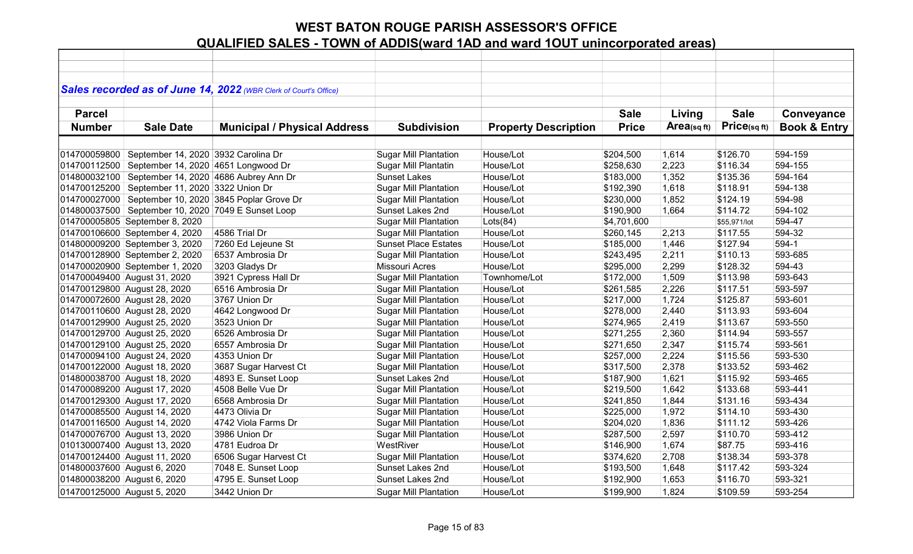# WEST BATON ROUGE PARISH ASSESSOR'S OFFICE

## QUALIFIED SALES - TOWN of ADDIS(ward 1AD and ward 1OUT unincorporated areas)

***Sales recorded as of June 14, 2022*** *(WBR Clerk of Court's Office)*

| Parcel Number | Sale Date | Municipal / Physical Address | Subdivision | Property Description | Sale Price | Living Area(sq ft) | Sale Price(sq ft) | Conveyance Book & Entry |
|---|---|---|---|---|---|---|---|---|
| 014700059800 | September 14, 2020 | 3932 Carolina Dr | Sugar Mill Plantation | House/Lot | $204,500 | 1,614 | $126.70 | 594-159 |
| 014700112500 | September 14, 2020 | 4651 Longwood Dr | Sugar Mill Plantatin | House/Lot | $258,630 | 2,223 | $116.34 | 594-155 |
| 014800032100 | September 14, 2020 | 4686 Aubrey Ann Dr | Sunset Lakes | House/Lot | $183,000 | 1,352 | $135.36 | 594-164 |
| 014700125200 | September 11, 2020 | 3322 Union Dr | Sugar Mill Plantation | House/Lot | $192,390 | 1,618 | $118.91 | 594-138 |
| 014700027000 | September 10, 2020 | 3845 Poplar Grove Dr | Sugar Mill Plantation | House/Lot | $230,000 | 1,852 | $124.19 | 594-98 |
| 014800037500 | September 10, 2020 | 7049 E Sunset Loop | Sunset Lakes 2nd | House/Lot | $190,900 | 1,664 | $114.72 | 594-102 |
| 014700005805 | September 8, 2020 | | Sugar Mill Plantation | Lots(84) | $4,701,600 | | $55,971/lot | 594-47 |
| 014700106600 | September 4, 2020 | 4586 Trial Dr | Sugar Mill Plantation | House/Lot | $260,145 | 2,213 | $117.55 | 594-32 |
| 014800009200 | September 3, 2020 | 7260 Ed Lejeune St | Sunset Place Estates | House/Lot | $185,000 | 1,446 | $127.94 | 594-1 |
| 014700128900 | September 2, 2020 | 6537 Ambrosia Dr | Sugar Mill Plantation | House/Lot | $243,495 | 2,211 | $110.13 | 593-685 |
| 014700020900 | September 1, 2020 | 3203 Gladys Dr | Missouri Acres | House/Lot | $295,000 | 2,299 | $128.32 | 594-43 |
| 014700049400 | August 31, 2020 | 3921 Cypress Hall Dr | Sugar Mill Plantation | Townhome/Lot | $172,000 | 1,509 | $113.98 | 593-643 |
| 014700129800 | August 28, 2020 | 6516 Ambrosia Dr | Sugar Mill Plantation | House/Lot | $261,585 | 2,226 | $117.51 | 593-597 |
| 014700072600 | August 28, 2020 | 3767 Union Dr | Sugar Mill Plantation | House/Lot | $217,000 | 1,724 | $125.87 | 593-601 |
| 014700110600 | August 28, 2020 | 4642 Longwood Dr | Sugar Mill Plantation | House/Lot | $278,000 | 2,440 | $113.93 | 593-604 |
| 014700129900 | August 25, 2020 | 3523 Union Dr | Sugar Mill Plantation | House/Lot | $274,965 | 2,419 | $113.67 | 593-550 |
| 014700129700 | August 25, 2020 | 6526 Ambrosia Dr | Sugar Mill Plantation | House/Lot | $271,255 | 2,360 | $114.94 | 593-557 |
| 014700129100 | August 25, 2020 | 6557 Ambrosia Dr | Sugar Mill Plantation | House/Lot | $271,650 | 2,347 | $115.74 | 593-561 |
| 014700094100 | August 24, 2020 | 4353 Union Dr | Sugar Mill Plantation | House/Lot | $257,000 | 2,224 | $115.56 | 593-530 |
| 014700122000 | August 18, 2020 | 3687 Sugar Harvest Ct | Sugar Mill Plantation | House/Lot | $317,500 | 2,378 | $133.52 | 593-462 |
| 014800038700 | August 18, 2020 | 4893 E. Sunset Loop | Sunset Lakes 2nd | House/Lot | $187,900 | 1,621 | $115.92 | 593-465 |
| 014700089200 | August 17, 2020 | 4508 Belle Vue Dr | Sugar Mill Plantation | House/Lot | $219,500 | 1,642 | $133.68 | 593-441 |
| 014700129300 | August 17, 2020 | 6568 Ambrosia Dr | Sugar Mill Plantation | House/Lot | $241,850 | 1,844 | $131.16 | 593-434 |
| 014700085500 | August 14, 2020 | 4473 Olivia Dr | Sugar Mill Plantation | House/Lot | $225,000 | 1,972 | $114.10 | 593-430 |
| 014700116500 | August 14, 2020 | 4742 Viola Farms Dr | Sugar Mill Plantation | House/Lot | $204,020 | 1,836 | $111.12 | 593-426 |
| 014700076700 | August 13, 2020 | 3986 Union Dr | Sugar Mill Plantation | House/Lot | $287,500 | 2,597 | $110.70 | 593-412 |
| 010130007400 | August 13, 2020 | 4781 Eudroa Dr | WestRiver | House/Lot | $146,900 | 1,674 | $87.75 | 593-416 |
| 014700124400 | August 11, 2020 | 6506 Sugar Harvest Ct | Sugar Mill Plantation | House/Lot | $374,620 | 2,708 | $138.34 | 593-378 |
| 014800037600 | August 6, 2020 | 7048 E. Sunset Loop | Sunset Lakes 2nd | House/Lot | $193,500 | 1,648 | $117.42 | 593-324 |
| 014800038200 | August 6, 2020 | 4795 E. Sunset Loop | Sunset Lakes 2nd | House/Lot | $192,900 | 1,653 | $116.70 | 593-321 |
| 014700125000 | August 5, 2020 | 3442 Union Dr | Sugar Mill Plantation | House/Lot | $199,900 | 1,824 | $109.59 | 593-254 |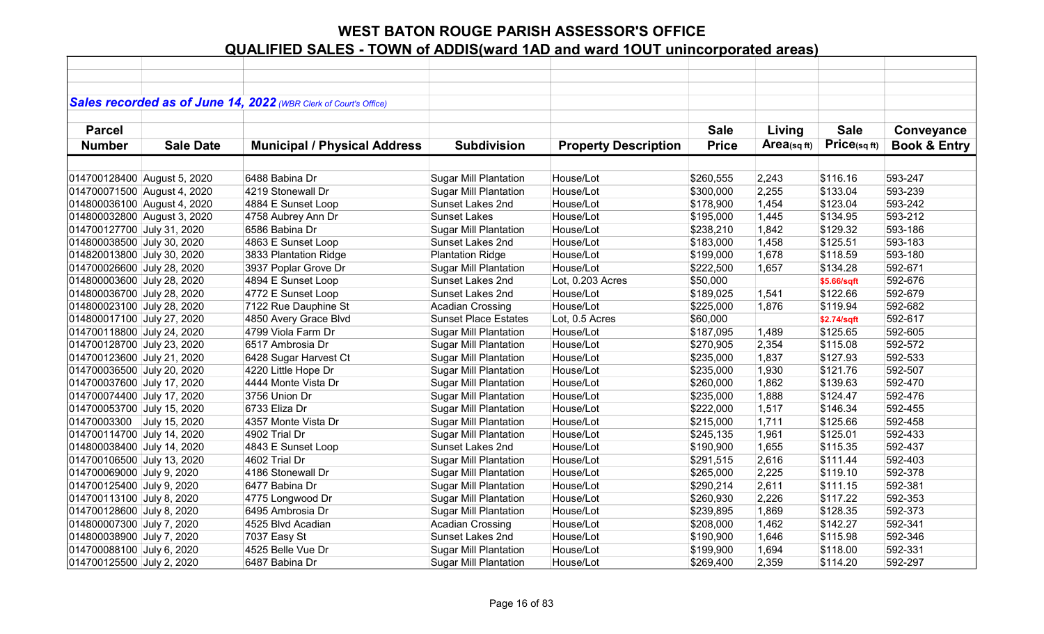# WEST BATON ROUGE PARISH ASSESSOR'S OFFICE

## QUALIFIED SALES - TOWN of ADDIS(ward 1AD and ward 1OUT unincorporated areas)

***Sales recorded as of June 14, 2022** (WBR Clerk of Court's Office)*

| Parcel Number | Sale Date | Municipal / Physical Address | Subdivision | Property Description | Sale Price | Living Area(sq ft) | Sale Price(sq ft) | Conveyance Book & Entry |
|---|---|---|---|---|---|---|---|---|
| 014700128400 | August 5, 2020 | 6488 Babina Dr | Sugar Mill Plantation | House/Lot | $260,555 | 2,243 | $116.16 | 593-247 |
| 014700071500 | August 4, 2020 | 4219 Stonewall Dr | Sugar Mill Plantation | House/Lot | $300,000 | 2,255 | $133.04 | 593-239 |
| 014800036100 | August 4, 2020 | 4884 E Sunset Loop | Sunset Lakes 2nd | House/Lot | $178,900 | 1,454 | $123.04 | 593-242 |
| 014800032800 | August 3, 2020 | 4758 Aubrey Ann Dr | Sunset Lakes | House/Lot | $195,000 | 1,445 | $134.95 | 593-212 |
| 014700127700 | July 31, 2020 | 6586 Babina Dr | Sugar Mill Plantation | House/Lot | $238,210 | 1,842 | $129.32 | 593-186 |
| 014800038500 | July 30, 2020 | 4863 E Sunset Loop | Sunset Lakes 2nd | House/Lot | $183,000 | 1,458 | $125.51 | 593-183 |
| 014820013800 | July 30, 2020 | 3833 Plantation Ridge | Plantation Ridge | House/Lot | $199,000 | 1,678 | $118.59 | 593-180 |
| 014700026600 | July 28, 2020 | 3937 Poplar Grove Dr | Sugar Mill Plantation | House/Lot | $222,500 | 1,657 | $134.28 | 592-671 |
| 014800003600 | July 28, 2020 | 4894 E Sunset Loop | Sunset Lakes 2nd | Lot, 0.203 Acres | $50,000 | | $5.66/sqft | 592-676 |
| 014800036700 | July 28, 2020 | 4772 E Sunset Loop | Sunset Lakes 2nd | House/Lot | $189,025 | 1,541 | $122.66 | 592-679 |
| 014800023100 | July 28, 2020 | 7122 Rue Dauphine St | Acadian Crossing | House/Lot | $225,000 | 1,876 | $119.94 | 592-682 |
| 014800017100 | July 27, 2020 | 4850 Avery Grace Blvd | Sunset Place Estates | Lot, 0.5 Acres | $60,000 | | $2.74/sqft | 592-617 |
| 014700118800 | July 24, 2020 | 4799 Viola Farm Dr | Sugar Mill Plantation | House/Lot | $187,095 | 1,489 | $125.65 | 592-605 |
| 014700128700 | July 23, 2020 | 6517 Ambrosia Dr | Sugar Mill Plantation | House/Lot | $270,905 | 2,354 | $115.08 | 592-572 |
| 014700123600 | July 21, 2020 | 6428 Sugar Harvest Ct | Sugar Mill Plantation | House/Lot | $235,000 | 1,837 | $127.93 | 592-533 |
| 014700036500 | July 20, 2020 | 4220 Little Hope Dr | Sugar Mill Plantation | House/Lot | $235,000 | 1,930 | $121.76 | 592-507 |
| 014700037600 | July 17, 2020 | 4444 Monte Vista Dr | Sugar Mill Plantation | House/Lot | $260,000 | 1,862 | $139.63 | 592-470 |
| 014700074400 | July 17, 2020 | 3756 Union Dr | Sugar Mill Plantation | House/Lot | $235,000 | 1,888 | $124.47 | 592-476 |
| 014700053700 | July 15, 2020 | 6733 Eliza Dr | Sugar Mill Plantation | House/Lot | $222,000 | 1,517 | $146.34 | 592-455 |
| 01470003300 | July 15, 2020 | 4357 Monte Vista Dr | Sugar Mill Plantation | House/Lot | $215,000 | 1,711 | $125.66 | 592-458 |
| 014700114700 | July 14, 2020 | 4902 Trial Dr | Sugar Mill Plantation | House/Lot | $245,135 | 1,961 | $125.01 | 592-433 |
| 014800038400 | July 14, 2020 | 4843 E Sunset Loop | Sunset Lakes 2nd | House/Lot | $190,900 | 1,655 | $115.35 | 592-437 |
| 014700106500 | July 13, 2020 | 4602 Trial Dr | Sugar Mill Plantation | House/Lot | $291,515 | 2,616 | $111.44 | 592-403 |
| 014700069000 | July 9, 2020 | 4186 Stonewall Dr | Sugar Mill Plantation | House/Lot | $265,000 | 2,225 | $119.10 | 592-378 |
| 014700125400 | July 9, 2020 | 6477 Babina Dr | Sugar Mill Plantation | House/Lot | $290,214 | 2,611 | $111.15 | 592-381 |
| 014700113100 | July 8, 2020 | 4775 Longwood Dr | Sugar Mill Plantation | House/Lot | $260,930 | 2,226 | $117.22 | 592-353 |
| 014700128600 | July 8, 2020 | 6495 Ambrosia Dr | Sugar Mill Plantation | House/Lot | $239,895 | 1,869 | $128.35 | 592-373 |
| 014800007300 | July 7, 2020 | 4525 Blvd Acadian | Acadian Crossing | House/Lot | $208,000 | 1,462 | $142.27 | 592-341 |
| 014800038900 | July 7, 2020 | 7037 Easy St | Sunset Lakes 2nd | House/Lot | $190,900 | 1,646 | $115.98 | 592-346 |
| 014700088100 | July 6, 2020 | 4525 Belle Vue Dr | Sugar Mill Plantation | House/Lot | $199,900 | 1,694 | $118.00 | 592-331 |
| 014700125500 | July 2, 2020 | 6487 Babina Dr | Sugar Mill Plantation | House/Lot | $269,400 | 2,359 | $114.20 | 592-297 |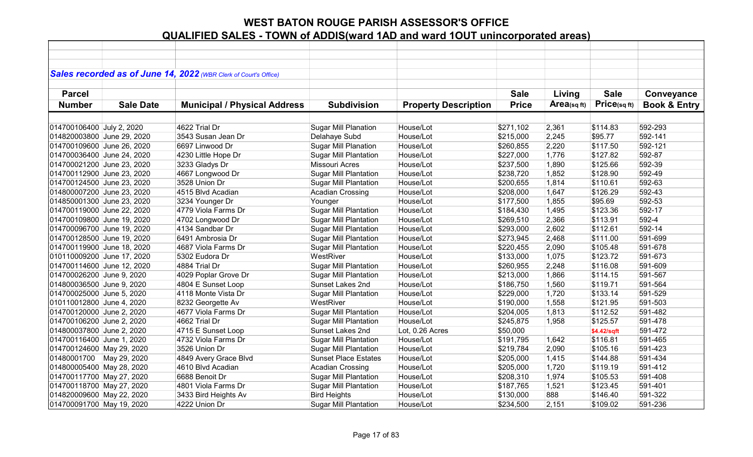# WEST BATON ROUGE PARISH ASSESSOR'S OFFICE

## QUALIFIED SALES - TOWN of ADDIS(ward 1AD and ward 1OUT unincorporated areas)

***Sales recorded as of June 14, 2022** (WBR Clerk of Court's Office)*

| Parcel Number | Sale Date | Municipal / Physical Address | Subdivision | Property Description | Sale Price | Living Area(sq ft) | Sale Price(sq ft) | Conveyance Book & Entry |
|---|---|---|---|---|---|---|---|---|
| 014700106400 | July 2, 2020 | 4622 Trial Dr | Sugar Mill Planation | House/Lot | $271,102 | 2,361 | $114.83 | 592-293 |
| 014820003800 | June 29, 2020 | 3543 Susan Jean Dr | Delahaye Subd | House/Lot | $215,000 | 2,245 | $95.77 | 592-141 |
| 014700109600 | June 26, 2020 | 6697 Linwood Dr | Sugar Mill Planation | House/Lot | $260,855 | 2,220 | $117.50 | 592-121 |
| 014700036400 | June 24, 2020 | 4230 Little Hope Dr | Sugar Mill Plantation | House/Lot | $227,000 | 1,776 | $127.82 | 592-87 |
| 014700021200 | June 23, 2020 | 3233 Gladys Dr | Missouri Acres | House/Lot | $237,500 | 1,890 | $125.66 | 592-39 |
| 014700112900 | June 23, 2020 | 4667 Longwood Dr | Sugar Mill Plantation | House/Lot | $238,720 | 1,852 | $128.90 | 592-49 |
| 014700124500 | June 23, 2020 | 3528 Union Dr | Sugar Mill Plantation | House/Lot | $200,655 | 1,814 | $110.61 | 592-63 |
| 014800007200 | June 23, 2020 | 4515 Blvd Acadian | Acadian Crossing | House/Lot | $208,000 | 1,647 | $126.29 | 592-43 |
| 014850001300 | June 23, 2020 | 3234 Younger Dr | Younger | House/Lot | $177,500 | 1,855 | $95.69 | 592-53 |
| 014700119000 | June 22, 2020 | 4779 Viola Farms Dr | Sugar Mill Plantation | House/Lot | $184,430 | 1,495 | $123.36 | 592-17 |
| 014700109800 | June 19, 2020 | 4702 Longwood Dr | Sugar Mill Plantation | House/Lot | $269,510 | 2,366 | $113.91 | 592-4 |
| 014700096700 | June 19, 2020 | 4134 Sandbar Dr | Sugar Mill Plantation | House/Lot | $293,000 | 2,602 | $112.61 | 592-14 |
| 014700128500 | June 19, 2020 | 6491 Ambrosia Dr | Sugar Mill Plantation | House/Lot | $273,945 | 2,468 | $111.00 | 591-699 |
| 014700119900 | June 18, 2020 | 4687 Viola Farms Dr | Sugar Mill Plantation | House/Lot | $220,455 | 2,090 | $105.48 | 591-678 |
| 010110009200 | June 17, 2020 | 5302 Eudora Dr | WestRiver | House/Lot | $133,000 | 1,075 | $123.72 | 591-673 |
| 014700114600 | June 12, 2020 | 4884 Trial Dr | Sugar Mill Plantation | House/Lot | $260,955 | 2,248 | $116.08 | 591-609 |
| 014700026200 | June 9, 2020 | 4029 Poplar Grove Dr | Sugar Mill Plantation | House/Lot | $213,000 | 1,866 | $114.15 | 591-567 |
| 014800036500 | June 9, 2020 | 4804 E Sunset Loop | Sunset Lakes 2nd | House/Lot | $186,750 | 1,560 | $119.71 | 591-564 |
| 014700025000 | June 5, 2020 | 4118 Monte Vista Dr | Sugar Mill Plantation | House/Lot | $229,000 | 1,720 | $133.14 | 591-529 |
| 010110012800 | June 4, 2020 | 8232 Georgette Av | WestRiver | House/Lot | $190,000 | 1,558 | $121.95 | 591-503 |
| 014700120000 | June 2, 2020 | 4677 Viola Farms Dr | Sugar Mill Plantation | House/Lot | $204,005 | 1,813 | $112.52 | 591-482 |
| 014700106200 | June 2, 2020 | 4662 Trial Dr | Sugar Mill Plantation | House/Lot | $245,875 | 1,958 | $125.57 | 591-478 |
| 014800037800 | June 2, 2020 | 4715 E Sunset Loop | Sunset Lakes 2nd | Lot, 0.26 Acres | $50,000 | | $4.42/sqft | 591-472 |
| 014700116400 | June 1, 2020 | 4732 Viola Farms Dr | Sugar Mill Plantation | House/Lot | $191,795 | 1,642 | $116.81 | 591-465 |
| 014700124600 | May 29, 2020 | 3526 Union Dr | Sugar Mill Plantation | House/Lot | $219,784 | 2,090 | $105.16 | 591-423 |
| 01480001700 | May 29, 2020 | 4849 Avery Grace Blvd | Sunset Place Estates | House/Lot | $205,000 | 1,415 | $144.88 | 591-434 |
| 014800005400 | May 28, 2020 | 4610 Blvd Acadian | Acadian Crossing | House/Lot | $205,000 | 1,720 | $119.19 | 591-412 |
| 014700117700 | May 27, 2020 | 6688 Benoit Dr | Sugar Mill Plantation | House/Lot | $208,310 | 1,974 | $105.53 | 591-408 |
| 014700118700 | May 27, 2020 | 4801 Viola Farms Dr | Sugar Mill Plantation | House/Lot | $187,765 | 1,521 | $123.45 | 591-401 |
| 014820009600 | May 22, 2020 | 3433 Bird Heights Av | Bird Heights | House/Lot | $130,000 | 888 | $146.40 | 591-322 |
| 014700091700 | May 19, 2020 | 4222 Union Dr | Sugar Mill Plantation | House/Lot | $234,500 | 2,151 | $109.02 | 591-236 |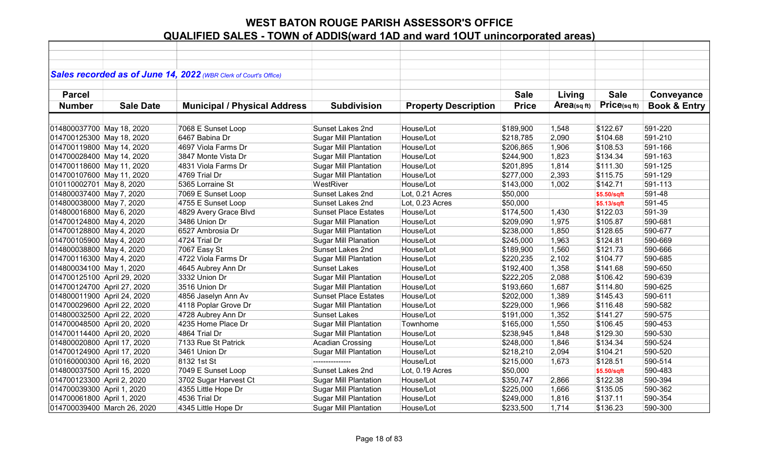# WEST BATON ROUGE PARISH ASSESSOR'S OFFICE

## QUALIFIED SALES - TOWN of ADDIS(ward 1AD and ward 1OUT unincorporated areas)

***Sales recorded as of June 14, 2022*** *(WBR Clerk of Court's Office)*

| Parcel Number | Sale Date | Municipal / Physical Address | Subdivision | Property Description | Sale Price | Living Area(sq ft) | Sale Price(sq ft) | Conveyance Book & Entry |
|---|---|---|---|---|---|---|---|---|
| 014800037700 | May 18, 2020 | 7068 E Sunset Loop | Sunset Lakes 2nd | House/Lot | $189,900 | 1,548 | $122.67 | 591-220 |
| 014700125300 | May 18, 2020 | 6467 Babina Dr | Sugar Mill Plantation | House/Lot | $218,785 | 2,090 | $104.68 | 591-210 |
| 014700119800 | May 14, 2020 | 4697 Viola Farms Dr | Sugar Mill Plantation | House/Lot | $206,865 | 1,906 | $108.53 | 591-166 |
| 014700028400 | May 14, 2020 | 3847 Monte Vista Dr | Sugar Mill Plantation | House/Lot | $244,900 | 1,823 | $134.34 | 591-163 |
| 014700118600 | May 11, 2020 | 4831 Viola Farms Dr | Sugar Mill Plantation | House/Lot | $201,895 | 1,814 | $111.30 | 591-125 |
| 014700107600 | May 11, 2020 | 4769 Trial Dr | Sugar Mill Plantation | House/Lot | $277,000 | 2,393 | $115.75 | 591-129 |
| 010110002701 | May 8, 2020 | 5365 Lorraine St | WestRiver | House/Lot | $143,000 | 1,002 | $142.71 | 591-113 |
| 014800037400 | May 7, 2020 | 7069 E Sunset Loop | Sunset Lakes 2nd | Lot, 0.21 Acres | $50,000 | | $5.50/sqft | 591-48 |
| 014800038000 | May 7, 2020 | 4755 E Sunset Loop | Sunset Lakes 2nd | Lot, 0.23 Acres | $50,000 | | $5.13/sqft | 591-45 |
| 014800016800 | May 6, 2020 | 4829 Avery Grace Blvd | Sunset Place Estates | House/Lot | $174,500 | 1,430 | $122.03 | 591-39 |
| 014700124800 | May 4, 2020 | 3486 Union Dr | Sugar Mill Planation | House/Lot | $209,090 | 1,975 | $105.87 | 590-681 |
| 014700128800 | May 4, 2020 | 6527 Ambrosia Dr | Sugar Mill Plantation | House/Lot | $238,000 | 1,850 | $128.65 | 590-677 |
| 014700105900 | May 4, 2020 | 4724 Trial Dr | Sugar Mill Planation | House/Lot | $245,000 | 1,963 | $124.81 | 590-669 |
| 014800038800 | May 4, 2020 | 7067 Easy St | Sunset Lakes 2nd | House/Lot | $189,900 | 1,560 | $121.73 | 590-666 |
| 014700116300 | May 4, 2020 | 4722 Viola Farms Dr | Sugar Mill Plantation | House/Lot | $220,235 | 2,102 | $104.77 | 590-685 |
| 014800034100 | May 1, 2020 | 4645 Aubrey Ann Dr | Sunset Lakes | House/Lot | $192,400 | 1,358 | $141.68 | 590-650 |
| 014700125100 | April 29, 2020 | 3332 Union Dr | Sugar Mill Plantation | House/Lot | $222,205 | 2,088 | $106.42 | 590-639 |
| 014700124700 | April 27, 2020 | 3516 Union Dr | Sugar Mill Plantation | House/Lot | $193,660 | 1,687 | $114.80 | 590-625 |
| 014800011900 | April 24, 2020 | 4856 Jaselyn Ann Av | Sunset Place Estates | House/Lot | $202,000 | 1,389 | $145.43 | 590-611 |
| 014700029600 | April 22, 2020 | 4118 Poplar Grove Dr | Sugar Mill Plantation | House/Lot | $229,000 | 1,966 | $116.48 | 590-582 |
| 014800032500 | April 22, 2020 | 4728 Aubrey Ann Dr | Sunset Lakes | House/Lot | $191,000 | 1,352 | $141.27 | 590-575 |
| 014700048500 | April 20, 2020 | 4235 Home Place Dr | Sugar Mill Plantation | Townhome | $165,000 | 1,550 | $106.45 | 590-453 |
| 014700114400 | April 20, 2020 | 4864 Trial Dr | Sugar Mill Plantation | House/Lot | $238,945 | 1,848 | $129.30 | 590-530 |
| 014800020800 | April 17, 2020 | 7133 Rue St Patrick | Acadian Crossing | House/Lot | $248,000 | 1,846 | $134.34 | 590-524 |
| 014700124900 | April 17, 2020 | 3461 Union Dr | Sugar Mill Plantation | House/Lot | $218,210 | 2,094 | $104.21 | 590-520 |
| 010160000300 | April 16, 2020 | 8132 1st St | --------------- | House/Lot | $215,000 | 1,673 | $128.51 | 590-514 |
| 014800037500 | April 15, 2020 | 7049 E Sunset Loop | Sunset Lakes 2nd | Lot, 0.19 Acres | $50,000 | | $5.50/sqft | 590-483 |
| 014700123300 | April 2, 2020 | 3702 Sugar Harvest Ct | Sugar Mill Plantation | House/Lot | $350,747 | 2,866 | $122.38 | 590-394 |
| 014700039300 | April 1, 2020 | 4355 Little Hope Dr | Sugar Mill Plantation | House/Lot | $225,000 | 1,666 | $135.05 | 590-362 |
| 014700061800 | April 1, 2020 | 4536 Trial Dr | Sugar Mill Plantation | House/Lot | $249,000 | 1,816 | $137.11 | 590-354 |
| 014700039400 | March 26, 2020 | 4345 Little Hope Dr | Sugar Mill Plantation | House/Lot | $233,500 | 1,714 | $136.23 | 590-300 |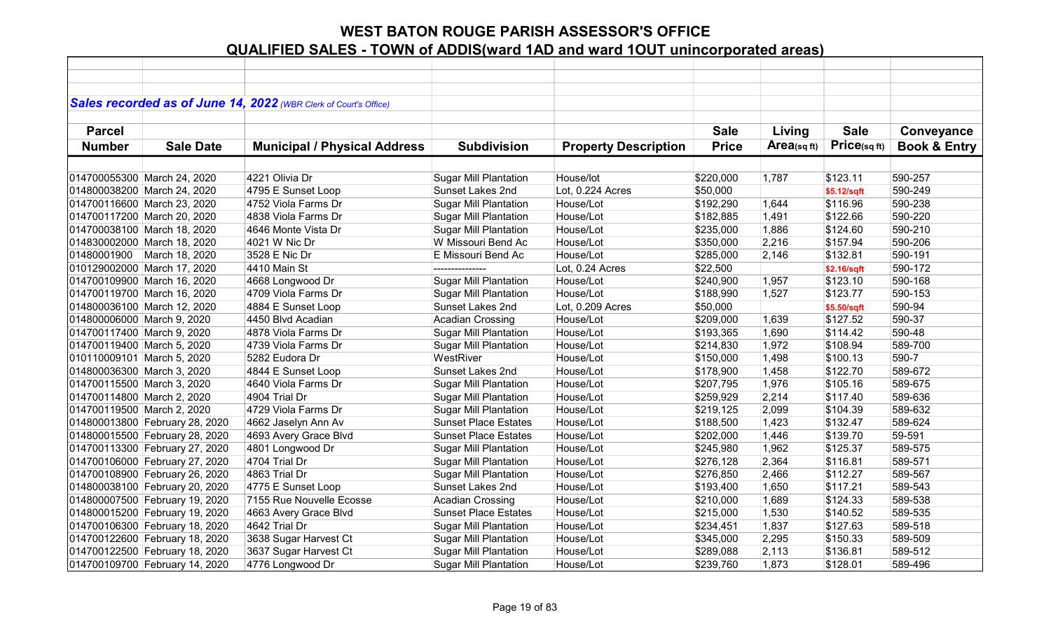# WEST BATON ROUGE PARISH ASSESSOR'S OFFICE

## QUALIFIED SALES - TOWN of ADDIS(ward 1AD and ward 1OUT unincorporated areas)

***Sales recorded as of June 14, 2022*** *(WBR Clerk of Court's Office)*

| Parcel Number | Sale Date | Municipal / Physical Address | Subdivision | Property Description | Sale Price | Living Area(sq ft) | Sale Price(sq ft) | Conveyance Book & Entry |
|---|---|---|---|---|---|---|---|---|
| 014700055300 | March 24, 2020 | 4221 Olivia Dr | Sugar Mill Plantation | House/lot | $220,000 | 1,787 | $123.11 | 590-257 |
| 014800038200 | March 24, 2020 | 4795 E Sunset Loop | Sunset Lakes 2nd | Lot, 0.224 Acres | $50,000 | | $5.12/sqft | 590-249 |
| 014700116600 | March 23, 2020 | 4752 Viola Farms Dr | Sugar Mill Plantation | House/Lot | $192,290 | 1,644 | $116.96 | 590-238 |
| 014700117200 | March 20, 2020 | 4838 Viola Farms Dr | Sugar Mill Plantation | House/Lot | $182,885 | 1,491 | $122.66 | 590-220 |
| 014700038100 | March 18, 2020 | 4646 Monte Vista Dr | Sugar Mill Plantation | House/Lot | $235,000 | 1,886 | $124.60 | 590-210 |
| 014830002000 | March 18, 2020 | 4021 W Nic Dr | W Missouri Bend Ac | House/Lot | $350,000 | 2,216 | $157.94 | 590-206 |
| 01480001900 | March 18, 2020 | 3528 E Nic Dr | E Missouri Bend Ac | House/Lot | $285,000 | 2,146 | $132.81 | 590-191 |
| 010129002000 | March 17, 2020 | 4410 Main St | -------------- | Lot, 0.24 Acres | $22,500 | | $2.16/sqft | 590-172 |
| 014700109900 | March 16, 2020 | 4668 Longwood Dr | Sugar Mill Plantation | House/Lot | $240,900 | 1,957 | $123.10 | 590-168 |
| 014700119700 | March 16, 2020 | 4709 Viola Farms Dr | Sugar Mill Plantation | House/Lot | $188,990 | 1,527 | $123.77 | 590-153 |
| 014800036100 | March 12, 2020 | 4884 E Sunset Loop | Sunset Lakes 2nd | Lot, 0.209 Acres | $50,000 | | $5.50/sqft | 590-94 |
| 014800006000 | March 9, 2020 | 4450 Blvd Acadian | Acadian Crossing | House/Lot | $209,000 | 1,639 | $127.52 | 590-37 |
| 014700117400 | March 9, 2020 | 4878 Viola Farms Dr | Sugar Mill Plantation | House/Lot | $193,365 | 1,690 | $114.42 | 590-48 |
| 014700119400 | March 5, 2020 | 4739 Viola Farms Dr | Sugar Mill Plantation | House/Lot | $214,830 | 1,972 | $108.94 | 589-700 |
| 010110009101 | March 5, 2020 | 5282 Eudora Dr | WestRiver | House/Lot | $150,000 | 1,498 | $100.13 | 590-7 |
| 014800036300 | March 3, 2020 | 4844 E Sunset Loop | Sunset Lakes 2nd | House/Lot | $178,900 | 1,458 | $122.70 | 589-672 |
| 014700115500 | March 3, 2020 | 4640 Viola Farms Dr | Sugar Mill Plantation | House/Lot | $207,795 | 1,976 | $105.16 | 589-675 |
| 014700114800 | March 2, 2020 | 4904 Trial Dr | Sugar Mill Plantation | House/Lot | $259,929 | 2,214 | $117.40 | 589-636 |
| 014700119500 | March 2, 2020 | 4729 Viola Farms Dr | Sugar Mill Plantation | House/Lot | $219,125 | 2,099 | $104.39 | 589-632 |
| 014800013800 | February 28, 2020 | 4662 Jaselyn Ann Av | Sunset Place Estates | House/Lot | $188,500 | 1,423 | $132.47 | 589-624 |
| 014800015500 | February 28, 2020 | 4693 Avery Grace Blvd | Sunset Place Estates | House/Lot | $202,000 | 1,446 | $139.70 | 59-591 |
| 014700113300 | February 27, 2020 | 4801 Longwood Dr | Sugar Mill Plantation | House/Lot | $245,980 | 1,962 | $125.37 | 589-575 |
| 014700106000 | February 27, 2020 | 4704 Trial Dr | Sugar Mill Plantation | House/Lot | $276,128 | 2,364 | $116.81 | 589-571 |
| 014700108900 | February 26, 2020 | 4863 Trial Dr | Sugar Mill Plantation | House/Lot | $276,850 | 2,466 | $112.27 | 589-567 |
| 014800038100 | February 20, 2020 | 4775 E Sunset Loop | Sunset Lakes 2nd | House/Lot | $193,400 | 1,650 | $117.21 | 589-543 |
| 014800007500 | February 19, 2020 | 7155 Rue Nouvelle Ecosse | Acadian Crossing | House/Lot | $210,000 | 1,689 | $124.33 | 589-538 |
| 014800015200 | February 19, 2020 | 4663 Avery Grace Blvd | Sunset Place Estates | House/Lot | $215,000 | 1,530 | $140.52 | 589-535 |
| 014700106300 | February 18, 2020 | 4642 Trial Dr | Sugar Mill Plantation | House/Lot | $234,451 | 1,837 | $127.63 | 589-518 |
| 014700122600 | February 18, 2020 | 3638 Sugar Harvest Ct | Sugar Mill Plantation | House/Lot | $345,000 | 2,295 | $150.33 | 589-509 |
| 014700122500 | February 18, 2020 | 3637 Sugar Harvest Ct | Sugar Mill Plantation | House/Lot | $289,088 | 2,113 | $136.81 | 589-512 |
| 014700109700 | February 14, 2020 | 4776 Longwood Dr | Sugar Mill Plantation | House/Lot | $239,760 | 1,873 | $128.01 | 589-496 |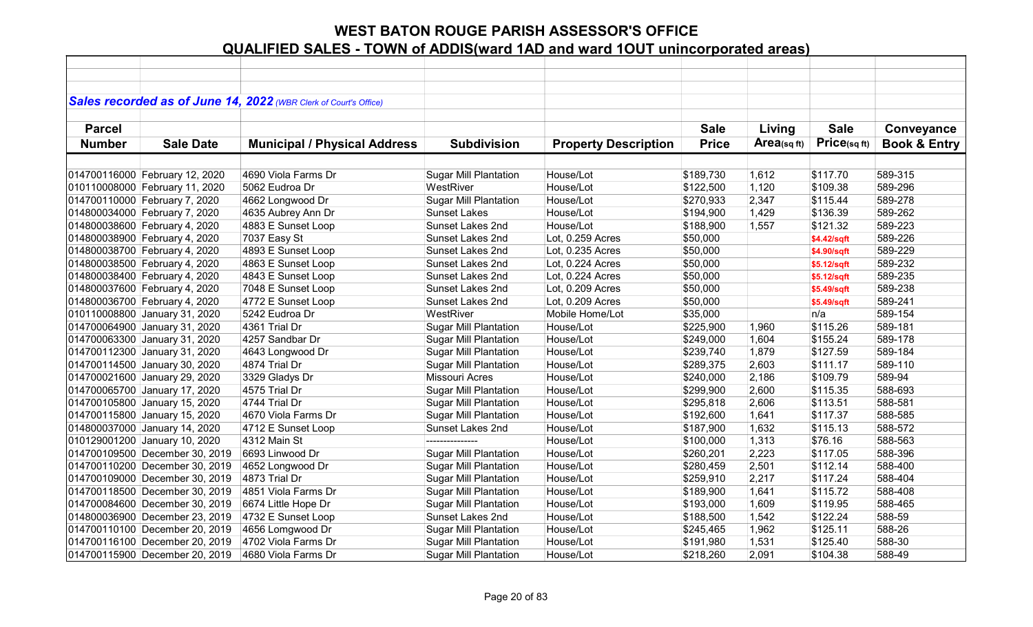# WEST BATON ROUGE PARISH ASSESSOR'S OFFICE

## QUALIFIED SALES - TOWN of ADDIS(ward 1AD and ward 1OUT unincorporated areas)

***Sales recorded as of June 14, 2022*** *(WBR Clerk of Court's Office)*

| Parcel Number | Sale Date | Municipal / Physical Address | Subdivision | Property Description | Sale Price | Living Area(sq ft) | Sale Price(sq ft) | Conveyance Book & Entry |
|---|---|---|---|---|---|---|---|---|
| 014700116000 | February 12, 2020 | 4690 Viola Farms Dr | Sugar Mill Plantation | House/Lot | $189,730 | 1,612 | $117.70 | 589-315 |
| 010110008000 | February 11, 2020 | 5062 Eudroa Dr | WestRiver | House/Lot | $122,500 | 1,120 | $109.38 | 589-296 |
| 014700110000 | February 7, 2020 | 4662 Longwood Dr | Sugar Mill Plantation | House/Lot | $270,933 | 2,347 | $115.44 | 589-278 |
| 014800034000 | February 7, 2020 | 4635 Aubrey Ann Dr | Sunset Lakes | House/Lot | $194,900 | 1,429 | $136.39 | 589-262 |
| 014800038600 | February 4, 2020 | 4883 E Sunset Loop | Sunset Lakes 2nd | House/Lot | $188,900 | 1,557 | $121.32 | 589-223 |
| 014800038900 | February 4, 2020 | 7037 Easy St | Sunset Lakes 2nd | Lot, 0.259 Acres | $50,000 | | $4.42/sqft | 589-226 |
| 014800038700 | February 4, 2020 | 4893 E Sunset Loop | Sunset Lakes 2nd | Lot, 0.235 Acres | $50,000 | | $4.90/sqft | 589-229 |
| 014800038500 | February 4, 2020 | 4863 E Sunset Loop | Sunset Lakes 2nd | Lot, 0.224 Acres | $50,000 | | $5.12/sqft | 589-232 |
| 014800038400 | February 4, 2020 | 4843 E Sunset Loop | Sunset Lakes 2nd | Lot, 0.224 Acres | $50,000 | | $5.12/sqft | 589-235 |
| 014800037600 | February 4, 2020 | 7048 E Sunset Loop | Sunset Lakes 2nd | Lot, 0.209 Acres | $50,000 | | $5.49/sqft | 589-238 |
| 014800036700 | February 4, 2020 | 4772 E Sunset Loop | Sunset Lakes 2nd | Lot, 0.209 Acres | $50,000 | | $5.49/sqft | 589-241 |
| 010110008800 | January 31, 2020 | 5242 Eudroa Dr | WestRiver | Mobile Home/Lot | $35,000 | | n/a | 589-154 |
| 014700064900 | January 31, 2020 | 4361 Trial Dr | Sugar Mill Plantation | House/Lot | $225,900 | 1,960 | $115.26 | 589-181 |
| 014700063300 | January 31, 2020 | 4257 Sandbar Dr | Sugar Mill Plantation | House/Lot | $249,000 | 1,604 | $155.24 | 589-178 |
| 014700112300 | January 31, 2020 | 4643 Longwood Dr | Sugar Mill Plantation | House/Lot | $239,740 | 1,879 | $127.59 | 589-184 |
| 014700114500 | January 30, 2020 | 4874 Trial Dr | Sugar Mill Plantation | House/Lot | $289,375 | 2,603 | $111.17 | 589-110 |
| 014700021600 | January 29, 2020 | 3329 Gladys Dr | Missouri Acres | House/Lot | $240,000 | 2,186 | $109.79 | 589-94 |
| 014700065700 | January 17, 2020 | 4575 Trial Dr | Sugar Mill Plantation | House/Lot | $299,900 | 2,600 | $115.35 | 588-693 |
| 014700105800 | January 15, 2020 | 4744 Trial Dr | Sugar Mill Plantation | House/Lot | $295,818 | 2,606 | $113.51 | 588-581 |
| 014700115800 | January 15, 2020 | 4670 Viola Farms Dr | Sugar Mill Plantation | House/Lot | $192,600 | 1,641 | $117.37 | 588-585 |
| 014800037000 | January 14, 2020 | 4712 E Sunset Loop | Sunset Lakes 2nd | House/Lot | $187,900 | 1,632 | $115.13 | 588-572 |
| 010129001200 | January 10, 2020 | 4312 Main St | --------------- | House/Lot | $100,000 | 1,313 | $76.16 | 588-563 |
| 014700109500 | December 30, 2019 | 6693 Linwood Dr | Sugar Mill Plantation | House/Lot | $260,201 | 2,223 | $117.05 | 588-396 |
| 014700110200 | December 30, 2019 | 4652 Longwood Dr | Sugar Mill Plantation | House/Lot | $280,459 | 2,501 | $112.14 | 588-400 |
| 014700109000 | December 30, 2019 | 4873 Trial Dr | Sugar Mill Plantation | House/Lot | $259,910 | 2,217 | $117.24 | 588-404 |
| 014700118500 | December 30, 2019 | 4851 Viola Farms Dr | Sugar Mill Plantation | House/Lot | $189,900 | 1,641 | $115.72 | 588-408 |
| 014700084600 | December 30, 2019 | 6674 Little Hope Dr | Sugar Mill Plantation | House/Lot | $193,000 | 1,609 | $119.95 | 588-465 |
| 014800036900 | December 23, 2019 | 4732 E Sunset Loop | Sunset Lakes 2nd | House/Lot | $188,500 | 1,542 | $122.24 | 588-59 |
| 014700110100 | December 20, 2019 | 4656 Lomgwood Dr | Sugar Mill Plantation | House/Lot | $245,465 | 1,962 | $125.11 | 588-26 |
| 014700116100 | December 20, 2019 | 4702 Viola Farms Dr | Sugar Mill Plantation | House/Lot | $191,980 | 1,531 | $125.40 | 588-30 |
| 014700115900 | December 20, 2019 | 4680 Viola Farms Dr | Sugar Mill Plantation | House/Lot | $218,260 | 2,091 | $104.38 | 588-49 |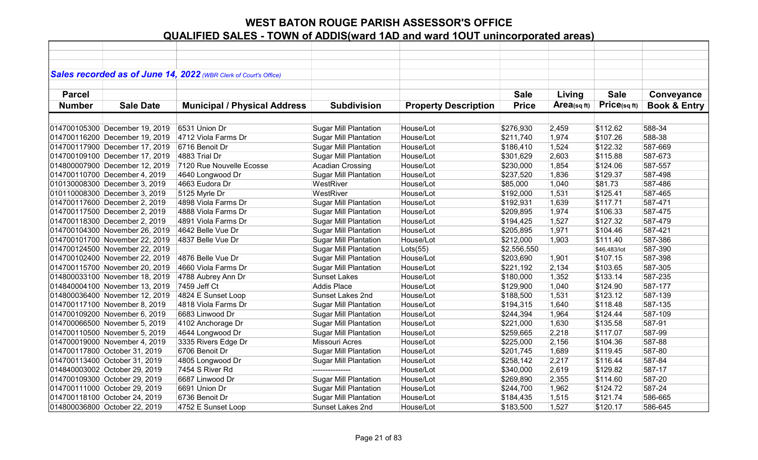# WEST BATON ROUGE PARISH ASSESSOR'S OFFICE
## QUALIFIED SALES - TOWN of ADDIS(ward 1AD and ward 1OUT unincorporated areas)

***Sales recorded as of June 14, 2022*** *(WBR Clerk of Court's Office)*

| Parcel Number | Sale Date | Municipal / Physical Address | Subdivision | Property Description | Sale Price | Living Area(sq ft) | Sale Price(sq ft) | Conveyance Book & Entry |
|---|---|---|---|---|---|---|---|---|
| 014700105300 | December 19, 2019 | 6531 Union Dr | Sugar Mill Plantation | House/Lot | $276,930 | 2,459 | $112.62 | 588-34 |
| 014700116200 | December 19, 2019 | 4712 Viola Farms Dr | Sugar Mill Plantation | House/Lot | $211,740 | 1,974 | $107.26 | 588-38 |
| 014700117900 | December 17, 2019 | 6716 Benoit Dr | Sugar Mill Plantation | House/Lot | $186,410 | 1,524 | $122.32 | 587-669 |
| 014700109100 | December 17, 2019 | 4883 Trial Dr | Sugar Mill Plantation | House/Lot | $301,629 | 2,603 | $115.88 | 587-673 |
| 014800007900 | December 12, 2019 | 7120 Rue Nouvelle Ecosse | Acadian Crossing | House/Lot | $230,000 | 1,854 | $124.06 | 587-557 |
| 014700110700 | December 4, 2019 | 4640 Longwood Dr | Sugar Mill Plantation | House/Lot | $237,520 | 1,836 | $129.37 | 587-498 |
| 010130008300 | December 3, 2019 | 4663 Eudora Dr | WestRiver | House/Lot | $85,000 | 1,040 | $81.73 | 587-486 |
| 010110008300 | December 3, 2019 | 5125 Myrle Dr | WestRiver | House/Lot | $192,000 | 1,531 | $125.41 | 587-465 |
| 014700117600 | December 2, 2019 | 4898 Viola Farms Dr | Sugar Mill Plantation | House/Lot | $192,931 | 1,639 | $117.71 | 587-471 |
| 014700117500 | December 2, 2019 | 4888 Viola Farms Dr | Sugar Mill Plantation | House/Lot | $209,895 | 1,974 | $106.33 | 587-475 |
| 014700118300 | December 2, 2019 | 4891 Viola Farms Dr | Sugar Mill Plantation | House/Lot | $194,425 | 1,527 | $127.32 | 587-479 |
| 014700104300 | November 26, 2019 | 4642 Belle Vue Dr | Sugar Mill Plantation | House/Lot | $205,895 | 1,971 | $104.46 | 587-421 |
| 014700101700 | November 22, 2019 | 4837 Belle Vue Dr | Sugar Mill Plantation | House/Lot | $212,000 | 1,903 | $111.40 | 587-386 |
| 014700124500 | November 22, 2019 | | Sugar Mill Plantation | Lots(55) | $2,556,550 | | $46,483/lot | 587-390 |
| 014700102400 | November 22, 2019 | 4876 Belle Vue Dr | Sugar Mill Plantation | House/Lot | $203,690 | 1,901 | $107.15 | 587-398 |
| 014700115700 | November 20, 2019 | 4660 Viola Farms Dr | Sugar Mill Plantation | House/Lot | $221,192 | 2,134 | $103.65 | 587-305 |
| 014800033100 | November 18, 2019 | 4788 Aubrey Ann Dr | Sunset Lakes | House/Lot | $180,000 | 1,352 | $133.14 | 587-235 |
| 014840004100 | November 13, 2019 | 7459 Jeff Ct | Addis Place | House/Lot | $129,900 | 1,040 | $124.90 | 587-177 |
| 014800036400 | November 12, 2019 | 4824 E Sunset Loop | Sunset Lakes 2nd | House/Lot | $188,500 | 1,531 | $123.12 | 587-139 |
| 014700117100 | November 8, 2019 | 4818 Viola Farms Dr | Sugar Mill Plantation | House/Lot | $194,315 | 1,640 | $118.48 | 587-135 |
| 014700109200 | November 6, 2019 | 6683 Linwood Dr | Sugar Mill Plantation | House/Lot | $244,394 | 1,964 | $124.44 | 587-109 |
| 014700066500 | November 5, 2019 | 4102 Anchorage Dr | Sugar Mill Plantation | House/Lot | $221,000 | 1,630 | $135.58 | 587-91 |
| 014700110500 | November 5, 2019 | 4644 Longwood Dr | Sugar Mill Plantation | House/Lot | $259,665 | 2,218 | $117.07 | 587-99 |
| 014700019000 | November 4, 2019 | 3335 Rivers Edge Dr | Missouri Acres | House/Lot | $225,000 | 2,156 | $104.36 | 587-88 |
| 014700117800 | October 31, 2019 | 6706 Benoit Dr | Sugar Mill Plantation | House/Lot | $201,745 | 1,689 | $119.45 | 587-80 |
| 014700113400 | October 31, 2019 | 4805 Longwood Dr | Sugar Mill Plantation | House/Lot | $258,142 | 2,217 | $116.44 | 587-84 |
| 014840003002 | October 29, 2019 | 7454 S River Rd | --------------- | House/Lot | $340,000 | 2,619 | $129.82 | 587-17 |
| 014700109300 | October 29, 2019 | 6687 Linwood Dr | Sugar Mill Plantation | House/Lot | $269,890 | 2,355 | $114.60 | 587-20 |
| 014700111000 | October 29, 2019 | 6691 Union Dr | Sugar Mill Plantation | House/Lot | $244,700 | 1,962 | $124.72 | 587-24 |
| 014700118100 | October 24, 2019 | 6736 Benoit Dr | Sugar Mill Plantation | House/Lot | $184,435 | 1,515 | $121.74 | 586-665 |
| 014800036800 | October 22, 2019 | 4752 E Sunset Loop | Sunset Lakes 2nd | House/Lot | $183,500 | 1,527 | $120.17 | 586-645 |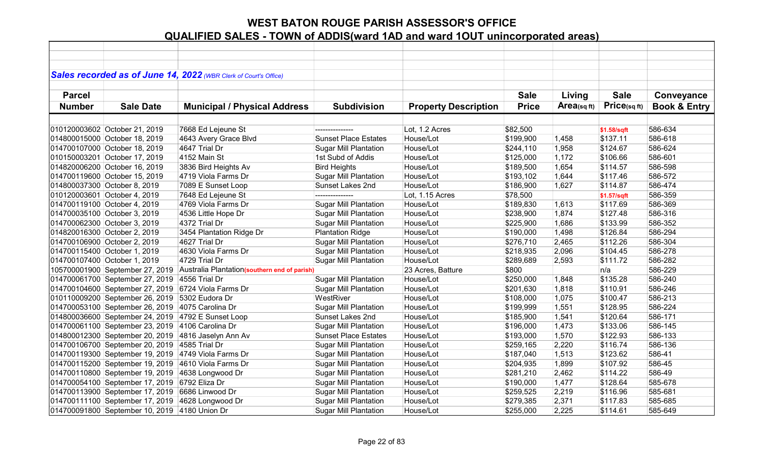# WEST BATON ROUGE PARISH ASSESSOR'S OFFICE

## QUALIFIED SALES - TOWN of ADDIS(ward 1AD and ward 1OUT unincorporated areas)

***Sales recorded as of June 14, 2022*** *(WBR Clerk of Court's Office)*

| Parcel Number | Sale Date | Municipal / Physical Address | Subdivision | Property Description | Sale Price | Living Area(sq ft) | Sale Price(sq ft) | Conveyance Book & Entry |
|---|---|---|---|---|---|---|---|---|
| 010120003602 | October 21, 2019 | 7668 Ed Lejeune St | --------------- | Lot, 1.2 Acres | $82,500 | | $1.58/sqft | 586-634 |
| 014800015000 | October 18, 2019 | 4643 Avery Grace Blvd | Sunset Place Estates | House/Lot | $199,900 | 1,458 | $137.11 | 586-618 |
| 014700107000 | October 18, 2019 | 4647 Trial Dr | Sugar Mill Plantation | House/Lot | $244,110 | 1,958 | $124.67 | 586-624 |
| 010150003201 | October 17, 2019 | 4152 Main St | 1st Subd of Addis | House/Lot | $125,000 | 1,172 | $106.66 | 586-601 |
| 014820006200 | October 16, 2019 | 3836 Bird Heights Av | Bird Heights | House/Lot | $189,500 | 1,654 | $114.57 | 586-598 |
| 014700119600 | October 15, 2019 | 4719 Viola Farms Dr | Sugar Mill Plantation | House/Lot | $193,102 | 1,644 | $117.46 | 586-572 |
| 014800037300 | October 8, 2019 | 7089 E Sunset Loop | Sunset Lakes 2nd | House/Lot | $186,900 | 1,627 | $114.87 | 586-474 |
| 010120003601 | October 4, 2019 | 7648 Ed Lejeune St | --------------- | Lot, 1.15 Acres | $78,500 | | $1.57/sqft | 586-359 |
| 014700119100 | October 4, 2019 | 4769 Viola Farms Dr | Sugar Mill Plantation | House/Lot | $189,830 | 1,613 | $117.69 | 586-369 |
| 014700035100 | October 3, 2019 | 4536 Little Hope Dr | Sugar Mill Plantation | House/Lot | $238,900 | 1,874 | $127.48 | 586-316 |
| 014700062300 | October 3, 2019 | 4372 Trial Dr | Sugar Mill Plantation | House/Lot | $225,900 | 1,686 | $133.99 | 586-352 |
| 014820016300 | October 2, 2019 | 3454 Plantation Ridge Dr | Plantation Ridge | House/Lot | $190,000 | 1,498 | $126.84 | 586-294 |
| 014700106900 | October 2, 2019 | 4627 Trial Dr | Sugar Mill Plantation | House/Lot | $276,710 | 2,465 | $112.26 | 586-304 |
| 014700115400 | October 1, 2019 | 4630 Viola Farms Dr | Sugar Mill Plantation | House/Lot | $218,935 | 2,096 | $104.45 | 586-278 |
| 014700107400 | October 1, 2019 | 4729 Trial Dr | Sugar Mill Plantation | House/Lot | $289,689 | 2,593 | $111.72 | 586-282 |
| 105700001900 | September 27, 2019 | Australia Plantation(southern end of parish) | | 23 Acres, Batture | $800 | | n/a | 586-229 |
| 014700061700 | September 27, 2019 | 4556 Trial Dr | Sugar Mill Plantation | House/Lot | $250,000 | 1,848 | $135.28 | 586-240 |
| 014700104600 | September 27, 2019 | 6724 Viola Farms Dr | Sugar Mill Plantation | House/Lot | $201,630 | 1,818 | $110.91 | 586-246 |
| 010110009200 | September 26, 2019 | 5302 Eudora Dr | WestRiver | House/Lot | $108,000 | 1,075 | $100.47 | 586-213 |
| 014700053100 | September 26, 2019 | 4075 Carolina Dr | Sugar Mill Plantation | House/Lot | $199,999 | 1,551 | $128.95 | 586-224 |
| 014800036600 | September 24, 2019 | 4792 E Sunset Loop | Sunset Lakes 2nd | House/Lot | $185,900 | 1,541 | $120.64 | 586-171 |
| 014700061100 | September 23, 2019 | 4106 Carolina Dr | Sugar Mill Plantation | House/Lot | $196,000 | 1,473 | $133.06 | 586-145 |
| 014800012300 | September 20, 2019 | 4816 Jaselyn Ann Av | Sunset Place Estates | House/Lot | $193,000 | 1,570 | $122.93 | 586-133 |
| 014700106700 | September 20, 2019 | 4585 Trial Dr | Sugar Mill Plantation | House/Lot | $259,165 | 2,220 | $116.74 | 586-136 |
| 014700119300 | September 19, 2019 | 4749 Viola Farms Dr | Sugar Mill Plantation | House/Lot | $187,040 | 1,513 | $123.62 | 586-41 |
| 014700115200 | September 19, 2019 | 4610 Viola Farms Dr | Sugar Mill Plantation | House/Lot | $204,935 | 1,899 | $107.92 | 586-45 |
| 014700110800 | September 19, 2019 | 4638 Longwood Dr | Sugar Mill Plantation | House/Lot | $281,210 | 2,462 | $114.22 | 586-49 |
| 014700054100 | September 17, 2019 | 6792 Eliza Dr | Sugar Mill Plantation | House/Lot | $190,000 | 1,477 | $128.64 | 585-678 |
| 014700113900 | September 17, 2019 | 6686 Linwood Dr | Sugar Mill Plantation | House/Lot | $259,525 | 2,219 | $116.96 | 585-681 |
| 014700111100 | September 17, 2019 | 4628 Longwood Dr | Sugar Mill Plantation | House/Lot | $279,385 | 2,371 | $117.83 | 585-685 |
| 014700091800 | September 10, 2019 | 4180 Union Dr | Sugar Mill Plantation | House/Lot | $255,000 | 2,225 | $114.61 | 585-649 |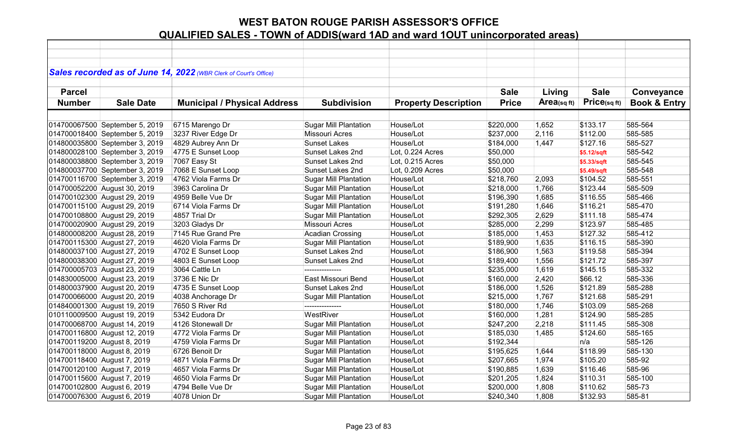# WEST BATON ROUGE PARISH ASSESSOR'S OFFICE

## QUALIFIED SALES - TOWN of ADDIS(ward 1AD and ward 1OUT unincorporated areas)

***Sales recorded as of June 14, 2022*** *(WBR Clerk of Court's Office)*

| Parcel Number | Sale Date | Municipal / Physical Address | Subdivision | Property Description | Sale Price | Living Area(sq ft) | Sale Price(sq ft) | Conveyance Book & Entry |
|---|---|---|---|---|---|---|---|---|
| 014700067500 | September 5, 2019 | 6715 Marengo Dr | Sugar Mill Plantation | House/Lot | $220,000 | 1,652 | $133.17 | 585-564 |
| 014700018400 | September 5, 2019 | 3237 River Edge Dr | Missouri Acres | House/Lot | $237,000 | 2,116 | $112.00 | 585-585 |
| 014800035800 | September 3, 2019 | 4829 Aubrey Ann Dr | Sunset Lakes | House/Lot | $184,000 | 1,447 | $127.16 | 585-527 |
| 014800028100 | September 3, 2019 | 4775 E Sunset Loop | Sunset Lakes 2nd | Lot, 0.224 Acres | $50,000 | | $5.12/sqft | 585-542 |
| 014800038800 | September 3, 2019 | 7067 Easy St | Sunset Lakes 2nd | Lot, 0.215 Acres | $50,000 | | $5.33/sqft | 585-545 |
| 014800037700 | September 3, 2019 | 7068 E Sunset Loop | Sunset Lakes 2nd | Lot, 0.209 Acres | $50,000 | | $5.49/sqft | 585-548 |
| 014700116700 | September 3, 2019 | 4762 Viola Farms Dr | Sugar Mill Plantation | House/Lot | $218,760 | 2,093 | $104.52 | 585-551 |
| 014700052200 | August 30, 2019 | 3963 Carolina Dr | Sugar Mill Plantation | House/Lot | $218,000 | 1,766 | $123.44 | 585-509 |
| 014700102300 | August 29, 2019 | 4959 Belle Vue Dr | Sugar Mill Plantation | House/Lot | $196,390 | 1,685 | $116.55 | 585-466 |
| 014700115100 | August 29, 2019 | 6714 Viola Farms Dr | Sugar Mill Plantation | House/Lot | $191,280 | 1,646 | $116.21 | 585-470 |
| 014700108800 | August 29, 2019 | 4857 Trial Dr | Sugar Mill Plantation | House/Lot | $292,305 | 2,629 | $111.18 | 585-474 |
| 014700020900 | August 29, 2019 | 3203 Gladys Dr | Missouri Acres | House/Lot | $285,000 | 2,299 | $123.97 | 585-485 |
| 014800008200 | August 28, 2019 | 7145 Rue Grand Pre | Acadian Crossing | House/Lot | $185,000 | 1,453 | $127.32 | 585-412 |
| 014700115300 | August 27, 2019 | 4620 Viola Farms Dr | Sugar Mill Plantation | House/Lot | $189,900 | 1,635 | $116.15 | 585-390 |
| 014800037100 | August 27, 2019 | 4702 E Sunset Loop | Sunset Lakes 2nd | House/Lot | $186,900 | 1,563 | $119.58 | 585-394 |
| 014800038300 | August 27, 2019 | 4803 E Sunset Loop | Sunset Lakes 2nd | House/Lot | $189,400 | 1,556 | $121.72 | 585-397 |
| 014700005703 | August 23, 2019 | 3064 Cattle Ln | --------------- | House/Lot | $235,000 | 1,619 | $145.15 | 585-332 |
| 014830005000 | August 23, 2019 | 3736 E Nic Dr | East Missouri Bend | House/Lot | $160,000 | 2,420 | $66.12 | 585-336 |
| 014800037900 | August 20, 2019 | 4735 E Sunset Loop | Sunset Lakes 2nd | House/Lot | $186,000 | 1,526 | $121.89 | 585-288 |
| 014700066000 | August 20, 2019 | 4038 Anchorage Dr | Sugar Mill Plantation | House/Lot | $215,000 | 1,767 | $121.68 | 585-291 |
| 014840001300 | August 19, 2019 | 7650 S River Rd | --------------- | House/Lot | $180,000 | 1,746 | $103.09 | 585-268 |
| 010110009500 | August 19, 2019 | 5342 Eudora Dr | WestRiver | House/Lot | $160,000 | 1,281 | $124.90 | 585-285 |
| 014700068700 | August 14, 2019 | 4126 Stonewall Dr | Sugar Mill Plantation | House/Lot | $247,200 | 2,218 | $111.45 | 585-308 |
| 014700116800 | August 12, 2019 | 4772 Viola Farms Dr | Sugar Mill Plantation | House/Lot | $185,030 | 1,485 | $124.60 | 585-165 |
| 014700119200 | August 8, 2019 | 4759 Viola Farms Dr | Sugar Mill Plantation | House/Lot | $192,344 | | n/a | 585-126 |
| 014700118000 | August 8, 2019 | 6726 Benoit Dr | Sugar Mill Plantation | House/Lot | $195,625 | 1,644 | $118.99 | 585-130 |
| 014700118400 | August 7, 2019 | 4871 Viola Farms Dr | Sugar Mill Plantation | House/Lot | $207,665 | 1,974 | $105.20 | 585-92 |
| 014700120100 | August 7, 2019 | 4657 Viola Farms Dr | Sugar Mill Plantation | House/Lot | $190,885 | 1,639 | $116.46 | 585-96 |
| 014700115600 | August 7, 2019 | 4650 Viola Farms Dr | Sugar Mill Plantation | House/Lot | $201,205 | 1,824 | $110.31 | 585-100 |
| 014700102800 | August 6, 2019 | 4794 Belle Vue Dr | Sugar Mill Plantation | House/Lot | $200,000 | 1,808 | $110.62 | 585-73 |
| 014700076300 | August 6, 2019 | 4078 Union Dr | Sugar Mill Plantation | House/Lot | $240,340 | 1,808 | $132.93 | 585-81 |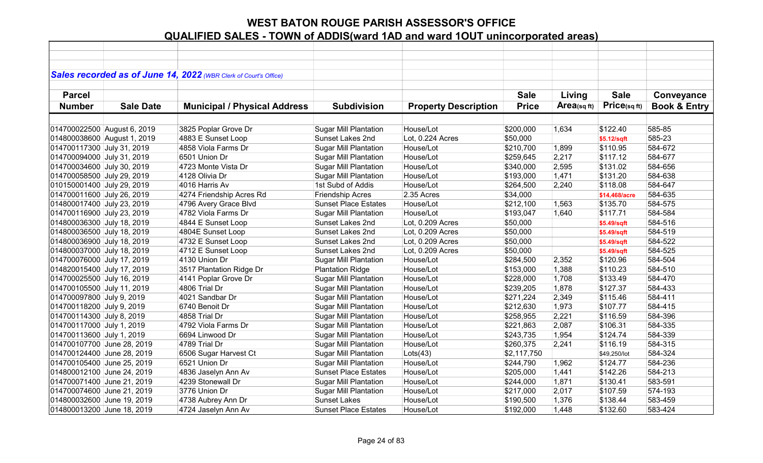# WEST BATON ROUGE PARISH ASSESSOR'S OFFICE

## QUALIFIED SALES - TOWN of ADDIS(ward 1AD and ward 1OUT unincorporated areas)

***Sales recorded as of June 14, 2022*** *(WBR Clerk of Court's Office)*

| Parcel Number | Sale Date | Municipal / Physical Address | Subdivision | Property Description | Sale Price | Living Area(sq ft) | Sale Price(sq ft) | Conveyance Book & Entry |
|---|---|---|---|---|---|---|---|---|
| 014700022500 | August 6, 2019 | 3825 Poplar Grove Dr | Sugar Mill Plantation | House/Lot | $200,000 | 1,634 | $122.40 | 585-85 |
| 014800038600 | August 1, 2019 | 4883 E Sunset Loop | Sunset Lakes 2nd | Lot, 0.224 Acres | $50,000 | | $5.12/sqft | 585-23 |
| 014700117300 | July 31, 2019 | 4858 Viola Farms Dr | Sugar Mill Plantation | House/Lot | $210,700 | 1,899 | $110.95 | 584-672 |
| 014700094000 | July 31, 2019 | 6501 Union Dr | Sugar Mill Plantation | House/Lot | $259,645 | 2,217 | $117.12 | 584-677 |
| 014700034600 | July 30, 2019 | 4723 Monte Vista Dr | Sugar Mill Plantation | House/Lot | $340,000 | 2,595 | $131.02 | 584-656 |
| 014700058500 | July 29, 2019 | 4128 Olivia Dr | Sugar Mill Plantation | House/Lot | $193,000 | 1,471 | $131.20 | 584-638 |
| 010150001400 | July 29, 2019 | 4016 Harris Av | 1st Subd of Addis | House/Lot | $264,500 | 2,240 | $118.08 | 584-647 |
| 014700011600 | July 26, 2019 | 4274 Friendship Acres Rd | Friendship Acres | 2.35 Acres | $34,000 | | $14,468/acre | 584-635 |
| 014800017400 | July 23, 2019 | 4796 Avery Grace Blvd | Sunset Place Estates | House/Lot | $212,100 | 1,563 | $135.70 | 584-575 |
| 014700116900 | July 23, 2019 | 4782 Viola Farms Dr | Sugar Mill Plantation | House/Lot | $193,047 | 1,640 | $117.71 | 584-584 |
| 014800036300 | July 18, 2019 | 4844 E Sunset Loop | Sunset Lakes 2nd | Lot, 0.209 Acres | $50,000 | | $5.49/sqft | 584-516 |
| 014800036500 | July 18, 2019 | 4804E Sunset Loop | Sunset Lakes 2nd | Lot, 0.209 Acres | $50,000 | | $5.49/sqft | 584-519 |
| 014800036900 | July 18, 2019 | 4732 E Sunset Loop | Sunset Lakes 2nd | Lot, 0.209 Acres | $50,000 | | $5.49/sqft | 584-522 |
| 014800037000 | July 18, 2019 | 4712 E Sunset Loop | Sunset Lakes 2nd | Lot, 0.209 Acres | $50,000 | | $5.49/sqft | 584-525 |
| 014700076000 | July 17, 2019 | 4130 Union Dr | Sugar Mill Plantation | House/Lot | $284,500 | 2,352 | $120.96 | 584-504 |
| 014820015400 | July 17, 2019 | 3517 Plantation Ridge Dr | Plantation Ridge | House/Lot | $153,000 | 1,388 | $110.23 | 584-510 |
| 014700025500 | July 16, 2019 | 4141 Poplar Grove Dr | Sugar Mill Plantation | House/Lot | $228,000 | 1,708 | $133.49 | 584-470 |
| 014700105500 | July 11, 2019 | 4806 Trial Dr | Sugar Mill Plantation | House/Lot | $239,205 | 1,878 | $127.37 | 584-433 |
| 014700097800 | July 9, 2019 | 4021 Sandbar Dr | Sugar Mill Plantation | House/Lot | $271,224 | 2,349 | $115.46 | 584-411 |
| 014700118200 | July 9, 2019 | 6740 Benoit Dr | Sugar Mill Plantation | House/Lot | $212,630 | 1,973 | $107.77 | 584-415 |
| 014700114300 | July 8, 2019 | 4858 Trial Dr | Sugar Mill Plantation | House/Lot | $258,955 | 2,221 | $116.59 | 584-396 |
| 014700117000 | July 1, 2019 | 4792 Viola Farms Dr | Sugar Mill Plantation | House/Lot | $221,863 | 2,087 | $106.31 | 584-335 |
| 014700113600 | July 1, 2019 | 6694 Linwood Dr | Sugar Mill Plantation | House/Lot | $243,735 | 1,954 | $124.74 | 584-339 |
| 014700107700 | June 28, 2019 | 4789 Trial Dr | Sugar Mill Plantation | House/Lot | $260,375 | 2,241 | $116.19 | 584-315 |
| 014700124400 | June 28, 2019 | 6506 Sugar Harvest Ct | Sugar Mill Plantation | Lots(43) | $2,117,750 | | $49,250/lot | 584-324 |
| 014700105400 | June 25, 2019 | 6521 Union Dr | Sugar Mill Plantation | House/Lot | $244,790 | 1,962 | $124.77 | 584-236 |
| 014800012100 | June 24, 2019 | 4836 Jaselyn Ann Av | Sunset Place Estates | House/Lot | $205,000 | 1,441 | $142.26 | 584-213 |
| 014700071400 | June 21, 2019 | 4239 Stonewall Dr | Sugar Mill Plantation | House/Lot | $244,000 | 1,871 | $130.41 | 583-591 |
| 014700074600 | June 21, 2019 | 3776 Union Dr | Sugar Mill Plantation | House/Lot | $217,000 | 2,017 | $107.59 | 574-193 |
| 014800032600 | June 19, 2019 | 4738 Aubrey Ann Dr | Sunset Lakes | House/Lot | $190,500 | 1,376 | $138.44 | 583-459 |
| 014800013200 | June 18, 2019 | 4724 Jaselyn Ann Av | Sunset Place Estates | House/Lot | $192,000 | 1,448 | $132.60 | 583-424 |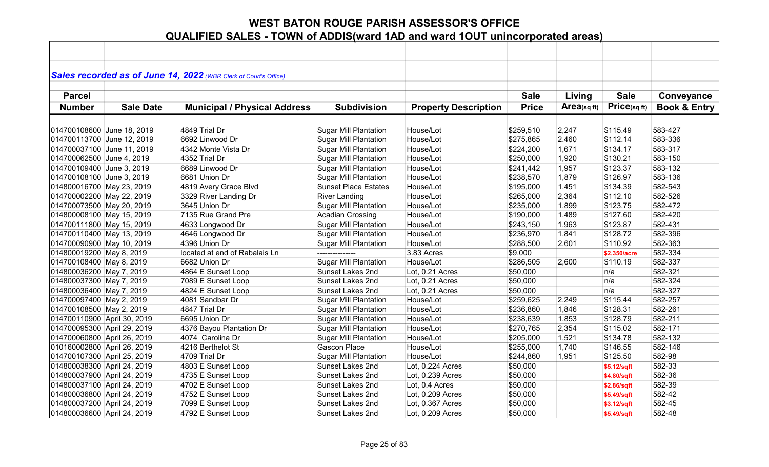# WEST BATON ROUGE PARISH ASSESSOR'S OFFICE

## QUALIFIED SALES - TOWN of ADDIS(ward 1AD and ward 1OUT unincorporated areas)

***Sales recorded as of June 14, 2022** (WBR Clerk of Court's Office)*

| Parcel Number | Sale Date | Municipal / Physical Address | Subdivision | Property Description | Sale Price | Living Area(sq ft) | Sale Price(sq ft) | Conveyance Book & Entry |
|---|---|---|---|---|---|---|---|---|
| 014700108600 | June 18, 2019 | 4849 Trial Dr | Sugar Mill Plantation | House/Lot | $259,510 | 2,247 | $115.49 | 583-427 |
| 014700113700 | June 12, 2019 | 6692 Linwood Dr | Sugar Mill Plantation | House/Lot | $275,865 | 2,460 | $112.14 | 583-336 |
| 014700037100 | June 11, 2019 | 4342 Monte Vista Dr | Sugar Mill Plantation | House/Lot | $224,200 | 1,671 | $134.17 | 583-317 |
| 014700062500 | June 4, 2019 | 4352 Trial Dr | Sugar Mill Plantation | House/Lot | $250,000 | 1,920 | $130.21 | 583-150 |
| 014700109400 | June 3, 2019 | 6689 Linwood Dr | Sugar Mill Plantation | House/Lot | $241,442 | 1,957 | $123.37 | 583-132 |
| 014700108100 | June 3, 2019 | 6681 Union Dr | Sugar Mill Plantation | House/Lot | $238,570 | 1,879 | $126.97 | 583-136 |
| 014800016700 | May 23, 2019 | 4819 Avery Grace Blvd | Sunset Place Estates | House/Lot | $195,000 | 1,451 | $134.39 | 582-543 |
| 014700002200 | May 22, 2019 | 3329 River Landing Dr | River Landing | House/Lot | $265,000 | 2,364 | $112.10 | 582-526 |
| 014700073500 | May 20, 2019 | 3645 Union Dr | Sugar Mill Plantation | House/Lot | $235,000 | 1,899 | $123.75 | 582-472 |
| 014800008100 | May 15, 2019 | 7135 Rue Grand Pre | Acadian Crossing | House/Lot | $190,000 | 1,489 | $127.60 | 582-420 |
| 014700111800 | May 15, 2019 | 4633 Longwood Dr | Sugar Mill Plantation | House/Lot | $243,150 | 1,963 | $123.87 | 582-431 |
| 014700110400 | May 13, 2019 | 4646 Longwood Dr | Sugar Mill Plantation | House/Lot | $236,970 | 1,841 | $128.72 | 582-396 |
| 014700090900 | May 10, 2019 | 4396 Union Dr | Sugar Mill Plantation | House/Lot | $288,500 | 2,601 | $110.92 | 582-363 |
| 014800019200 | May 8, 2019 | located at end of Rabalais Ln | -------------- | 3.83 Acres | $9,000 | | $2,350/acre | 582-334 |
| 014700108400 | May 8, 2019 | 6682 Union Dr | Sugar Mill Plantation | House/Lot | $286,505 | 2,600 | $110.19 | 582-337 |
| 014800036200 | May 7, 2019 | 4864 E Sunset Loop | Sunset Lakes 2nd | Lot, 0.21 Acres | $50,000 | | n/a | 582-321 |
| 014800037300 | May 7, 2019 | 7089 E Sunset Loop | Sunset Lakes 2nd | Lot, 0.21 Acres | $50,000 | | n/a | 582-324 |
| 014800036400 | May 7, 2019 | 4824 E Sunset Loop | Sunset Lakes 2nd | Lot, 0.21 Acres | $50,000 | | n/a | 582-327 |
| 014700097400 | May 2, 2019 | 4081 Sandbar Dr | Sugar Mill Plantation | House/Lot | $259,625 | 2,249 | $115.44 | 582-257 |
| 014700108500 | May 2, 2019 | 4847 Trial Dr | Sugar Mill Plantation | House/Lot | $236,860 | 1,846 | $128.31 | 582-261 |
| 014700110900 | April 30, 2019 | 6695 Union Dr | Sugar Mill Plantation | House/Lot | $238,639 | 1,853 | $128.79 | 582-211 |
| 014700095300 | April 29, 2019 | 4376 Bayou Plantation Dr | Sugar Mill Plantation | House/Lot | $270,765 | 2,354 | $115.02 | 582-171 |
| 014700060800 | April 26, 2019 | 4074 Carolina Dr | Sugar Mill Plantation | House/Lot | $205,000 | 1,521 | $134.78 | 582-132 |
| 010160002800 | April 26, 2019 | 4216 Berthelot St | Gascon Place | House/Lot | $255,000 | 1,740 | $146.55 | 582-146 |
| 014700107300 | April 25, 2019 | 4709 Trial Dr | Sugar Mill Plantation | House/Lot | $244,860 | 1,951 | $125.50 | 582-98 |
| 014800038300 | April 24, 2019 | 4803 E Sunset Loop | Sunset Lakes 2nd | Lot, 0.224 Acres | $50,000 | | $5.12/sqft | 582-33 |
| 014800037900 | April 24, 2019 | 4735 E Sunset Loop | Sunset Lakes 2nd | Lot, 0.239 Acres | $50,000 | | $4.80/sqft | 582-36 |
| 014800037100 | April 24, 2019 | 4702 E Sunset Loop | Sunset Lakes 2nd | Lot, 0.4 Acres | $50,000 | | $2.86/sqft | 582-39 |
| 014800036800 | April 24, 2019 | 4752 E Sunset Loop | Sunset Lakes 2nd | Lot, 0.209 Acres | $50,000 | | $5.49/sqft | 582-42 |
| 014800037200 | April 24, 2019 | 7099 E Sunset Loop | Sunset Lakes 2nd | Lot, 0.367 Acres | $50,000 | | $3.12/sqft | 582-45 |
| 014800036600 | April 24, 2019 | 4792 E Sunset Loop | Sunset Lakes 2nd | Lot, 0.209 Acres | $50,000 | | $5.49/sqft | 582-48 |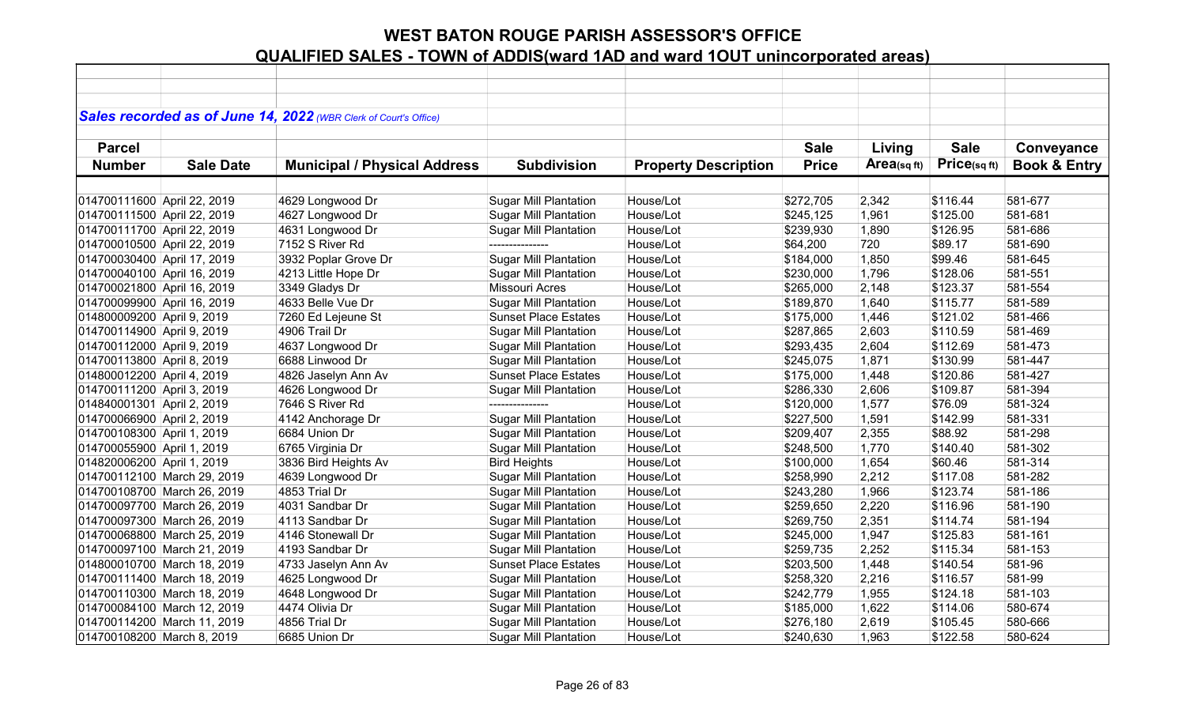# WEST BATON ROUGE PARISH ASSESSOR'S OFFICE

## QUALIFIED SALES - TOWN of ADDIS(ward 1AD and ward 1OUT unincorporated areas)

***Sales recorded as of June 14, 2022*** *(WBR Clerk of Court's Office)*

| Parcel Number | Sale Date | Municipal / Physical Address | Subdivision | Property Description | Sale Price | Living Area(sq ft) | Sale Price(sq ft) | Conveyance Book & Entry |
|---|---|---|---|---|---|---|---|---|
| 014700111600 | April 22, 2019 | 4629 Longwood Dr | Sugar Mill Plantation | House/Lot | $272,705 | 2,342 | $116.44 | 581-677 |
| 014700111500 | April 22, 2019 | 4627 Longwood Dr | Sugar Mill Plantation | House/Lot | $245,125 | 1,961 | $125.00 | 581-681 |
| 014700111700 | April 22, 2019 | 4631 Longwood Dr | Sugar Mill Plantation | House/Lot | $239,930 | 1,890 | $126.95 | 581-686 |
| 014700010500 | April 22, 2019 | 7152 S River Rd | --------------- | House/Lot | $64,200 | 720 | $89.17 | 581-690 |
| 014700030400 | April 17, 2019 | 3932 Poplar Grove Dr | Sugar Mill Plantation | House/Lot | $184,000 | 1,850 | $99.46 | 581-645 |
| 014700040100 | April 16, 2019 | 4213 Little Hope Dr | Sugar Mill Plantation | House/Lot | $230,000 | 1,796 | $128.06 | 581-551 |
| 014700021800 | April 16, 2019 | 3349 Gladys Dr | Missouri Acres | House/Lot | $265,000 | 2,148 | $123.37 | 581-554 |
| 014700099900 | April 16, 2019 | 4633 Belle Vue Dr | Sugar Mill Plantation | House/Lot | $189,870 | 1,640 | $115.77 | 581-589 |
| 014800009200 | April 9, 2019 | 7260 Ed Lejeune St | Sunset Place Estates | House/Lot | $175,000 | 1,446 | $121.02 | 581-466 |
| 014700114900 | April 9, 2019 | 4906 Trail Dr | Sugar Mill Plantation | House/Lot | $287,865 | 2,603 | $110.59 | 581-469 |
| 014700112000 | April 9, 2019 | 4637 Longwood Dr | Sugar Mill Plantation | House/Lot | $293,435 | 2,604 | $112.69 | 581-473 |
| 014700113800 | April 8, 2019 | 6688 Linwood Dr | Sugar Mill Plantation | House/Lot | $245,075 | 1,871 | $130.99 | 581-447 |
| 014800012200 | April 4, 2019 | 4826 Jaselyn Ann Av | Sunset Place Estates | House/Lot | $175,000 | 1,448 | $120.86 | 581-427 |
| 014700111200 | April 3, 2019 | 4626 Longwood Dr | Sugar Mill Plantation | House/Lot | $286,330 | 2,606 | $109.87 | 581-394 |
| 014840001301 | April 2, 2019 | 7646 S River Rd | --------------- | House/Lot | $120,000 | 1,577 | $76.09 | 581-324 |
| 014700066900 | April 2, 2019 | 4142 Anchorage Dr | Sugar Mill Plantation | House/Lot | $227,500 | 1,591 | $142.99 | 581-331 |
| 014700108300 | April 1, 2019 | 6684 Union Dr | Sugar Mill Plantation | House/Lot | $209,407 | 2,355 | $88.92 | 581-298 |
| 014700055900 | April 1, 2019 | 6765 Virginia Dr | Sugar Mill Plantation | House/Lot | $248,500 | 1,770 | $140.40 | 581-302 |
| 014820006200 | April 1, 2019 | 3836 Bird Heights Av | Bird Heights | House/Lot | $100,000 | 1,654 | $60.46 | 581-314 |
| 014700112100 | March 29, 2019 | 4639 Longwood Dr | Sugar Mill Plantation | House/Lot | $258,990 | 2,212 | $117.08 | 581-282 |
| 014700108700 | March 26, 2019 | 4853 Trial Dr | Sugar Mill Plantation | House/Lot | $243,280 | 1,966 | $123.74 | 581-186 |
| 014700097700 | March 26, 2019 | 4031 Sandbar Dr | Sugar Mill Plantation | House/Lot | $259,650 | 2,220 | $116.96 | 581-190 |
| 014700097300 | March 26, 2019 | 4113 Sandbar Dr | Sugar Mill Plantation | House/Lot | $269,750 | 2,351 | $114.74 | 581-194 |
| 014700068800 | March 25, 2019 | 4146 Stonewall Dr | Sugar Mill Plantation | House/Lot | $245,000 | 1,947 | $125.83 | 581-161 |
| 014700097100 | March 21, 2019 | 4193 Sandbar Dr | Sugar Mill Plantation | House/Lot | $259,735 | 2,252 | $115.34 | 581-153 |
| 014800010700 | March 18, 2019 | 4733 Jaselyn Ann Av | Sunset Place Estates | House/Lot | $203,500 | 1,448 | $140.54 | 581-96 |
| 014700111400 | March 18, 2019 | 4625 Longwood Dr | Sugar Mill Plantation | House/Lot | $258,320 | 2,216 | $116.57 | 581-99 |
| 014700110300 | March 18, 2019 | 4648 Longwood Dr | Sugar Mill Plantation | House/Lot | $242,779 | 1,955 | $124.18 | 581-103 |
| 014700084100 | March 12, 2019 | 4474 Olivia Dr | Sugar Mill Plantation | House/Lot | $185,000 | 1,622 | $114.06 | 580-674 |
| 014700114200 | March 11, 2019 | 4856 Trial Dr | Sugar Mill Plantation | House/Lot | $276,180 | 2,619 | $105.45 | 580-666 |
| 014700108200 | March 8, 2019 | 6685 Union Dr | Sugar Mill Plantation | House/Lot | $240,630 | 1,963 | $122.58 | 580-624 |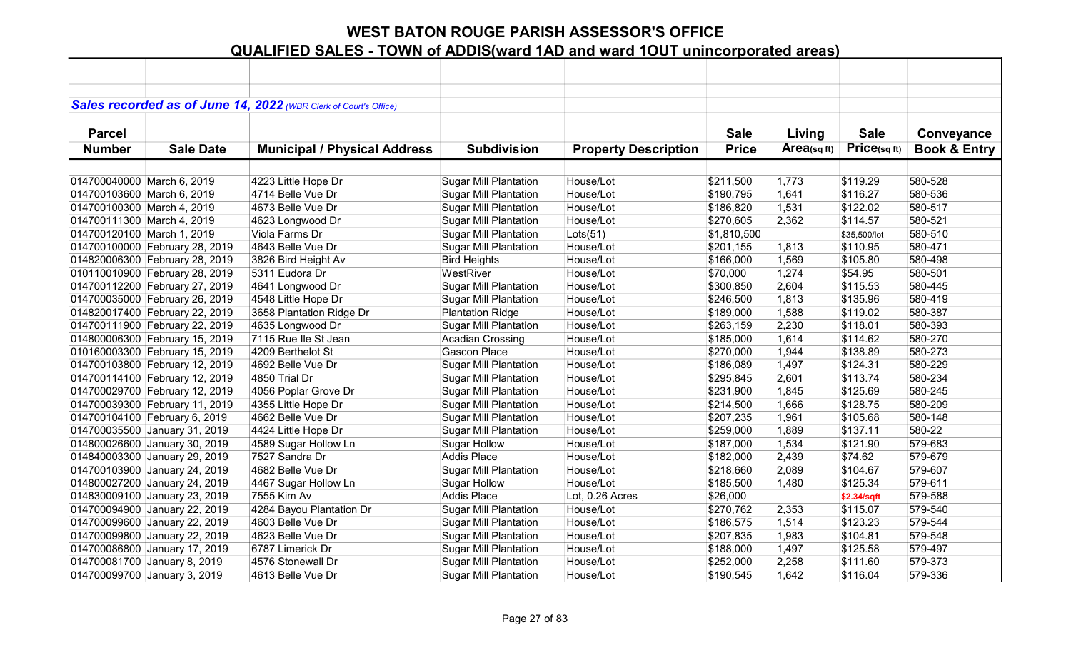# WEST BATON ROUGE PARISH ASSESSOR'S OFFICE

## QUALIFIED SALES - TOWN of ADDIS(ward 1AD and ward 1OUT unincorporated areas)

***Sales recorded as of June 14, 2022** (WBR Clerk of Court's Office)*

| Parcel Number | Sale Date | Municipal / Physical Address | Subdivision | Property Description | Sale Price | Living Area(sq ft) | Sale Price(sq ft) | Conveyance Book & Entry |
|---|---|---|---|---|---|---|---|---|
| 014700040000 | March 6, 2019 | 4223 Little Hope Dr | Sugar Mill Plantation | House/Lot | $211,500 | 1,773 | $119.29 | 580-528 |
| 014700103600 | March 6, 2019 | 4714 Belle Vue Dr | Sugar Mill Plantation | House/Lot | $190,795 | 1,641 | $116.27 | 580-536 |
| 014700100300 | March 4, 2019 | 4673 Belle Vue Dr | Sugar Mill Plantation | House/Lot | $186,820 | 1,531 | $122.02 | 580-517 |
| 014700111300 | March 4, 2019 | 4623 Longwood Dr | Sugar Mill Plantation | House/Lot | $270,605 | 2,362 | $114.57 | 580-521 |
| 014700120100 | March 1, 2019 | Viola Farms Dr | Sugar Mill Plantation | Lots(51) | $1,810,500 | | $35,500/lot | 580-510 |
| 014700100000 | February 28, 2019 | 4643 Belle Vue Dr | Sugar Mill Plantation | House/Lot | $201,155 | 1,813 | $110.95 | 580-471 |
| 014820006300 | February 28, 2019 | 3826 Bird Height Av | Bird Heights | House/Lot | $166,000 | 1,569 | $105.80 | 580-498 |
| 010110010900 | February 28, 2019 | 5311 Eudora Dr | WestRiver | House/Lot | $70,000 | 1,274 | $54.95 | 580-501 |
| 014700112200 | February 27, 2019 | 4641 Longwood Dr | Sugar Mill Plantation | House/Lot | $300,850 | 2,604 | $115.53 | 580-445 |
| 014700035000 | February 26, 2019 | 4548 Little Hope Dr | Sugar Mill Plantation | House/Lot | $246,500 | 1,813 | $135.96 | 580-419 |
| 014820017400 | February 22, 2019 | 3658 Plantation Ridge Dr | Plantation Ridge | House/Lot | $189,000 | 1,588 | $119.02 | 580-387 |
| 014700111900 | February 22, 2019 | 4635 Longwood Dr | Sugar Mill Plantation | House/Lot | $263,159 | 2,230 | $118.01 | 580-393 |
| 014800006300 | February 15, 2019 | 7115 Rue Ile St Jean | Acadian Crossing | House/Lot | $185,000 | 1,614 | $114.62 | 580-270 |
| 010160003300 | February 15, 2019 | 4209 Berthelot St | Gascon Place | House/Lot | $270,000 | 1,944 | $138.89 | 580-273 |
| 014700103800 | February 12, 2019 | 4692 Belle Vue Dr | Sugar Mill Plantation | House/Lot | $186,089 | 1,497 | $124.31 | 580-229 |
| 014700114100 | February 12, 2019 | 4850 Trial Dr | Sugar Mill Plantation | House/Lot | $295,845 | 2,601 | $113.74 | 580-234 |
| 014700029700 | February 12, 2019 | 4056 Poplar Grove Dr | Sugar Mill Plantation | House/Lot | $231,900 | 1,845 | $125.69 | 580-245 |
| 014700039300 | February 11, 2019 | 4355 Little Hope Dr | Sugar Mill Plantation | House/Lot | $214,500 | 1,666 | $128.75 | 580-209 |
| 014700104100 | February 6, 2019 | 4662 Belle Vue Dr | Sugar Mill Plantation | House/Lot | $207,235 | 1,961 | $105.68 | 580-148 |
| 014700035500 | January 31, 2019 | 4424 Little Hope Dr | Sugar Mill Plantation | House/Lot | $259,000 | 1,889 | $137.11 | 580-22 |
| 014800026600 | January 30, 2019 | 4589 Sugar Hollow Ln | Sugar Hollow | House/Lot | $187,000 | 1,534 | $121.90 | 579-683 |
| 014840003300 | January 29, 2019 | 7527 Sandra Dr | Addis Place | House/Lot | $182,000 | 2,439 | $74.62 | 579-679 |
| 014700103900 | January 24, 2019 | 4682 Belle Vue Dr | Sugar Mill Plantation | House/Lot | $218,660 | 2,089 | $104.67 | 579-607 |
| 014800027200 | January 24, 2019 | 4467 Sugar Hollow Ln | Sugar Hollow | House/Lot | $185,500 | 1,480 | $125.34 | 579-611 |
| 014830009100 | January 23, 2019 | 7555 Kim Av | Addis Place | Lot, 0.26 Acres | $26,000 | | $2.34/sqft | 579-588 |
| 014700094900 | January 22, 2019 | 4284 Bayou Plantation Dr | Sugar Mill Plantation | House/Lot | $270,762 | 2,353 | $115.07 | 579-540 |
| 014700099600 | January 22, 2019 | 4603 Belle Vue Dr | Sugar Mill Plantation | House/Lot | $186,575 | 1,514 | $123.23 | 579-544 |
| 014700099800 | January 22, 2019 | 4623 Belle Vue Dr | Sugar Mill Plantation | House/Lot | $207,835 | 1,983 | $104.81 | 579-548 |
| 014700086800 | January 17, 2019 | 6787 Limerick Dr | Sugar Mill Plantation | House/Lot | $188,000 | 1,497 | $125.58 | 579-497 |
| 014700081700 | January 8, 2019 | 4576 Stonewall Dr | Sugar Mill Plantation | House/Lot | $252,000 | 2,258 | $111.60 | 579-373 |
| 014700099700 | January 3, 2019 | 4613 Belle Vue Dr | Sugar Mill Plantation | House/Lot | $190,545 | 1,642 | $116.04 | 579-336 |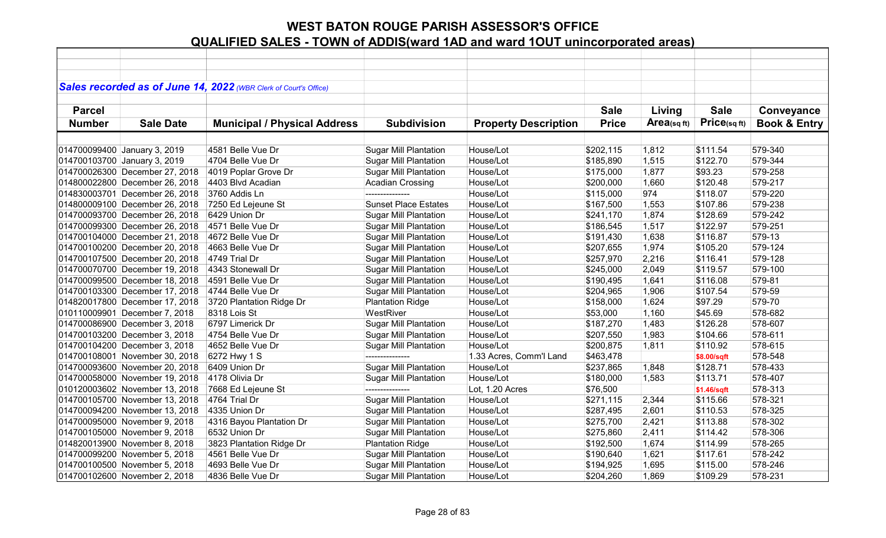# WEST BATON ROUGE PARISH ASSESSOR'S OFFICE

## QUALIFIED SALES - TOWN of ADDIS(ward 1AD and ward 1OUT unincorporated areas)

***Sales recorded as of June 14, 2022*** *(WBR Clerk of Court's Office)*

| Parcel Number | Sale Date | Municipal / Physical Address | Subdivision | Property Description | Sale Price | Living Area(sq ft) | Sale Price(sq ft) | Conveyance Book & Entry |
|---|---|---|---|---|---|---|---|---|
| 014700099400 | January 3, 2019 | 4581 Belle Vue Dr | Sugar Mill Plantation | House/Lot | $202,115 | 1,812 | $111.54 | 579-340 |
| 014700103700 | January 3, 2019 | 4704 Belle Vue Dr | Sugar Mill Plantation | House/Lot | $185,890 | 1,515 | $122.70 | 579-344 |
| 014700026300 | December 27, 2018 | 4019 Poplar Grove Dr | Sugar Mill Plantation | House/Lot | $175,000 | 1,877 | $93.23 | 579-258 |
| 014800022800 | December 26, 2018 | 4403 Blvd Acadian | Acadian Crossing | House/Lot | $200,000 | 1,660 | $120.48 | 579-217 |
| 014830003701 | December 26, 2018 | 3760 Addis Ln | --------------- | House/Lot | $115,000 | 974 | $118.07 | 579-220 |
| 014800009100 | December 26, 2018 | 7250 Ed Lejeune St | Sunset Place Estates | House/Lot | $167,500 | 1,553 | $107.86 | 579-238 |
| 014700093700 | December 26, 2018 | 6429 Union Dr | Sugar Mill Plantation | House/Lot | $241,170 | 1,874 | $128.69 | 579-242 |
| 014700099300 | December 26, 2018 | 4571 Belle Vue Dr | Sugar Mill Plantation | House/Lot | $186,545 | 1,517 | $122.97 | 579-251 |
| 014700104000 | December 21, 2018 | 4672 Belle Vue Dr | Sugar Mill Plantation | House/Lot | $191,430 | 1,638 | $116.87 | 579-13 |
| 014700100200 | December 20, 2018 | 4663 Belle Vue Dr | Sugar Mill Plantation | House/Lot | $207,655 | 1,974 | $105.20 | 579-124 |
| 014700107500 | December 20, 2018 | 4749 Trial Dr | Sugar Mill Plantation | House/Lot | $257,970 | 2,216 | $116.41 | 579-128 |
| 014700070700 | December 19, 2018 | 4343 Stonewall Dr | Sugar Mill Plantation | House/Lot | $245,000 | 2,049 | $119.57 | 579-100 |
| 014700099500 | December 18, 2018 | 4591 Belle Vue Dr | Sugar Mill Plantation | House/Lot | $190,495 | 1,641 | $116.08 | 579-81 |
| 014700103300 | December 17, 2018 | 4744 Belle Vue Dr | Sugar Mill Plantation | House/Lot | $204,965 | 1,906 | $107.54 | 579-59 |
| 014820017800 | December 17, 2018 | 3720 Plantation Ridge Dr | Plantation Ridge | House/Lot | $158,000 | 1,624 | $97.29 | 579-70 |
| 010110009901 | December 7, 2018 | 8318 Lois St | WestRiver | House/Lot | $53,000 | 1,160 | $45.69 | 578-682 |
| 014700086900 | December 3, 2018 | 6797 Limerick Dr | Sugar Mill Plantation | House/Lot | $187,270 | 1,483 | $126.28 | 578-607 |
| 014700103200 | December 3, 2018 | 4754 Belle Vue Dr | Sugar Mill Plantation | House/Lot | $207,550 | 1,983 | $104.66 | 578-611 |
| 014700104200 | December 3, 2018 | 4652 Belle Vue Dr | Sugar Mill Plantation | House/Lot | $200,875 | 1,811 | $110.92 | 578-615 |
| 014700108001 | November 30, 2018 | 6272 Hwy 1 S | --------------- | 1.33 Acres, Comm'l Land | $463,478 | | $8.00/sqft | 578-548 |
| 014700093600 | November 20, 2018 | 6409 Union Dr | Sugar Mill Plantation | House/Lot | $237,865 | 1,848 | $128.71 | 578-433 |
| 014700058000 | November 19, 2018 | 4178 Olivia Dr | Sugar Mill Plantation | House/Lot | $180,000 | 1,583 | $113.71 | 578-407 |
| 010120003602 | November 13, 2018 | 7668 Ed Lejeune St | --------------- | Lot, 1.20 Acres | $76,500 | | $1.46/sqft | 578-313 |
| 014700105700 | November 13, 2018 | 4764 Trial Dr | Sugar Mill Plantation | House/Lot | $271,115 | 2,344 | $115.66 | 578-321 |
| 014700094200 | November 13, 2018 | 4335 Union Dr | Sugar Mill Plantation | House/Lot | $287,495 | 2,601 | $110.53 | 578-325 |
| 014700095000 | November 9, 2018 | 4316 Bayou Plantation Dr | Sugar Mill Plantation | House/Lot | $275,700 | 2,421 | $113.88 | 578-302 |
| 014700105000 | November 9, 2018 | 6532 Union Dr | Sugar Mill Plantation | House/Lot | $275,860 | 2,411 | $114.42 | 578-306 |
| 014820013900 | November 8, 2018 | 3823 Plantation Ridge Dr | Plantation Ridge | House/Lot | $192,500 | 1,674 | $114.99 | 578-265 |
| 014700099200 | November 5, 2018 | 4561 Belle Vue Dr | Sugar Mill Plantation | House/Lot | $190,640 | 1,621 | $117.61 | 578-242 |
| 014700100500 | November 5, 2018 | 4693 Belle Vue Dr | Sugar Mill Plantation | House/Lot | $194,925 | 1,695 | $115.00 | 578-246 |
| 014700102600 | November 2, 2018 | 4836 Belle Vue Dr | Sugar Mill Plantation | House/Lot | $204,260 | 1,869 | $109.29 | 578-231 |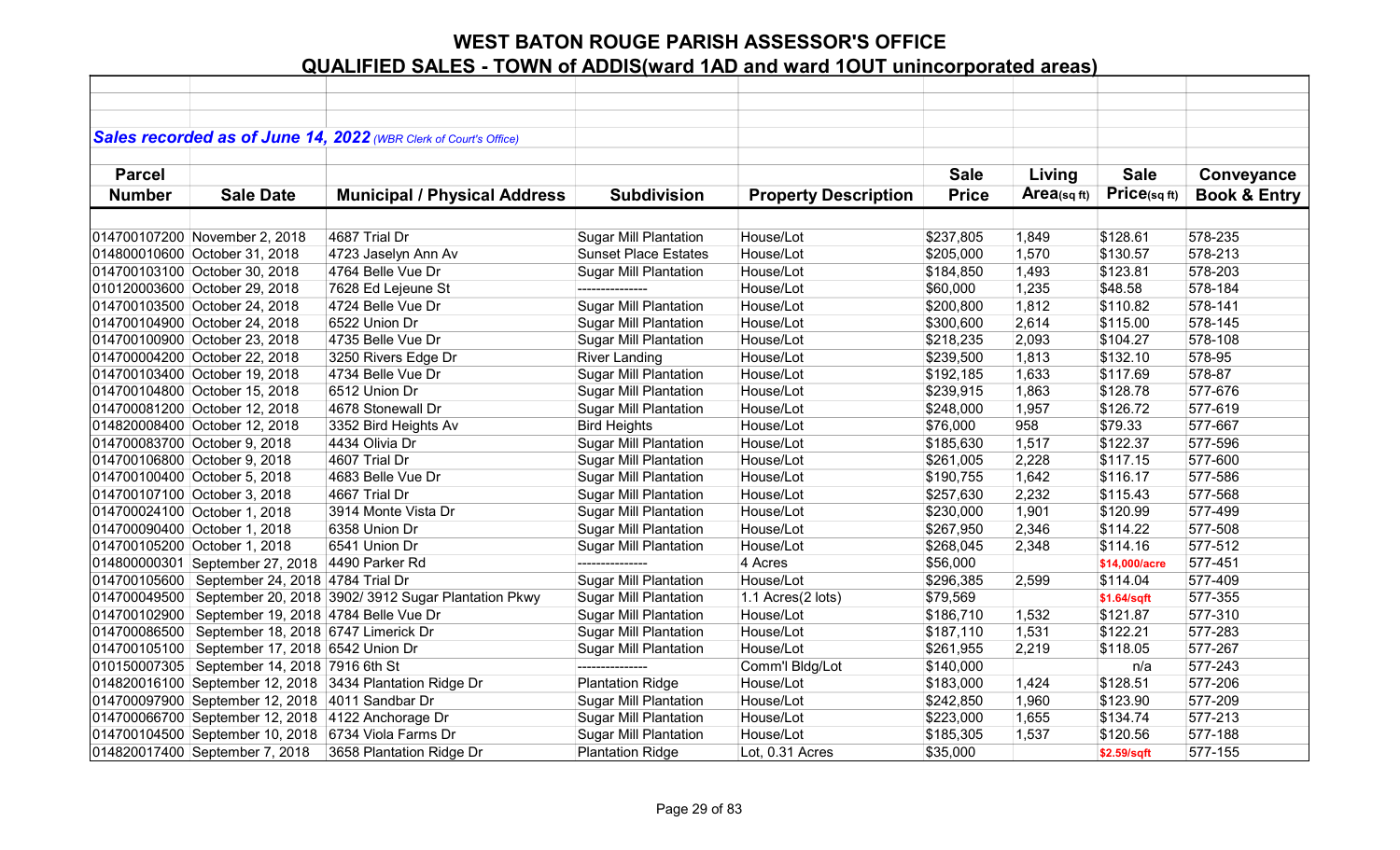# WEST BATON ROUGE PARISH ASSESSOR'S OFFICE

## QUALIFIED SALES - TOWN of ADDIS(ward 1AD and ward 1OUT unincorporated areas)

***Sales recorded as of June 14, 2022** (WBR Clerk of Court's Office)*

| Parcel Number | Sale Date | Municipal / Physical Address | Subdivision | Property Description | Sale Price | Living Area(sq ft) | Sale Price(sq ft) | Conveyance Book & Entry |
|---|---|---|---|---|---|---|---|---|
| 014700107200 | November 2, 2018 | 4687 Trial Dr | Sugar Mill Plantation | House/Lot | $237,805 | 1,849 | $128.61 | 578-235 |
| 014800010600 | October 31, 2018 | 4723 Jaselyn Ann Av | Sunset Place Estates | House/Lot | $205,000 | 1,570 | $130.57 | 578-213 |
| 014700103100 | October 30, 2018 | 4764 Belle Vue Dr | Sugar Mill Plantation | House/Lot | $184,850 | 1,493 | $123.81 | 578-203 |
| 010120003600 | October 29, 2018 | 7628 Ed Lejeune St | --------------- | House/Lot | $60,000 | 1,235 | $48.58 | 578-184 |
| 014700103500 | October 24, 2018 | 4724 Belle Vue Dr | Sugar Mill Plantation | House/Lot | $200,800 | 1,812 | $110.82 | 578-141 |
| 014700104900 | October 24, 2018 | 6522 Union Dr | Sugar Mill Plantation | House/Lot | $300,600 | 2,614 | $115.00 | 578-145 |
| 014700100900 | October 23, 2018 | 4735 Belle Vue Dr | Sugar Mill Plantation | House/Lot | $218,235 | 2,093 | $104.27 | 578-108 |
| 014700004200 | October 22, 2018 | 3250 Rivers Edge Dr | River Landing | House/Lot | $239,500 | 1,813 | $132.10 | 578-95 |
| 014700103400 | October 19, 2018 | 4734 Belle Vue Dr | Sugar Mill Plantation | House/Lot | $192,185 | 1,633 | $117.69 | 578-87 |
| 014700104800 | October 15, 2018 | 6512 Union Dr | Sugar Mill Plantation | House/Lot | $239,915 | 1,863 | $128.78 | 577-676 |
| 014700081200 | October 12, 2018 | 4678 Stonewall Dr | Sugar Mill Plantation | House/Lot | $248,000 | 1,957 | $126.72 | 577-619 |
| 014820008400 | October 12, 2018 | 3352 Bird Heights Av | Bird Heights | House/Lot | $76,000 | 958 | $79.33 | 577-667 |
| 014700083700 | October 9, 2018 | 4434 Olivia Dr | Sugar Mill Plantation | House/Lot | $185,630 | 1,517 | $122.37 | 577-596 |
| 014700106800 | October 9, 2018 | 4607 Trial Dr | Sugar Mill Plantation | House/Lot | $261,005 | 2,228 | $117.15 | 577-600 |
| 014700100400 | October 5, 2018 | 4683 Belle Vue Dr | Sugar Mill Plantation | House/Lot | $190,755 | 1,642 | $116.17 | 577-586 |
| 014700107100 | October 3, 2018 | 4667 Trial Dr | Sugar Mill Plantation | House/Lot | $257,630 | 2,232 | $115.43 | 577-568 |
| 014700024100 | October 1, 2018 | 3914 Monte Vista Dr | Sugar Mill Plantation | House/Lot | $230,000 | 1,901 | $120.99 | 577-499 |
| 014700090400 | October 1, 2018 | 6358 Union Dr | Sugar Mill Plantation | House/Lot | $267,950 | 2,346 | $114.22 | 577-508 |
| 014700105200 | October 1, 2018 | 6541 Union Dr | Sugar Mill Plantation | House/Lot | $268,045 | 2,348 | $114.16 | 577-512 |
| 014800000301 | September 27, 2018 | 4490 Parker Rd | --------------- | 4 Acres | $56,000 | | $14,000/acre | 577-451 |
| 014700105600 | September 24, 2018 | 4784 Trial Dr | Sugar Mill Plantation | House/Lot | $296,385 | 2,599 | $114.04 | 577-409 |
| 014700049500 | September 20, 2018 | 3902/ 3912 Sugar Plantation Pkwy | Sugar Mill Plantation | 1.1 Acres(2 lots) | $79,569 | | $1.64/sqft | 577-355 |
| 014700102900 | September 19, 2018 | 4784 Belle Vue Dr | Sugar Mill Plantation | House/Lot | $186,710 | 1,532 | $121.87 | 577-310 |
| 014700086500 | September 18, 2018 | 6747 Limerick Dr | Sugar Mill Plantation | House/Lot | $187,110 | 1,531 | $122.21 | 577-283 |
| 014700105100 | September 17, 2018 | 6542 Union Dr | Sugar Mill Plantation | House/Lot | $261,955 | 2,219 | $118.05 | 577-267 |
| 010150007305 | September 14, 2018 | 7916 6th St | --------------- | Comm'l Bldg/Lot | $140,000 | | n/a | 577-243 |
| 014820016100 | September 12, 2018 | 3434 Plantation Ridge Dr | Plantation Ridge | House/Lot | $183,000 | 1,424 | $128.51 | 577-206 |
| 014700097900 | September 12, 2018 | 4011 Sandbar Dr | Sugar Mill Plantation | House/Lot | $242,850 | 1,960 | $123.90 | 577-209 |
| 014700066700 | September 12, 2018 | 4122 Anchorage Dr | Sugar Mill Plantation | House/Lot | $223,000 | 1,655 | $134.74 | 577-213 |
| 014700104500 | September 10, 2018 | 6734 Viola Farms Dr | Sugar Mill Plantation | House/Lot | $185,305 | 1,537 | $120.56 | 577-188 |
| 014820017400 | September 7, 2018 | 3658 Plantation Ridge Dr | Plantation Ridge | Lot, 0.31 Acres | $35,000 | | $2.59/sqft | 577-155 |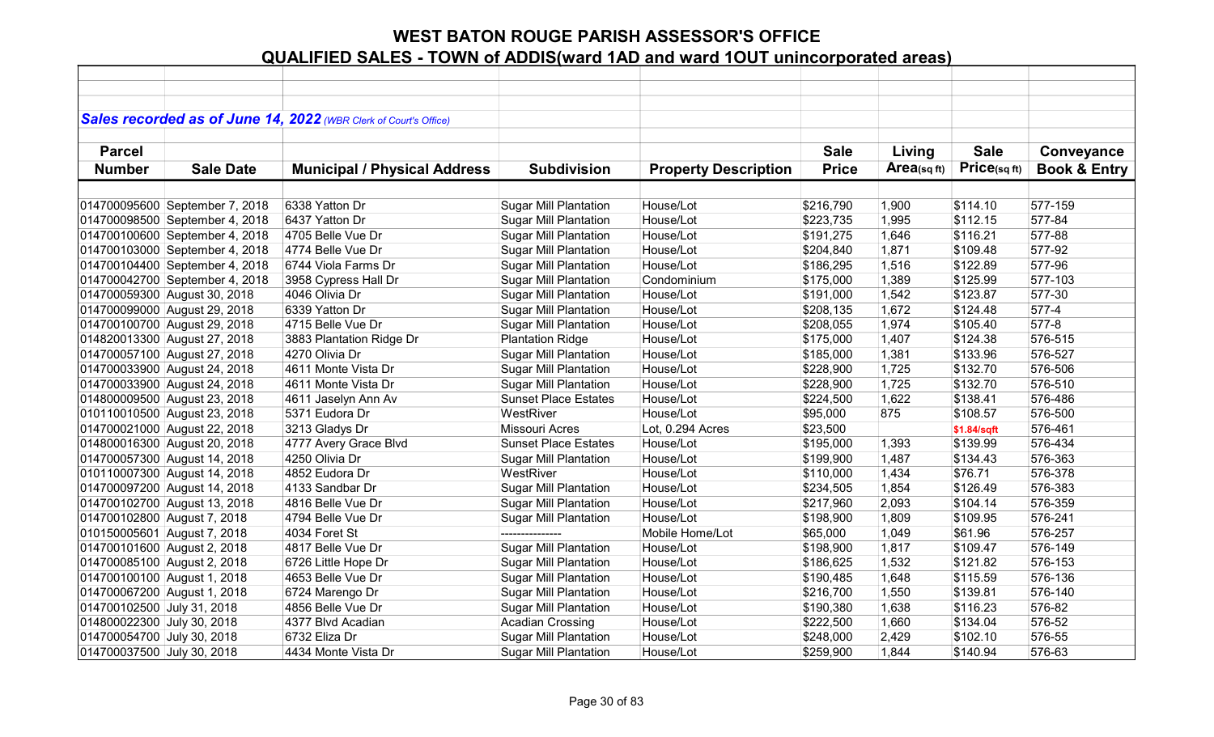# WEST BATON ROUGE PARISH ASSESSOR'S OFFICE

## QUALIFIED SALES - TOWN of ADDIS(ward 1AD and ward 1OUT unincorporated areas)

***Sales recorded as of June 14, 2022** (WBR Clerk of Court's Office)*

| Parcel Number | Sale Date | Municipal / Physical Address | Subdivision | Property Description | Sale Price | Living Area(sq ft) | Sale Price(sq ft) | Conveyance Book & Entry |
|---|---|---|---|---|---|---|---|---|
| 014700095600 | September 7, 2018 | 6338 Yatton Dr | Sugar Mill Plantation | House/Lot | $216,790 | 1,900 | $114.10 | 577-159 |
| 014700098500 | September 4, 2018 | 6437 Yatton Dr | Sugar Mill Plantation | House/Lot | $223,735 | 1,995 | $112.15 | 577-84 |
| 014700100600 | September 4, 2018 | 4705 Belle Vue Dr | Sugar Mill Plantation | House/Lot | $191,275 | 1,646 | $116.21 | 577-88 |
| 014700103000 | September 4, 2018 | 4774 Belle Vue Dr | Sugar Mill Plantation | House/Lot | $204,840 | 1,871 | $109.48 | 577-92 |
| 014700104400 | September 4, 2018 | 6744 Viola Farms Dr | Sugar Mill Plantation | House/Lot | $186,295 | 1,516 | $122.89 | 577-96 |
| 014700042700 | September 4, 2018 | 3958 Cypress Hall Dr | Sugar Mill Plantation | Condominium | $175,000 | 1,389 | $125.99 | 577-103 |
| 014700059300 | August 30, 2018 | 4046 Olivia Dr | Sugar Mill Plantation | House/Lot | $191,000 | 1,542 | $123.87 | 577-30 |
| 014700099000 | August 29, 2018 | 6339 Yatton Dr | Sugar Mill Plantation | House/Lot | $208,135 | 1,672 | $124.48 | 577-4 |
| 014700100700 | August 29, 2018 | 4715 Belle Vue Dr | Sugar Mill Plantation | House/Lot | $208,055 | 1,974 | $105.40 | 577-8 |
| 014820013300 | August 27, 2018 | 3883 Plantation Ridge Dr | Plantation Ridge | House/Lot | $175,000 | 1,407 | $124.38 | 576-515 |
| 014700057100 | August 27, 2018 | 4270 Olivia Dr | Sugar Mill Plantation | House/Lot | $185,000 | 1,381 | $133.96 | 576-527 |
| 014700033900 | August 24, 2018 | 4611 Monte Vista Dr | Sugar Mill Plantation | House/Lot | $228,900 | 1,725 | $132.70 | 576-506 |
| 014700033900 | August 24, 2018 | 4611 Monte Vista Dr | Sugar Mill Plantation | House/Lot | $228,900 | 1,725 | $132.70 | 576-510 |
| 014800009500 | August 23, 2018 | 4611 Jaselyn Ann Av | Sunset Place Estates | House/Lot | $224,500 | 1,622 | $138.41 | 576-486 |
| 010110010500 | August 23, 2018 | 5371 Eudora Dr | WestRiver | House/Lot | $95,000 | 875 | $108.57 | 576-500 |
| 014700021000 | August 22, 2018 | 3213 Gladys Dr | Missouri Acres | Lot, 0.294 Acres | $23,500 | | $1.84/sqft | 576-461 |
| 014800016300 | August 20, 2018 | 4777 Avery Grace Blvd | Sunset Place Estates | House/Lot | $195,000 | 1,393 | $139.99 | 576-434 |
| 014700057300 | August 14, 2018 | 4250 Olivia Dr | Sugar Mill Plantation | House/Lot | $199,900 | 1,487 | $134.43 | 576-363 |
| 010110007300 | August 14, 2018 | 4852 Eudora Dr | WestRiver | House/Lot | $110,000 | 1,434 | $76.71 | 576-378 |
| 014700097200 | August 14, 2018 | 4133 Sandbar Dr | Sugar Mill Plantation | House/Lot | $234,505 | 1,854 | $126.49 | 576-383 |
| 014700102700 | August 13, 2018 | 4816 Belle Vue Dr | Sugar Mill Plantation | House/Lot | $217,960 | 2,093 | $104.14 | 576-359 |
| 014700102800 | August 7, 2018 | 4794 Belle Vue Dr | Sugar Mill Plantation | House/Lot | $198,900 | 1,809 | $109.95 | 576-241 |
| 010150005601 | August 7, 2018 | 4034 Foret St | -------------- | Mobile Home/Lot | $65,000 | 1,049 | $61.96 | 576-257 |
| 014700101600 | August 2, 2018 | 4817 Belle Vue Dr | Sugar Mill Plantation | House/Lot | $198,900 | 1,817 | $109.47 | 576-149 |
| 014700085100 | August 2, 2018 | 6726 Little Hope Dr | Sugar Mill Plantation | House/Lot | $186,625 | 1,532 | $121.82 | 576-153 |
| 014700100100 | August 1, 2018 | 4653 Belle Vue Dr | Sugar Mill Plantation | House/Lot | $190,485 | 1,648 | $115.59 | 576-136 |
| 014700067200 | August 1, 2018 | 6724 Marengo Dr | Sugar Mill Plantation | House/Lot | $216,700 | 1,550 | $139.81 | 576-140 |
| 014700102500 | July 31, 2018 | 4856 Belle Vue Dr | Sugar Mill Plantation | House/Lot | $190,380 | 1,638 | $116.23 | 576-82 |
| 014800022300 | July 30, 2018 | 4377 Blvd Acadian | Acadian Crossing | House/Lot | $222,500 | 1,660 | $134.04 | 576-52 |
| 014700054700 | July 30, 2018 | 6732 Eliza Dr | Sugar Mill Plantation | House/Lot | $248,000 | 2,429 | $102.10 | 576-55 |
| 014700037500 | July 30, 2018 | 4434 Monte Vista Dr | Sugar Mill Plantation | House/Lot | $259,900 | 1,844 | $140.94 | 576-63 |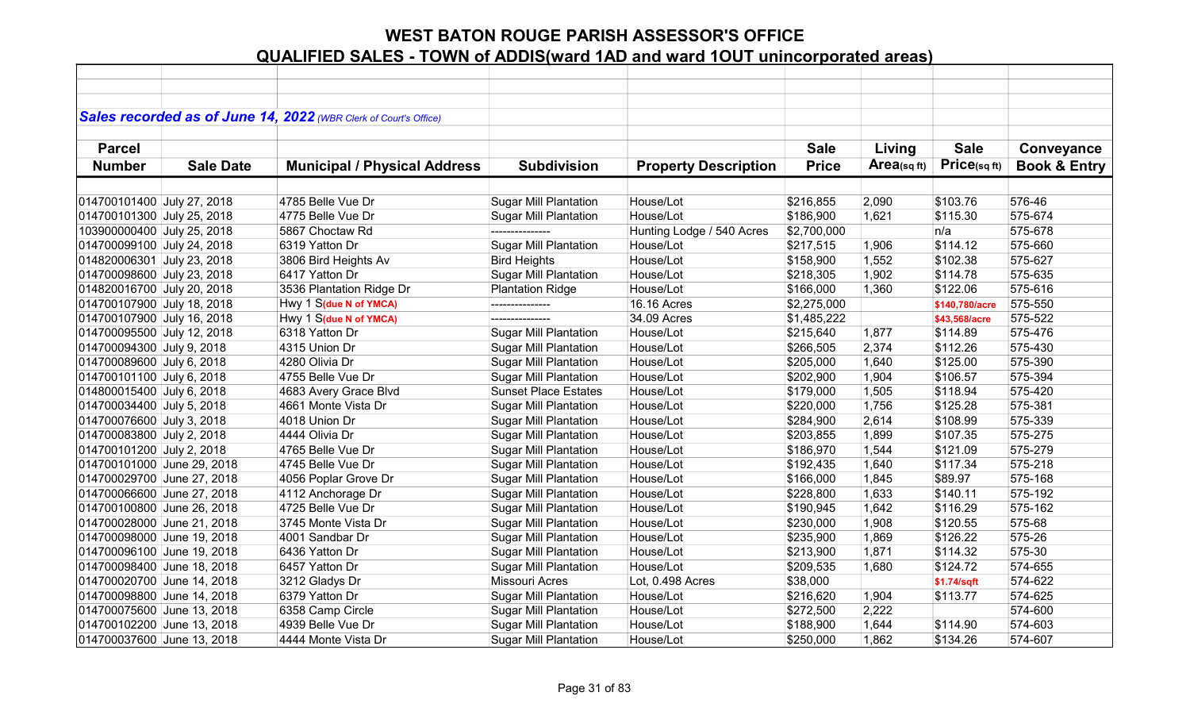# WEST BATON ROUGE PARISH ASSESSOR'S OFFICE

## QUALIFIED SALES - TOWN of ADDIS(ward 1AD and ward 1OUT unincorporated areas)

***Sales recorded as of June 14, 2022*** *(WBR Clerk of Court's Office)*

| Parcel Number | Sale Date | Municipal / Physical Address | Subdivision | Property Description | Sale Price | Living Area(sq ft) | Sale Price(sq ft) | Conveyance Book & Entry |
|---|---|---|---|---|---|---|---|---|
| 014700101400 | July 27, 2018 | 4785 Belle Vue Dr | Sugar Mill Plantation | House/Lot | $216,855 | 2,090 | $103.76 | 576-46 |
| 014700101300 | July 25, 2018 | 4775 Belle Vue Dr | Sugar Mill Plantation | House/Lot | $186,900 | 1,621 | $115.30 | 575-674 |
| 103900000400 | July 25, 2018 | 5867 Choctaw Rd | --------------- | Hunting Lodge / 540 Acres | $2,700,000 | | n/a | 575-678 |
| 014700099100 | July 24, 2018 | 6319 Yatton Dr | Sugar Mill Plantation | House/Lot | $217,515 | 1,906 | $114.12 | 575-660 |
| 014820006301 | July 23, 2018 | 3806 Bird Heights Av | Bird Heights | House/Lot | $158,900 | 1,552 | $102.38 | 575-627 |
| 014700098600 | July 23, 2018 | 6417 Yatton Dr | Sugar Mill Plantation | House/Lot | $218,305 | 1,902 | $114.78 | 575-635 |
| 014820016700 | July 20, 2018 | 3536 Plantation Ridge Dr | Plantation Ridge | House/Lot | $166,000 | 1,360 | $122.06 | 575-616 |
| 014700107900 | July 18, 2018 | Hwy 1 S(due N of YMCA) | --------------- | 16.16 Acres | $2,275,000 | | $140,780/acre | 575-550 |
| 014700107900 | July 16, 2018 | Hwy 1 S(due N of YMCA) | --------------- | 34.09 Acres | $1,485,222 | | $43,568/acre | 575-522 |
| 014700095500 | July 12, 2018 | 6318 Yatton Dr | Sugar Mill Plantation | House/Lot | $215,640 | 1,877 | $114.89 | 575-476 |
| 014700094300 | July 9, 2018 | 4315 Union Dr | Sugar Mill Plantation | House/Lot | $266,505 | 2,374 | $112.26 | 575-430 |
| 014700089600 | July 6, 2018 | 4280 Olivia Dr | Sugar Mill Plantation | House/Lot | $205,000 | 1,640 | $125.00 | 575-390 |
| 014700101100 | July 6, 2018 | 4755 Belle Vue Dr | Sugar Mill Plantation | House/Lot | $202,900 | 1,904 | $106.57 | 575-394 |
| 014800015400 | July 6, 2018 | 4683 Avery Grace Blvd | Sunset Place Estates | House/Lot | $179,000 | 1,505 | $118.94 | 575-420 |
| 014700034400 | July 5, 2018 | 4661 Monte Vista Dr | Sugar Mill Plantation | House/Lot | $220,000 | 1,756 | $125.28 | 575-381 |
| 014700076600 | July 3, 2018 | 4018 Union Dr | Sugar Mill Plantation | House/Lot | $284,900 | 2,614 | $108.99 | 575-339 |
| 014700083800 | July 2, 2018 | 4444 Olivia Dr | Sugar Mill Plantation | House/Lot | $203,855 | 1,899 | $107.35 | 575-275 |
| 014700101200 | July 2, 2018 | 4765 Belle Vue Dr | Sugar Mill Plantation | House/Lot | $186,970 | 1,544 | $121.09 | 575-279 |
| 014700101000 | June 29, 2018 | 4745 Belle Vue Dr | Sugar Mill Plantation | House/Lot | $192,435 | 1,640 | $117.34 | 575-218 |
| 014700029700 | June 27, 2018 | 4056 Poplar Grove Dr | Sugar Mill Plantation | House/Lot | $166,000 | 1,845 | $89.97 | 575-168 |
| 014700066600 | June 27, 2018 | 4112 Anchorage Dr | Sugar Mill Plantation | House/Lot | $228,800 | 1,633 | $140.11 | 575-192 |
| 014700100800 | June 26, 2018 | 4725 Belle Vue Dr | Sugar Mill Plantation | House/Lot | $190,945 | 1,642 | $116.29 | 575-162 |
| 014700028000 | June 21, 2018 | 3745 Monte Vista Dr | Sugar Mill Plantation | House/Lot | $230,000 | 1,908 | $120.55 | 575-68 |
| 014700098000 | June 19, 2018 | 4001 Sandbar Dr | Sugar Mill Plantation | House/Lot | $235,900 | 1,869 | $126.22 | 575-26 |
| 014700096100 | June 19, 2018 | 6436 Yatton Dr | Sugar Mill Plantation | House/Lot | $213,900 | 1,871 | $114.32 | 575-30 |
| 014700098400 | June 18, 2018 | 6457 Yatton Dr | Sugar Mill Plantation | House/Lot | $209,535 | 1,680 | $124.72 | 574-655 |
| 014700020700 | June 14, 2018 | 3212 Gladys Dr | Missouri Acres | Lot, 0.498 Acres | $38,000 | | $1.74/sqft | 574-622 |
| 014700098800 | June 14, 2018 | 6379 Yatton Dr | Sugar Mill Plantation | House/Lot | $216,620 | 1,904 | $113.77 | 574-625 |
| 014700075600 | June 13, 2018 | 6358 Camp Circle | Sugar Mill Plantation | House/Lot | $272,500 | 2,222 | | 574-600 |
| 014700102200 | June 13, 2018 | 4939 Belle Vue Dr | Sugar Mill Plantation | House/Lot | $188,900 | 1,644 | $114.90 | 574-603 |
| 014700037600 | June 13, 2018 | 4444 Monte Vista Dr | Sugar Mill Plantation | House/Lot | $250,000 | 1,862 | $134.26 | 574-607 |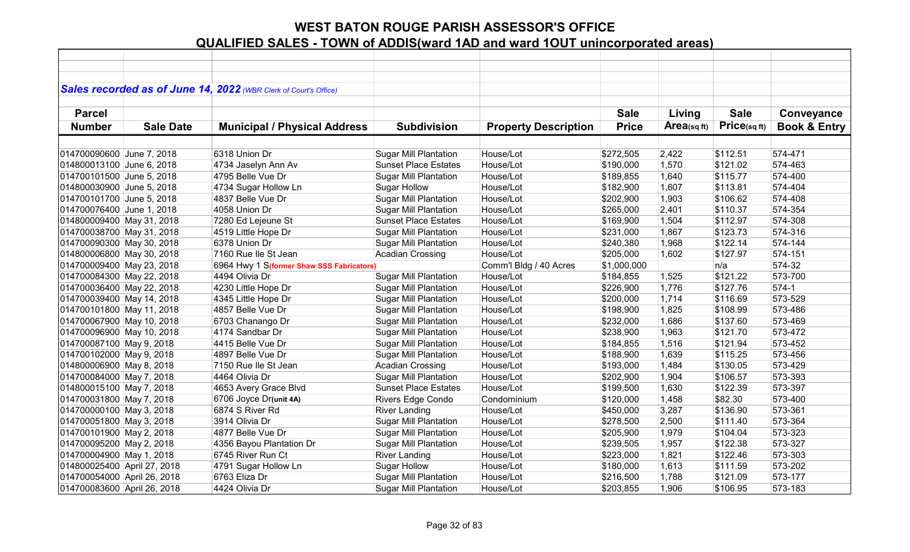# WEST BATON ROUGE PARISH ASSESSOR'S OFFICE

## QUALIFIED SALES - TOWN of ADDIS(ward 1AD and ward 1OUT unincorporated areas)

***Sales recorded as of June 14, 2022** (WBR Clerk of Court's Office)*

| Parcel Number | Sale Date | Municipal / Physical Address | Subdivision | Property Description | Sale Price | Living Area(sq ft) | Sale Price(sq ft) | Conveyance Book & Entry |
|---|---|---|---|---|---|---|---|---|
| 014700090600 | June 7, 2018 | 6318 Union Dr | Sugar Mill Plantation | House/Lot | $272,505 | 2,422 | $112.51 | 574-471 |
| 014800013100 | June 6, 2018 | 4734 Jaselyn Ann Av | Sunset Place Estates | House/Lot | $190,000 | 1,570 | $121.02 | 574-463 |
| 014700101500 | June 5, 2018 | 4795 Belle Vue Dr | Sugar Mill Plantation | House/Lot | $189,855 | 1,640 | $115.77 | 574-400 |
| 014800030900 | June 5, 2018 | 4734 Sugar Hollow Ln | Sugar Hollow | House/Lot | $182,900 | 1,607 | $113.81 | 574-404 |
| 014700101700 | June 5, 2018 | 4837 Belle Vue Dr | Sugar Mill Plantation | House/Lot | $202,900 | 1,903 | $106.62 | 574-408 |
| 014700076400 | June 1, 2018 | 4058 Union Dr | Sugar Mill Plantation | House/Lot | $265,000 | 2,401 | $110.37 | 574-354 |
| 014800009400 | May 31, 2018 | 7280 Ed Lejeune St | Sunset Place Estates | House/Lot | $169,900 | 1,504 | $112.97 | 574-308 |
| 014700038700 | May 31, 2018 | 4519 Little Hope Dr | Sugar Mill Plantation | House/Lot | $231,000 | 1,867 | $123.73 | 574-316 |
| 014700090300 | May 30, 2018 | 6378 Union Dr | Sugar Mill Plantation | House/Lot | $240,380 | 1,968 | $122.14 | 574-144 |
| 014800006800 | May 30, 2018 | 7160 Rue Ile St Jean | Acadian Crossing | House/Lot | $205,000 | 1,602 | $127.97 | 574-151 |
| 014700009400 | May 23, 2018 | 6964 Hwy 1 S**(former Shaw SSS Fabricators)** | | Comm'l Bldg / 40 Acres | $1,000,000 | | n/a | 574-32 |
| 014700084300 | May 22, 2018 | 4494 Olivia Dr | Sugar Mill Plantation | House/Lot | $184,855 | 1,525 | $121.22 | 573-700 |
| 014700036400 | May 22, 2018 | 4230 Little Hope Dr | Sugar Mill Plantation | House/Lot | $226,900 | 1,776 | $127.76 | 574-1 |
| 014700039400 | May 14, 2018 | 4345 Little Hope Dr | Sugar Mill Plantation | House/Lot | $200,000 | 1,714 | $116.69 | 573-529 |
| 014700101800 | May 11, 2018 | 4857 Belle Vue Dr | Sugar Mill Plantation | House/Lot | $198,900 | 1,825 | $108.99 | 573-486 |
| 014700067900 | May 10, 2018 | 6703 Chanango Dr | Sugar Mill Plantation | House/Lot | $232,000 | 1,686 | $137.60 | 573-469 |
| 014700096900 | May 10, 2018 | 4174 Sandbar Dr | Sugar Mill Plantation | House/Lot | $238,900 | 1,963 | $121.70 | 573-472 |
| 014700087100 | May 9, 2018 | 4415 Belle Vue Dr | Sugar Mill Plantation | House/Lot | $184,855 | 1,516 | $121.94 | 573-452 |
| 014700102000 | May 9, 2018 | 4897 Belle Vue Dr | Sugar Mill Plantation | House/Lot | $188,900 | 1,639 | $115.25 | 573-456 |
| 014800006900 | May 8, 2018 | 7150 Rue Ile St Jean | Acadian Crossing | House/Lot | $193,000 | 1,484 | $130.05 | 573-429 |
| 014700084000 | May 7, 2018 | 4464 Olivia Dr | Sugar Mill Plantation | House/Lot | $202,900 | 1,904 | $106.57 | 573-393 |
| 014800015100 | May 7, 2018 | 4653 Avery Grace Blvd | Sunset Place Estates | House/Lot | $199,500 | 1,630 | $122.39 | 573-397 |
| 014700031800 | May 7, 2018 | 6706 Joyce Dr**(unit 4A)** | Rivers Edge Condo | Condominium | $120,000 | 1,458 | $82.30 | 573-400 |
| 014700000100 | May 3, 2018 | 6874 S River Rd | River Landing | House/Lot | $450,000 | 3,287 | $136.90 | 573-361 |
| 014700051800 | May 3, 2018 | 3914 Olivia Dr | Sugar Mill Plantation | House/Lot | $278,500 | 2,500 | $111.40 | 573-364 |
| 014700101900 | May 2, 2018 | 4877 Belle Vue Dr | Sugar Mill Plantation | House/Lot | $205,900 | 1,979 | $104.04 | 573-323 |
| 014700095200 | May 2, 2018 | 4356 Bayou Plantation Dr | Sugar Mill Plantation | House/Lot | $239,505 | 1,957 | $122.38 | 573-327 |
| 014700004900 | May 1, 2018 | 6745 River Run Ct | River Landing | House/Lot | $223,000 | 1,821 | $122.46 | 573-303 |
| 014800025400 | April 27, 2018 | 4791 Sugar Hollow Ln | Sugar Hollow | House/Lot | $180,000 | 1,613 | $111.59 | 573-202 |
| 014700054000 | April 26, 2018 | 6763 Eliza Dr | Sugar Mill Plantation | House/Lot | $216,500 | 1,788 | $121.09 | 573-177 |
| 014700083600 | April 26, 2018 | 4424 Olivia Dr | Sugar Mill Plantation | House/Lot | $203,855 | 1,906 | $106.95 | 573-183 |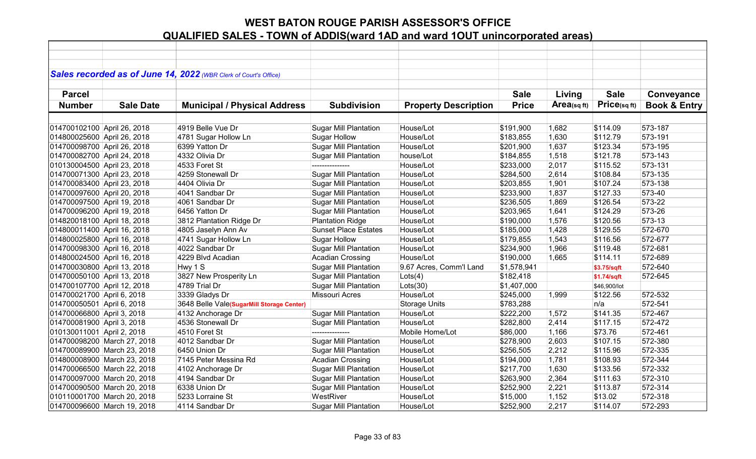# WEST BATON ROUGE PARISH ASSESSOR'S OFFICE

## QUALIFIED SALES - TOWN of ADDIS(ward 1AD and ward 1OUT unincorporated areas)

***Sales recorded as of June 14, 2022** (WBR Clerk of Court's Office)*

| Parcel Number | Sale Date | Municipal / Physical Address | Subdivision | Property Description | Sale Price | Living Area(sq ft) | Sale Price(sq ft) | Conveyance Book & Entry |
|---|---|---|---|---|---|---|---|---|
| 014700102100 | April 26, 2018 | 4919 Belle Vue Dr | Sugar Mill Plantation | House/Lot | $191,900 | 1,682 | $114.09 | 573-187 |
| 014800025600 | April 26, 2018 | 4781 Sugar Hollow Ln | Sugar Hollow | House/Lot | $183,855 | 1,630 | $112.79 | 573-191 |
| 014700098700 | April 26, 2018 | 6399 Yatton Dr | Sugar Mill Plantation | House/Lot | $201,900 | 1,637 | $123.34 | 573-195 |
| 014700082700 | April 24, 2018 | 4332 Olivia Dr | Sugar Mill Plantation | house/Lot | $184,855 | 1,518 | $121.78 | 573-143 |
| 010130004500 | April 23, 2018 | 4533 Foret St | --------------- | House/Lot | $233,000 | 2,017 | $115.52 | 573-131 |
| 014700071300 | April 23, 2018 | 4259 Stonewall Dr | Sugar Mill Plantation | House/Lot | $284,500 | 2,614 | $108.84 | 573-135 |
| 014700083400 | April 23, 2018 | 4404 Olivia Dr | Sugar Mill Plantation | House/Lot | $203,855 | 1,901 | $107.24 | 573-138 |
| 014700097600 | April 20, 2018 | 4041 Sandbar Dr | Sugar Mill Plantation | House/Lot | $233,900 | 1,837 | $127.33 | 573-40 |
| 014700097500 | April 19, 2018 | 4061 Sandbar Dr | Sugar Mill Plantation | House/Lot | $236,505 | 1,869 | $126.54 | 573-22 |
| 014700096200 | April 19, 2018 | 6456 Yatton Dr | Sugar Mill Plantation | House/Lot | $203,965 | 1,641 | $124.29 | 573-26 |
| 014820018100 | April 18, 2018 | 3812 Plantation Ridge Dr | Plantation Ridge | House/Lot | $190,000 | 1,576 | $120.56 | 573-13 |
| 014800011400 | April 16, 2018 | 4805 Jaselyn Ann Av | Sunset Place Estates | House/Lot | $185,000 | 1,428 | $129.55 | 572-670 |
| 014800025800 | April 16, 2018 | 4741 Sugar Hollow Ln | Sugar Hollow | House/Lot | $179,855 | 1,543 | $116.56 | 572-677 |
| 014700098300 | April 16, 2018 | 4022 Sandbar Dr | Sugar Mill Plantation | House/Lot | $234,900 | 1,966 | $119.48 | 572-681 |
| 014800024500 | April 16, 2018 | 4229 Blvd Acadian | Acadian Crossing | House/Lot | $190,000 | 1,665 | $114.11 | 572-689 |
| 014700030800 | April 13, 2018 | Hwy 1 S | Sugar Mill Plantation | 9.67 Acres, Comm'l Land | $1,578,941 | | $3.75/sqft | 572-640 |
| 014700050100 | April 13, 2018 | 3827 New Prosperity Ln | Sugar Mill Plantation | Lots(4) | $182,418 | | $1.74/sqft | 572-645 |
| 014700107700 | April 12, 2018 | 4789 Trial Dr | Sugar Mill Plantation | Lots(30) | $1,407,000 | | $46,900/lot | |
| 014700021700 | April 6, 2018 | 3339 Gladys Dr | Missouri Acres | House/Lot | $245,000 | 1,999 | $122.56 | 572-532 |
| 014700050501 | April 6, 2018 | 3648 Belle Vale(SugarMill Storage Center) | | Storage Units | $783,288 | | n/a | 572-541 |
| 014700066800 | April 3, 2018 | 4132 Anchorage Dr | Sugar Mill Plantation | House/Lot | $222,200 | 1,572 | $141.35 | 572-467 |
| 014700081900 | April 3, 2018 | 4536 Stonewall Dr | Sugar Mill Plantation | House/Lot | $282,800 | 2,414 | $117.15 | 572-472 |
| 010130011001 | April 2, 2018 | 4510 Foret St | --------------- | Mobile Home/Lot | $86,000 | 1,166 | $73.76 | 572-461 |
| 014700098200 | March 27, 2018 | 4012 Sandbar Dr | Sugar Mill Plantation | House/Lot | $278,900 | 2,603 | $107.15 | 572-380 |
| 014700089900 | March 23, 2018 | 6450 Union Dr | Sugar Mill Plantation | House/Lot | $256,505 | 2,212 | $115.96 | 572-335 |
| 014800008900 | March 23, 2018 | 7145 Peter Messina Rd | Acadian Crossing | House/Lot | $194,000 | 1,781 | $108.93 | 572-344 |
| 014700066500 | March 22, 2018 | 4102 Anchorage Dr | Sugar Mill Plantation | House/Lot | $217,700 | 1,630 | $133.56 | 572-332 |
| 014700097000 | March 20, 2018 | 4194 Sandbar Dr | Sugar Mill Plantation | House/Lot | $263,900 | 2,364 | $111.63 | 572-310 |
| 014700090500 | March 20, 2018 | 6338 Union Dr | Sugar Mill Plantation | House/Lot | $252,900 | 2,221 | $113.87 | 572-314 |
| 010110001700 | March 20, 2018 | 5233 Lorraine St | WestRiver | House/Lot | $15,000 | 1,152 | $13.02 | 572-318 |
| 014700096600 | March 19, 2018 | 4114 Sandbar Dr | Sugar Mill Plantation | House/Lot | $252,900 | 2,217 | $114.07 | 572-293 |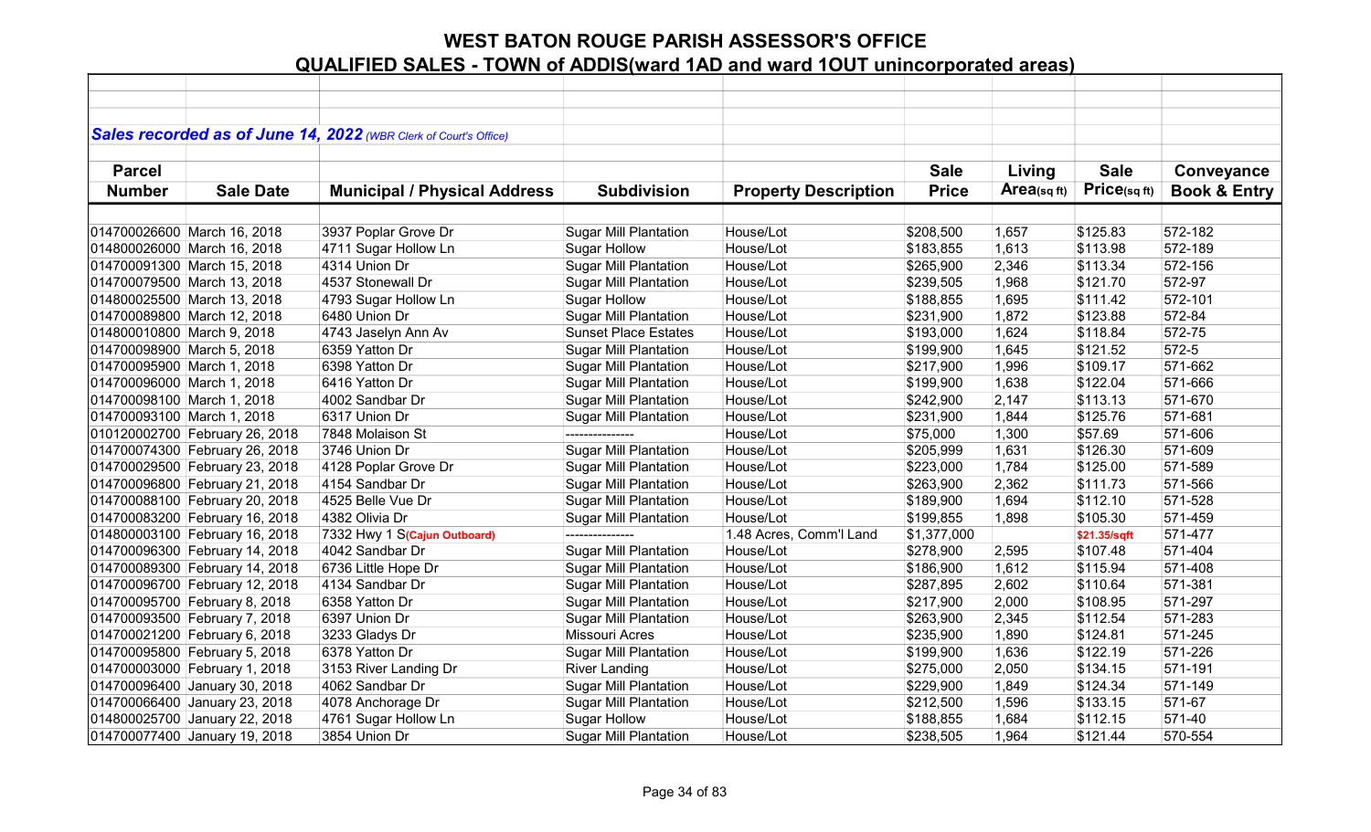# WEST BATON ROUGE PARISH ASSESSOR'S OFFICE

## QUALIFIED SALES - TOWN of ADDIS(ward 1AD and ward 1OUT unincorporated areas)

***Sales recorded as of June 14, 2022** (WBR Clerk of Court's Office)*

| Parcel Number | Sale Date | Municipal / Physical Address | Subdivision | Property Description | Sale Price | Living Area(sq ft) | Sale Price(sq ft) | Conveyance Book & Entry |
|---|---|---|---|---|---|---|---|---|
| 014700026600 | March 16, 2018 | 3937 Poplar Grove Dr | Sugar Mill Plantation | House/Lot | $208,500 | 1,657 | $125.83 | 572-182 |
| 014800026000 | March 16, 2018 | 4711 Sugar Hollow Ln | Sugar Hollow | House/Lot | $183,855 | 1,613 | $113.98 | 572-189 |
| 014700091300 | March 15, 2018 | 4314 Union Dr | Sugar Mill Plantation | House/Lot | $265,900 | 2,346 | $113.34 | 572-156 |
| 014700079500 | March 13, 2018 | 4537 Stonewall Dr | Sugar Mill Plantation | House/Lot | $239,505 | 1,968 | $121.70 | 572-97 |
| 014800025500 | March 13, 2018 | 4793 Sugar Hollow Ln | Sugar Hollow | House/Lot | $188,855 | 1,695 | $111.42 | 572-101 |
| 014700089800 | March 12, 2018 | 6480 Union Dr | Sugar Mill Plantation | House/Lot | $231,900 | 1,872 | $123.88 | 572-84 |
| 014800010800 | March 9, 2018 | 4743 Jaselyn Ann Av | Sunset Place Estates | House/Lot | $193,000 | 1,624 | $118.84 | 572-75 |
| 014700098900 | March 5, 2018 | 6359 Yatton Dr | Sugar Mill Plantation | House/Lot | $199,900 | 1,645 | $121.52 | 572-5 |
| 014700095900 | March 1, 2018 | 6398 Yatton Dr | Sugar Mill Plantation | House/Lot | $217,900 | 1,996 | $109.17 | 571-662 |
| 014700096000 | March 1, 2018 | 6416 Yatton Dr | Sugar Mill Plantation | House/Lot | $199,900 | 1,638 | $122.04 | 571-666 |
| 014700098100 | March 1, 2018 | 4002 Sandbar Dr | Sugar Mill Plantation | House/Lot | $242,900 | 2,147 | $113.13 | 571-670 |
| 014700093100 | March 1, 2018 | 6317 Union Dr | Sugar Mill Plantation | House/Lot | $231,900 | 1,844 | $125.76 | 571-681 |
| 010120002700 | February 26, 2018 | 7848 Molaison St | --------------- | House/Lot | $75,000 | 1,300 | $57.69 | 571-606 |
| 014700074300 | February 26, 2018 | 3746 Union Dr | Sugar Mill Plantation | House/Lot | $205,999 | 1,631 | $126.30 | 571-609 |
| 014700029500 | February 23, 2018 | 4128 Poplar Grove Dr | Sugar Mill Plantation | House/Lot | $223,000 | 1,784 | $125.00 | 571-589 |
| 014700096800 | February 21, 2018 | 4154 Sandbar Dr | Sugar Mill Plantation | House/Lot | $263,900 | 2,362 | $111.73 | 571-566 |
| 014700088100 | February 20, 2018 | 4525 Belle Vue Dr | Sugar Mill Plantation | House/Lot | $189,900 | 1,694 | $112.10 | 571-528 |
| 014700083200 | February 16, 2018 | 4382 Olivia Dr | Sugar Mill Plantation | House/Lot | $199,855 | 1,898 | $105.30 | 571-459 |
| 014800003100 | February 16, 2018 | 7332 Hwy 1 S(Cajun Outboard) | --------------- | 1.48 Acres, Comm'l Land | $1,377,000 | | $21.35/sqft | 571-477 |
| 014700096300 | February 14, 2018 | 4042 Sandbar Dr | Sugar Mill Plantation | House/Lot | $278,900 | 2,595 | $107.48 | 571-404 |
| 014700089300 | February 14, 2018 | 6736 Little Hope Dr | Sugar Mill Plantation | House/Lot | $186,900 | 1,612 | $115.94 | 571-408 |
| 014700096700 | February 12, 2018 | 4134 Sandbar Dr | Sugar Mill Plantation | House/Lot | $287,895 | 2,602 | $110.64 | 571-381 |
| 014700095700 | February 8, 2018 | 6358 Yatton Dr | Sugar Mill Plantation | House/Lot | $217,900 | 2,000 | $108.95 | 571-297 |
| 014700093500 | February 7, 2018 | 6397 Union Dr | Sugar Mill Plantation | House/Lot | $263,900 | 2,345 | $112.54 | 571-283 |
| 014700021200 | February 6, 2018 | 3233 Gladys Dr | Missouri Acres | House/Lot | $235,900 | 1,890 | $124.81 | 571-245 |
| 014700095800 | February 5, 2018 | 6378 Yatton Dr | Sugar Mill Plantation | House/Lot | $199,900 | 1,636 | $122.19 | 571-226 |
| 014700003000 | February 1, 2018 | 3153 River Landing Dr | River Landing | House/Lot | $275,000 | 2,050 | $134.15 | 571-191 |
| 014700096400 | January 30, 2018 | 4062 Sandbar Dr | Sugar Mill Plantation | House/Lot | $229,900 | 1,849 | $124.34 | 571-149 |
| 014700066400 | January 23, 2018 | 4078 Anchorage Dr | Sugar Mill Plantation | House/Lot | $212,500 | 1,596 | $133.15 | 571-67 |
| 014800025700 | January 22, 2018 | 4761 Sugar Hollow Ln | Sugar Hollow | House/Lot | $188,855 | 1,684 | $112.15 | 571-40 |
| 014700077400 | January 19, 2018 | 3854 Union Dr | Sugar Mill Plantation | House/Lot | $238,505 | 1,964 | $121.44 | 570-554 |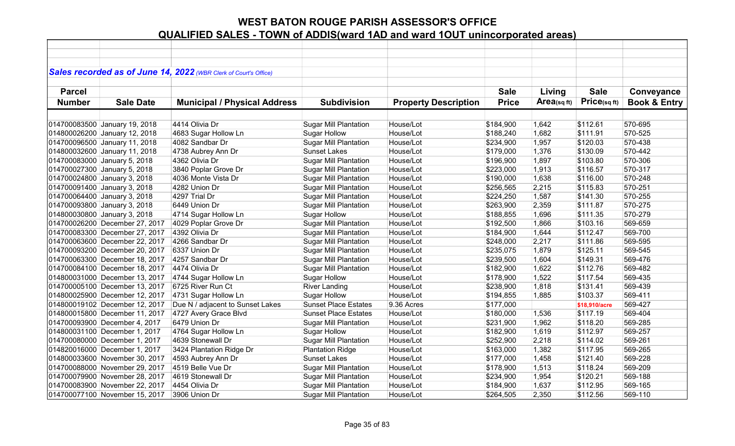# WEST BATON ROUGE PARISH ASSESSOR'S OFFICE

## QUALIFIED SALES - TOWN of ADDIS(ward 1AD and ward 1OUT unincorporated areas)

***Sales recorded as of June 14, 2022*** *(WBR Clerk of Court's Office)*

| Parcel Number | Sale Date | Municipal / Physical Address | Subdivision | Property Description | Sale Price | Living Area(sq ft) | Sale Price(sq ft) | Conveyance Book & Entry |
|---|---|---|---|---|---|---|---|---|
| 014700083500 | January 19, 2018 | 4414 Olivia Dr | Sugar Mill Plantation | House/Lot | $184,900 | 1,642 | $112.61 | 570-695 |
| 014800026200 | January 12, 2018 | 4683 Sugar Hollow Ln | Sugar Hollow | House/Lot | $188,240 | 1,682 | $111.91 | 570-525 |
| 014700096500 | January 11, 2018 | 4082 Sandbar Dr | Sugar Mill Plantation | House/Lot | $234,900 | 1,957 | $120.03 | 570-438 |
| 014800032600 | January 11, 2018 | 4738 Aubrey Ann Dr | Sunset Lakes | House/Lot | $179,000 | 1,376 | $130.09 | 570-442 |
| 014700083000 | January 5, 2018 | 4362 Olivia Dr | Sugar Mill Plantation | House/Lot | $196,900 | 1,897 | $103.80 | 570-306 |
| 014700027300 | January 5, 2018 | 3840 Poplar Grove Dr | Sugar Mill Plantation | House/Lot | $223,000 | 1,913 | $116.57 | 570-317 |
| 014700024800 | January 3, 2018 | 4036 Monte Vista Dr | Sugar Mill Plantation | House/Lot | $190,000 | 1,638 | $116.00 | 570-248 |
| 014700091400 | January 3, 2018 | 4282 Union Dr | Sugar Mill Plantation | House/Lot | $256,565 | 2,215 | $115.83 | 570-251 |
| 014700064400 | January 3, 2018 | 4297 Trial Dr | Sugar Mill Plantation | House/Lot | $224,250 | 1,587 | $141.30 | 570-255 |
| 014700093800 | January 3, 2018 | 6449 Union Dr | Sugar Mill Plantation | House/Lot | $263,900 | 2,359 | $111.87 | 570-275 |
| 014800030800 | January 3, 2018 | 4714 Sugar Hollow Ln | Sugar Hollow | House/Lot | $188,855 | 1,696 | $111.35 | 570-279 |
| 014700026200 | December 27, 2017 | 4029 Poplar Grove Dr | Sugar Mill Plantation | House/Lot | $192,500 | 1,866 | $103.16 | 569-659 |
| 014700083300 | December 27, 2017 | 4392 Olivia Dr | Sugar Mill Plantation | House/Lot | $184,900 | 1,644 | $112.47 | 569-700 |
| 014700063600 | December 22, 2017 | 4266 Sandbar Dr | Sugar Mill Plantation | House/Lot | $248,000 | 2,217 | $111.86 | 569-595 |
| 014700093200 | December 20, 2017 | 6337 Union Dr | Sugar Mill Plantation | House/Lot | $235,075 | 1,879 | $125.11 | 569-545 |
| 014700063300 | December 18, 2017 | 4257 Sandbar Dr | Sugar Mill Plantation | House/Lot | $239,500 | 1,604 | $149.31 | 569-476 |
| 014700084100 | December 18, 2017 | 4474 Olivia Dr | Sugar Mill Plantation | House/Lot | $182,900 | 1,622 | $112.76 | 569-482 |
| 014800031000 | December 13, 2017 | 4744 Sugar Hollow Ln | Sugar Hollow | House/Lot | $178,900 | 1,522 | $117.54 | 569-435 |
| 014700005100 | December 13, 2017 | 6725 River Run Ct | River Landing | House/Lot | $238,900 | 1,818 | $131.41 | 569-439 |
| 014800025900 | December 12, 2017 | 4731 Sugar Hollow Ln | Sugar Hollow | House/Lot | $194,855 | 1,885 | $103.37 | 569-411 |
| 014800019102 | December 12, 2017 | Due N / adjacent to Sunset Lakes | Sunset Place Estates | 9.36 Acres | $177,000 | | $18,910/acre | 569-427 |
| 014800015800 | December 11, 2017 | 4727 Avery Grace Blvd | Sunset Place Estates | House/Lot | $180,000 | 1,536 | $117.19 | 569-404 |
| 014700093900 | December 4, 2017 | 6479 Union Dr | Sugar Mill Plantation | House/Lot | $231,900 | 1,962 | $118.20 | 569-285 |
| 014800031100 | December 1, 2017 | 4764 Sugar Hollow Ln | Sugar Hollow | House/Lot | $182,900 | 1,619 | $112.97 | 569-257 |
| 014700080000 | December 1, 2017 | 4639 Stonewall Dr | Sugar Mill Plantation | House/Lot | $252,900 | 2,218 | $114.02 | 569-261 |
| 014820016000 | December 1, 2017 | 3424 Plantation Ridge Dr | Plantation Ridge | House/Lot | $163,000 | 1,382 | $117.95 | 569-265 |
| 014800033600 | November 30, 2017 | 4593 Aubrey Ann Dr | Sunset Lakes | House/Lot | $177,000 | 1,458 | $121.40 | 569-228 |
| 014700088000 | November 29, 2017 | 4519 Belle Vue Dr | Sugar Mill Plantation | House/Lot | $178,900 | 1,513 | $118.24 | 569-209 |
| 014700079900 | November 28, 2017 | 4619 Stonewall Dr | Sugar Mill Plantation | House/Lot | $234,900 | 1,954 | $120.21 | 569-188 |
| 014700083900 | November 22, 2017 | 4454 Olivia Dr | Sugar Mill Plantation | House/Lot | $184,900 | 1,637 | $112.95 | 569-165 |
| 014700077100 | November 15, 2017 | 3906 Union Dr | Sugar Mill Plantation | House/Lot | $264,505 | 2,350 | $112.56 | 569-110 |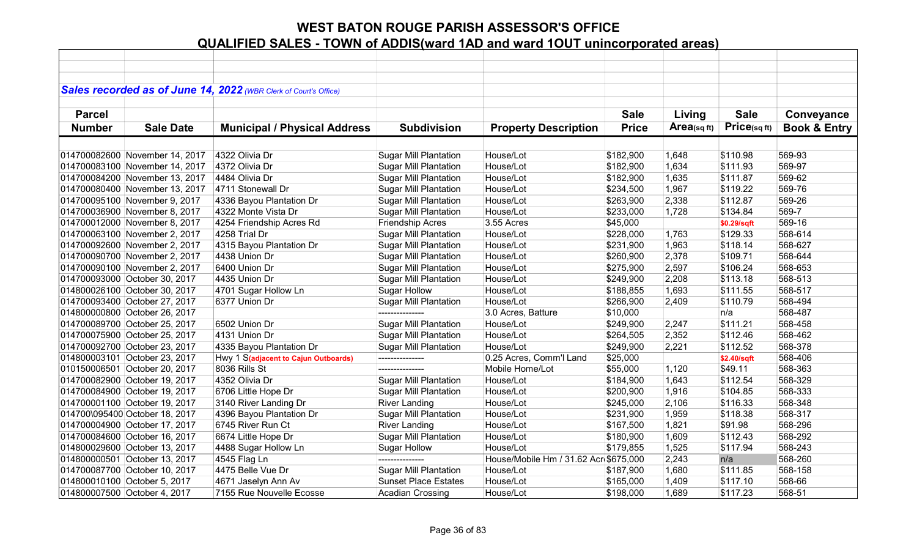# WEST BATON ROUGE PARISH ASSESSOR'S OFFICE

## QUALIFIED SALES - TOWN of ADDIS(ward 1AD and ward 1OUT unincorporated areas)

***Sales recorded as of June 14, 2022** (WBR Clerk of Court's Office)*

| Parcel Number | Sale Date | Municipal / Physical Address | Subdivision | Property Description | Sale Price | Living Area(sq ft) | Sale Price(sq ft) | Conveyance Book & Entry |
|---|---|---|---|---|---|---|---|---|
| 014700082600 | November 14, 2017 | 4322 Olivia Dr | Sugar Mill Plantation | House/Lot | $182,900 | 1,648 | $110.98 | 569-93 |
| 014700083100 | November 14, 2017 | 4372 Olivia Dr | Sugar Mill Plantation | House/Lot | $182,900 | 1,634 | $111.93 | 569-97 |
| 014700084200 | November 13, 2017 | 4484 Olivia Dr | Sugar Mill Plantation | House/Lot | $182,900 | 1,635 | $111.87 | 569-62 |
| 014700080400 | November 13, 2017 | 4711 Stonewall Dr | Sugar Mill Plantation | House/Lot | $234,500 | 1,967 | $119.22 | 569-76 |
| 014700095100 | November 9, 2017 | 4336 Bayou Plantation Dr | Sugar Mill Plantation | House/Lot | $263,900 | 2,338 | $112.87 | 569-26 |
| 014700036900 | November 8, 2017 | 4322 Monte Vista Dr | Sugar Mill Plantation | House/Lot | $233,000 | 1,728 | $134.84 | 569-7 |
| 014700012000 | November 8, 2017 | 4254 Friendship Acres Rd | Friendship Acres | 3.55 Acres | $45,000 | | $0.29/sqft | 569-16 |
| 014700063100 | November 2, 2017 | 4258 Trial Dr | Sugar Mill Plantation | House/Lot | $228,000 | 1,763 | $129.33 | 568-614 |
| 014700092600 | November 2, 2017 | 4315 Bayou Plantation Dr | Sugar Mill Plantation | House/Lot | $231,900 | 1,963 | $118.14 | 568-627 |
| 014700090700 | November 2, 2017 | 4438 Union Dr | Sugar Mill Plantation | House/Lot | $260,900 | 2,378 | $109.71 | 568-644 |
| 014700090100 | November 2, 2017 | 6400 Union Dr | Sugar Mill Plantation | House/Lot | $275,900 | 2,597 | $106.24 | 568-653 |
| 014700093000 | October 30, 2017 | 4435 Union Dr | Sugar Mill Plantation | House/Lot | $249,900 | 2,208 | $113.18 | 568-513 |
| 014800026100 | October 30, 2017 | 4701 Sugar Hollow Ln | Sugar Hollow | House/Lot | $188,855 | 1,693 | $111.55 | 568-517 |
| 014700093400 | October 27, 2017 | 6377 Union Dr | Sugar Mill Plantation | House/Lot | $266,900 | 2,409 | $110.79 | 568-494 |
| 014800000800 | October 26, 2017 | | --------------- | 3.0 Acres, Batture | $10,000 | | n/a | 568-487 |
| 014700089700 | October 25, 2017 | 6502 Union Dr | Sugar Mill Plantation | House/Lot | $249,900 | 2,247 | $111.21 | 568-458 |
| 014700075900 | October 25, 2017 | 4131 Union Dr | Sugar Mill Plantation | House/Lot | $264,505 | 2,352 | $112.46 | 568-462 |
| 014700092700 | October 23, 2017 | 4335 Bayou Plantation Dr | Sugar Mill Plantation | House/Lot | $249,900 | 2,221 | $112.52 | 568-378 |
| 014800003101 | October 23, 2017 | Hwy 1 S**(adjacent to Cajun Outboards)** | --------------- | 0.25 Acres, Comm'l Land | $25,000 | | $2.40/sqft | 568-406 |
| 010150006501 | October 20, 2017 | 8036 Rills St | --------------- | Mobile Home/Lot | $55,000 | 1,120 | $49.11 | 568-363 |
| 014700082900 | October 19, 2017 | 4352 Olivia Dr | Sugar Mill Plantation | House/Lot | $184,900 | 1,643 | $112.54 | 568-329 |
| 014700084900 | October 19, 2017 | 6706 Little Hope Dr | Sugar Mill Plantation | House/Lot | $200,900 | 1,916 | $104.85 | 568-333 |
| 014700001100 | October 19, 2017 | 3140 River Landing Dr | River Landing | House/Lot | $245,000 | 2,106 | $116.33 | 568-348 |
| 014700\095400 | October 18, 2017 | 4396 Bayou Plantation Dr | Sugar Mill Plantation | House/Lot | $231,900 | 1,959 | $118.38 | 568-317 |
| 014700004900 | October 17, 2017 | 6745 River Run Ct | River Landing | House/Lot | $167,500 | 1,821 | $91.98 | 568-296 |
| 014700084600 | October 16, 2017 | 6674 Little Hope Dr | Sugar Mill Plantation | House/Lot | $180,900 | 1,609 | $112.43 | 568-292 |
| 014800029600 | October 13, 2017 | 4488 Sugar Hollow Ln | Sugar Hollow | House/Lot | $179,855 | 1,525 | $117.94 | 568-243 |
| 014800000501 | October 13, 2017 | 4545 Flag Ln | --------------- | House/Mobile Hm / 31.62 Acr | $675,000 | 2,243 | n/a | 568-260 |
| 014700087700 | October 10, 2017 | 4475 Belle Vue Dr | Sugar Mill Plantation | House/Lot | $187,900 | 1,680 | $111.85 | 568-158 |
| 014800010100 | October 5, 2017 | 4671 Jaselyn Ann Av | Sunset Place Estates | House/Lot | $165,000 | 1,409 | $117.10 | 568-66 |
| 014800007500 | October 4, 2017 | 7155 Rue Nouvelle Ecosse | Acadian Crossing | House/Lot | $198,000 | 1,689 | $117.23 | 568-51 |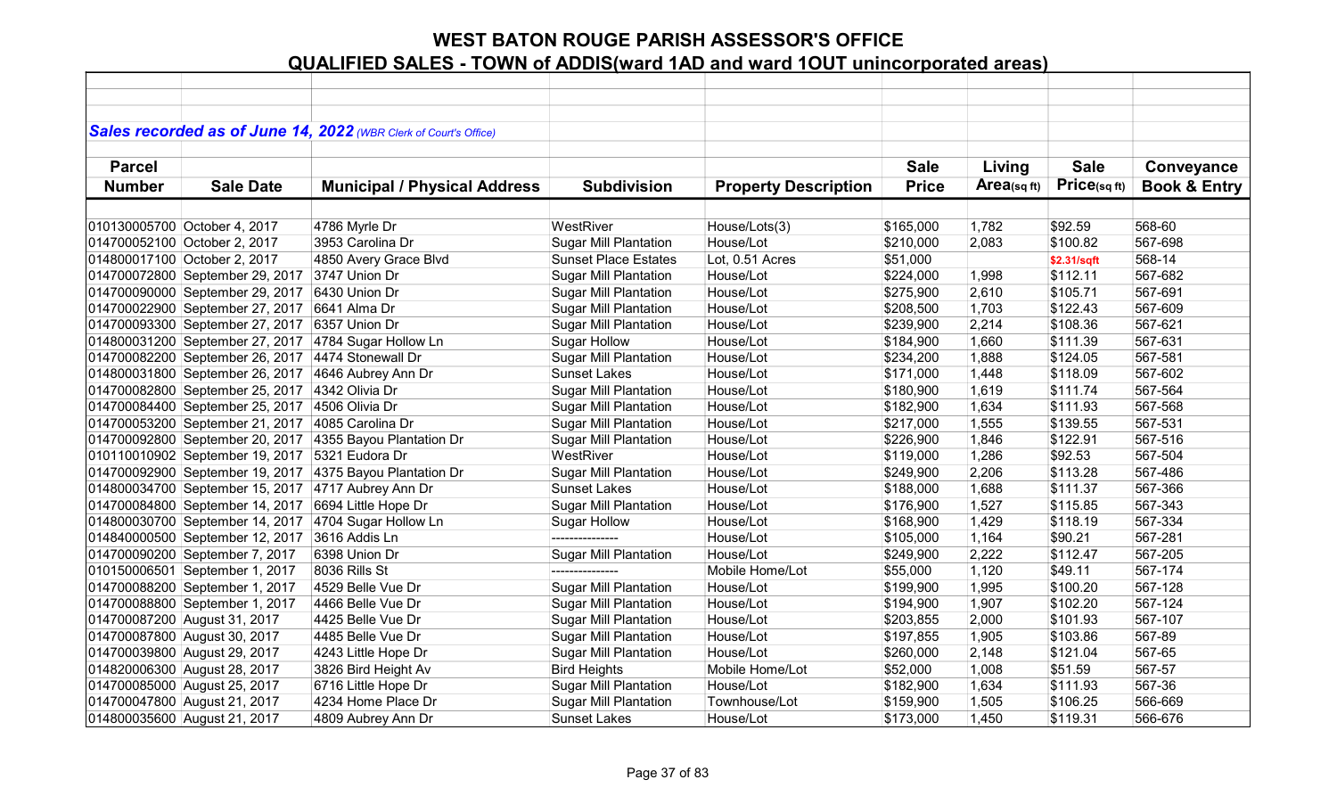# WEST BATON ROUGE PARISH ASSESSOR'S OFFICE

## QUALIFIED SALES - TOWN of ADDIS(ward 1AD and ward 1OUT unincorporated areas)

***Sales recorded as of June 14, 2022** (WBR Clerk of Court's Office)*

| Parcel Number | Sale Date | Municipal / Physical Address | Subdivision | Property Description | Sale Price | Living Area(sq ft) | Sale Price(sq ft) | Conveyance Book & Entry |
|---|---|---|---|---|---|---|---|---|
| 010130005700 | October 4, 2017 | 4786 Myrle Dr | WestRiver | House/Lots(3) | $165,000 | 1,782 | $92.59 | 568-60 |
| 014700052100 | October 2, 2017 | 3953 Carolina Dr | Sugar Mill Plantation | House/Lot | $210,000 | 2,083 | $100.82 | 567-698 |
| 014800017100 | October 2, 2017 | 4850 Avery Grace Blvd | Sunset Place Estates | Lot, 0.51 Acres | $51,000 | | $2.31/sqft | 568-14 |
| 014700072800 | September 29, 2017 | 3747 Union Dr | Sugar Mill Plantation | House/Lot | $224,000 | 1,998 | $112.11 | 567-682 |
| 014700090000 | September 29, 2017 | 6430 Union Dr | Sugar Mill Plantation | House/Lot | $275,900 | 2,610 | $105.71 | 567-691 |
| 014700022900 | September 27, 2017 | 6641 Alma Dr | Sugar Mill Plantation | House/Lot | $208,500 | 1,703 | $122.43 | 567-609 |
| 014700093300 | September 27, 2017 | 6357 Union Dr | Sugar Mill Plantation | House/Lot | $239,900 | 2,214 | $108.36 | 567-621 |
| 014800031200 | September 27, 2017 | 4784 Sugar Hollow Ln | Sugar Hollow | House/Lot | $184,900 | 1,660 | $111.39 | 567-631 |
| 014700082200 | September 26, 2017 | 4474 Stonewall Dr | Sugar Mill Plantation | House/Lot | $234,200 | 1,888 | $124.05 | 567-581 |
| 014800031800 | September 26, 2017 | 4646 Aubrey Ann Dr | Sunset Lakes | House/Lot | $171,000 | 1,448 | $118.09 | 567-602 |
| 014700082800 | September 25, 2017 | 4342 Olivia Dr | Sugar Mill Plantation | House/Lot | $180,900 | 1,619 | $111.74 | 567-564 |
| 014700084400 | September 25, 2017 | 4506 Olivia Dr | Sugar Mill Plantation | House/Lot | $182,900 | 1,634 | $111.93 | 567-568 |
| 014700053200 | September 21, 2017 | 4085 Carolina Dr | Sugar Mill Plantation | House/Lot | $217,000 | 1,555 | $139.55 | 567-531 |
| 014700092800 | September 20, 2017 | 4355 Bayou Plantation Dr | Sugar Mill Plantation | House/Lot | $226,900 | 1,846 | $122.91 | 567-516 |
| 010110010902 | September 19, 2017 | 5321 Eudora Dr | WestRiver | House/Lot | $119,000 | 1,286 | $92.53 | 567-504 |
| 014700092900 | September 19, 2017 | 4375 Bayou Plantation Dr | Sugar Mill Plantation | House/Lot | $249,900 | 2,206 | $113.28 | 567-486 |
| 014800034700 | September 15, 2017 | 4717 Aubrey Ann Dr | Sunset Lakes | House/Lot | $188,000 | 1,688 | $111.37 | 567-366 |
| 014700084800 | September 14, 2017 | 6694 Little Hope Dr | Sugar Mill Plantation | House/Lot | $176,900 | 1,527 | $115.85 | 567-343 |
| 014800030700 | September 14, 2017 | 4704 Sugar Hollow Ln | Sugar Hollow | House/Lot | $168,900 | 1,429 | $118.19 | 567-334 |
| 014840000500 | September 12, 2017 | 3616 Addis Ln | -------------- | House/Lot | $105,000 | 1,164 | $90.21 | 567-281 |
| 014700090200 | September 7, 2017 | 6398 Union Dr | Sugar Mill Plantation | House/Lot | $249,900 | 2,222 | $112.47 | 567-205 |
| 010150006501 | September 1, 2017 | 8036 Rills St | -------------- | Mobile Home/Lot | $55,000 | 1,120 | $49.11 | 567-174 |
| 014700088200 | September 1, 2017 | 4529 Belle Vue Dr | Sugar Mill Plantation | House/Lot | $199,900 | 1,995 | $100.20 | 567-128 |
| 014700088800 | September 1, 2017 | 4466 Belle Vue Dr | Sugar Mill Plantation | House/Lot | $194,900 | 1,907 | $102.20 | 567-124 |
| 014700087200 | August 31, 2017 | 4425 Belle Vue Dr | Sugar Mill Plantation | House/Lot | $203,855 | 2,000 | $101.93 | 567-107 |
| 014700087800 | August 30, 2017 | 4485 Belle Vue Dr | Sugar Mill Plantation | House/Lot | $197,855 | 1,905 | $103.86 | 567-89 |
| 014700039800 | August 29, 2017 | 4243 Little Hope Dr | Sugar Mill Plantation | House/Lot | $260,000 | 2,148 | $121.04 | 567-65 |
| 014820006300 | August 28, 2017 | 3826 Bird Height Av | Bird Heights | Mobile Home/Lot | $52,000 | 1,008 | $51.59 | 567-57 |
| 014700085000 | August 25, 2017 | 6716 Little Hope Dr | Sugar Mill Plantation | House/Lot | $182,900 | 1,634 | $111.93 | 567-36 |
| 014700047800 | August 21, 2017 | 4234 Home Place Dr | Sugar Mill Plantation | Townhouse/Lot | $159,900 | 1,505 | $106.25 | 566-669 |
| 014800035600 | August 21, 2017 | 4809 Aubrey Ann Dr | Sunset Lakes | House/Lot | $173,000 | 1,450 | $119.31 | 566-676 |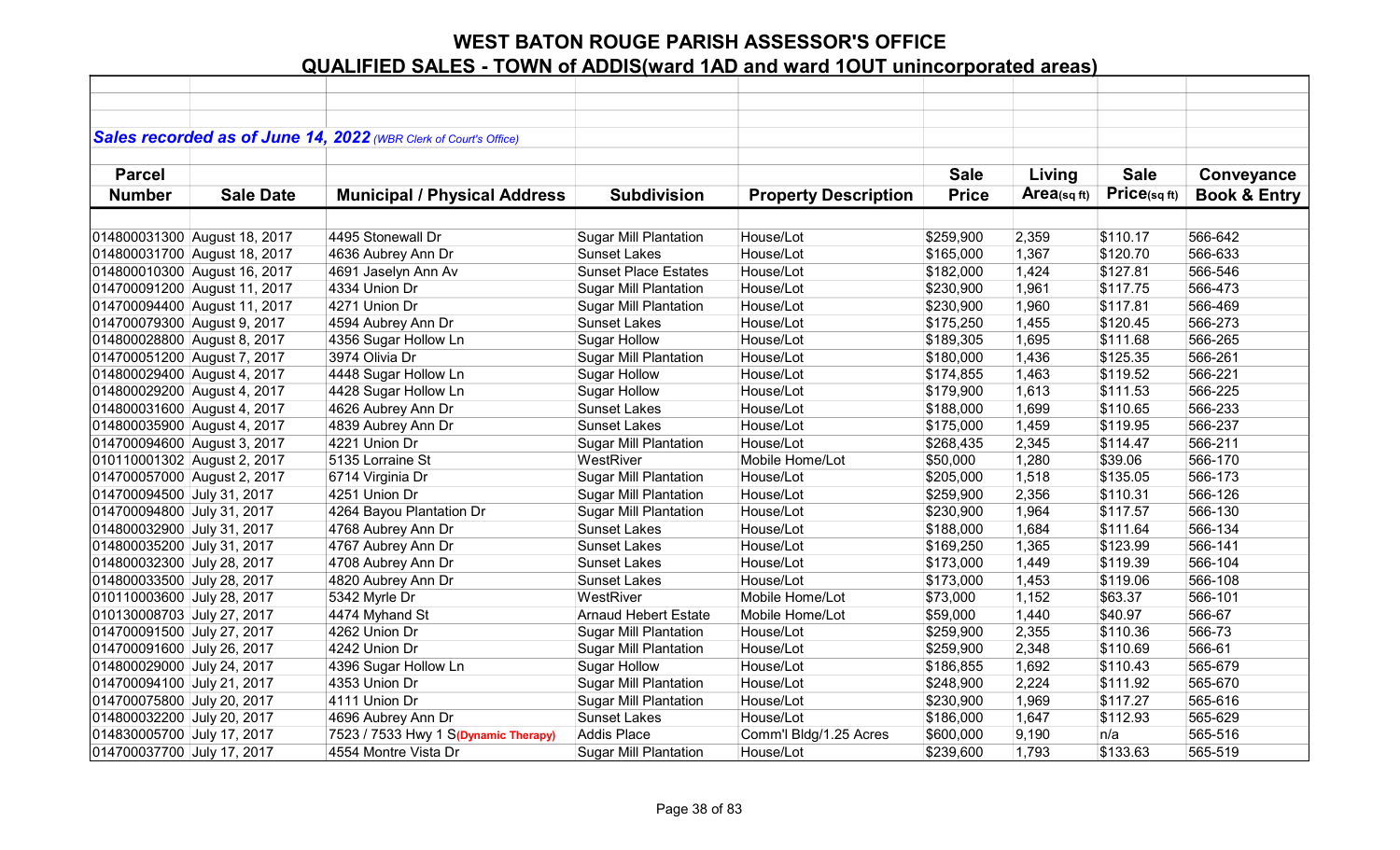# WEST BATON ROUGE PARISH ASSESSOR'S OFFICE

## QUALIFIED SALES - TOWN of ADDIS(ward 1AD and ward 1OUT unincorporated areas)

***Sales recorded as of June 14, 2022** (WBR Clerk of Court's Office)*

| Parcel Number | Sale Date | Municipal / Physical Address | Subdivision | Property Description | Sale Price | Living Area(sq ft) | Sale Price(sq ft) | Conveyance Book & Entry |
|---|---|---|---|---|---|---|---|---|
| 014800031300 | August 18, 2017 | 4495 Stonewall Dr | Sugar Mill Plantation | House/Lot | $259,900 | 2,359 | $110.17 | 566-642 |
| 014800031700 | August 18, 2017 | 4636 Aubrey Ann Dr | Sunset Lakes | House/Lot | $165,000 | 1,367 | $120.70 | 566-633 |
| 014800010300 | August 16, 2017 | 4691 Jaselyn Ann Av | Sunset Place Estates | House/Lot | $182,000 | 1,424 | $127.81 | 566-546 |
| 014700091200 | August 11, 2017 | 4334 Union Dr | Sugar Mill Plantation | House/Lot | $230,900 | 1,961 | $117.75 | 566-473 |
| 014700094400 | August 11, 2017 | 4271 Union Dr | Sugar Mill Plantation | House/Lot | $230,900 | 1,960 | $117.81 | 566-469 |
| 014700079300 | August 9, 2017 | 4594 Aubrey Ann Dr | Sunset Lakes | House/Lot | $175,250 | 1,455 | $120.45 | 566-273 |
| 014800028800 | August 8, 2017 | 4356 Sugar Hollow Ln | Sugar Hollow | House/Lot | $189,305 | 1,695 | $111.68 | 566-265 |
| 014700051200 | August 7, 2017 | 3974 Olivia Dr | Sugar Mill Plantation | House/Lot | $180,000 | 1,436 | $125.35 | 566-261 |
| 014800029400 | August 4, 2017 | 4448 Sugar Hollow Ln | Sugar Hollow | House/Lot | $174,855 | 1,463 | $119.52 | 566-221 |
| 014800029200 | August 4, 2017 | 4428 Sugar Hollow Ln | Sugar Hollow | House/Lot | $179,900 | 1,613 | $111.53 | 566-225 |
| 014800031600 | August 4, 2017 | 4626 Aubrey Ann Dr | Sunset Lakes | House/Lot | $188,000 | 1,699 | $110.65 | 566-233 |
| 014800035900 | August 4, 2017 | 4839 Aubrey Ann Dr | Sunset Lakes | House/Lot | $175,000 | 1,459 | $119.95 | 566-237 |
| 014700094600 | August 3, 2017 | 4221 Union Dr | Sugar Mill Plantation | House/Lot | $268,435 | 2,345 | $114.47 | 566-211 |
| 010110001302 | August 2, 2017 | 5135 Lorraine St | WestRiver | Mobile Home/Lot | $50,000 | 1,280 | $39.06 | 566-170 |
| 014700057000 | August 2, 2017 | 6714 Virginia Dr | Sugar Mill Plantation | House/Lot | $205,000 | 1,518 | $135.05 | 566-173 |
| 014700094500 | July 31, 2017 | 4251 Union Dr | Sugar Mill Plantation | House/Lot | $259,900 | 2,356 | $110.31 | 566-126 |
| 014700094800 | July 31, 2017 | 4264 Bayou Plantation Dr | Sugar Mill Plantation | House/Lot | $230,900 | 1,964 | $117.57 | 566-130 |
| 014800032900 | July 31, 2017 | 4768 Aubrey Ann Dr | Sunset Lakes | House/Lot | $188,000 | 1,684 | $111.64 | 566-134 |
| 014800035200 | July 31, 2017 | 4767 Aubrey Ann Dr | Sunset Lakes | House/Lot | $169,250 | 1,365 | $123.99 | 566-141 |
| 014800032300 | July 28, 2017 | 4708 Aubrey Ann Dr | Sunset Lakes | House/Lot | $173,000 | 1,449 | $119.39 | 566-104 |
| 014800033500 | July 28, 2017 | 4820 Aubrey Ann Dr | Sunset Lakes | House/Lot | $173,000 | 1,453 | $119.06 | 566-108 |
| 010110003600 | July 28, 2017 | 5342 Myrle Dr | WestRiver | Mobile Home/Lot | $73,000 | 1,152 | $63.37 | 566-101 |
| 010130008703 | July 27, 2017 | 4474 Myhand St | Arnaud Hebert Estate | Mobile Home/Lot | $59,000 | 1,440 | $40.97 | 566-67 |
| 014700091500 | July 27, 2017 | 4262 Union Dr | Sugar Mill Plantation | House/Lot | $259,900 | 2,355 | $110.36 | 566-73 |
| 014700091600 | July 26, 2017 | 4242 Union Dr | Sugar Mill Plantation | House/Lot | $259,900 | 2,348 | $110.69 | 566-61 |
| 014800029000 | July 24, 2017 | 4396 Sugar Hollow Ln | Sugar Hollow | House/Lot | $186,855 | 1,692 | $110.43 | 565-679 |
| 014700094100 | July 21, 2017 | 4353 Union Dr | Sugar Mill Plantation | House/Lot | $248,900 | 2,224 | $111.92 | 565-670 |
| 014700075800 | July 20, 2017 | 4111 Union Dr | Sugar Mill Plantation | House/Lot | $230,900 | 1,969 | $117.27 | 565-616 |
| 014800032200 | July 20, 2017 | 4696 Aubrey Ann Dr | Sunset Lakes | House/Lot | $186,000 | 1,647 | $112.93 | 565-629 |
| 014830005700 | July 17, 2017 | 7523 / 7533 Hwy 1 S**(Dynamic Therapy)** | Addis Place | Comm'l Bldg/1.25 Acres | $600,000 | 9,190 | n/a | 565-516 |
| 014700037700 | July 17, 2017 | 4554 Montre Vista Dr | Sugar Mill Plantation | House/Lot | $239,600 | 1,793 | $133.63 | 565-519 |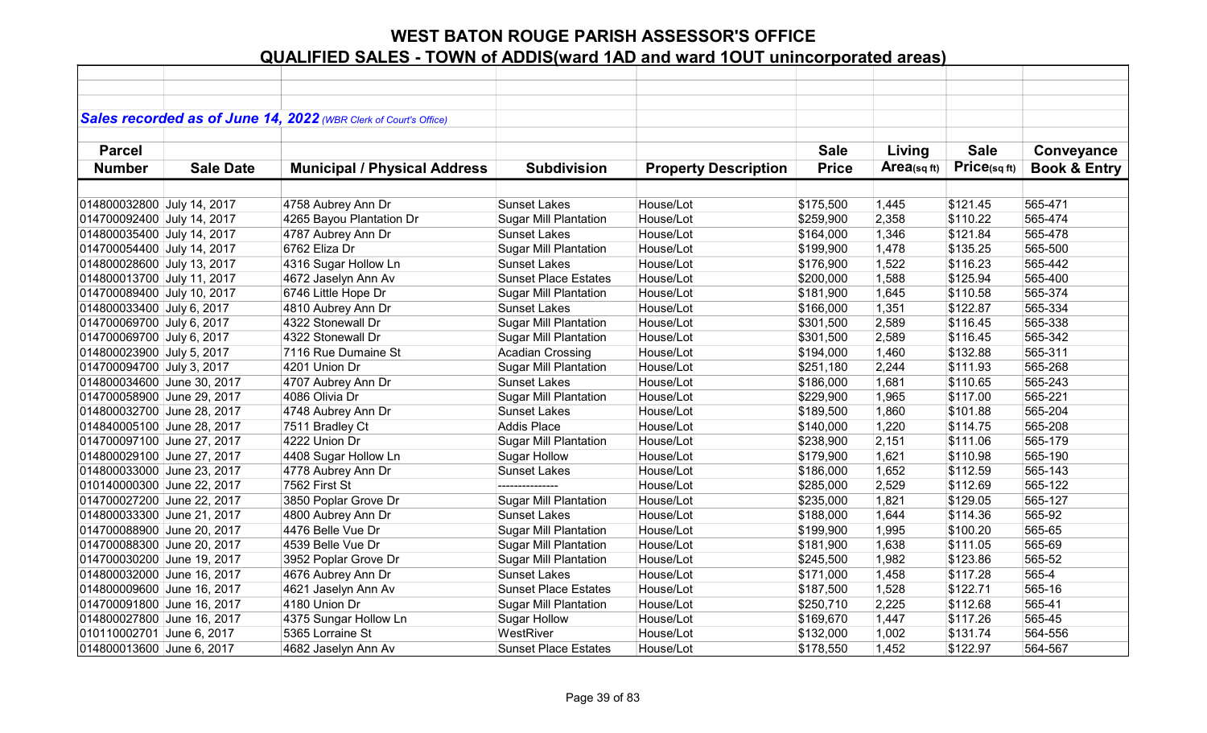# WEST BATON ROUGE PARISH ASSESSOR'S OFFICE

## QUALIFIED SALES - TOWN of ADDIS(ward 1AD and ward 1OUT unincorporated areas)

***Sales recorded as of June 14, 2022** (WBR Clerk of Court's Office)*

| Parcel Number | Sale Date | Municipal / Physical Address | Subdivision | Property Description | Sale Price | Living Area(sq ft) | Sale Price(sq ft) | Conveyance Book & Entry |
|---|---|---|---|---|---|---|---|---|
| 014800032800 | July 14, 2017 | 4758 Aubrey Ann Dr | Sunset Lakes | House/Lot | $175,500 | 1,445 | $121.45 | 565-471 |
| 014700092400 | July 14, 2017 | 4265 Bayou Plantation Dr | Sugar Mill Plantation | House/Lot | $259,900 | 2,358 | $110.22 | 565-474 |
| 014800035400 | July 14, 2017 | 4787 Aubrey Ann Dr | Sunset Lakes | House/Lot | $164,000 | 1,346 | $121.84 | 565-478 |
| 014700054400 | July 14, 2017 | 6762 Eliza Dr | Sugar Mill Plantation | House/Lot | $199,900 | 1,478 | $135.25 | 565-500 |
| 014800028600 | July 13, 2017 | 4316 Sugar Hollow Ln | Sunset Lakes | House/Lot | $176,900 | 1,522 | $116.23 | 565-442 |
| 014800013700 | July 11, 2017 | 4672 Jaselyn Ann Av | Sunset Place Estates | House/Lot | $200,000 | 1,588 | $125.94 | 565-400 |
| 014700089400 | July 10, 2017 | 6746 Little Hope Dr | Sugar Mill Plantation | House/Lot | $181,900 | 1,645 | $110.58 | 565-374 |
| 014800033400 | July 6, 2017 | 4810 Aubrey Ann Dr | Sunset Lakes | House/Lot | $166,000 | 1,351 | $122.87 | 565-334 |
| 014700069700 | July 6, 2017 | 4322 Stonewall Dr | Sugar Mill Plantation | House/Lot | $301,500 | 2,589 | $116.45 | 565-338 |
| 014700069700 | July 6, 2017 | 4322 Stonewall Dr | Sugar Mill Plantation | House/Lot | $301,500 | 2,589 | $116.45 | 565-342 |
| 014800023900 | July 5, 2017 | 7116 Rue Dumaine St | Acadian Crossing | House/Lot | $194,000 | 1,460 | $132.88 | 565-311 |
| 014700094700 | July 3, 2017 | 4201 Union Dr | Sugar Mill Plantation | House/Lot | $251,180 | 2,244 | $111.93 | 565-268 |
| 014800034600 | June 30, 2017 | 4707 Aubrey Ann Dr | Sunset Lakes | House/Lot | $186,000 | 1,681 | $110.65 | 565-243 |
| 014700058900 | June 29, 2017 | 4086 Olivia Dr | Sugar Mill Plantation | House/Lot | $229,900 | 1,965 | $117.00 | 565-221 |
| 014800032700 | June 28, 2017 | 4748 Aubrey Ann Dr | Sunset Lakes | House/Lot | $189,500 | 1,860 | $101.88 | 565-204 |
| 014840005100 | June 28, 2017 | 7511 Bradley Ct | Addis Place | House/Lot | $140,000 | 1,220 | $114.75 | 565-208 |
| 014700097100 | June 27, 2017 | 4222 Union Dr | Sugar Mill Plantation | House/Lot | $238,900 | 2,151 | $111.06 | 565-179 |
| 014800029100 | June 27, 2017 | 4408 Sugar Hollow Ln | Sugar Hollow | House/Lot | $179,900 | 1,621 | $110.98 | 565-190 |
| 014800033000 | June 23, 2017 | 4778 Aubrey Ann Dr | Sunset Lakes | House/Lot | $186,000 | 1,652 | $112.59 | 565-143 |
| 010140000300 | June 22, 2017 | 7562 First St | -------------- | House/Lot | $285,000 | 2,529 | $112.69 | 565-122 |
| 014700027200 | June 22, 2017 | 3850 Poplar Grove Dr | Sugar Mill Plantation | House/Lot | $235,000 | 1,821 | $129.05 | 565-127 |
| 014800033300 | June 21, 2017 | 4800 Aubrey Ann Dr | Sunset Lakes | House/Lot | $188,000 | 1,644 | $114.36 | 565-92 |
| 014700088900 | June 20, 2017 | 4476 Belle Vue Dr | Sugar Mill Plantation | House/Lot | $199,900 | 1,995 | $100.20 | 565-65 |
| 014700088300 | June 20, 2017 | 4539 Belle Vue Dr | Sugar Mill Plantation | House/Lot | $181,900 | 1,638 | $111.05 | 565-69 |
| 014700030200 | June 19, 2017 | 3952 Poplar Grove Dr | Sugar Mill Plantation | House/Lot | $245,500 | 1,982 | $123.86 | 565-52 |
| 014800032000 | June 16, 2017 | 4676 Aubrey Ann Dr | Sunset Lakes | House/Lot | $171,000 | 1,458 | $117.28 | 565-4 |
| 014800009600 | June 16, 2017 | 4621 Jaselyn Ann Av | Sunset Place Estates | House/Lot | $187,500 | 1,528 | $122.71 | 565-16 |
| 014700091800 | June 16, 2017 | 4180 Union Dr | Sugar Mill Plantation | House/Lot | $250,710 | 2,225 | $112.68 | 565-41 |
| 014800027800 | June 16, 2017 | 4375 Sungar Hollow Ln | Sugar Hollow | House/Lot | $169,670 | 1,447 | $117.26 | 565-45 |
| 010110002701 | June 6, 2017 | 5365 Lorraine St | WestRiver | House/Lot | $132,000 | 1,002 | $131.74 | 564-556 |
| 014800013600 | June 6, 2017 | 4682 Jaselyn Ann Av | Sunset Place Estates | House/Lot | $178,550 | 1,452 | $122.97 | 564-567 |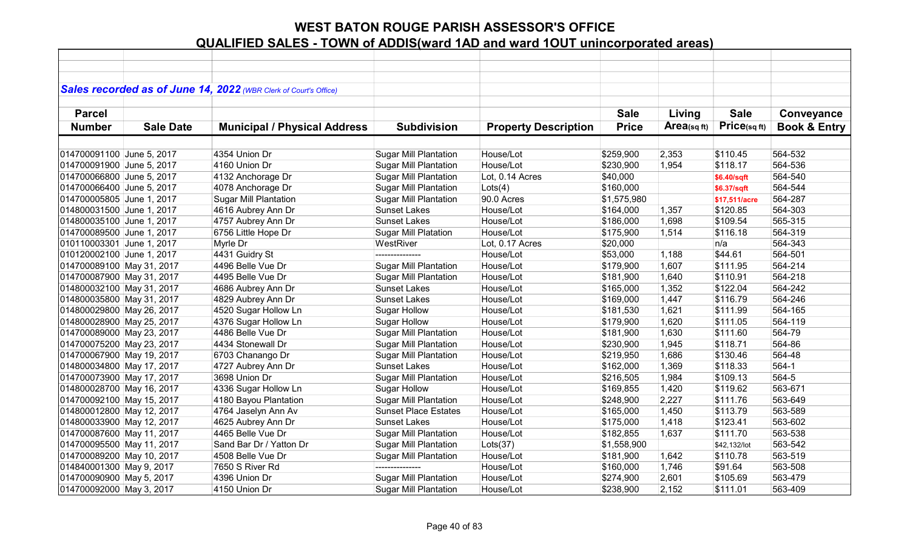# WEST BATON ROUGE PARISH ASSESSOR'S OFFICE

## QUALIFIED SALES - TOWN of ADDIS(ward 1AD and ward 1OUT unincorporated areas)

***Sales recorded as of June 14, 2022** (WBR Clerk of Court's Office)*

| Parcel Number | Sale Date | Municipal / Physical Address | Subdivision | Property Description | Sale Price | Living Area(sq ft) | Sale Price(sq ft) | Conveyance Book & Entry |
|---|---|---|---|---|---|---|---|---|
| 014700091100 | June 5, 2017 | 4354 Union Dr | Sugar Mill Plantation | House/Lot | $259,900 | 2,353 | $110.45 | 564-532 |
| 014700091900 | June 5, 2017 | 4160 Union Dr | Sugar Mill Plantation | House/Lot | $230,900 | 1,954 | $118.17 | 564-536 |
| 014700066800 | June 5, 2017 | 4132 Anchorage Dr | Sugar Mill Plantation | Lot, 0.14 Acres | $40,000 | | $6.40/sqft | 564-540 |
| 014700066400 | June 5, 2017 | 4078 Anchorage Dr | Sugar Mill Plantation | Lots(4) | $160,000 | | $6.37/sqft | 564-544 |
| 014700005805 | June 1, 2017 | Sugar Mill Plantation | Sugar Mill Plantation | 90.0 Acres | $1,575,980 | | $17,511/acre | 564-287 |
| 014800031500 | June 1, 2017 | 4616 Aubrey Ann Dr | Sunset Lakes | House/Lot | $164,000 | 1,357 | $120.85 | 564-303 |
| 014800035100 | June 1, 2017 | 4757 Aubrey Ann Dr | Sunset Lakes | House/Lot | $186,000 | 1,698 | $109.54 | 565-315 |
| 014700089500 | June 1, 2017 | 6756 Little Hope Dr | Sugar Mill Platation | House/Lot | $175,900 | 1,514 | $116.18 | 564-319 |
| 010110003301 | June 1, 2017 | Myrle Dr | WestRiver | Lot, 0.17 Acres | $20,000 | | n/a | 564-343 |
| 010120002100 | June 1, 2017 | 4431 Guidry St | --------------- | House/Lot | $53,000 | 1,188 | $44.61 | 564-501 |
| 014700089100 | May 31, 2017 | 4496 Belle Vue Dr | Sugar Mill Plantation | House/Lot | $179,900 | 1,607 | $111.95 | 564-214 |
| 014700087900 | May 31, 2017 | 4495 Belle Vue Dr | Sugar Mill Plantation | House/Lot | $181,900 | 1,640 | $110.91 | 564-218 |
| 014800032100 | May 31, 2017 | 4686 Aubrey Ann Dr | Sunset Lakes | House/Lot | $165,000 | 1,352 | $122.04 | 564-242 |
| 014800035800 | May 31, 2017 | 4829 Aubrey Ann Dr | Sunset Lakes | House/Lot | $169,000 | 1,447 | $116.79 | 564-246 |
| 014800029800 | May 26, 2017 | 4520 Sugar Hollow Ln | Sugar Hollow | House/Lot | $181,530 | 1,621 | $111.99 | 564-165 |
| 014800028900 | May 25, 2017 | 4376 Sugar Hollow Ln | Sugar Hollow | House/Lot | $179,900 | 1,620 | $111.05 | 564-119 |
| 014700089000 | May 23, 2017 | 4486 Belle Vue Dr | Sugar Mill Plantation | House/Lot | $181,900 | 1,630 | $111.60 | 564-79 |
| 014700075200 | May 23, 2017 | 4434 Stonewall Dr | Sugar Mill Plantation | House/Lot | $230,900 | 1,945 | $118.71 | 564-86 |
| 014700067900 | May 19, 2017 | 6703 Chanango Dr | Sugar Mill Plantation | House/Lot | $219,950 | 1,686 | $130.46 | 564-48 |
| 014800034800 | May 17, 2017 | 4727 Aubrey Ann Dr | Sunset Lakes | House/Lot | $162,000 | 1,369 | $118.33 | 564-1 |
| 014700073900 | May 17, 2017 | 3698 Union Dr | Sugar Mill Plantation | House/Lot | $216,505 | 1,984 | $109.13 | 564-5 |
| 014800028700 | May 16, 2017 | 4336 Sugar Hollow Ln | Sugar Hollow | House/Lot | $169,855 | 1,420 | $119.62 | 563-671 |
| 014700092100 | May 15, 2017 | 4180 Bayou Plantation | Sugar Mill Plantation | House/Lot | $248,900 | 2,227 | $111.76 | 563-649 |
| 014800012800 | May 12, 2017 | 4764 Jaselyn Ann Av | Sunset Place Estates | House/Lot | $165,000 | 1,450 | $113.79 | 563-589 |
| 014800033900 | May 12, 2017 | 4625 Aubrey Ann Dr | Sunset Lakes | House/Lot | $175,000 | 1,418 | $123.41 | 563-602 |
| 014700087600 | May 11, 2017 | 4465 Belle Vue Dr | Sugar Mill Plantation | House/Lot | $182,855 | 1,637 | $111.70 | 563-538 |
| 014700095500 | May 11, 2017 | Sand Bar Dr / Yatton Dr | Sugar Mill Plantation | Lots(37) | $1,558,900 | | $42,132/lot | 563-542 |
| 014700089200 | May 10, 2017 | 4508 Belle Vue Dr | Sugar Mill Plantation | House/Lot | $181,900 | 1,642 | $110.78 | 563-519 |
| 014840001300 | May 9, 2017 | 7650 S River Rd | --------------- | House/Lot | $160,000 | 1,746 | $91.64 | 563-508 |
| 014700090900 | May 5, 2017 | 4396 Union Dr | Sugar Mill Plantation | House/Lot | $274,900 | 2,601 | $105.69 | 563-479 |
| 014700092000 | May 3, 2017 | 4150 Union Dr | Sugar Mill Plantation | House/Lot | $238,900 | 2,152 | $111.01 | 563-409 |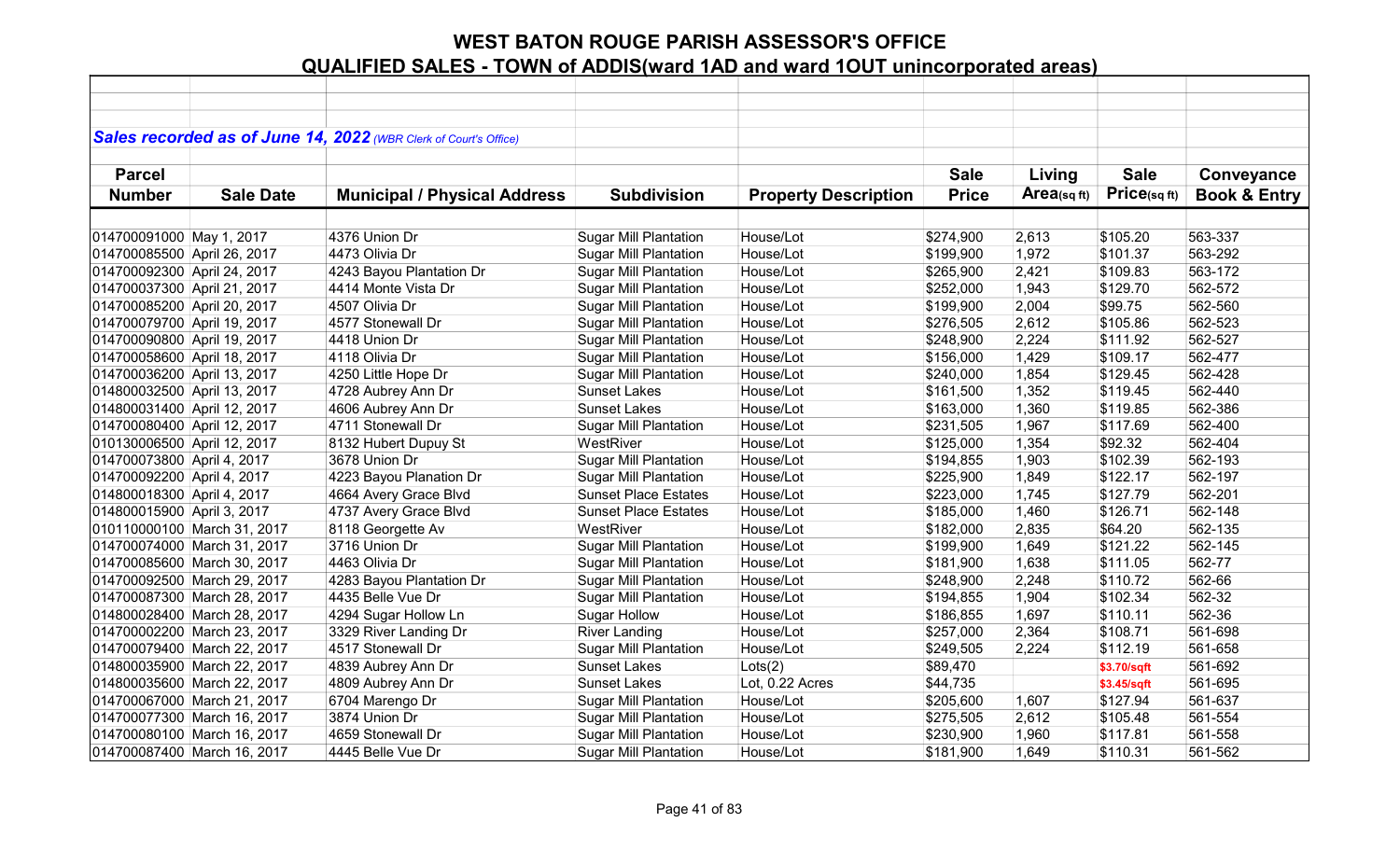# WEST BATON ROUGE PARISH ASSESSOR'S OFFICE

## QUALIFIED SALES - TOWN of ADDIS(ward 1AD and ward 1OUT unincorporated areas)

***Sales recorded as of June 14, 2022** (WBR Clerk of Court's Office)*

| Parcel Number | Sale Date | Municipal / Physical Address | Subdivision | Property Description | Sale Price | Living Area(sq ft) | Sale Price(sq ft) | Conveyance Book & Entry |
|---|---|---|---|---|---|---|---|---|
| 014700091000 | May 1, 2017 | 4376 Union Dr | Sugar Mill Plantation | House/Lot | $274,900 | 2,613 | $105.20 | 563-337 |
| 014700085500 | April 26, 2017 | 4473 Olivia Dr | Sugar Mill Plantation | House/Lot | $199,900 | 1,972 | $101.37 | 563-292 |
| 014700092300 | April 24, 2017 | 4243 Bayou Plantation Dr | Sugar Mill Plantation | House/Lot | $265,900 | 2,421 | $109.83 | 563-172 |
| 014700037300 | April 21, 2017 | 4414 Monte Vista Dr | Sugar Mill Plantation | House/Lot | $252,000 | 1,943 | $129.70 | 562-572 |
| 014700085200 | April 20, 2017 | 4507 Olivia Dr | Sugar Mill Plantation | House/Lot | $199,900 | 2,004 | $99.75 | 562-560 |
| 014700079700 | April 19, 2017 | 4577 Stonewall Dr | Sugar Mill Plantation | House/Lot | $276,505 | 2,612 | $105.86 | 562-523 |
| 014700090800 | April 19, 2017 | 4418 Union Dr | Sugar Mill Plantation | House/Lot | $248,900 | 2,224 | $111.92 | 562-527 |
| 014700058600 | April 18, 2017 | 4118 Olivia Dr | Sugar Mill Plantation | House/Lot | $156,000 | 1,429 | $109.17 | 562-477 |
| 014700036200 | April 13, 2017 | 4250 Little Hope Dr | Sugar Mill Plantation | House/Lot | $240,000 | 1,854 | $129.45 | 562-428 |
| 014800032500 | April 13, 2017 | 4728 Aubrey Ann Dr | Sunset Lakes | House/Lot | $161,500 | 1,352 | $119.45 | 562-440 |
| 014800031400 | April 12, 2017 | 4606 Aubrey Ann Dr | Sunset Lakes | House/Lot | $163,000 | 1,360 | $119.85 | 562-386 |
| 014700080400 | April 12, 2017 | 4711 Stonewall Dr | Sugar Mill Plantation | House/Lot | $231,505 | 1,967 | $117.69 | 562-400 |
| 010130006500 | April 12, 2017 | 8132 Hubert Dupuy St | WestRiver | House/Lot | $125,000 | 1,354 | $92.32 | 562-404 |
| 014700073800 | April 4, 2017 | 3678 Union Dr | Sugar Mill Plantation | House/Lot | $194,855 | 1,903 | $102.39 | 562-193 |
| 014700092200 | April 4, 2017 | 4223 Bayou Planation Dr | Sugar Mill Plantation | House/Lot | $225,900 | 1,849 | $122.17 | 562-197 |
| 014800018300 | April 4, 2017 | 4664 Avery Grace Blvd | Sunset Place Estates | House/Lot | $223,000 | 1,745 | $127.79 | 562-201 |
| 014800015900 | April 3, 2017 | 4737 Avery Grace Blvd | Sunset Place Estates | House/Lot | $185,000 | 1,460 | $126.71 | 562-148 |
| 010110000100 | March 31, 2017 | 8118 Georgette Av | WestRiver | House/Lot | $182,000 | 2,835 | $64.20 | 562-135 |
| 014700074000 | March 31, 2017 | 3716 Union Dr | Sugar Mill Plantation | House/Lot | $199,900 | 1,649 | $121.22 | 562-145 |
| 014700085600 | March 30, 2017 | 4463 Olivia Dr | Sugar Mill Plantation | House/Lot | $181,900 | 1,638 | $111.05 | 562-77 |
| 014700092500 | March 29, 2017 | 4283 Bayou Plantation Dr | Sugar Mill Plantation | House/Lot | $248,900 | 2,248 | $110.72 | 562-66 |
| 014700087300 | March 28, 2017 | 4435 Belle Vue Dr | Sugar Mill Plantation | House/Lot | $194,855 | 1,904 | $102.34 | 562-32 |
| 014800028400 | March 28, 2017 | 4294 Sugar Hollow Ln | Sugar Hollow | House/Lot | $186,855 | 1,697 | $110.11 | 562-36 |
| 014700002200 | March 23, 2017 | 3329 River Landing Dr | River Landing | House/Lot | $257,000 | 2,364 | $108.71 | 561-698 |
| 014700079400 | March 22, 2017 | 4517 Stonewall Dr | Sugar Mill Plantation | House/Lot | $249,505 | 2,224 | $112.19 | 561-658 |
| 014800035900 | March 22, 2017 | 4839 Aubrey Ann Dr | Sunset Lakes | Lots(2) | $89,470 | | $3.70/sqft | 561-692 |
| 014800035600 | March 22, 2017 | 4809 Aubrey Ann Dr | Sunset Lakes | Lot, 0.22 Acres | $44,735 | | $3.45/sqft | 561-695 |
| 014700067000 | March 21, 2017 | 6704 Marengo Dr | Sugar Mill Plantation | House/Lot | $205,600 | 1,607 | $127.94 | 561-637 |
| 014700077300 | March 16, 2017 | 3874 Union Dr | Sugar Mill Plantation | House/Lot | $275,505 | 2,612 | $105.48 | 561-554 |
| 014700080100 | March 16, 2017 | 4659 Stonewall Dr | Sugar Mill Plantation | House/Lot | $230,900 | 1,960 | $117.81 | 561-558 |
| 014700087400 | March 16, 2017 | 4445 Belle Vue Dr | Sugar Mill Plantation | House/Lot | $181,900 | 1,649 | $110.31 | 561-562 |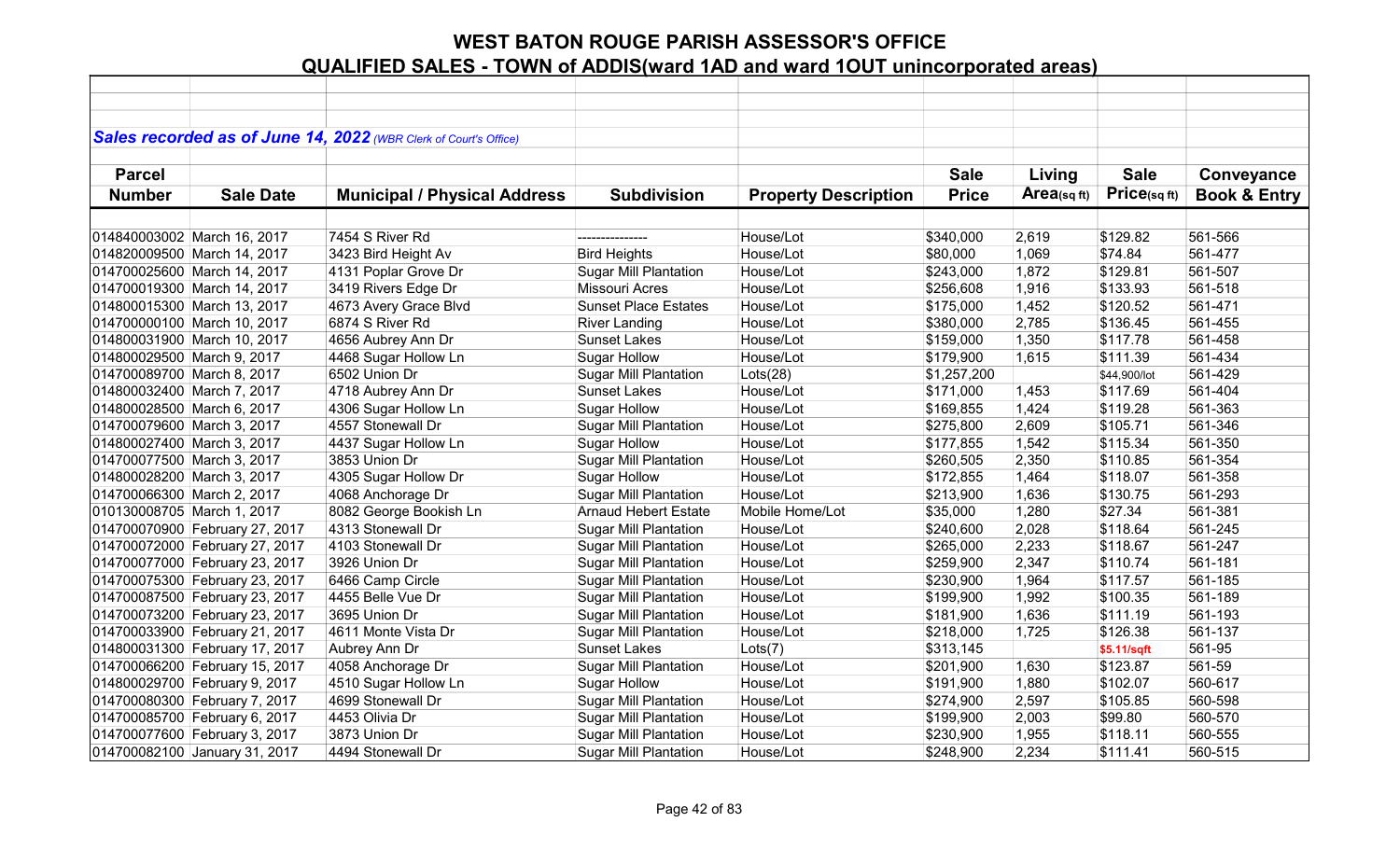# WEST BATON ROUGE PARISH ASSESSOR'S OFFICE

## QUALIFIED SALES - TOWN of ADDIS(ward 1AD and ward 1OUT unincorporated areas)

***Sales recorded as of June 14, 2022*** *(WBR Clerk of Court's Office)*

| Parcel Number | Sale Date | Municipal / Physical Address | Subdivision | Property Description | Sale Price | Living Area(sq ft) | Sale Price(sq ft) | Conveyance Book & Entry |
|---|---|---|---|---|---|---|---|---|
| 014840003002 | March 16, 2017 | 7454 S River Rd | --------------- | House/Lot | $340,000 | 2,619 | $129.82 | 561-566 |
| 014820009500 | March 14, 2017 | 3423 Bird Height Av | Bird Heights | House/Lot | $80,000 | 1,069 | $74.84 | 561-477 |
| 014700025600 | March 14, 2017 | 4131 Poplar Grove Dr | Sugar Mill Plantation | House/Lot | $243,000 | 1,872 | $129.81 | 561-507 |
| 014700019300 | March 14, 2017 | 3419 Rivers Edge Dr | Missouri Acres | House/Lot | $256,608 | 1,916 | $133.93 | 561-518 |
| 014800015300 | March 13, 2017 | 4673 Avery Grace Blvd | Sunset Place Estates | House/Lot | $175,000 | 1,452 | $120.52 | 561-471 |
| 014700000100 | March 10, 2017 | 6874 S River Rd | River Landing | House/Lot | $380,000 | 2,785 | $136.45 | 561-455 |
| 014800031900 | March 10, 2017 | 4656 Aubrey Ann Dr | Sunset Lakes | House/Lot | $159,000 | 1,350 | $117.78 | 561-458 |
| 014800029500 | March 9, 2017 | 4468 Sugar Hollow Ln | Sugar Hollow | House/Lot | $179,900 | 1,615 | $111.39 | 561-434 |
| 014700089700 | March 8, 2017 | 6502 Union Dr | Sugar Mill Plantation | Lots(28) | $1,257,200 | | $44,900/lot | 561-429 |
| 014800032400 | March 7, 2017 | 4718 Aubrey Ann Dr | Sunset Lakes | House/Lot | $171,000 | 1,453 | $117.69 | 561-404 |
| 014800028500 | March 6, 2017 | 4306 Sugar Hollow Ln | Sugar Hollow | House/Lot | $169,855 | 1,424 | $119.28 | 561-363 |
| 014700079600 | March 3, 2017 | 4557 Stonewall Dr | Sugar Mill Plantation | House/Lot | $275,800 | 2,609 | $105.71 | 561-346 |
| 014800027400 | March 3, 2017 | 4437 Sugar Hollow Ln | Sugar Hollow | House/Lot | $177,855 | 1,542 | $115.34 | 561-350 |
| 014700077500 | March 3, 2017 | 3853 Union Dr | Sugar Mill Plantation | House/Lot | $260,505 | 2,350 | $110.85 | 561-354 |
| 014800028200 | March 3, 2017 | 4305 Sugar Hollow Ln | Sugar Hollow | House/Lot | $172,855 | 1,464 | $118.07 | 561-358 |
| 014700066300 | March 2, 2017 | 4068 Anchorage Dr | Sugar Mill Plantation | House/Lot | $213,900 | 1,636 | $130.75 | 561-293 |
| 010130008705 | March 1, 2017 | 8082 George Bookish Ln | Arnaud Hebert Estate | Mobile Home/Lot | $35,000 | 1,280 | $27.34 | 561-381 |
| 014700070900 | February 27, 2017 | 4313 Stonewall Dr | Sugar Mill Plantation | House/Lot | $240,600 | 2,028 | $118.64 | 561-245 |
| 014700072000 | February 27, 2017 | 4103 Stonewall Dr | Sugar Mill Plantation | House/Lot | $265,000 | 2,233 | $118.67 | 561-247 |
| 014700077000 | February 23, 2017 | 3926 Union Dr | Sugar Mill Plantation | House/Lot | $259,900 | 2,347 | $110.74 | 561-181 |
| 014700075300 | February 23, 2017 | 6466 Camp Circle | Sugar Mill Plantation | House/Lot | $230,900 | 1,964 | $117.57 | 561-185 |
| 014700087500 | February 23, 2017 | 4455 Belle Vue Dr | Sugar Mill Plantation | House/Lot | $199,900 | 1,992 | $100.35 | 561-189 |
| 014700073200 | February 23, 2017 | 3695 Union Dr | Sugar Mill Plantation | House/Lot | $181,900 | 1,636 | $111.19 | 561-193 |
| 014700033900 | February 21, 2017 | 4611 Monte Vista Dr | Sugar Mill Plantation | House/Lot | $218,000 | 1,725 | $126.38 | 561-137 |
| 014800031300 | February 17, 2017 | Aubrey Ann Dr | Sunset Lakes | Lots(7) | $313,145 | | $5.11/sqft | 561-95 |
| 014700066200 | February 15, 2017 | 4058 Anchorage Dr | Sugar Mill Plantation | House/Lot | $201,900 | 1,630 | $123.87 | 561-59 |
| 014800029700 | February 9, 2017 | 4510 Sugar Hollow Ln | Sugar Hollow | House/Lot | $191,900 | 1,880 | $102.07 | 560-617 |
| 014700080300 | February 7, 2017 | 4699 Stonewall Dr | Sugar Mill Plantation | House/Lot | $274,900 | 2,597 | $105.85 | 560-598 |
| 014700085700 | February 6, 2017 | 4453 Olivia Dr | Sugar Mill Plantation | House/Lot | $199,900 | 2,003 | $99.80 | 560-570 |
| 014700077600 | February 3, 2017 | 3873 Union Dr | Sugar Mill Plantation | House/Lot | $230,900 | 1,955 | $118.11 | 560-555 |
| 014700082100 | January 31, 2017 | 4494 Stonewall Dr | Sugar Mill Plantation | House/Lot | $248,900 | 2,234 | $111.41 | 560-515 |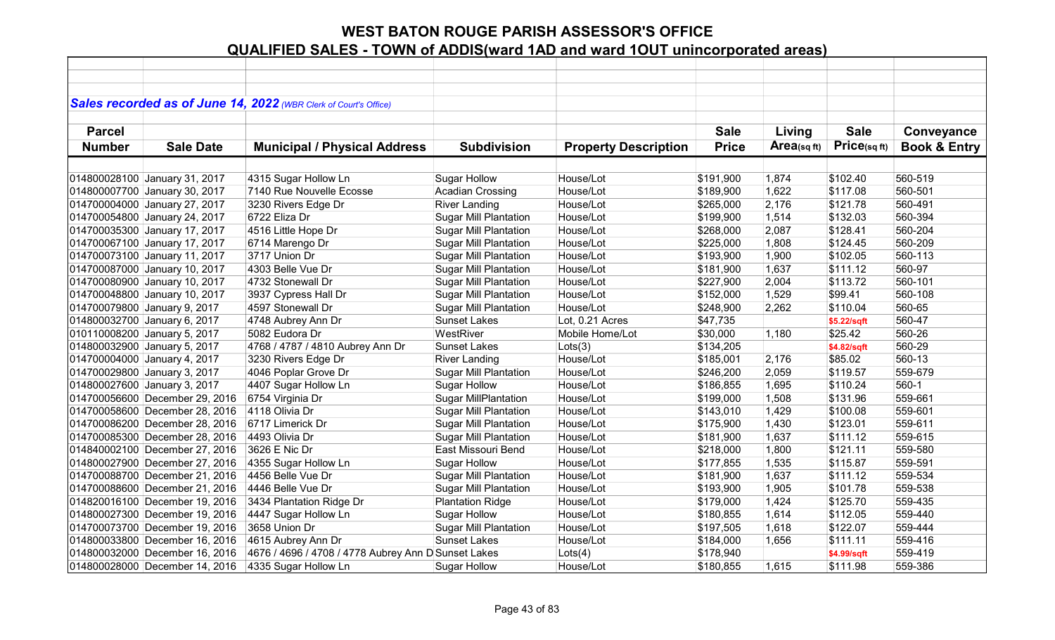# WEST BATON ROUGE PARISH ASSESSOR'S OFFICE

## QUALIFIED SALES - TOWN of ADDIS(ward 1AD and ward 1OUT unincorporated areas)

*Sales recorded as of June 14, 2022 (WBR Clerk of Court's Office)*

| Parcel Number | Sale Date | Municipal / Physical Address | Subdivision | Property Description | Sale Price | Living Area(sq ft) | Sale Price(sq ft) | Conveyance Book & Entry |
|---|---|---|---|---|---|---|---|---|
| 014800028100 | January 31, 2017 | 4315 Sugar Hollow Ln | Sugar Hollow | House/Lot | $191,900 | 1,874 | $102.40 | 560-519 |
| 014800007700 | January 30, 2017 | 7140 Rue Nouvelle Ecosse | Acadian Crossing | House/Lot | $189,900 | 1,622 | $117.08 | 560-501 |
| 014700004000 | January 27, 2017 | 3230 Rivers Edge Dr | River Landing | House/Lot | $265,000 | 2,176 | $121.78 | 560-491 |
| 014700054800 | January 24, 2017 | 6722 Eliza Dr | Sugar Mill Plantation | House/Lot | $199,900 | 1,514 | $132.03 | 560-394 |
| 014700035300 | January 17, 2017 | 4516 Little Hope Dr | Sugar Mill Plantation | House/Lot | $268,000 | 2,087 | $128.41 | 560-204 |
| 014700067100 | January 17, 2017 | 6714 Marengo Dr | Sugar Mill Plantation | House/Lot | $225,000 | 1,808 | $124.45 | 560-209 |
| 014700073100 | January 11, 2017 | 3717 Union Dr | Sugar Mill Plantation | House/Lot | $193,900 | 1,900 | $102.05 | 560-113 |
| 014700087000 | January 10, 2017 | 4303 Belle Vue Dr | Sugar Mill Plantation | House/Lot | $181,900 | 1,637 | $111.12 | 560-97 |
| 014700080900 | January 10, 2017 | 4732 Stonewall Dr | Sugar Mill Plantation | House/Lot | $227,900 | 2,004 | $113.72 | 560-101 |
| 014700048800 | January 10, 2017 | 3937 Cypress Hall Dr | Sugar Mill Plantation | House/Lot | $152,000 | 1,529 | $99.41 | 560-108 |
| 014700079800 | January 9, 2017 | 4597 Stonewall Dr | Sugar Mill Plantation | House/Lot | $248,900 | 2,262 | $110.04 | 560-65 |
| 014800032700 | January 6, 2017 | 4748 Aubrey Ann Dr | Sunset Lakes | Lot, 0.21 Acres | $47,735 | | $5.22/sqft | 560-47 |
| 010110008200 | January 5, 2017 | 5082 Eudora Dr | WestRiver | Mobile Home/Lot | $30,000 | 1,180 | $25.42 | 560-26 |
| 014800032900 | January 5, 2017 | 4768 / 4787 / 4810 Aubrey Ann Dr | Sunset Lakes | Lots(3) | $134,205 | | $4.82/sqft | 560-29 |
| 014700004000 | January 4, 2017 | 3230 Rivers Edge Dr | River Landing | House/Lot | $185,001 | 2,176 | $85.02 | 560-13 |
| 014700029800 | January 3, 2017 | 4046 Poplar Grove Dr | Sugar Mill Plantation | House/Lot | $246,200 | 2,059 | $119.57 | 559-679 |
| 014800027600 | January 3, 2017 | 4407 Sugar Hollow Ln | Sugar Hollow | House/Lot | $186,855 | 1,695 | $110.24 | 560-1 |
| 014700056600 | December 29, 2016 | 6754 Virginia Dr | Sugar MillPlantation | House/Lot | $199,000 | 1,508 | $131.96 | 559-661 |
| 014700058600 | December 28, 2016 | 4118 Olivia Dr | Sugar Mill Plantation | House/Lot | $143,010 | 1,429 | $100.08 | 559-601 |
| 014700086200 | December 28, 2016 | 6717 Limerick Dr | Sugar Mill Plantation | House/Lot | $175,900 | 1,430 | $123.01 | 559-611 |
| 014700085300 | December 28, 2016 | 4493 Olivia Dr | Sugar Mill Plantation | House/Lot | $181,900 | 1,637 | $111.12 | 559-615 |
| 014840002100 | December 27, 2016 | 3626 E Nic Dr | East Missouri Bend | House/Lot | $218,000 | 1,800 | $121.11 | 559-580 |
| 014800027900 | December 27, 2016 | 4355 Sugar Hollow Ln | Sugar Hollow | House/Lot | $177,855 | 1,535 | $115.87 | 559-591 |
| 014700088700 | December 21, 2016 | 4456 Belle Vue Dr | Sugar Mill Plantation | House/Lot | $181,900 | 1,637 | $111.12 | 559-534 |
| 014700088600 | December 21, 2016 | 4446 Belle Vue Dr | Sugar Mill Plantation | House/Lot | $193,900 | 1,905 | $101.78 | 559-538 |
| 014820016100 | December 19, 2016 | 3434 Plantation Ridge Dr | Plantation Ridge | House/Lot | $179,000 | 1,424 | $125.70 | 559-435 |
| 014800027300 | December 19, 2016 | 4447 Sugar Hollow Ln | Sugar Hollow | House/Lot | $180,855 | 1,614 | $112.05 | 559-440 |
| 014700073700 | December 19, 2016 | 3658 Union Dr | Sugar Mill Plantation | House/Lot | $197,505 | 1,618 | $122.07 | 559-444 |
| 014800033800 | December 16, 2016 | 4615 Aubrey Ann Dr | Sunset Lakes | House/Lot | $184,000 | 1,656 | $111.11 | 559-416 |
| 014800032000 | December 16, 2016 | 4676 / 4696 / 4708 / 4778 Aubrey Ann D | Sunset Lakes | Lots(4) | $178,940 | | $4.99/sqft | 559-419 |
| 014800028000 | December 14, 2016 | 4335 Sugar Hollow Ln | Sugar Hollow | House/Lot | $180,855 | 1,615 | $111.98 | 559-386 |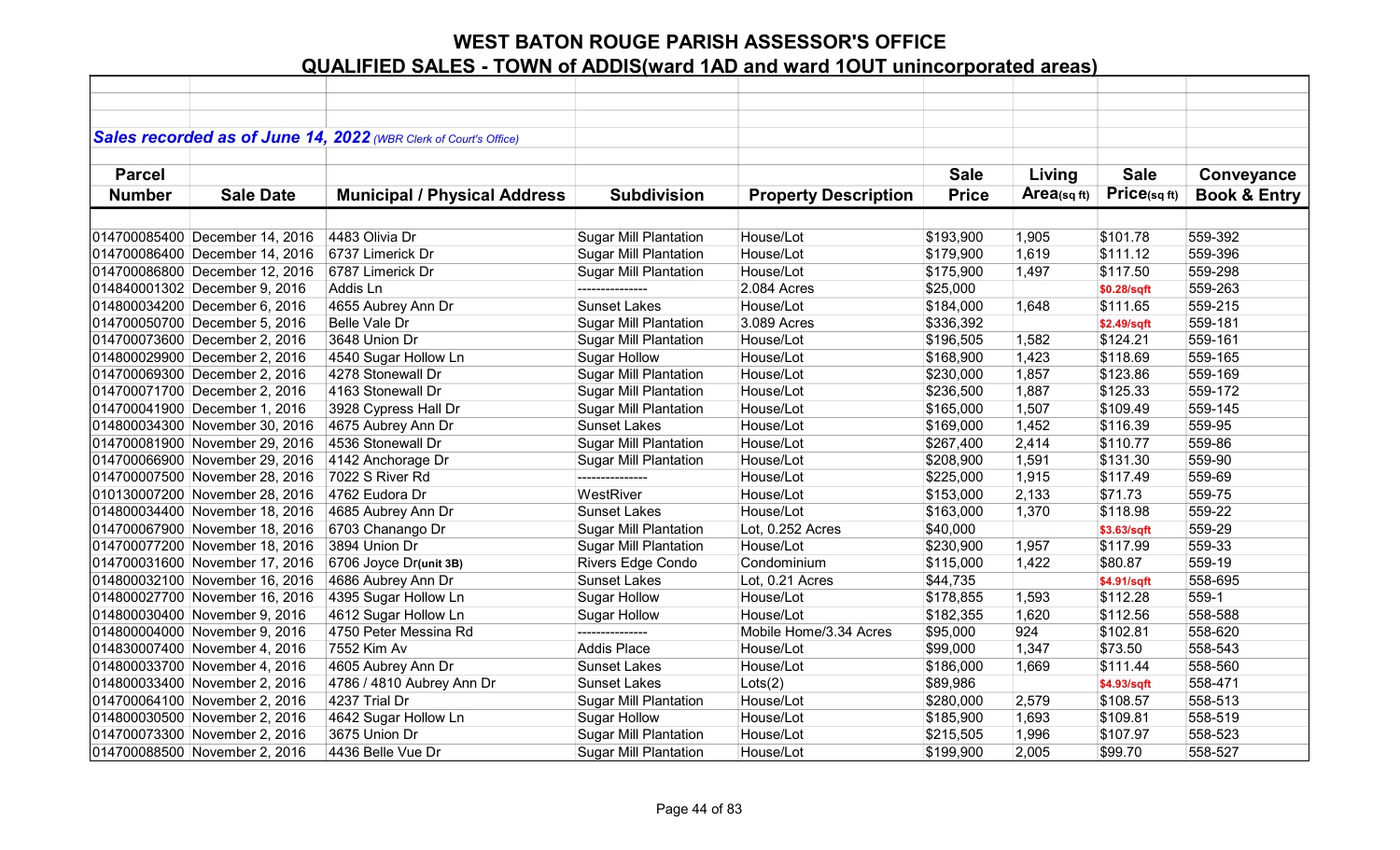# WEST BATON ROUGE PARISH ASSESSOR'S OFFICE

## QUALIFIED SALES - TOWN of ADDIS(ward 1AD and ward 1OUT unincorporated areas)

***Sales recorded as of June 14, 2022** (WBR Clerk of Court's Office)*

| Parcel Number | Sale Date | Municipal / Physical Address | Subdivision | Property Description | Sale Price | Living Area(sq ft) | Sale Price(sq ft) | Conveyance Book & Entry |
|---|---|---|---|---|---|---|---|---|
| 014700085400 | December 14, 2016 | 4483 Olivia Dr | Sugar Mill Plantation | House/Lot | $193,900 | 1,905 | $101.78 | 559-392 |
| 014700086400 | December 14, 2016 | 6737 Limerick Dr | Sugar Mill Plantation | House/Lot | $179,900 | 1,619 | $111.12 | 559-396 |
| 014700086800 | December 12, 2016 | 6787 Limerick Dr | Sugar Mill Plantation | House/Lot | $175,900 | 1,497 | $117.50 | 559-298 |
| 014840001302 | December 9, 2016 | Addis Ln | --------------- | 2.084 Acres | $25,000 | | $0.28/sqft | 559-263 |
| 014800034200 | December 6, 2016 | 4655 Aubrey Ann Dr | Sunset Lakes | House/Lot | $184,000 | 1,648 | $111.65 | 559-215 |
| 014700050700 | December 5, 2016 | Belle Vale Dr | Sugar Mill Plantation | 3.089 Acres | $336,392 | | $2.49/sqft | 559-181 |
| 014700073600 | December 2, 2016 | 3648 Union Dr | Sugar Mill Plantation | House/Lot | $196,505 | 1,582 | $124.21 | 559-161 |
| 014800029900 | December 2, 2016 | 4540 Sugar Hollow Ln | Sugar Hollow | House/Lot | $168,900 | 1,423 | $118.69 | 559-165 |
| 014700069300 | December 2, 2016 | 4278 Stonewall Dr | Sugar Mill Plantation | House/Lot | $230,000 | 1,857 | $123.86 | 559-169 |
| 014700071700 | December 2, 2016 | 4163 Stonewall Dr | Sugar Mill Plantation | House/Lot | $236,500 | 1,887 | $125.33 | 559-172 |
| 014700041900 | December 1, 2016 | 3928 Cypress Hall Dr | Sugar Mill Plantation | House/Lot | $165,000 | 1,507 | $109.49 | 559-145 |
| 014800034300 | November 30, 2016 | 4675 Aubrey Ann Dr | Sunset Lakes | House/Lot | $169,000 | 1,452 | $116.39 | 559-95 |
| 014700081900 | November 29, 2016 | 4536 Stonewall Dr | Sugar Mill Plantation | House/Lot | $267,400 | 2,414 | $110.77 | 559-86 |
| 014700066900 | November 29, 2016 | 4142 Anchorage Dr | Sugar Mill Plantation | House/Lot | $208,900 | 1,591 | $131.30 | 559-90 |
| 014700007500 | November 28, 2016 | 7022 S River Rd | --------------- | House/Lot | $225,000 | 1,915 | $117.49 | 559-69 |
| 010130007200 | November 28, 2016 | 4762 Eudora Dr | WestRiver | House/Lot | $153,000 | 2,133 | $71.73 | 559-75 |
| 014800034400 | November 18, 2016 | 4685 Aubrey Ann Dr | Sunset Lakes | House/Lot | $163,000 | 1,370 | $118.98 | 559-22 |
| 014700067900 | November 18, 2016 | 6703 Chanango Dr | Sugar Mill Plantation | Lot, 0.252 Acres | $40,000 | | $3.63/sqft | 559-29 |
| 014700077200 | November 18, 2016 | 3894 Union Dr | Sugar Mill Plantation | House/Lot | $230,900 | 1,957 | $117.99 | 559-33 |
| 014700031600 | November 17, 2016 | 6706 Joyce Dr**(unit 3B)** | Rivers Edge Condo | Condominium | $115,000 | 1,422 | $80.87 | 559-19 |
| 014800032100 | November 16, 2016 | 4686 Aubrey Ann Dr | Sunset Lakes | Lot, 0.21 Acres | $44,735 | | $4.91/sqft | 558-695 |
| 014800027700 | November 16, 2016 | 4395 Sugar Hollow Ln | Sugar Hollow | House/Lot | $178,855 | 1,593 | $112.28 | 559-1 |
| 014800030400 | November 9, 2016 | 4612 Sugar Hollow Ln | Sugar Hollow | House/Lot | $182,355 | 1,620 | $112.56 | 558-588 |
| 014800004000 | November 9, 2016 | 4750 Peter Messina Rd | --------------- | Mobile Home/3.34 Acres | $95,000 | 924 | $102.81 | 558-620 |
| 014830007400 | November 4, 2016 | 7552 Kim Av | Addis Place | House/Lot | $99,000 | 1,347 | $73.50 | 558-543 |
| 014800033700 | November 4, 2016 | 4605 Aubrey Ann Dr | Sunset Lakes | House/Lot | $186,000 | 1,669 | $111.44 | 558-560 |
| 014800033400 | November 2, 2016 | 4786 / 4810 Aubrey Ann Dr | Sunset Lakes | Lots(2) | $89,986 | | $4.93/sqft | 558-471 |
| 014700064100 | November 2, 2016 | 4237 Trial Dr | Sugar Mill Plantation | House/Lot | $280,000 | 2,579 | $108.57 | 558-513 |
| 014800030500 | November 2, 2016 | 4642 Sugar Hollow Ln | Sugar Hollow | House/Lot | $185,900 | 1,693 | $109.81 | 558-519 |
| 014700073300 | November 2, 2016 | 3675 Union Dr | Sugar Mill Plantation | House/Lot | $215,505 | 1,996 | $107.97 | 558-523 |
| 014700088500 | November 2, 2016 | 4436 Belle Vue Dr | Sugar Mill Plantation | House/Lot | $199,900 | 2,005 | $99.70 | 558-527 |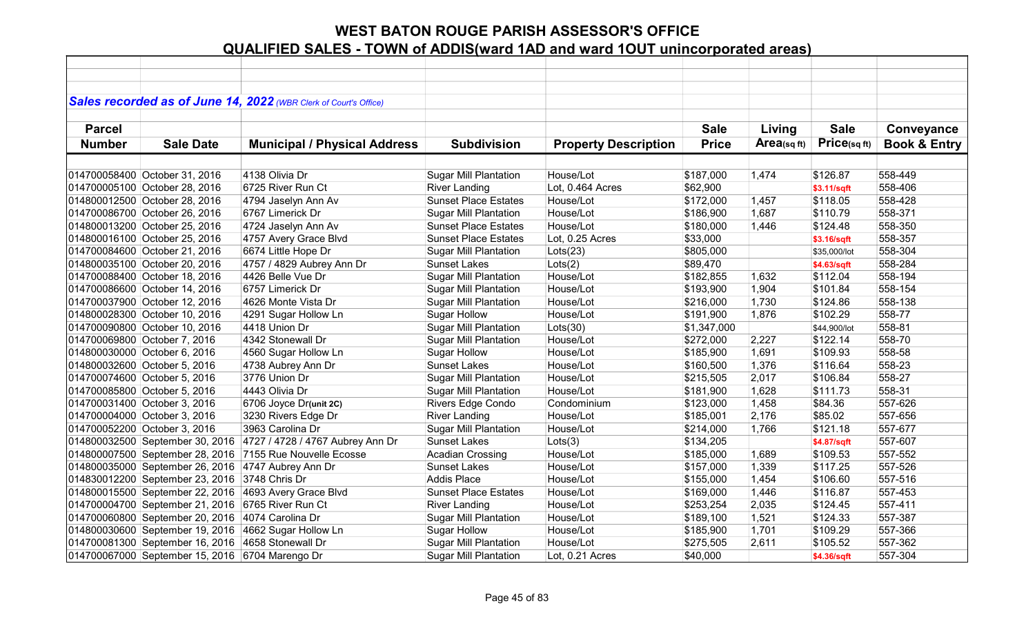# WEST BATON ROUGE PARISH ASSESSOR'S OFFICE

## QUALIFIED SALES - TOWN of ADDIS(ward 1AD and ward 1OUT unincorporated areas)

***Sales recorded as of June 14, 2022** (WBR Clerk of Court's Office)*

| Parcel Number | Sale Date | Municipal / Physical Address | Subdivision | Property Description | Sale Price | Living Area(sq ft) | Sale Price(sq ft) | Conveyance Book & Entry |
|---|---|---|---|---|---|---|---|---|
| 014700058400 | October 31, 2016 | 4138 Olivia Dr | Sugar Mill Plantation | House/Lot | $187,000 | 1,474 | $126.87 | 558-449 |
| 014700005100 | October 28, 2016 | 6725 River Run Ct | River Landing | Lot, 0.464 Acres | $62,900 | | $3.11/sqft | 558-406 |
| 014800012500 | October 28, 2016 | 4794 Jaselyn Ann Av | Sunset Place Estates | House/Lot | $172,000 | 1,457 | $118.05 | 558-428 |
| 014700086700 | October 26, 2016 | 6767 Limerick Dr | Sugar Mill Plantation | House/Lot | $186,900 | 1,687 | $110.79 | 558-371 |
| 014800013200 | October 25, 2016 | 4724 Jaselyn Ann Av | Sunset Place Estates | House/Lot | $180,000 | 1,446 | $124.48 | 558-350 |
| 014800016100 | October 25, 2016 | 4757 Avery Grace Blvd | Sunset Place Estates | Lot, 0.25 Acres | $33,000 | | $3.16/sqft | 558-357 |
| 014700084600 | October 21, 2016 | 6674 Little Hope Dr | Sugar Mill Plantation | Lots(23) | $805,000 | | $35,000/lot | 558-304 |
| 014800035100 | October 20, 2016 | 4757 / 4829 Aubrey Ann Dr | Sunset Lakes | Lots(2) | $89,470 | | $4.63/sqft | 558-284 |
| 014700088400 | October 18, 2016 | 4426 Belle Vue Dr | Sugar Mill Plantation | House/Lot | $182,855 | 1,632 | $112.04 | 558-194 |
| 014700086600 | October 14, 2016 | 6757 Limerick Dr | Sugar Mill Plantation | House/Lot | $193,900 | 1,904 | $101.84 | 558-154 |
| 014700037900 | October 12, 2016 | 4626 Monte Vista Dr | Sugar Mill Plantation | House/Lot | $216,000 | 1,730 | $124.86 | 558-138 |
| 014800028300 | October 10, 2016 | 4291 Sugar Hollow Ln | Sugar Hollow | House/Lot | $191,900 | 1,876 | $102.29 | 558-77 |
| 014700090800 | October 10, 2016 | 4418 Union Dr | Sugar Mill Plantation | Lots(30) | $1,347,000 | | $44,900/lot | 558-81 |
| 014700069800 | October 7, 2016 | 4342 Stonewall Dr | Sugar Mill Plantation | House/Lot | $272,000 | 2,227 | $122.14 | 558-70 |
| 014800030000 | October 6, 2016 | 4560 Sugar Hollow Ln | Sugar Hollow | House/Lot | $185,900 | 1,691 | $109.93 | 558-58 |
| 014800032600 | October 5, 2016 | 4738 Aubrey Ann Dr | Sunset Lakes | House/Lot | $160,500 | 1,376 | $116.64 | 558-23 |
| 014700074600 | October 5, 2016 | 3776 Union Dr | Sugar Mill Plantation | House/Lot | $215,505 | 2,017 | $106.84 | 558-27 |
| 014700085800 | October 5, 2016 | 4443 Olivia Dr | Sugar Mill Plantation | House/Lot | $181,900 | 1,628 | $111.73 | 558-31 |
| 014700031400 | October 3, 2016 | 6706 Joyce Dr**(unit 2C)** | Rivers Edge Condo | Condominium | $123,000 | 1,458 | $84.36 | 557-626 |
| 014700004000 | October 3, 2016 | 3230 Rivers Edge Dr | River Landing | House/Lot | $185,001 | 2,176 | $85.02 | 557-656 |
| 014700052200 | October 3, 2016 | 3963 Carolina Dr | Sugar Mill Plantation | House/Lot | $214,000 | 1,766 | $121.18 | 557-677 |
| 014800032500 | September 30, 2016 | 4727 / 4728 / 4767 Aubrey Ann Dr | Sunset Lakes | Lots(3) | $134,205 | | $4.87/sqft | 557-607 |
| 014800007500 | September 28, 2016 | 7155 Rue Nouvelle Ecosse | Acadian Crossing | House/Lot | $185,000 | 1,689 | $109.53 | 557-552 |
| 014800035000 | September 26, 2016 | 4747 Aubrey Ann Dr | Sunset Lakes | House/Lot | $157,000 | 1,339 | $117.25 | 557-526 |
| 014830012200 | September 23, 2016 | 3748 Chris Dr | Addis Place | House/Lot | $155,000 | 1,454 | $106.60 | 557-516 |
| 014800015500 | September 22, 2016 | 4693 Avery Grace Blvd | Sunset Place Estates | House/Lot | $169,000 | 1,446 | $116.87 | 557-453 |
| 014700004700 | September 21, 2016 | 6765 River Run Ct | River Landing | House/Lot | $253,254 | 2,035 | $124.45 | 557-411 |
| 014700060800 | September 20, 2016 | 4074 Carolina Dr | Sugar Mill Plantation | House/Lot | $189,100 | 1,521 | $124.33 | 557-387 |
| 014800030600 | September 19, 2016 | 4662 Sugar Hollow Ln | Sugar Hollow | House/Lot | $185,900 | 1,701 | $109.29 | 557-366 |
| 014700081300 | September 16, 2016 | 4658 Stonewall Dr | Sugar Mill Plantation | House/Lot | $275,505 | 2,611 | $105.52 | 557-362 |
| 014700067000 | September 15, 2016 | 6704 Marengo Dr | Sugar Mill Plantation | Lot, 0.21 Acres | $40,000 | | $4.36/sqft | 557-304 |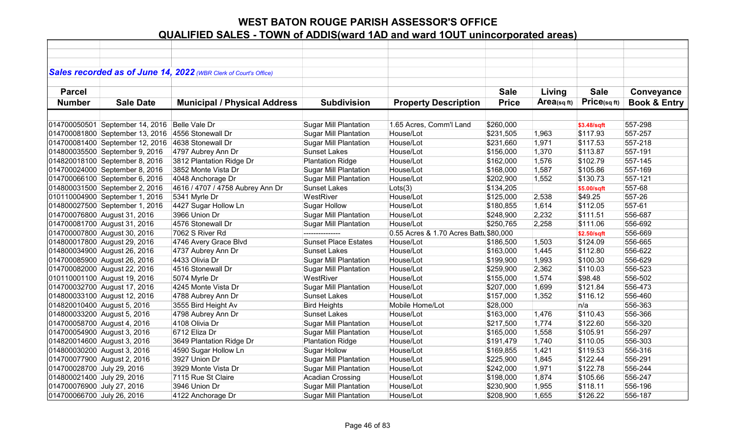# WEST BATON ROUGE PARISH ASSESSOR'S OFFICE

## QUALIFIED SALES - TOWN of ADDIS(ward 1AD and ward 1OUT unincorporated areas)

***Sales recorded as of June 14, 2022** (WBR Clerk of Court's Office)*

| Parcel Number | Sale Date | Municipal / Physical Address | Subdivision | Property Description | Sale Price | Living Area(sq ft) | Sale Price(sq ft) | Conveyance Book & Entry |
|---|---|---|---|---|---|---|---|---|
| 014700050501 | September 14, 2016 | Belle Vale Dr | Sugar Mill Plantation | 1.65 Acres, Comm'l Land | $260,000 | | $3.48/sqft | 557-298 |
| 014700081800 | September 13, 2016 | 4556 Stonewall Dr | Sugar Mill Plantation | House/Lot | $231,505 | 1,963 | $117.93 | 557-257 |
| 014700081400 | September 12, 2016 | 4638 Stonewall Dr | Sugar Mill Plantation | House/Lot | $231,660 | 1,971 | $117.53 | 557-218 |
| 014800035500 | September 9, 2016 | 4797 Aubrey Ann Dr | Sunset Lakes | House/Lot | $156,000 | 1,370 | $113.87 | 557-191 |
| 014820018100 | September 8, 2016 | 3812 Plantation Ridge Dr | Plantation Ridge | House/Lot | $162,000 | 1,576 | $102.79 | 557-145 |
| 014700024000 | September 8, 2016 | 3852 Monte Vista Dr | Sugar Mill Plantation | House/Lot | $168,000 | 1,587 | $105.86 | 557-169 |
| 014700066100 | September 6, 2016 | 4048 Anchorage Dr | Sugar Mill Plantation | House/Lot | $202,900 | 1,552 | $130.73 | 557-121 |
| 014800031500 | September 2, 2016 | 4616 / 4707 / 4758 Aubrey Ann Dr | Sunset Lakes | Lots(3) | $134,205 | | $5.00/sqft | 557-68 |
| 010110004900 | September 1, 2016 | 5341 Myrle Dr | WestRiver | House/Lot | $125,000 | 2,538 | $49.25 | 557-26 |
| 014800027500 | September 1, 2016 | 4427 Sugar Hollow Ln | Sugar Hollow | House/Lot | $180,855 | 1,614 | $112.05 | 557-61 |
| 014700076800 | August 31, 2016 | 3966 Union Dr | Sugar Mill Plantation | House/Lot | $248,900 | 2,232 | $111.51 | 556-687 |
| 014700081700 | August 31, 2016 | 4576 Stonewall Dr | Sugar Mill Plantation | House/Lot | $250,765 | 2,258 | $111.06 | 556-692 |
| 014700007800 | August 30, 2016 | 7062 S River Rd | --------------- | 0.55 Acres & 1.70 Acres Battu | $80,000 | | $2.50/sqft | 556-669 |
| 014800017800 | August 29, 2016 | 4746 Avery Grace Blvd | Sunset Place Estates | House/Lot | $186,500 | 1,503 | $124.09 | 556-665 |
| 014800034900 | August 26, 2016 | 4737 Aubrey Ann Dr | Sunset Lakes | House/Lot | $163,000 | 1,445 | $112.80 | 556-622 |
| 014700085900 | August 26, 2016 | 4433 Olivia Dr | Sugar Mill Plantation | House/Lot | $199,900 | 1,993 | $100.30 | 556-629 |
| 014700082000 | August 22, 2016 | 4516 Stonewall Dr | Sugar Mill Plantation | House/Lot | $259,900 | 2,362 | $110.03 | 556-523 |
| 010110001100 | August 19, 2016 | 5074 Myrle Dr | WestRiver | House/Lot | $155,000 | 1,574 | $98.48 | 556-502 |
| 014700032700 | August 17, 2016 | 4245 Monte Vista Dr | Sugar Mill Plantation | House/Lot | $207,000 | 1,699 | $121.84 | 556-473 |
| 014800033100 | August 12, 2016 | 4788 Aubrey Ann Dr | Sunset Lakes | House/Lot | $157,000 | 1,352 | $116.12 | 556-460 |
| 014820010400 | August 5, 2016 | 3555 Bird Height Av | Bird Heights | Mobile Home/Lot | $28,000 | | n/a | 556-363 |
| 014800033200 | August 5, 2016 | 4798 Aubrey Ann Dr | Sunset Lakes | House/Lot | $163,000 | 1,476 | $110.43 | 556-366 |
| 014700058700 | August 4, 2016 | 4108 Olivia Dr | Sugar Mill Plantation | House/Lot | $217,500 | 1,774 | $122.60 | 556-320 |
| 014700054900 | August 3, 2016 | 6712 Eliza Dr | Sugar Mill Plantation | House/Lot | $165,000 | 1,558 | $105.91 | 556-297 |
| 014820014600 | August 3, 2016 | 3649 Plantation Ridge Dr | Plantation Ridge | House/Lot | $191,479 | 1,740 | $110.05 | 556-303 |
| 014800030200 | August 3, 2016 | 4590 Sugar Hollow Ln | Sugar Hollow | House/Lot | $169,855 | 1,421 | $119.53 | 556-316 |
| 014700077900 | August 2, 2016 | 3927 Union Dr | Sugar Mill Plantation | House/Lot | $225,900 | 1,845 | $122.44 | 556-291 |
| 014700028700 | July 29, 2016 | 3929 Monte Vista Dr | Sugar Mill Plantation | House/Lot | $242,000 | 1,971 | $122.78 | 556-244 |
| 014800021400 | July 29, 2016 | 7115 Rue St Claire | Acadian Crossing | House/Lot | $198,000 | 1,874 | $105.66 | 556-247 |
| 014700076900 | July 27, 2016 | 3946 Union Dr | Sugar Mill Plantation | House/Lot | $230,900 | 1,955 | $118.11 | 556-196 |
| 014700066700 | July 26, 2016 | 4122 Anchorage Dr | Sugar Mill Plantation | House/Lot | $208,900 | 1,655 | $126.22 | 556-187 |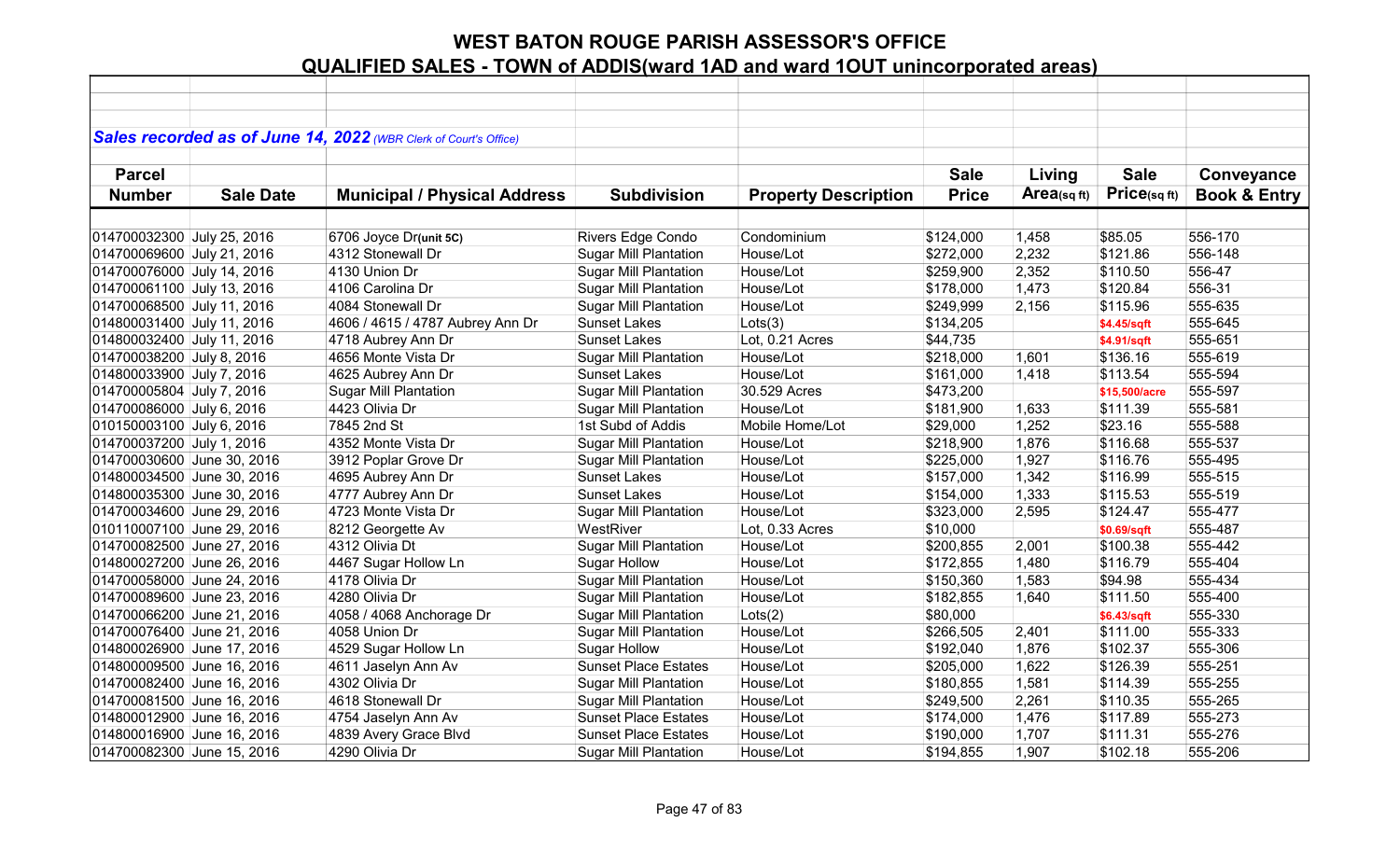# WEST BATON ROUGE PARISH ASSESSOR'S OFFICE

## QUALIFIED SALES - TOWN of ADDIS(ward 1AD and ward 1OUT unincorporated areas)

***Sales recorded as of June 14, 2022** (WBR Clerk of Court's Office)*

| Parcel Number | Sale Date | Municipal / Physical Address | Subdivision | Property Description | Sale Price | Living Area(sq ft) | Sale Price(sq ft) | Conveyance Book & Entry |
|---|---|---|---|---|---|---|---|---|
| 014700032300 | July 25, 2016 | 6706 Joyce Dr(unit 5C) | Rivers Edge Condo | Condominium | $124,000 | 1,458 | $85.05 | 556-170 |
| 014700069600 | July 21, 2016 | 4312 Stonewall Dr | Sugar Mill Plantation | House/Lot | $272,000 | 2,232 | $121.86 | 556-148 |
| 014700076000 | July 14, 2016 | 4130 Union Dr | Sugar Mill Plantation | House/Lot | $259,900 | 2,352 | $110.50 | 556-47 |
| 014700061100 | July 13, 2016 | 4106 Carolina Dr | Sugar Mill Plantation | House/Lot | $178,000 | 1,473 | $120.84 | 556-31 |
| 014700068500 | July 11, 2016 | 4084 Stonewall Dr | Sugar Mill Plantation | House/Lot | $249,999 | 2,156 | $115.96 | 555-635 |
| 014800031400 | July 11, 2016 | 4606 / 4615 / 4787 Aubrey Ann Dr | Sunset Lakes | Lots(3) | $134,205 | | $4.45/sqft | 555-645 |
| 014800032400 | July 11, 2016 | 4718 Aubrey Ann Dr | Sunset Lakes | Lot, 0.21 Acres | $44,735 | | $4.91/sqft | 555-651 |
| 014700038200 | July 8, 2016 | 4656 Monte Vista Dr | Sugar Mill Plantation | House/Lot | $218,000 | 1,601 | $136.16 | 555-619 |
| 014800033900 | July 7, 2016 | 4625 Aubrey Ann Dr | Sunset Lakes | House/Lot | $161,000 | 1,418 | $113.54 | 555-594 |
| 014700005804 | July 7, 2016 | Sugar Mill Plantation | Sugar Mill Plantation | 30.529 Acres | $473,200 | | $15,500/acre | 555-597 |
| 014700086000 | July 6, 2016 | 4423 Olivia Dr | Sugar Mill Plantation | House/Lot | $181,900 | 1,633 | $111.39 | 555-581 |
| 010150003100 | July 6, 2016 | 7845 2nd St | 1st Subd of Addis | Mobile Home/Lot | $29,000 | 1,252 | $23.16 | 555-588 |
| 014700037200 | July 1, 2016 | 4352 Monte Vista Dr | Sugar Mill Plantation | House/Lot | $218,900 | 1,876 | $116.68 | 555-537 |
| 014700030600 | June 30, 2016 | 3912 Poplar Grove Dr | Sugar Mill Plantation | House/Lot | $225,000 | 1,927 | $116.76 | 555-495 |
| 014800034500 | June 30, 2016 | 4695 Aubrey Ann Dr | Sunset Lakes | House/Lot | $157,000 | 1,342 | $116.99 | 555-515 |
| 014800035300 | June 30, 2016 | 4777 Aubrey Ann Dr | Sunset Lakes | House/Lot | $154,000 | 1,333 | $115.53 | 555-519 |
| 014700034600 | June 29, 2016 | 4723 Monte Vista Dr | Sugar Mill Plantation | House/Lot | $323,000 | 2,595 | $124.47 | 555-477 |
| 010110007100 | June 29, 2016 | 8212 Georgette Av | WestRiver | Lot, 0.33 Acres | $10,000 | | $0.69/sqft | 555-487 |
| 014700082500 | June 27, 2016 | 4312 Olivia Dt | Sugar Mill Plantation | House/Lot | $200,855 | 2,001 | $100.38 | 555-442 |
| 014800027200 | June 26, 2016 | 4467 Sugar Hollow Ln | Sugar Hollow | House/Lot | $172,855 | 1,480 | $116.79 | 555-404 |
| 014700058000 | June 24, 2016 | 4178 Olivia Dr | Sugar Mill Plantation | House/Lot | $150,360 | 1,583 | $94.98 | 555-434 |
| 014700089600 | June 23, 2016 | 4280 Olivia Dr | Sugar Mill Plantation | House/Lot | $182,855 | 1,640 | $111.50 | 555-400 |
| 014700066200 | June 21, 2016 | 4058 / 4068 Anchorage Dr | Sugar Mill Plantation | Lots(2) | $80,000 | | $6.43/sqft | 555-330 |
| 014700076400 | June 21, 2016 | 4058 Union Dr | Sugar Mill Plantation | House/Lot | $266,505 | 2,401 | $111.00 | 555-333 |
| 014800026900 | June 17, 2016 | 4529 Sugar Hollow Ln | Sugar Hollow | House/Lot | $192,040 | 1,876 | $102.37 | 555-306 |
| 014800009500 | June 16, 2016 | 4611 Jaselyn Ann Av | Sunset Place Estates | House/Lot | $205,000 | 1,622 | $126.39 | 555-251 |
| 014700082400 | June 16, 2016 | 4302 Olivia Dr | Sugar Mill Plantation | House/Lot | $180,855 | 1,581 | $114.39 | 555-255 |
| 014700081500 | June 16, 2016 | 4618 Stonewall Dr | Sugar Mill Plantation | House/Lot | $249,500 | 2,261 | $110.35 | 555-265 |
| 014800012900 | June 16, 2016 | 4754 Jaselyn Ann Av | Sunset Place Estates | House/Lot | $174,000 | 1,476 | $117.89 | 555-273 |
| 014800016900 | June 16, 2016 | 4839 Avery Grace Blvd | Sunset Place Estates | House/Lot | $190,000 | 1,707 | $111.31 | 555-276 |
| 014700082300 | June 15, 2016 | 4290 Olivia Dr | Sugar Mill Plantation | House/Lot | $194,855 | 1,907 | $102.18 | 555-206 |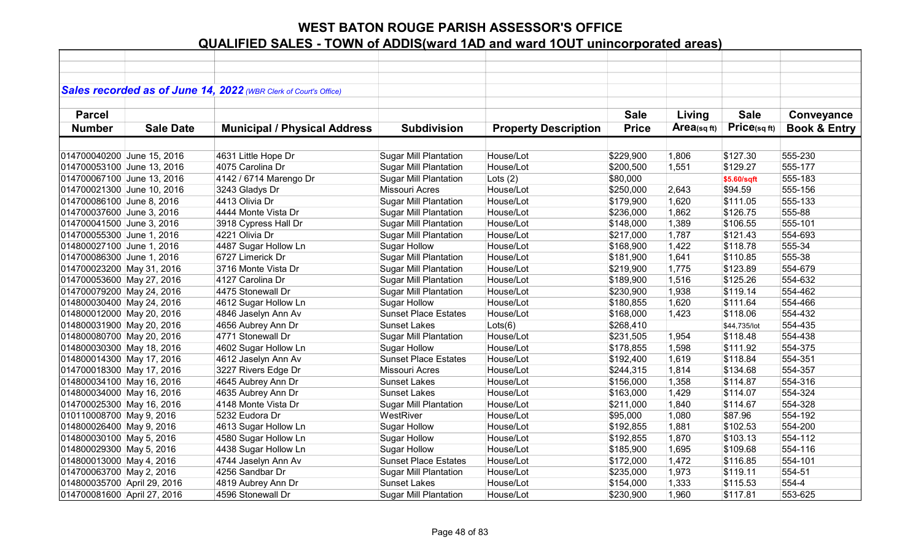# WEST BATON ROUGE PARISH ASSESSOR'S OFFICE

## QUALIFIED SALES - TOWN of ADDIS(ward 1AD and ward 1OUT unincorporated areas)

*Sales recorded as of June 14, 2022 (WBR Clerk of Court's Office)*

| Parcel Number | Sale Date | Municipal / Physical Address | Subdivision | Property Description | Sale Price | Living Area(sq ft) | Sale Price(sq ft) | Conveyance Book & Entry |
|---|---|---|---|---|---|---|---|---|
| 014700040200 | June 15, 2016 | 4631 Little Hope Dr | Sugar Mill Plantation | House/Lot | $229,900 | 1,806 | $127.30 | 555-230 |
| 014700053100 | June 13, 2016 | 4075 Carolina Dr | Sugar Mill Plantation | House/Lot | $200,500 | 1,551 | $129.27 | 555-177 |
| 014700067100 | June 13, 2016 | 4142 / 6714 Marengo Dr | Sugar Mill Plantation | Lots (2) | $80,000 | | $5.60/sqft | 555-183 |
| 014700021300 | June 10, 2016 | 3243 Gladys Dr | Missouri Acres | House/Lot | $250,000 | 2,643 | $94.59 | 555-156 |
| 014700086100 | June 8, 2016 | 4413 Olivia Dr | Sugar Mill Plantation | House/Lot | $179,900 | 1,620 | $111.05 | 555-133 |
| 014700037600 | June 3, 2016 | 4444 Monte Vista Dr | Sugar Mill Plantation | House/Lot | $236,000 | 1,862 | $126.75 | 555-88 |
| 014700041500 | June 3, 2016 | 3918 Cypress Hall Dr | Sugar Mill Plantation | House/Lot | $148,000 | 1,389 | $106.55 | 555-101 |
| 014700055300 | June 1, 2016 | 4221 Olivia Dr | Sugar Mill Plantation | House/Lot | $217,000 | 1,787 | $121.43 | 554-693 |
| 014800027100 | June 1, 2016 | 4487 Sugar Hollow Ln | Sugar Hollow | House/Lot | $168,900 | 1,422 | $118.78 | 555-34 |
| 014700086300 | June 1, 2016 | 6727 Limerick Dr | Sugar Mill Plantation | House/Lot | $181,900 | 1,641 | $110.85 | 555-38 |
| 014700023200 | May 31, 2016 | 3716 Monte Vista Dr | Sugar Mill Plantation | House/Lot | $219,900 | 1,775 | $123.89 | 554-679 |
| 014700053600 | May 27, 2016 | 4127 Carolina Dr | Sugar Mill Plantation | House/Lot | $189,900 | 1,516 | $125.26 | 554-632 |
| 014700079200 | May 24, 2016 | 4475 Stonewall Dr | Sugar Mill Plantation | House/Lot | $230,900 | 1,938 | $119.14 | 554-462 |
| 014800030400 | May 24, 2016 | 4612 Sugar Hollow Ln | Sugar Hollow | House/Lot | $180,855 | 1,620 | $111.64 | 554-466 |
| 014800012000 | May 20, 2016 | 4846 Jaselyn Ann Av | Sunset Place Estates | House/Lot | $168,000 | 1,423 | $118.06 | 554-432 |
| 014800031900 | May 20, 2016 | 4656 Aubrey Ann Dr | Sunset Lakes | Lots(6) | $268,410 | | $44,735/lot | 554-435 |
| 014800080700 | May 20, 2016 | 4771 Stonewall Dr | Sugar Mill Plantation | House/Lot | $231,505 | 1,954 | $118.48 | 554-438 |
| 014800030300 | May 18, 2016 | 4602 Sugar Hollow Ln | Sugar Hollow | House/Lot | $178,855 | 1,598 | $111.92 | 554-375 |
| 014800014300 | May 17, 2016 | 4612 Jaselyn Ann Av | Sunset Place Estates | House/Lot | $192,400 | 1,619 | $118.84 | 554-351 |
| 014700018300 | May 17, 2016 | 3227 Rivers Edge Dr | Missouri Acres | House/Lot | $244,315 | 1,814 | $134.68 | 554-357 |
| 014800034100 | May 16, 2016 | 4645 Aubrey Ann Dr | Sunset Lakes | House/Lot | $156,000 | 1,358 | $114.87 | 554-316 |
| 014800034000 | May 16, 2016 | 4635 Aubrey Ann Dr | Sunset Lakes | House/Lot | $163,000 | 1,429 | $114.07 | 554-324 |
| 014700025300 | May 16, 2016 | 4148 Monte Vista Dr | Sugar Mill Plantation | House/Lot | $211,000 | 1,840 | $114.67 | 554-328 |
| 010110008700 | May 9, 2016 | 5232 Eudora Dr | WestRiver | House/Lot | $95,000 | 1,080 | $87.96 | 554-192 |
| 014800026400 | May 9, 2016 | 4613 Sugar Hollow Ln | Sugar Hollow | House/Lot | $192,855 | 1,881 | $102.53 | 554-200 |
| 014800030100 | May 5, 2016 | 4580 Sugar Hollow Ln | Sugar Hollow | House/Lot | $192,855 | 1,870 | $103.13 | 554-112 |
| 014800029300 | May 5, 2016 | 4438 Sugar Hollow Ln | Sugar Hollow | House/Lot | $185,900 | 1,695 | $109.68 | 554-116 |
| 014800013000 | May 4, 2016 | 4744 Jaselyn Ann Av | Sunset Place Estates | House/Lot | $172,000 | 1,472 | $116.85 | 554-101 |
| 014700063700 | May 2, 2016 | 4256 Sandbar Dr | Sugar Mill Plantation | House/Lot | $235,000 | 1,973 | $119.11 | 554-51 |
| 014800035700 | April 29, 2016 | 4819 Aubrey Ann Dr | Sunset Lakes | House/Lot | $154,000 | 1,333 | $115.53 | 554-4 |
| 014700081600 | April 27, 2016 | 4596 Stonewall Dr | Sugar Mill Plantation | House/Lot | $230,900 | 1,960 | $117.81 | 553-625 |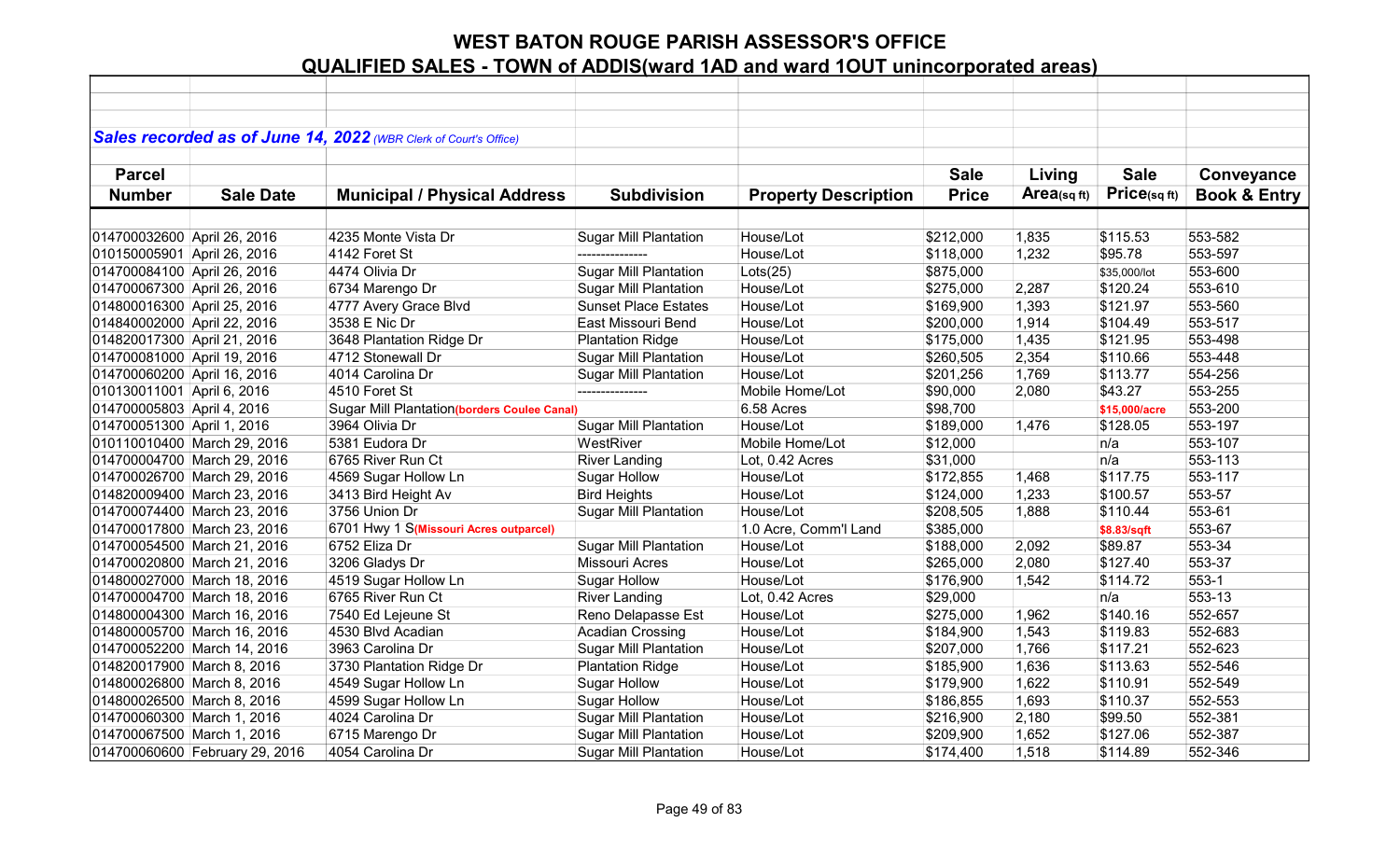# WEST BATON ROUGE PARISH ASSESSOR'S OFFICE

## QUALIFIED SALES - TOWN of ADDIS(ward 1AD and ward 1OUT unincorporated areas)

***Sales recorded as of June 14, 2022** (WBR Clerk of Court's Office)*

| Parcel Number | Sale Date | Municipal / Physical Address | Subdivision | Property Description | Sale Price | Living Area(sq ft) | Sale Price(sq ft) | Conveyance Book & Entry |
|---|---|---|---|---|---|---|---|---|
| 014700032600 | April 26, 2016 | 4235 Monte Vista Dr | Sugar Mill Plantation | House/Lot | $212,000 | 1,835 | $115.53 | 553-582 |
| 010150005901 | April 26, 2016 | 4142 Foret St | --------------- | House/Lot | $118,000 | 1,232 | $95.78 | 553-597 |
| 014700084100 | April 26, 2016 | 4474 Olivia Dr | Sugar Mill Plantation | Lots(25) | $875,000 | | $35,000/lot | 553-600 |
| 014700067300 | April 26, 2016 | 6734 Marengo Dr | Sugar Mill Plantation | House/Lot | $275,000 | 2,287 | $120.24 | 553-610 |
| 014800016300 | April 25, 2016 | 4777 Avery Grace Blvd | Sunset Place Estates | House/Lot | $169,900 | 1,393 | $121.97 | 553-560 |
| 014840002000 | April 22, 2016 | 3538 E Nic Dr | East Missouri Bend | House/Lot | $200,000 | 1,914 | $104.49 | 553-517 |
| 014820017300 | April 21, 2016 | 3648 Plantation Ridge Dr | Plantation Ridge | House/Lot | $175,000 | 1,435 | $121.95 | 553-498 |
| 014700081000 | April 19, 2016 | 4712 Stonewall Dr | Sugar Mill Plantation | House/Lot | $260,505 | 2,354 | $110.66 | 553-448 |
| 014700060200 | April 16, 2016 | 4014 Carolina Dr | Sugar Mill Plantation | House/Lot | $201,256 | 1,769 | $113.77 | 554-256 |
| 010130011001 | April 6, 2016 | 4510 Foret St | --------------- | Mobile Home/Lot | $90,000 | 2,080 | $43.27 | 553-255 |
| 014700005803 | April 4, 2016 | Sugar Mill Plantation(borders Coulee Canal) | | 6.58 Acres | $98,700 | | $15,000/acre | 553-200 |
| 014700051300 | April 1, 2016 | 3964 Olivia Dr | Sugar Mill Plantation | House/Lot | $189,000 | 1,476 | $128.05 | 553-197 |
| 010110010400 | March 29, 2016 | 5381 Eudora Dr | WestRiver | Mobile Home/Lot | $12,000 | | n/a | 553-107 |
| 014700004700 | March 29, 2016 | 6765 River Run Ct | River Landing | Lot, 0.42 Acres | $31,000 | | n/a | 553-113 |
| 014700026700 | March 29, 2016 | 4569 Sugar Hollow Ln | Sugar Hollow | House/Lot | $172,855 | 1,468 | $117.75 | 553-117 |
| 014820009400 | March 23, 2016 | 3413 Bird Height Av | Bird Heights | House/Lot | $124,000 | 1,233 | $100.57 | 553-57 |
| 014700074400 | March 23, 2016 | 3756 Union Dr | Sugar Mill Plantation | House/Lot | $208,505 | 1,888 | $110.44 | 553-61 |
| 014700017800 | March 23, 2016 | 6701 Hwy 1 S(Missouri Acres outparcel) | | 1.0 Acre, Comm'l Land | $385,000 | | $8.83/sqft | 553-67 |
| 014700054500 | March 21, 2016 | 6752 Eliza Dr | Sugar Mill Plantation | House/Lot | $188,000 | 2,092 | $89.87 | 553-34 |
| 014700020800 | March 21, 2016 | 3206 Gladys Dr | Missouri Acres | House/Lot | $265,000 | 2,080 | $127.40 | 553-37 |
| 014800027000 | March 18, 2016 | 4519 Sugar Hollow Ln | Sugar Hollow | House/Lot | $176,900 | 1,542 | $114.72 | 553-1 |
| 014700004700 | March 18, 2016 | 6765 River Run Ct | River Landing | Lot, 0.42 Acres | $29,000 | | n/a | 553-13 |
| 014800004300 | March 16, 2016 | 7540 Ed Lejeune St | Reno Delapasse Est | House/Lot | $275,000 | 1,962 | $140.16 | 552-657 |
| 014800005700 | March 16, 2016 | 4530 Blvd Acadian | Acadian Crossing | House/Lot | $184,900 | 1,543 | $119.83 | 552-683 |
| 014700052200 | March 14, 2016 | 3963 Carolina Dr | Sugar Mill Plantation | House/Lot | $207,000 | 1,766 | $117.21 | 552-623 |
| 014820017900 | March 8, 2016 | 3730 Plantation Ridge Dr | Plantation Ridge | House/Lot | $185,900 | 1,636 | $113.63 | 552-546 |
| 014800026800 | March 8, 2016 | 4549 Sugar Hollow Ln | Sugar Hollow | House/Lot | $179,900 | 1,622 | $110.91 | 552-549 |
| 014800026500 | March 8, 2016 | 4599 Sugar Hollow Ln | Sugar Hollow | House/Lot | $186,855 | 1,693 | $110.37 | 552-553 |
| 014700060300 | March 1, 2016 | 4024 Carolina Dr | Sugar Mill Plantation | House/Lot | $216,900 | 2,180 | $99.50 | 552-381 |
| 014700067500 | March 1, 2016 | 6715 Marengo Dr | Sugar Mill Plantation | House/Lot | $209,900 | 1,652 | $127.06 | 552-387 |
| 014700060600 | February 29, 2016 | 4054 Carolina Dr | Sugar Mill Plantation | House/Lot | $174,400 | 1,518 | $114.89 | 552-346 |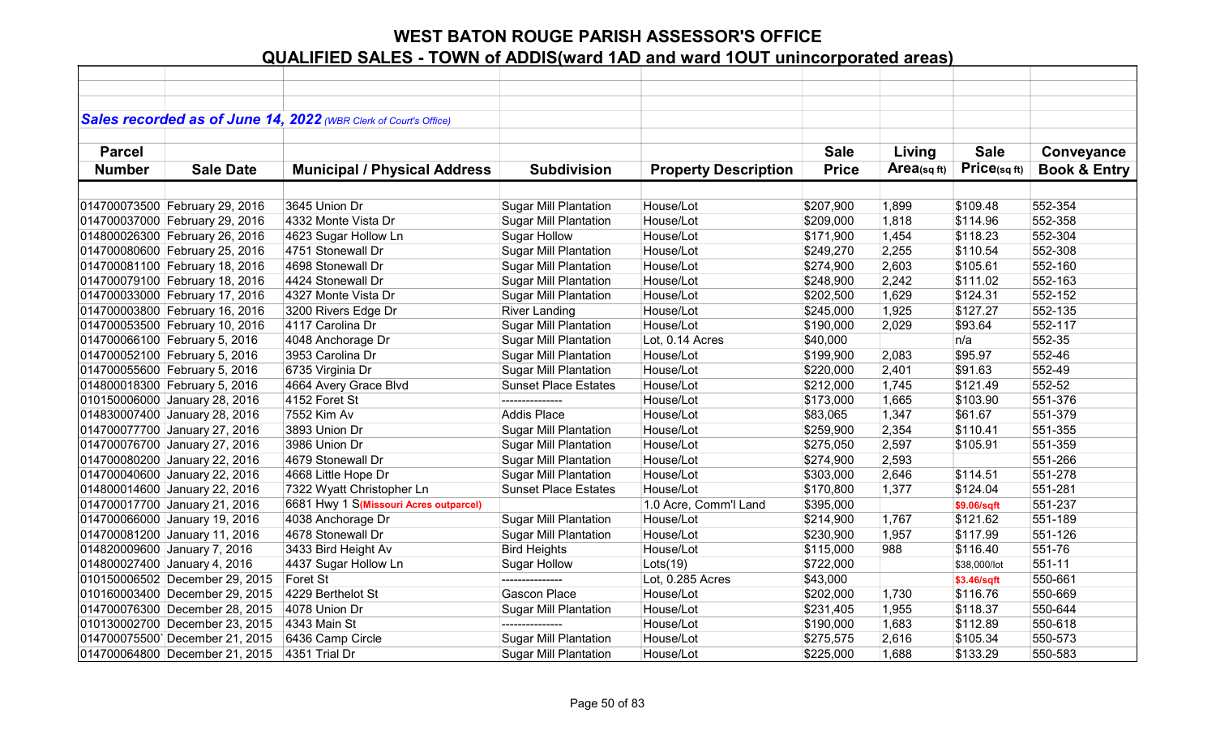# WEST BATON ROUGE PARISH ASSESSOR'S OFFICE

## QUALIFIED SALES - TOWN of ADDIS(ward 1AD and ward 1OUT unincorporated areas)

***Sales recorded as of June 14, 2022*** *(WBR Clerk of Court's Office)*

| Parcel Number | Sale Date | Municipal / Physical Address | Subdivision | Property Description | Sale Price | Living Area(sq ft) | Sale Price(sq ft) | Conveyance Book & Entry |
|---|---|---|---|---|---|---|---|---|
| 014700073500 | February 29, 2016 | 3645 Union Dr | Sugar Mill Plantation | House/Lot | $207,900 | 1,899 | $109.48 | 552-354 |
| 014700037000 | February 29, 2016 | 4332 Monte Vista Dr | Sugar Mill Plantation | House/Lot | $209,000 | 1,818 | $114.96 | 552-358 |
| 014800026300 | February 26, 2016 | 4623 Sugar Hollow Ln | Sugar Hollow | House/Lot | $171,900 | 1,454 | $118.23 | 552-304 |
| 014700080600 | February 25, 2016 | 4751 Stonewall Dr | Sugar Mill Plantation | House/Lot | $249,270 | 2,255 | $110.54 | 552-308 |
| 014700081100 | February 18, 2016 | 4698 Stonewall Dr | Sugar Mill Plantation | House/Lot | $274,900 | 2,603 | $105.61 | 552-160 |
| 014700079100 | February 18, 2016 | 4424 Stonewall Dr | Sugar Mill Plantation | House/Lot | $248,900 | 2,242 | $111.02 | 552-163 |
| 014700033000 | February 17, 2016 | 4327 Monte Vista Dr | Sugar Mill Plantation | House/Lot | $202,500 | 1,629 | $124.31 | 552-152 |
| 014700003800 | February 16, 2016 | 3200 Rivers Edge Dr | River Landing | House/Lot | $245,000 | 1,925 | $127.27 | 552-135 |
| 014700053500 | February 10, 2016 | 4117 Carolina Dr | Sugar Mill Plantation | House/Lot | $190,000 | 2,029 | $93.64 | 552-117 |
| 014700066100 | February 5, 2016 | 4048 Anchorage Dr | Sugar Mill Plantation | Lot, 0.14 Acres | $40,000 | | n/a | 552-35 |
| 014700052100 | February 5, 2016 | 3953 Carolina Dr | Sugar Mill Plantation | House/Lot | $199,900 | 2,083 | $95.97 | 552-46 |
| 014700055600 | February 5, 2016 | 6735 Virginia Dr | Sugar Mill Plantation | House/Lot | $220,000 | 2,401 | $91.63 | 552-49 |
| 014800018300 | February 5, 2016 | 4664 Avery Grace Blvd | Sunset Place Estates | House/Lot | $212,000 | 1,745 | $121.49 | 552-52 |
| 010150006000 | January 28, 2016 | 4152 Foret St | --------------- | House/Lot | $173,000 | 1,665 | $103.90 | 551-376 |
| 014830007400 | January 28, 2016 | 7552 Kim Av | Addis Place | House/Lot | $83,065 | 1,347 | $61.67 | 551-379 |
| 014700077700 | January 27, 2016 | 3893 Union Dr | Sugar Mill Plantation | House/Lot | $259,900 | 2,354 | $110.41 | 551-355 |
| 014700076700 | January 27, 2016 | 3986 Union Dr | Sugar Mill Plantation | House/Lot | $275,050 | 2,597 | $105.91 | 551-359 |
| 014700080200 | January 22, 2016 | 4679 Stonewall Dr | Sugar Mill Plantation | House/Lot | $274,900 | 2,593 | | 551-266 |
| 014700040600 | January 22, 2016 | 4668 Little Hope Dr | Sugar Mill Plantation | House/Lot | $303,000 | 2,646 | $114.51 | 551-278 |
| 014800014600 | January 22, 2016 | 7322 Wyatt Christopher Ln | Sunset Place Estates | House/Lot | $170,800 | 1,377 | $124.04 | 551-281 |
| 014700017700 | January 21, 2016 | 6681 Hwy 1 S(Missouri Acres outparcel) | | 1.0 Acre, Comm'l Land | $395,000 | | $9.06/sqft | 551-237 |
| 014700066000 | January 19, 2016 | 4038 Anchorage Dr | Sugar Mill Plantation | House/Lot | $214,900 | 1,767 | $121.62 | 551-189 |
| 014700081200 | January 11, 2016 | 4678 Stonewall Dr | Sugar Mill Plantation | House/Lot | $230,900 | 1,957 | $117.99 | 551-126 |
| 014820009600 | January 7, 2016 | 3433 Bird Height Av | Bird Heights | House/Lot | $115,000 | 988 | $116.40 | 551-76 |
| 014800027400 | January 4, 2016 | 4437 Sugar Hollow Ln | Sugar Hollow | Lots(19) | $722,000 | | $38,000/lot | 551-11 |
| 010150006502 | December 29, 2015 | Foret St | --------------- | Lot, 0.285 Acres | $43,000 | | $3.46/sqft | 550-661 |
| 010160003400 | December 29, 2015 | 4229 Berthelot St | Gascon Place | House/Lot | $202,000 | 1,730 | $116.76 | 550-669 |
| 014700076300 | December 28, 2015 | 4078 Union Dr | Sugar Mill Plantation | House/Lot | $231,405 | 1,955 | $118.37 | 550-644 |
| 010130002700 | December 23, 2015 | 4343 Main St | --------------- | House/Lot | $190,000 | 1,683 | $112.89 | 550-618 |
| 014700075500` | December 21, 2015 | 6436 Camp Circle | Sugar Mill Plantation | House/Lot | $275,575 | 2,616 | $105.34 | 550-573 |
| 014700064800 | December 21, 2015 | 4351 Trial Dr | Sugar Mill Plantation | House/Lot | $225,000 | 1,688 | $133.29 | 550-583 |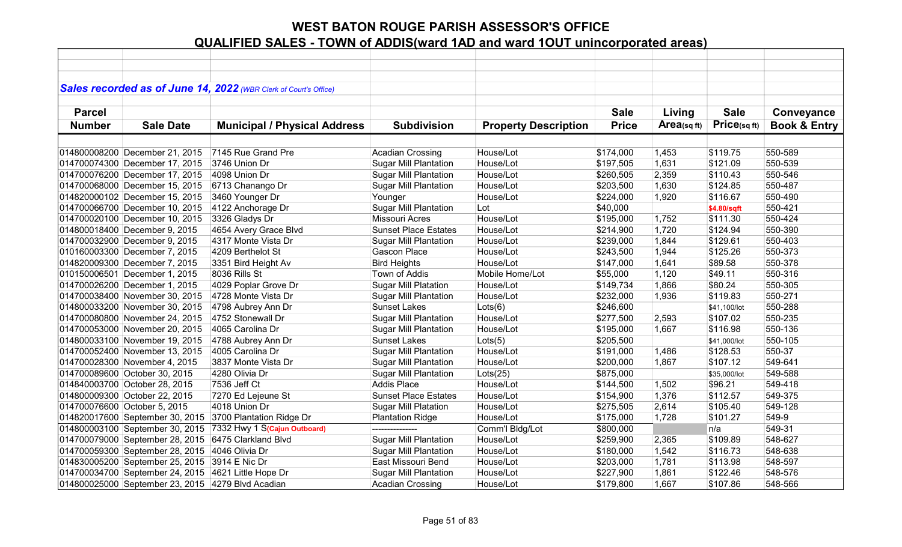# WEST BATON ROUGE PARISH ASSESSOR'S OFFICE

## QUALIFIED SALES - TOWN of ADDIS(ward 1AD and ward 1OUT unincorporated areas)

***Sales recorded as of June 14, 2022*** *(WBR Clerk of Court's Office)*

| Parcel Number | Sale Date | Municipal / Physical Address | Subdivision | Property Description | Sale Price | Living Area(sq ft) | Sale Price(sq ft) | Conveyance Book & Entry |
|---|---|---|---|---|---|---|---|---|
| 014800008200 | December 21, 2015 | 7145 Rue Grand Pre | Acadian Crossing | House/Lot | $174,000 | 1,453 | $119.75 | 550-589 |
| 014700074300 | December 17, 2015 | 3746 Union Dr | Sugar Mill Plantation | House/Lot | $197,505 | 1,631 | $121.09 | 550-539 |
| 014700076200 | December 17, 2015 | 4098 Union Dr | Sugar Mill Plantation | House/Lot | $260,505 | 2,359 | $110.43 | 550-546 |
| 014700068000 | December 15, 2015 | 6713 Chanango Dr | Sugar Mill Plantation | House/Lot | $203,500 | 1,630 | $124.85 | 550-487 |
| 014820000102 | December 15, 2015 | 3460 Younger Dr | Younger | House/Lot | $224,000 | 1,920 | $116.67 | 550-490 |
| 014700066700 | December 10, 2015 | 4122 Anchorage Dr | Sugar Mill Plantation | Lot | $40,000 | | $4.80/sqft | 550-421 |
| 014700020100 | December 10, 2015 | 3326 Gladys Dr | Missouri Acres | House/Lot | $195,000 | 1,752 | $111.30 | 550-424 |
| 014800018400 | December 9, 2015 | 4654 Avery Grace Blvd | Sunset Place Estates | House/Lot | $214,900 | 1,720 | $124.94 | 550-390 |
| 014700032900 | December 9, 2015 | 4317 Monte Vista Dr | Sugar Mill Plantation | House/Lot | $239,000 | 1,844 | $129.61 | 550-403 |
| 010160003300 | December 7, 2015 | 4209 Berthelot St | Gascon Place | House/Lot | $243,500 | 1,944 | $125.26 | 550-373 |
| 014820009300 | December 7, 2015 | 3351 Bird Height Av | Bird Heights | House/Lot | $147,000 | 1,641 | $89.58 | 550-378 |
| 010150006501 | December 1, 2015 | 8036 Rills St | Town of Addis | Mobile Home/Lot | $55,000 | 1,120 | $49.11 | 550-316 |
| 014700026200 | December 1, 2015 | 4029 Poplar Grove Dr | Sugar Mill Platation | House/Lot | $149,734 | 1,866 | $80.24 | 550-305 |
| 014700038400 | November 30, 2015 | 4728 Monte Vista Dr | Sugar Mill Plantation | House/Lot | $232,000 | 1,936 | $119.83 | 550-271 |
| 014800033200 | November 30, 2015 | 4798 Aubrey Ann Dr | Sunset Lakes | Lots(6) | $246,600 | | $41,100/lot | 550-288 |
| 014700080800 | November 24, 2015 | 4752 Stonewall Dr | Sugar Mill Plantation | House/Lot | $277,500 | 2,593 | $107.02 | 550-235 |
| 014700053000 | November 20, 2015 | 4065 Carolina Dr | Sugar Mill Plantation | House/Lot | $195,000 | 1,667 | $116.98 | 550-136 |
| 014800033100 | November 19, 2015 | 4788 Aubrey Ann Dr | Sunset Lakes | Lots(5) | $205,500 | | $41,000/lot | 550-105 |
| 014700052400 | November 13, 2015 | 4005 Carolina Dr | Sugar Mill Plantation | House/Lot | $191,000 | 1,486 | $128.53 | 550-37 |
| 014700028300 | November 4, 2015 | 3837 Monte Vista Dr | Sugar Mill Plantation | House/Lot | $200,000 | 1,867 | $107.12 | 549-641 |
| 014700089600 | October 30, 2015 | 4280 Olivia Dr | Sugar Mill Plantation | Lots(25) | $875,000 | | $35,000/lot | 549-588 |
| 014840003700 | October 28, 2015 | 7536 Jeff Ct | Addis Place | House/Lot | $144,500 | 1,502 | $96.21 | 549-418 |
| 014800009300 | October 22, 2015 | 7270 Ed Lejeune St | Sunset Place Estates | House/Lot | $154,900 | 1,376 | $112.57 | 549-375 |
| 014700076600 | October 5, 2015 | 4018 Union Dr | Sugar Mill Platation | House/Lot | $275,505 | 2,614 | $105.40 | 549-128 |
| 014820017600 | September 30, 2015 | 3700 Plantation Ridge Dr | Plantation Ridge | House/Lot | $175,000 | 1,728 | $101.27 | 549-9 |
| 014800003100 | September 30, 2015 | 7332 Hwy 1 S**(Cajun Outboard)** | --------------- | Comm'l Bldg/Lot | $800,000 | | n/a | 549-31 |
| 014700079000 | September 28, 2015 | 6475 Clarkland Blvd | Sugar Mill Plantation | House/Lot | $259,900 | 2,365 | $109.89 | 548-627 |
| 014700059300 | September 28, 2015 | 4046 Olivia Dr | Sugar Mill Plantation | House/Lot | $180,000 | 1,542 | $116.73 | 548-638 |
| 014830005200 | September 25, 2015 | 3914 E Nic Dr | East Missouri Bend | House/Lot | $203,000 | 1,781 | $113.98 | 548-597 |
| 014700034700 | September 24, 2015 | 4621 Little Hope Dr | Sugar Mill Plantation | House/Lot | $227,900 | 1,861 | $122.46 | 548-576 |
| 014800025000 | September 23, 2015 | 4279 Blvd Acadian | Acadian Crossing | House/Lot | $179,800 | 1,667 | $107.86 | 548-566 |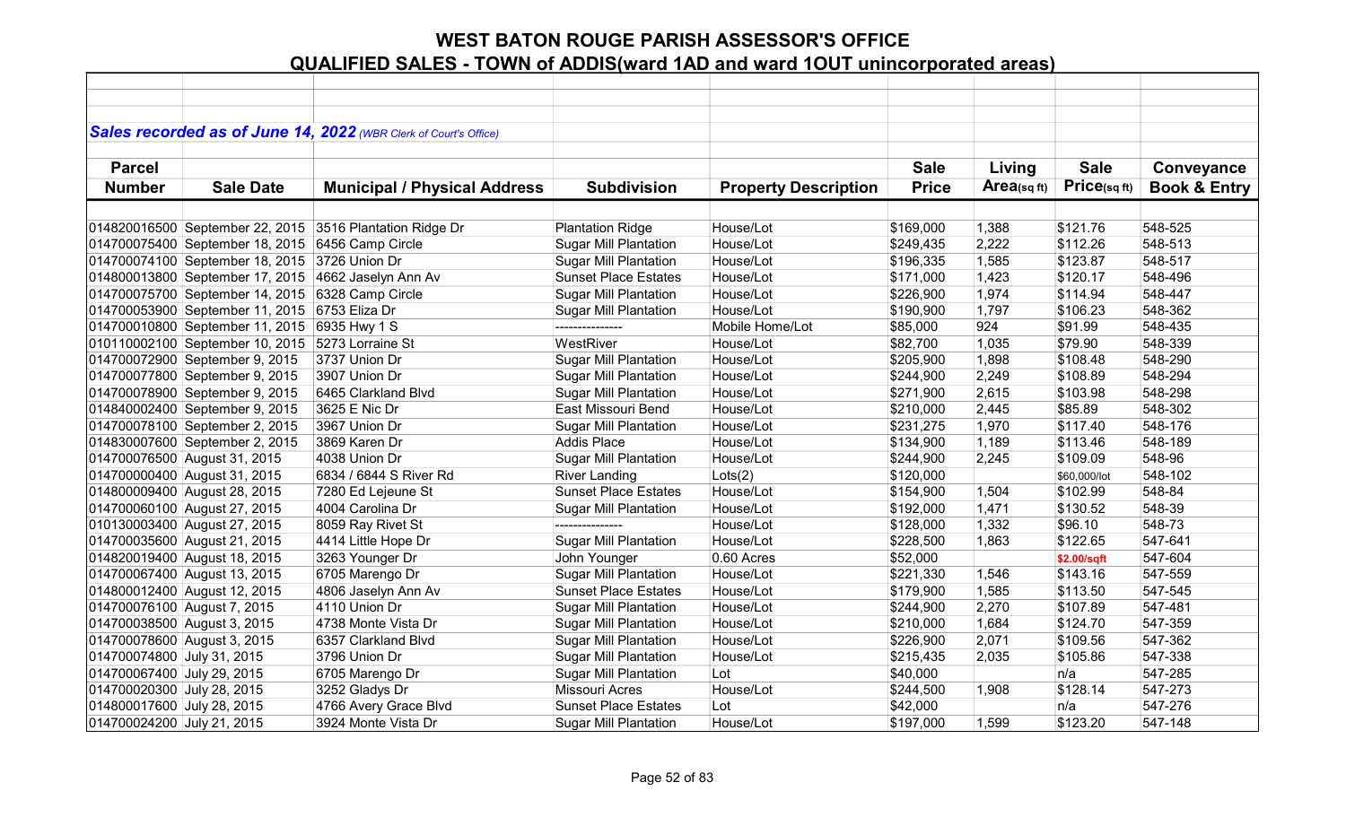# WEST BATON ROUGE PARISH ASSESSOR'S OFFICE

## QUALIFIED SALES - TOWN of ADDIS(ward 1AD and ward 1OUT unincorporated areas)

***Sales recorded as of June 14, 2022*** *(WBR Clerk of Court's Office)*

| Parcel Number | Sale Date | Municipal / Physical Address | Subdivision | Property Description | Sale Price | Living Area(sq ft) | Sale Price(sq ft) | Conveyance Book & Entry |
|---|---|---|---|---|---|---|---|---|
| 014820016500 | September 22, 2015 | 3516 Plantation Ridge Dr | Plantation Ridge | House/Lot | $169,000 | 1,388 | $121.76 | 548-525 |
| 014700075400 | September 18, 2015 | 6456 Camp Circle | Sugar Mill Plantation | House/Lot | $249,435 | 2,222 | $112.26 | 548-513 |
| 014700074100 | September 18, 2015 | 3726 Union Dr | Sugar Mill Plantation | House/Lot | $196,335 | 1,585 | $123.87 | 548-517 |
| 014800013800 | September 17, 2015 | 4662 Jaselyn Ann Av | Sunset Place Estates | House/Lot | $171,000 | 1,423 | $120.17 | 548-496 |
| 014700075700 | September 14, 2015 | 6328 Camp Circle | Sugar Mill Plantation | House/Lot | $226,900 | 1,974 | $114.94 | 548-447 |
| 014700053900 | September 11, 2015 | 6753 Eliza Dr | Sugar Mill Plantation | House/Lot | $190,900 | 1,797 | $106.23 | 548-362 |
| 014700010800 | September 11, 2015 | 6935 Hwy 1 S | --------------- | Mobile Home/Lot | $85,000 | 924 | $91.99 | 548-435 |
| 010110002100 | September 10, 2015 | 5273 Lorraine St | WestRiver | House/Lot | $82,700 | 1,035 | $79.90 | 548-339 |
| 014700072900 | September 9, 2015 | 3737 Union Dr | Sugar Mill Plantation | House/Lot | $205,900 | 1,898 | $108.48 | 548-290 |
| 014700077800 | September 9, 2015 | 3907 Union Dr | Sugar Mill Plantation | House/Lot | $244,900 | 2,249 | $108.89 | 548-294 |
| 014700078900 | September 9, 2015 | 6465 Clarkland Blvd | Sugar Mill Plantation | House/Lot | $271,900 | 2,615 | $103.98 | 548-298 |
| 014840002400 | September 9, 2015 | 3625 E Nic Dr | East Missouri Bend | House/Lot | $210,000 | 2,445 | $85.89 | 548-302 |
| 014700078100 | September 2, 2015 | 3967 Union Dr | Sugar Mill Plantation | House/Lot | $231,275 | 1,970 | $117.40 | 548-176 |
| 014830007600 | September 2, 2015 | 3869 Karen Dr | Addis Place | House/Lot | $134,900 | 1,189 | $113.46 | 548-189 |
| 014700076500 | August 31, 2015 | 4038 Union Dr | Sugar Mill Plantation | House/Lot | $244,900 | 2,245 | $109.09 | 548-96 |
| 014700000400 | August 31, 2015 | 6834 / 6844 S River Rd | River Landing | Lots(2) | $120,000 | | $60,000/lot | 548-102 |
| 014800009400 | August 28, 2015 | 7280 Ed Lejeune St | Sunset Place Estates | House/Lot | $154,900 | 1,504 | $102.99 | 548-84 |
| 014700060100 | August 27, 2015 | 4004 Carolina Dr | Sugar Mill Plantation | House/Lot | $192,000 | 1,471 | $130.52 | 548-39 |
| 010130003400 | August 27, 2015 | 8059 Ray Rivet St | --------------- | House/Lot | $128,000 | 1,332 | $96.10 | 548-73 |
| 014700035600 | August 21, 2015 | 4414 Little Hope Dr | Sugar Mill Plantation | House/Lot | $228,500 | 1,863 | $122.65 | 547-641 |
| 014820019400 | August 18, 2015 | 3263 Younger Dr | John Younger | 0.60 Acres | $52,000 | | $2.00/sqft | 547-604 |
| 014700067400 | August 13, 2015 | 6705 Marengo Dr | Sugar Mill Plantation | House/Lot | $221,330 | 1,546 | $143.16 | 547-559 |
| 014800012400 | August 12, 2015 | 4806 Jaselyn Ann Av | Sunset Place Estates | House/Lot | $179,900 | 1,585 | $113.50 | 547-545 |
| 014700076100 | August 7, 2015 | 4110 Union Dr | Sugar Mill Plantation | House/Lot | $244,900 | 2,270 | $107.89 | 547-481 |
| 014700038500 | August 3, 2015 | 4738 Monte Vista Dr | Sugar Mill Plantation | House/Lot | $210,000 | 1,684 | $124.70 | 547-359 |
| 014700078600 | August 3, 2015 | 6357 Clarkland Blvd | Sugar Mill Plantation | House/Lot | $226,900 | 2,071 | $109.56 | 547-362 |
| 014700074800 | July 31, 2015 | 3796 Union Dr | Sugar Mill Plantation | House/Lot | $215,435 | 2,035 | $105.86 | 547-338 |
| 014700067400 | July 29, 2015 | 6705 Marengo Dr | Sugar Mill Plantation | Lot | $40,000 | | n/a | 547-285 |
| 014700020300 | July 28, 2015 | 3252 Gladys Dr | Missouri Acres | House/Lot | $244,500 | 1,908 | $128.14 | 547-273 |
| 014800017600 | July 28, 2015 | 4766 Avery Grace Blvd | Sunset Place Estates | Lot | $42,000 | | n/a | 547-276 |
| 014700024200 | July 21, 2015 | 3924 Monte Vista Dr | Sugar Mill Plantation | House/Lot | $197,000 | 1,599 | $123.20 | 547-148 |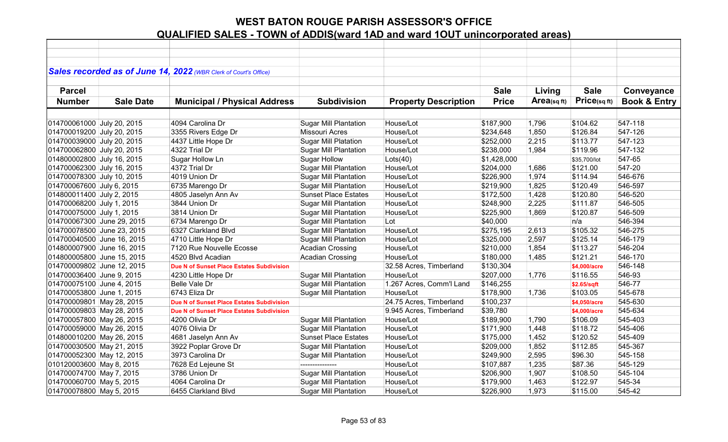# WEST BATON ROUGE PARISH ASSESSOR'S OFFICE

## QUALIFIED SALES - TOWN of ADDIS(ward 1AD and ward 1OUT unincorporated areas)

***Sales recorded as of June 14, 2022*** *(WBR Clerk of Court's Office)*

| Parcel Number | Sale Date | Municipal / Physical Address | Subdivision | Property Description | Sale Price | Living Area(sq ft) | Sale Price(sq ft) | Conveyance Book & Entry |
|---|---|---|---|---|---|---|---|---|
| 014700061000 | July 20, 2015 | 4094 Carolina Dr | Sugar Mill Plantation | House/Lot | $187,900 | 1,796 | $104.62 | 547-118 |
| 014700019200 | July 20, 2015 | 3355 Rivers Edge Dr | Missouri Acres | House/Lot | $234,648 | 1,850 | $126.84 | 547-126 |
| 014700039000 | July 20, 2015 | 4437 Little Hope Dr | Sugar Mill Platation | House/Lot | $252,000 | 2,215 | $113.77 | 547-123 |
| 014700062800 | July 20, 2015 | 4322 Trial Dr | Sugar Mill Plantation | House/Lot | $238,000 | 1,984 | $119.96 | 547-132 |
| 014800002800 | July 16, 2015 | Sugar Hollow Ln | Sugar Hollow | Lots(40) | $1,428,000 | | $35,700/lot | 547-65 |
| 014700062300 | July 16, 2015 | 4372 Trial Dr | Sugar Mill Plantation | House/Lot | $204,000 | 1,686 | $121.00 | 547-20 |
| 014700078300 | July 10, 2015 | 4019 Union Dr | Sugar Mill Plantation | House/Lot | $226,900 | 1,974 | $114.94 | 546-676 |
| 014700067600 | July 6, 2015 | 6735 Marengo Dr | Sugar Mill Plantation | House/Lot | $219,900 | 1,825 | $120.49 | 546-597 |
| 014800011400 | July 2, 2015 | 4805 Jaselyn Ann Av | Sunset Place Estates | House/Lot | $172,500 | 1,428 | $120.80 | 546-520 |
| 014700068200 | July 1, 2015 | 3844 Union Dr | Sugar Mill Plantation | House/Lot | $248,900 | 2,225 | $111.87 | 546-505 |
| 014700075000 | July 1, 2015 | 3814 Union Dr | Sugar Mill Plantation | House/Lot | $225,900 | 1,869 | $120.87 | 546-509 |
| 014700067300 | June 29, 2015 | 6734 Marengo Dr | Sugar Mill Plantation | Lot | $40,000 | | n/a | 546-394 |
| 014700078500 | June 23, 2015 | 6327 Clarkland Blvd | Sugar Mill Plantation | House/Lot | $275,195 | 2,613 | $105.32 | 546-275 |
| 014700040500 | June 16, 2015 | 4710 Little Hope Dr | Sugar Mill Plantation | House/Lot | $325,000 | 2,597 | $125.14 | 546-179 |
| 014800007900 | June 16, 2015 | 7120 Rue Nouvelle Ecosse | Acadian Crossing | House/Lot | $210,000 | 1,854 | $113.27 | 546-204 |
| 014800005800 | June 15, 2015 | 4520 Blvd Acadian | Acadian Crossing | House/Lot | $180,000 | 1,485 | $121.21 | 546-170 |
| 014700009802 | June 12, 2015 | **Due N of Sunset Place Estates Subdivision** | | 32.58 Acres, Timberland | $130,304 | | **$4,000/acre** | 546-148 |
| 014700036400 | June 9, 2015 | 4230 Little Hope Dr | Sugar Mill Plantation | House/Lot | $207,000 | 1,776 | $116.55 | 546-93 |
| 014700075100 | June 4, 2015 | Belle Vale Dr | Sugar Mill Plantation | 1.267 Acres, Comm'l Land | $146,255 | | **$2.65/sqft** | 546-77 |
| 014700053800 | June 1, 2015 | 6743 Eliza Dr | Sugar Mill Plantation | House/Lot | $178,900 | 1,736 | $103.05 | 545-678 |
| 014700009801 | May 28, 2015 | **Due N of Sunset Place Estates Subdivision** | | 24.75 Acres, Timberland | $100,237 | | **$4,050/acre** | 545-630 |
| 014700009803 | May 28, 2015 | **Due N of Sunset Place Estates Subdivision** | | 9.945 Acres, Timberland | $39,780 | | **$4,000/acre** | 545-634 |
| 014700057800 | May 26, 2015 | 4200 Olivia Dr | Sugar Mill Plantation | House/Lot | $189,900 | 1,790 | $106.09 | 545-403 |
| 014700059000 | May 26, 2015 | 4076 Olivia Dr | Sugar Mill Plantation | House/Lot | $171,900 | 1,448 | $118.72 | 545-406 |
| 014800010200 | May 26, 2015 | 4681 Jaselyn Ann Av | Sunset Place Estates | House/Lot | $175,000 | 1,452 | $120.52 | 545-409 |
| 014700030500 | May 21, 2015 | 3922 Poplar Grove Dr | Sugar Mill Plantation | House/Lot | $209,000 | 1,852 | $112.85 | 545-367 |
| 014700052300 | May 12, 2015 | 3973 Carolina Dr | Sugar Mill Plantation | House/Lot | $249,900 | 2,595 | $96.30 | 545-158 |
| 010120003600 | May 8, 2015 | 7628 Ed Lejeune St | --------------- | House/Lot | $107,887 | 1,235 | $87.36 | 545-129 |
| 014700074700 | May 7, 2015 | 3786 Union Dr | Sugar Mill Plantation | House/Lot | $206,900 | 1,907 | $108.50 | 545-104 |
| 014700060700 | May 5, 2015 | 4064 Carolina Dr | Sugar Mill Plantation | House/Lot | $179,900 | 1,463 | $122.97 | 545-34 |
| 014700078800 | May 5, 2015 | 6455 Clarkland Blvd | Sugar Mill Plantation | House/Lot | $226,900 | 1,973 | $115.00 | 545-42 |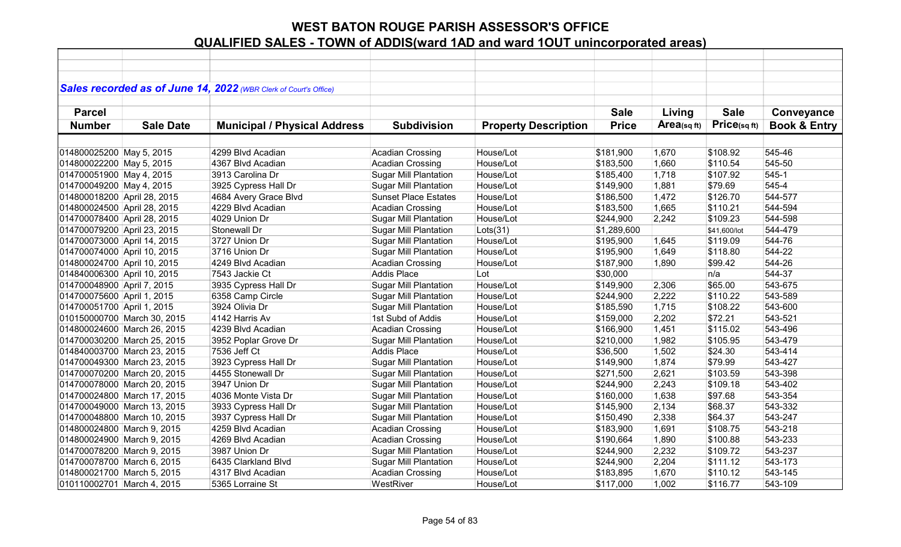# WEST BATON ROUGE PARISH ASSESSOR'S OFFICE

## QUALIFIED SALES - TOWN of ADDIS(ward 1AD and ward 1OUT unincorporated areas)

*Sales recorded as of June 14, 2022 (WBR Clerk of Court's Office)*

| Parcel Number | Sale Date | Municipal / Physical Address | Subdivision | Property Description | Sale Price | Living Area(sq ft) | Sale Price(sq ft) | Conveyance Book & Entry |
|---|---|---|---|---|---|---|---|---|
| 014800025200 | May 5, 2015 | 4299 Blvd Acadian | Acadian Crossing | House/Lot | $181,900 | 1,670 | $108.92 | 545-46 |
| 014800022200 | May 5, 2015 | 4367 Blvd Acadian | Acadian Crossing | House/Lot | $183,500 | 1,660 | $110.54 | 545-50 |
| 014700051900 | May 4, 2015 | 3913 Carolina Dr | Sugar Mill Plantation | House/Lot | $185,400 | 1,718 | $107.92 | 545-1 |
| 014700049200 | May 4, 2015 | 3925 Cypress Hall Dr | Sugar Mill Plantation | House/Lot | $149,900 | 1,881 | $79.69 | 545-4 |
| 014800018200 | April 28, 2015 | 4684 Avery Grace Blvd | Sunset Place Estates | House/Lot | $186,500 | 1,472 | $126.70 | 544-577 |
| 014800024500 | April 28, 2015 | 4229 Blvd Acadian | Acadian Crossing | House/Lot | $183,500 | 1,665 | $110.21 | 544-594 |
| 014700078400 | April 28, 2015 | 4029 Union Dr | Sugar Mill Plantation | House/Lot | $244,900 | 2,242 | $109.23 | 544-598 |
| 014700079200 | April 23, 2015 | Stonewall Dr | Sugar Mill Plantation | Lots(31) | $1,289,600 | | $41,600/lot | 544-479 |
| 014700073000 | April 14, 2015 | 3727 Union Dr | Sugar Mill Plantation | House/Lot | $195,900 | 1,645 | $119.09 | 544-76 |
| 014700074000 | April 10, 2015 | 3716 Union Dr | Sugar Mill Plantation | House/Lot | $195,900 | 1,649 | $118.80 | 544-22 |
| 014800024700 | April 10, 2015 | 4249 Blvd Acadian | Acadian Crossing | House/Lot | $187,900 | 1,890 | $99.42 | 544-26 |
| 014840006300 | April 10, 2015 | 7543 Jackie Ct | Addis Place | Lot | $30,000 | | n/a | 544-37 |
| 014700048900 | April 7, 2015 | 3935 Cypress Hall Dr | Sugar Mill Plantation | House/Lot | $149,900 | 2,306 | $65.00 | 543-675 |
| 014700075600 | April 1, 2015 | 6358 Camp Circle | Sugar Mill Plantation | House/Lot | $244,900 | 2,222 | $110.22 | 543-589 |
| 014700051700 | April 1, 2015 | 3924 Olivia Dr | Sugar Mill Plantation | House/Lot | $185,590 | 1,715 | $108.22 | 543-600 |
| 010150000700 | March 30, 2015 | 4142 Harris Av | 1st Subd of Addis | House/Lot | $159,000 | 2,202 | $72.21 | 543-521 |
| 014800024600 | March 26, 2015 | 4239 Blvd Acadian | Acadian Crossing | House/Lot | $166,900 | 1,451 | $115.02 | 543-496 |
| 014700030200 | March 25, 2015 | 3952 Poplar Grove Dr | Sugar Mill Plantation | House/Lot | $210,000 | 1,982 | $105.95 | 543-479 |
| 014840003700 | March 23, 2015 | 7536 Jeff Ct | Addis Place | House/Lot | $36,500 | 1,502 | $24.30 | 543-414 |
| 014700049300 | March 23, 2015 | 3923 Cypress Hall Dr | Sugar Mill Plantation | House/Lot | $149,900 | 1,874 | $79.99 | 543-427 |
| 014700070200 | March 20, 2015 | 4455 Stonewall Dr | Sugar Mill Plantation | House/Lot | $271,500 | 2,621 | $103.59 | 543-398 |
| 014700078000 | March 20, 2015 | 3947 Union Dr | Sugar Mill Plantation | House/Lot | $244,900 | 2,243 | $109.18 | 543-402 |
| 014700024800 | March 17, 2015 | 4036 Monte Vista Dr | Sugar Mill Plantation | House/Lot | $160,000 | 1,638 | $97.68 | 543-354 |
| 014700049000 | March 13, 2015 | 3933 Cypress Hall Dr | Sugar Mill Plantation | House/Lot | $145,900 | 2,134 | $68.37 | 543-332 |
| 014700048800 | March 10, 2015 | 3937 Cypress Hall Dr | Sugar Mill Plantation | House/Lot | $150,490 | 2,338 | $64.37 | 543-247 |
| 014800024800 | March 9, 2015 | 4259 Blvd Acadian | Acadian Crossing | House/Lot | $183,900 | 1,691 | $108.75 | 543-218 |
| 014800024900 | March 9, 2015 | 4269 Blvd Acadian | Acadian Crossing | House/Lot | $190,664 | 1,890 | $100.88 | 543-233 |
| 014700078200 | March 9, 2015 | 3987 Union Dr | Sugar Mill Plantation | House/Lot | $244,900 | 2,232 | $109.72 | 543-237 |
| 014700078700 | March 6, 2015 | 6435 Clarkland Blvd | Sugar Mill Plantation | House/Lot | $244,900 | 2,204 | $111.12 | 543-173 |
| 014800021700 | March 5, 2015 | 4317 Blvd Acadian | Acadian Crossing | House/Lot | $183,895 | 1,670 | $110.12 | 543-145 |
| 010110002701 | March 4, 2015 | 5365 Lorraine St | WestRiver | House/Lot | $117,000 | 1,002 | $116.77 | 543-109 |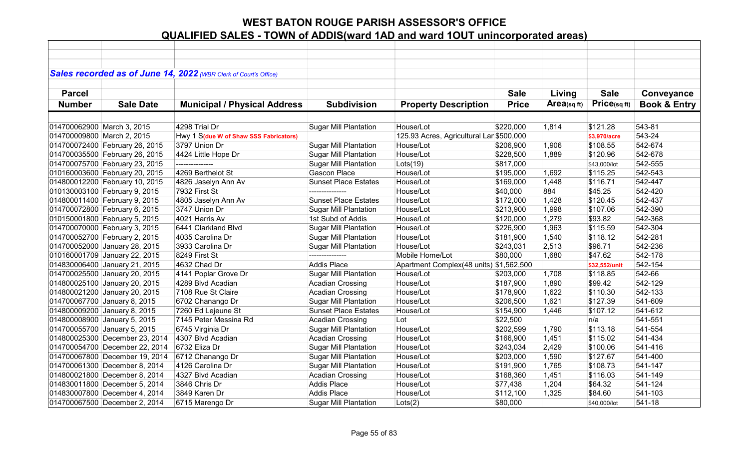# WEST BATON ROUGE PARISH ASSESSOR'S OFFICE

## QUALIFIED SALES - TOWN of ADDIS(ward 1AD and ward 1OUT unincorporated areas)

***Sales recorded as of June 14, 2022*** *(WBR Clerk of Court's Office)*

| Parcel Number | Sale Date | Municipal / Physical Address | Subdivision | Property Description | Sale Price | Living Area(sq ft) | Sale Price(sq ft) | Conveyance Book & Entry |
|---|---|---|---|---|---|---|---|---|
| 014700062900 | March 3, 2015 | 4298 Trial Dr | Sugar Mill Plantation | House/Lot | $220,000 | 1,814 | $121.28 | 543-81 |
| 014700009800 | March 2, 2015 | Hwy 1 S(due W of Shaw SSS Fabricators) | | 125.93 Acres, Agricultural Lar | $500,000 | | $3,970/acre | 543-24 |
| 014700072400 | February 26, 2015 | 3797 Union Dr | Sugar Mill Plantation | House/Lot | $206,900 | 1,906 | $108.55 | 542-674 |
| 014700035500 | February 26, 2015 | 4424 Little Hope Dr | Sugar Mill Plantation | House/Lot | $228,500 | 1,889 | $120.96 | 542-678 |
| 014700075700 | February 23, 2015 | --------------- | Sugar Mill Plantation | Lots(19) | $817,000 | | $43,000/lot | 542-555 |
| 010160003600 | February 20, 2015 | 4269 Berthelot St | Gascon Place | House/Lot | $195,000 | 1,692 | $115.25 | 542-543 |
| 014800012200 | February 10, 2015 | 4826 Jaselyn Ann Av | Sunset Place Estates | House/Lot | $169,000 | 1,448 | $116.71 | 542-447 |
| 010130003100 | February 9, 2015 | 7932 First St | --------------- | House/Lot | $40,000 | 884 | $45.25 | 542-420 |
| 014800011400 | February 9, 2015 | 4805 Jaselyn Ann Av | Sunset Place Estates | House/Lot | $172,000 | 1,428 | $120.45 | 542-437 |
| 014700072800 | February 6, 2015 | 3747 Union Dr | Sugar Mill Plantation | House/Lot | $213,900 | 1,998 | $107.06 | 542-390 |
| 010150001800 | February 5, 2015 | 4021 Harris Av | 1st Subd of Addis | House/Lot | $120,000 | 1,279 | $93.82 | 542-368 |
| 014700070000 | February 3, 2015 | 6441 Clarkland Blvd | Sugar Mill Plantation | House/Lot | $226,900 | 1,963 | $115.59 | 542-304 |
| 014700052700 | February 2, 2015 | 4035 Carolina Dr | Sugar Mill Plantation | House/Lot | $181,900 | 1,540 | $118.12 | 542-281 |
| 014700052000 | January 28, 2015 | 3933 Carolina Dr | Sugar Mill Plantation | House/Lot | $243,031 | 2,513 | $96.71 | 542-236 |
| 010160001709 | January 22, 2015 | 8249 First St | --------------- | Mobile Home/Lot | $80,000 | 1,680 | $47.62 | 542-178 |
| 014830006400 | January 21, 2015 | 4632 Chad Dr | Addis Place | Apartment Complex(48 units) | $1,562,500 | | $32,552/unit | 542-154 |
| 014700025500 | January 20, 2015 | 4141 Poplar Grove Dr | Sugar Mill Plantation | House/Lot | $203,000 | 1,708 | $118.85 | 542-66 |
| 014800025100 | January 20, 2015 | 4289 Blvd Acadian | Acadian Crossing | House/Lot | $187,900 | 1,890 | $99.42 | 542-129 |
| 014800021200 | January 20, 2015 | 7108 Rue St Claire | Acadian Crossing | House/Lot | $178,900 | 1,622 | $110.30 | 542-133 |
| 014700067700 | January 8, 2015 | 6702 Chanango Dr | Sugar Mill Plantation | House/Lot | $206,500 | 1,621 | $127.39 | 541-609 |
| 014800009200 | January 8, 2015 | 7260 Ed Lejeune St | Sunset Place Estates | House/Lot | $154,900 | 1,446 | $107.12 | 541-612 |
| 014800008900 | January 5, 2015 | 7145 Peter Messina Rd | Acadian Crossing | Lot | $22,500 | | n/a | 541-551 |
| 014700055700 | January 5, 2015 | 6745 Virginia Dr | Sugar Mill Plantation | House/Lot | $202,599 | 1,790 | $113.18 | 541-554 |
| 014800025300 | December 23, 2014 | 4307 Blvd Acadian | Acadian Crossing | House/Lot | $166,900 | 1,451 | $115.02 | 541-434 |
| 014700054700 | December 22, 2014 | 6732 Eliza Dr | Sugar Mill Plantation | House/Lot | $243,034 | 2,429 | $100.06 | 541-416 |
| 014700067800 | December 19, 2014 | 6712 Chanango Dr | Sugar Mill Plantation | House/Lot | $203,000 | 1,590 | $127.67 | 541-400 |
| 014700061300 | December 8, 2014 | 4126 Carolina Dr | Sugar Mill Plantation | House/Lot | $191,900 | 1,765 | $108.73 | 541-147 |
| 014800021800 | December 8, 2014 | 4327 Blvd Acadian | Acadian Crossing | House/Lot | $168,360 | 1,451 | $116.03 | 541-149 |
| 014830011800 | December 5, 2014 | 3846 Chris Dr | Addis Place | House/Lot | $77,438 | 1,204 | $64.32 | 541-124 |
| 014830007800 | December 4, 2014 | 3849 Karen Dr | Addis Place | House/Lot | $112,100 | 1,325 | $84.60 | 541-103 |
| 014700067500 | December 2, 2014 | 6715 Marengo Dr | Sugar Mill Plantation | Lots(2) | $80,000 | | $40,000/lot | 541-18 |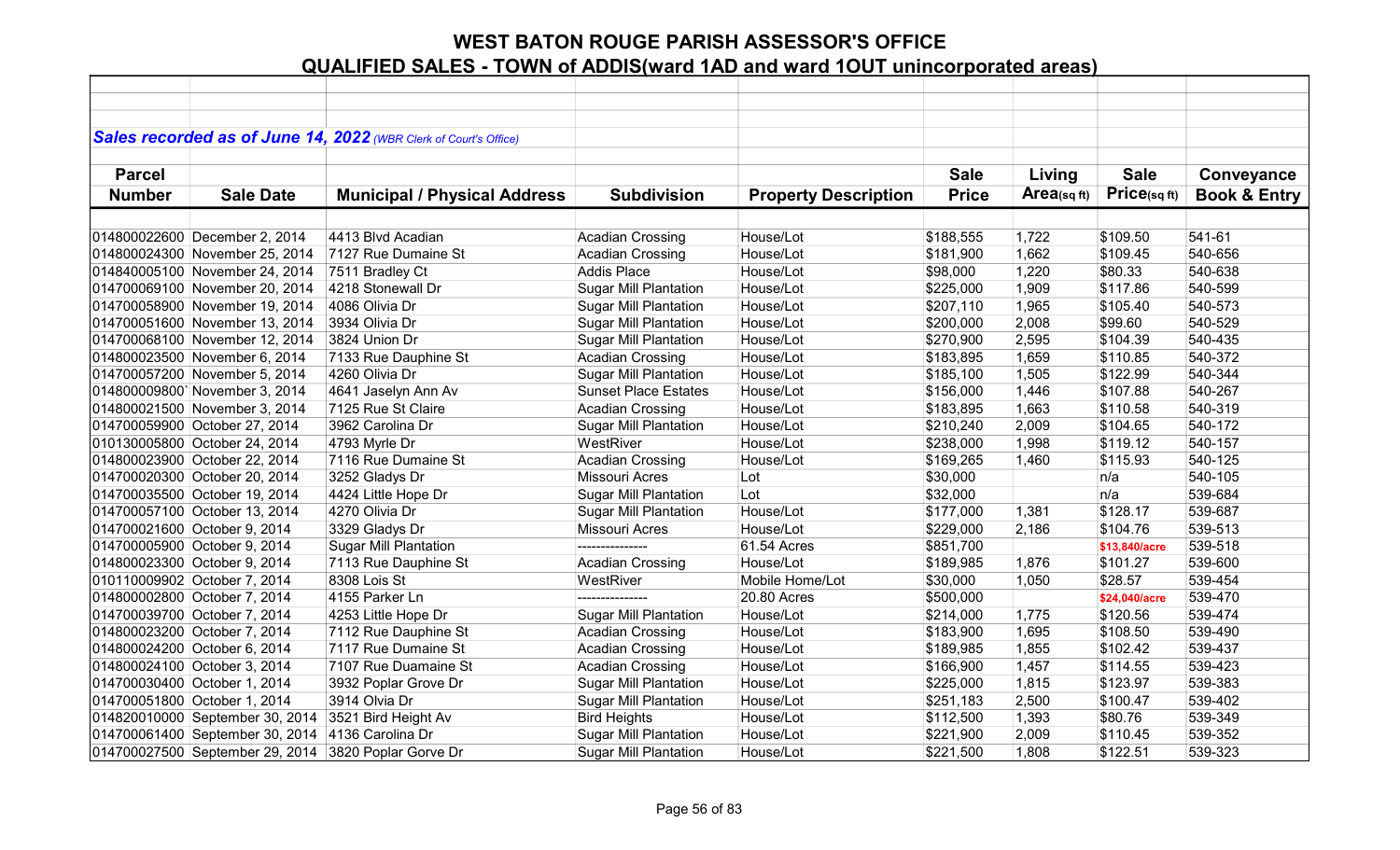# WEST BATON ROUGE PARISH ASSESSOR'S OFFICE

## QUALIFIED SALES - TOWN of ADDIS(ward 1AD and ward 1OUT unincorporated areas)

***Sales recorded as of June 14, 2022*** *(WBR Clerk of Court's Office)*

| Parcel Number | Sale Date | Municipal / Physical Address | Subdivision | Property Description | Sale Price | Living Area(sq ft) | Sale Price(sq ft) | Conveyance Book & Entry |
|---|---|---|---|---|---|---|---|---|
| 014800022600 | December 2, 2014 | 4413 Blvd Acadian | Acadian Crossing | House/Lot | $188,555 | 1,722 | $109.50 | 541-61 |
| 014800024300 | November 25, 2014 | 7127 Rue Dumaine St | Acadian Crossing | House/Lot | $181,900 | 1,662 | $109.45 | 540-656 |
| 014840005100 | November 24, 2014 | 7511 Bradley Ct | Addis Place | House/Lot | $98,000 | 1,220 | $80.33 | 540-638 |
| 014700069100 | November 20, 2014 | 4218 Stonewall Dr | Sugar Mill Plantation | House/Lot | $225,000 | 1,909 | $117.86 | 540-599 |
| 014700058900 | November 19, 2014 | 4086 Olivia Dr | Sugar Mill Plantation | House/Lot | $207,110 | 1,965 | $105.40 | 540-573 |
| 014700051600 | November 13, 2014 | 3934 Olivia Dr | Sugar Mill Plantation | House/Lot | $200,000 | 2,008 | $99.60 | 540-529 |
| 014700068100 | November 12, 2014 | 3824 Union Dr | Sugar Mill Plantation | House/Lot | $270,900 | 2,595 | $104.39 | 540-435 |
| 014800023500 | November 6, 2014 | 7133 Rue Dauphine St | Acadian Crossing | House/Lot | $183,895 | 1,659 | $110.85 | 540-372 |
| 014700057200 | November 5, 2014 | 4260 Olivia Dr | Sugar Mill Plantation | House/Lot | $185,100 | 1,505 | $122.99 | 540-344 |
| 014800009800` | November 3, 2014 | 4641 Jaselyn Ann Av | Sunset Place Estates | House/Lot | $156,000 | 1,446 | $107.88 | 540-267 |
| 014800021500 | November 3, 2014 | 7125 Rue St Claire | Acadian Crossing | House/Lot | $183,895 | 1,663 | $110.58 | 540-319 |
| 014700059900 | October 27, 2014 | 3962 Carolina Dr | Sugar Mill Plantation | House/Lot | $210,240 | 2,009 | $104.65 | 540-172 |
| 010130005800 | October 24, 2014 | 4793 Myrle Dr | WestRiver | House/Lot | $238,000 | 1,998 | $119.12 | 540-157 |
| 014800023900 | October 22, 2014 | 7116 Rue Dumaine St | Acadian Crossing | House/Lot | $169,265 | 1,460 | $115.93 | 540-125 |
| 014700020300 | October 20, 2014 | 3252 Gladys Dr | Missouri Acres | Lot | $30,000 | | n/a | 540-105 |
| 014700035500 | October 19, 2014 | 4424 Little Hope Dr | Sugar Mill Plantation | Lot | $32,000 | | n/a | 539-684 |
| 014700057100 | October 13, 2014 | 4270 Olivia Dr | Sugar Mill Plantation | House/Lot | $177,000 | 1,381 | $128.17 | 539-687 |
| 014700021600 | October 9, 2014 | 3329 Gladys Dr | Missouri Acres | House/Lot | $229,000 | 2,186 | $104.76 | 539-513 |
| 014700005900 | October 9, 2014 | Sugar Mill Plantation | --------------- | 61.54 Acres | $851,700 | | $13,840/acre | 539-518 |
| 014800023300 | October 9, 2014 | 7113 Rue Dauphine St | Acadian Crossing | House/Lot | $189,985 | 1,876 | $101.27 | 539-600 |
| 010110009902 | October 7, 2014 | 8308 Lois St | WestRiver | Mobile Home/Lot | $30,000 | 1,050 | $28.57 | 539-454 |
| 014800002800 | October 7, 2014 | 4155 Parker Ln | --------------- | 20.80 Acres | $500,000 | | $24,040/acre | 539-470 |
| 014700039700 | October 7, 2014 | 4253 Little Hope Dr | Sugar Mill Plantation | House/Lot | $214,000 | 1,775 | $120.56 | 539-474 |
| 014800023200 | October 7, 2014 | 7112 Rue Dauphine St | Acadian Crossing | House/Lot | $183,900 | 1,695 | $108.50 | 539-490 |
| 014800024200 | October 6, 2014 | 7117 Rue Dumaine St | Acadian Crossing | House/Lot | $189,985 | 1,855 | $102.42 | 539-437 |
| 014800024100 | October 3, 2014 | 7107 Rue Duamaine St | Acadian Crossing | House/Lot | $166,900 | 1,457 | $114.55 | 539-423 |
| 014700030400 | October 1, 2014 | 3932 Poplar Grove Dr | Sugar Mill Plantation | House/Lot | $225,000 | 1,815 | $123.97 | 539-383 |
| 014700051800 | October 1, 2014 | 3914 Olvia Dr | Sugar Mill Plantation | House/Lot | $251,183 | 2,500 | $100.47 | 539-402 |
| 014820010000 | September 30, 2014 | 3521 Bird Height Av | Bird Heights | House/Lot | $112,500 | 1,393 | $80.76 | 539-349 |
| 014700061400 | September 30, 2014 | 4136 Carolina Dr | Sugar Mill Plantation | House/Lot | $221,900 | 2,009 | $110.45 | 539-352 |
| 014700027500 | September 29, 2014 | 3820 Poplar Gorve Dr | Sugar Mill Plantation | House/Lot | $221,500 | 1,808 | $122.51 | 539-323 |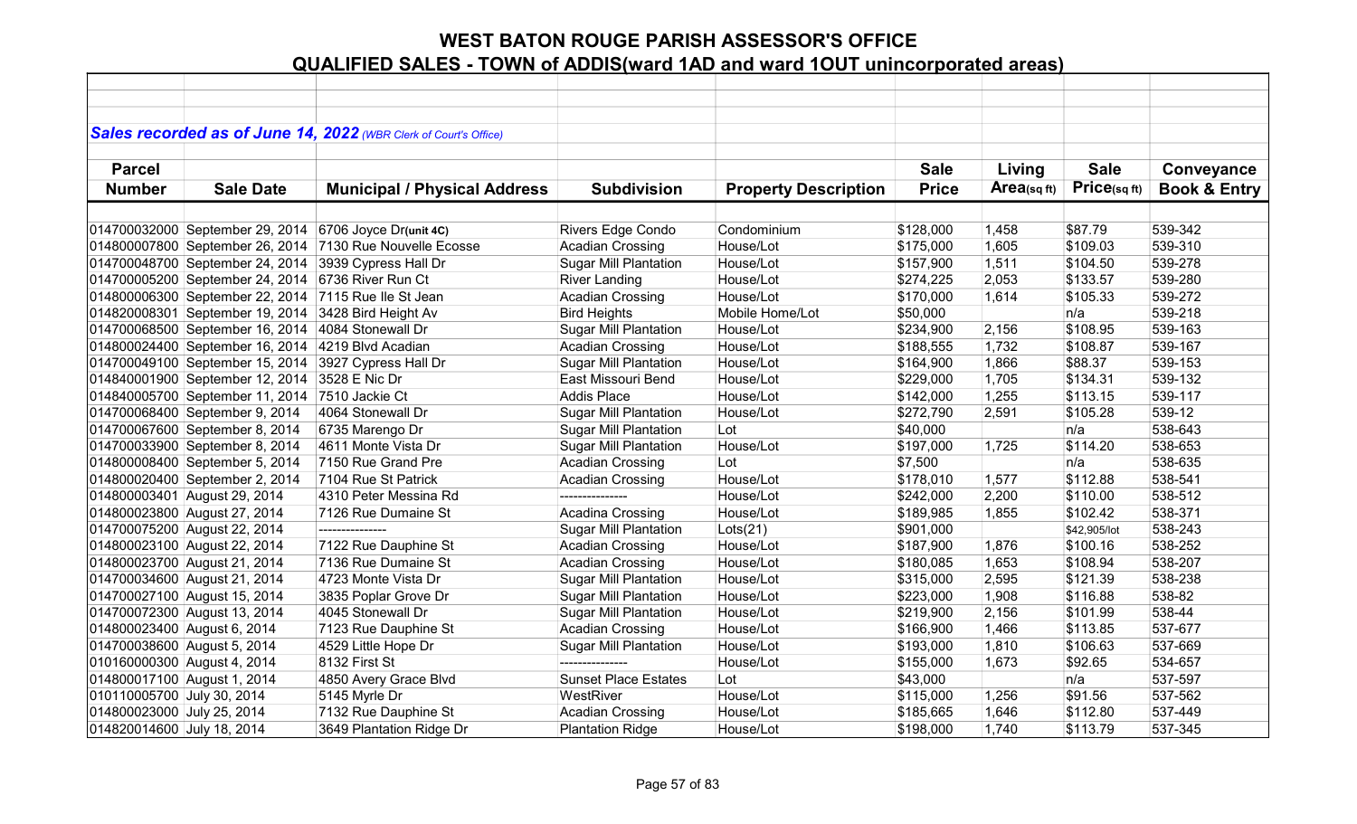# WEST BATON ROUGE PARISH ASSESSOR'S OFFICE

## QUALIFIED SALES - TOWN of ADDIS(ward 1AD and ward 1OUT unincorporated areas)

***Sales recorded as of June 14, 2022** (WBR Clerk of Court's Office)*

| Parcel Number | Sale Date | Municipal / Physical Address | Subdivision | Property Description | Sale Price | Living Area(sq ft) | Sale Price(sq ft) | Conveyance Book & Entry |
|---|---|---|---|---|---|---|---|---|
| 014700032000 | September 29, 2014 | 6706 Joyce Dr(unit 4C) | Rivers Edge Condo | Condominium | $128,000 | 1,458 | $87.79 | 539-342 |
| 014800007800 | September 26, 2014 | 7130 Rue Nouvelle Ecosse | Acadian Crossing | House/Lot | $175,000 | 1,605 | $109.03 | 539-310 |
| 014700048700 | September 24, 2014 | 3939 Cypress Hall Dr | Sugar Mill Plantation | House/Lot | $157,900 | 1,511 | $104.50 | 539-278 |
| 014700005200 | September 24, 2014 | 6736 River Run Ct | River Landing | House/Lot | $274,225 | 2,053 | $133.57 | 539-280 |
| 014800006300 | September 22, 2014 | 7115 Rue Ile St Jean | Acadian Crossing | House/Lot | $170,000 | 1,614 | $105.33 | 539-272 |
| 014820008301 | September 19, 2014 | 3428 Bird Height Av | Bird Heights | Mobile Home/Lot | $50,000 | | n/a | 539-218 |
| 014700068500 | September 16, 2014 | 4084 Stonewall Dr | Sugar Mill Plantation | House/Lot | $234,900 | 2,156 | $108.95 | 539-163 |
| 014800024400 | September 16, 2014 | 4219 Blvd Acadian | Acadian Crossing | House/Lot | $188,555 | 1,732 | $108.87 | 539-167 |
| 014700049100 | September 15, 2014 | 3927 Cypress Hall Dr | Sugar Mill Plantation | House/Lot | $164,900 | 1,866 | $88.37 | 539-153 |
| 014840001900 | September 12, 2014 | 3528 E Nic Dr | East Missouri Bend | House/Lot | $229,000 | 1,705 | $134.31 | 539-132 |
| 014840005700 | September 11, 2014 | 7510 Jackie Ct | Addis Place | House/Lot | $142,000 | 1,255 | $113.15 | 539-117 |
| 014700068400 | September 9, 2014 | 4064 Stonewall Dr | Sugar Mill Plantation | House/Lot | $272,790 | 2,591 | $105.28 | 539-12 |
| 014700067600 | September 8, 2014 | 6735 Marengo Dr | Sugar Mill Plantation | Lot | $40,000 | | n/a | 538-643 |
| 014700033900 | September 8, 2014 | 4611 Monte Vista Dr | Sugar Mill Plantation | House/Lot | $197,000 | 1,725 | $114.20 | 538-653 |
| 014800008400 | September 5, 2014 | 7150 Rue Grand Pre | Acadian Crossing | Lot | $7,500 | | n/a | 538-635 |
| 014800020400 | September 2, 2014 | 7104 Rue St Patrick | Acadian Crossing | House/Lot | $178,010 | 1,577 | $112.88 | 538-541 |
| 014800003401 | August 29, 2014 | 4310 Peter Messina Rd | --------------- | House/Lot | $242,000 | 2,200 | $110.00 | 538-512 |
| 014800023800 | August 27, 2014 | 7126 Rue Dumaine St | Acadina Crossing | House/Lot | $189,985 | 1,855 | $102.42 | 538-371 |
| 014700075200 | August 22, 2014 | --------------- | Sugar Mill Plantation | Lots(21) | $901,000 | | $42,905/lot | 538-243 |
| 014800023100 | August 22, 2014 | 7122 Rue Dauphine St | Acadian Crossing | House/Lot | $187,900 | 1,876 | $100.16 | 538-252 |
| 014800023700 | August 21, 2014 | 7136 Rue Dumaine St | Acadian Crossing | House/Lot | $180,085 | 1,653 | $108.94 | 538-207 |
| 014700034600 | August 21, 2014 | 4723 Monte Vista Dr | Sugar Mill Plantation | House/Lot | $315,000 | 2,595 | $121.39 | 538-238 |
| 014700027100 | August 15, 2014 | 3835 Poplar Grove Dr | Sugar Mill Plantation | House/Lot | $223,000 | 1,908 | $116.88 | 538-82 |
| 014700072300 | August 13, 2014 | 4045 Stonewall Dr | Sugar Mill Plantation | House/Lot | $219,900 | 2,156 | $101.99 | 538-44 |
| 014800023400 | August 6, 2014 | 7123 Rue Dauphine St | Acadian Crossing | House/Lot | $166,900 | 1,466 | $113.85 | 537-677 |
| 014700038600 | August 5, 2014 | 4529 Little Hope Dr | Sugar Mill Plantation | House/Lot | $193,000 | 1,810 | $106.63 | 537-669 |
| 010160000300 | August 4, 2014 | 8132 First St | --------------- | House/Lot | $155,000 | 1,673 | $92.65 | 534-657 |
| 014800017100 | August 1, 2014 | 4850 Avery Grace Blvd | Sunset Place Estates | Lot | $43,000 | | n/a | 537-597 |
| 010110005700 | July 30, 2014 | 5145 Myrle Dr | WestRiver | House/Lot | $115,000 | 1,256 | $91.56 | 537-562 |
| 014800023000 | July 25, 2014 | 7132 Rue Dauphine St | Acadian Crossing | House/Lot | $185,665 | 1,646 | $112.80 | 537-449 |
| 014820014600 | July 18, 2014 | 3649 Plantation Ridge Dr | Plantation Ridge | House/Lot | $198,000 | 1,740 | $113.79 | 537-345 |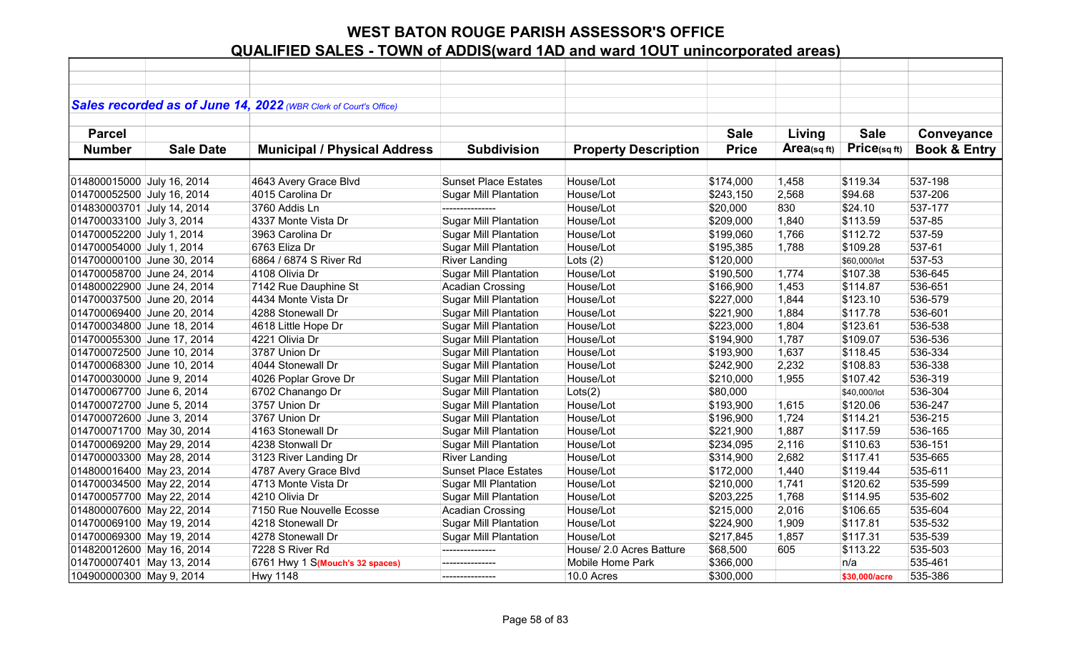# WEST BATON ROUGE PARISH ASSESSOR'S OFFICE

## QUALIFIED SALES - TOWN of ADDIS(ward 1AD and ward 1OUT unincorporated areas)

***Sales recorded as of June 14, 2022** (WBR Clerk of Court's Office)*

| Parcel Number | Sale Date | Municipal / Physical Address | Subdivision | Property Description | Sale Price | Living Area(sq ft) | Sale Price(sq ft) | Conveyance Book & Entry |
|---|---|---|---|---|---|---|---|---|
| 014800015000 | July 16, 2014 | 4643 Avery Grace Blvd | Sunset Place Estates | House/Lot | $174,000 | 1,458 | $119.34 | 537-198 |
| 014700052500 | July 16, 2014 | 4015 Carolina Dr | Sugar Mill Plantation | House/Lot | $243,150 | 2,568 | $94.68 | 537-206 |
| 014830003701 | July 14, 2014 | 3760 Addis Ln | --------------- | House/Lot | $20,000 | 830 | $24.10 | 537-177 |
| 014700033100 | July 3, 2014 | 4337 Monte Vista Dr | Sugar Mill Plantation | House/Lot | $209,000 | 1,840 | $113.59 | 537-85 |
| 014700052200 | July 1, 2014 | 3963 Carolina Dr | Sugar Mill Plantation | House/Lot | $199,060 | 1,766 | $112.72 | 537-59 |
| 014700054000 | July 1, 2014 | 6763 Eliza Dr | Sugar Mill Plantation | House/Lot | $195,385 | 1,788 | $109.28 | 537-61 |
| 014700000100 | June 30, 2014 | 6864 / 6874 S River Rd | River Landing | Lots (2) | $120,000 | | $60,000/lot | 537-53 |
| 014700058700 | June 24, 2014 | 4108 Olivia Dr | Sugar Mill Plantation | House/Lot | $190,500 | 1,774 | $107.38 | 536-645 |
| 014800022900 | June 24, 2014 | 7142 Rue Dauphine St | Acadian Crossing | House/Lot | $166,900 | 1,453 | $114.87 | 536-651 |
| 014700037500 | June 20, 2014 | 4434 Monte Vista Dr | Sugar Mill Plantation | House/Lot | $227,000 | 1,844 | $123.10 | 536-579 |
| 014700069400 | June 20, 2014 | 4288 Stonewall Dr | Sugar Mill Plantation | House/Lot | $221,900 | 1,884 | $117.78 | 536-601 |
| 014700034800 | June 18, 2014 | 4618 Little Hope Dr | Sugar Mill Plantation | House/Lot | $223,000 | 1,804 | $123.61 | 536-538 |
| 014700055300 | June 17, 2014 | 4221 Olivia Dr | Sugar Mill Plantation | House/Lot | $194,900 | 1,787 | $109.07 | 536-536 |
| 014700072500 | June 10, 2014 | 3787 Union Dr | Sugar Mill Plantation | House/Lot | $193,900 | 1,637 | $118.45 | 536-334 |
| 014700068300 | June 10, 2014 | 4044 Stonewall Dr | Sugar Mill Plantation | House/Lot | $242,900 | 2,232 | $108.83 | 536-338 |
| 014700030000 | June 9, 2014 | 4026 Poplar Grove Dr | Sugar Mill Plantation | House/Lot | $210,000 | 1,955 | $107.42 | 536-319 |
| 014700067700 | June 6, 2014 | 6702 Chanango Dr | Sugar Mill Plantation | Lots(2) | $80,000 | | $40,000/lot | 536-304 |
| 014700072700 | June 5, 2014 | 3757 Union Dr | Sugar Mill Plantation | House/Lot | $193,900 | 1,615 | $120.06 | 536-247 |
| 014700072600 | June 3, 2014 | 3767 Union Dr | Sugar Mill Plantation | House/Lot | $196,900 | 1,724 | $114.21 | 536-215 |
| 014700071700 | May 30, 2014 | 4163 Stonewall Dr | Sugar Mill Plantation | House/Lot | $221,900 | 1,887 | $117.59 | 536-165 |
| 014700069200 | May 29, 2014 | 4238 Stonwall Dr | Sugar Mill Plantation | House/Lot | $234,095 | 2,116 | $110.63 | 536-151 |
| 014700003300 | May 28, 2014 | 3123 River Landing Dr | River Landing | House/Lot | $314,900 | 2,682 | $117.41 | 535-665 |
| 014800016400 | May 23, 2014 | 4787 Avery Grace Blvd | Sunset Place Estates | House/Lot | $172,000 | 1,440 | $119.44 | 535-611 |
| 014700034500 | May 22, 2014 | 4713 Monte Vista Dr | Sugar Mll Plantation | House/Lot | $210,000 | 1,741 | $120.62 | 535-599 |
| 014700057700 | May 22, 2014 | 4210 Olivia Dr | Sugar Mill Plantation | House/Lot | $203,225 | 1,768 | $114.95 | 535-602 |
| 014800007600 | May 22, 2014 | 7150 Rue Nouvelle Ecosse | Acadian Crossing | House/Lot | $215,000 | 2,016 | $106.65 | 535-604 |
| 014700069100 | May 19, 2014 | 4218 Stonewall Dr | Sugar Mill Plantation | House/Lot | $224,900 | 1,909 | $117.81 | 535-532 |
| 014700069300 | May 19, 2014 | 4278 Stonewall Dr | Sugar Mill Plantation | House/Lot | $217,845 | 1,857 | $117.31 | 535-539 |
| 014820012600 | May 16, 2014 | 7228 S River Rd | --------------- | House/ 2.0 Acres Batture | $68,500 | 605 | $113.22 | 535-503 |
| 014700007401 | May 13, 2014 | 6761 Hwy 1 S**(Mouch's 32 spaces)** | --------------- | Mobile Home Park | $366,000 | | n/a | 535-461 |
| 104900000300 | May 9, 2014 | Hwy 1148 | --------------- | 10.0 Acres | $300,000 | | **$30,000/acre** | 535-386 |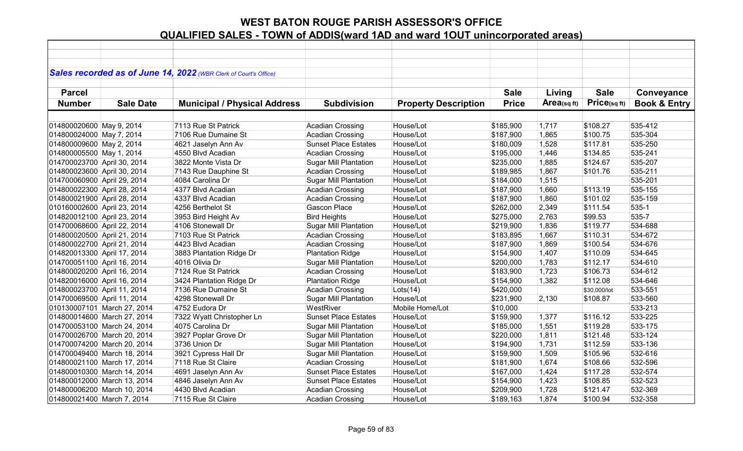# WEST BATON ROUGE PARISH ASSESSOR'S OFFICE

## QUALIFIED SALES - TOWN of ADDIS(ward 1AD and ward 1OUT unincorporated areas)

***Sales recorded as of June 14, 2022*** *(WBR Clerk of Court's Office)*

| Parcel Number | Sale Date | Municipal / Physical Address | Subdivision | Property Description | Sale Price | Living Area(sq ft) | Sale Price(sq ft) | Conveyance Book & Entry |
|---|---|---|---|---|---|---|---|---|
| 014800020600 | May 9, 2014 | 7113 Rue St Patrick | Acadian Crossing | House/Lot | $185,900 | 1,717 | $108.27 | 535-412 |
| 014800024000 | May 7, 2014 | 7106 Rue Dumaine St | Acadian Crossing | House/Lot | $187,900 | 1,865 | $100.75 | 535-304 |
| 014800009600 | May 2, 2014 | 4621 Jaselyn Ann Av | Sunset Place Estates | House/Lot | $180,009 | 1,528 | $117.81 | 535-250 |
| 014800005500 | May 1, 2014 | 4550 Blvd Acadian | Acadian Crossing | House/Lot | $195,000 | 1,446 | $134.85 | 535-241 |
| 014700023700 | April 30, 2014 | 3822 Monte Vista Dr | Sugar Mill Plantation | House/Lot | $235,000 | 1,885 | $124.67 | 535-207 |
| 014800023600 | April 30, 2014 | 7143 Rue Dauphine St | Acadian Crossing | House/Lot | $189,985 | 1,867 | $101.76 | 535-211 |
| 014700060900 | April 29, 2014 | 4084 Carolina Dr | Sugar Mill Plantation | House/Lot | $184,000 | 1,515 | | 535-201 |
| 014800022300 | April 28, 2014 | 4377 Blvd Acadian | Acadian Crossing | House/Lot | $187,900 | 1,660 | $113.19 | 535-155 |
| 014800021900 | April 28, 2014 | 4337 Blvd Acadian | Acadian Crossing | House/Lot | $187,900 | 1,860 | $101.02 | 535-159 |
| 010160002600 | April 23, 2014 | 4256 Berthelot St | Gascon Place | House/Lot | $262,000 | 2,349 | $111.54 | 535-1 |
| 014820012100 | April 23, 2014 | 3953 Bird Height Av | Bird Heights | House/Lot | $275,000 | 2,763 | $99.53 | 535-7 |
| 014700068600 | April 22, 2014 | 4106 Stonewall Dr | Sugar Mill Plantation | House/Lot | $219,900 | 1,836 | $119.77 | 534-688 |
| 014800020500 | April 21, 2014 | 7103 Rue St Patrick | Acadian Crossing | House/Lot | $183,895 | 1,667 | $110.31 | 534-672 |
| 014800022700 | April 21, 2014 | 4423 Blvd Acadian | Acadian Crossing | House/Lot | $187,900 | 1,869 | $100.54 | 534-676 |
| 014820013300 | April 17, 2014 | 3883 Plantation Ridge Dr | Plantation Ridge | House/Lot | $154,900 | 1,407 | $110.09 | 534-645 |
| 014700051100 | April 16, 2014 | 4016 Olivia Dr | Sugar Mill Plantation | House/Lot | $200,000 | 1,783 | $112.17 | 534-610 |
| 014800020200 | April 16, 2014 | 7124 Rue St Patrick | Acadian Crossing | House/Lot | $183,900 | 1,723 | $106.73 | 534-612 |
| 014820016000 | April 16, 2014 | 3424 Plantation Ridge Dr | Plantation Ridge | House/Lot | $154,900 | 1,382 | $112.08 | 534-646 |
| 014800023700 | April 11, 2014 | 7136 Rue Dumaine St | Acadian Crossing | Lots(14) | $420,000 | | $30,000/lot | 533-551 |
| 014700069500 | April 11, 2014 | 4298 Stonewall Dr | Sugar Mill Plantation | House/Lot | $231,900 | 2,130 | $108.87 | 533-560 |
| 010130007101 | March 27, 2014 | 4752 Eudora Dr | WestRiver | Mobile Home/Lot | $10,000 | | | 533-213 |
| 014800014600 | March 27, 2014 | 7322 Wyatt Christopher Ln | Sunset Place Estates | House/Lot | $159,900 | 1,377 | $116.12 | 533-225 |
| 014700053100 | March 24, 2014 | 4075 Carolina Dr | Sugar Mill Plantation | House/Lot | $185,000 | 1,551 | $119.28 | 533-175 |
| 014700026700 | March 20, 2014 | 3927 Poplar Grove Dr | Sugar Mill Plantation | House/Lot | $220,000 | 1,811 | $121.48 | 533-124 |
| 014700074200 | March 20, 2014 | 3736 Union Dr | Sugar Mill Plantation | House/Lot | $194,900 | 1,731 | $112.59 | 533-136 |
| 014700049400 | March 18, 2014 | 3921 Cypress Hall Dr | Sugar Mill Plantation | House/Lot | $159,900 | 1,509 | $105.96 | 532-616 |
| 014800021100 | March 17, 2014 | 7118 Rue St Claire | Acadian Crossing | House/Lot | $181,900 | 1,674 | $108.66 | 532-596 |
| 014800010300 | March 14, 2014 | 4691 Jaselyn Ann Av | Sunset Place Estates | House/Lot | $167,000 | 1,424 | $117.28 | 532-574 |
| 014800012000 | March 13, 2014 | 4846 Jaselyn Ann Av | Sunset Place Estates | House/Lot | $154,900 | 1,423 | $108.85 | 532-523 |
| 014800006200 | March 10, 2014 | 4430 Blvd Acadian | Acadian Crossing | House/Lot | $209,900 | 1,728 | $121.47 | 532-369 |
| 014800021400 | March 7, 2014 | 7115 Rue St Claire | Acadian Crossing | House/Lot | $189,163 | 1,874 | $100.94 | 532-358 |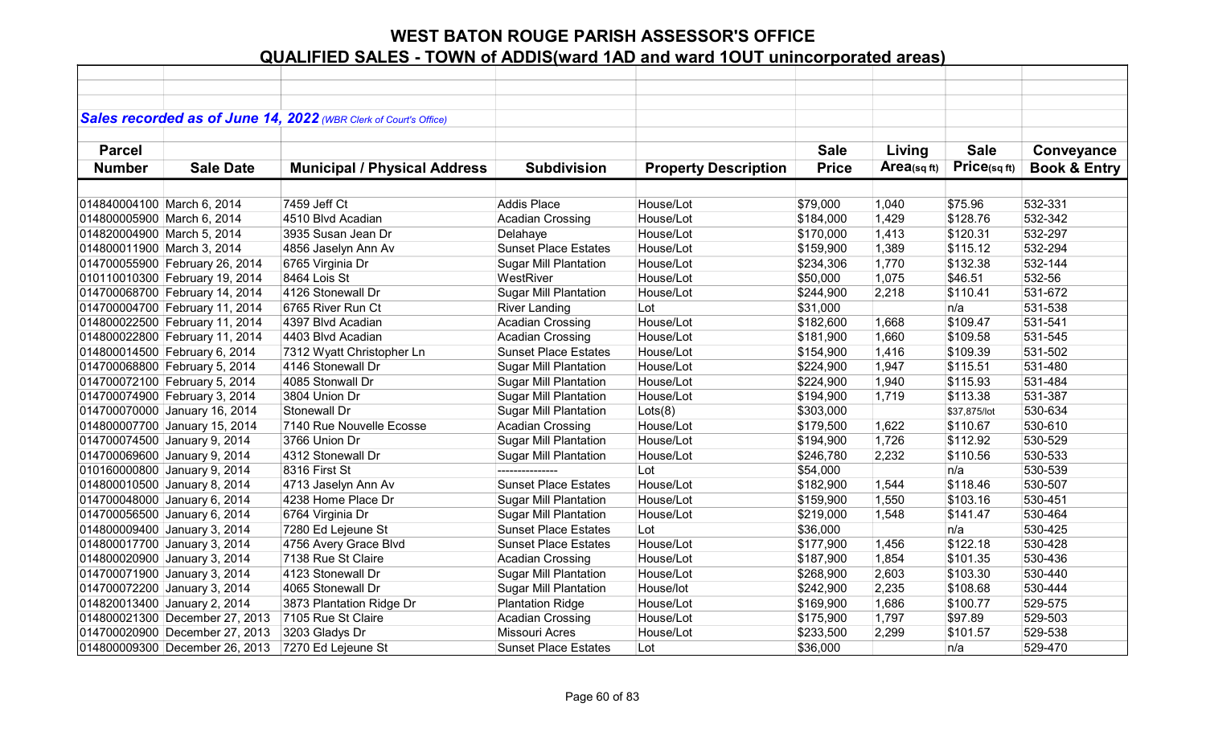# WEST BATON ROUGE PARISH ASSESSOR'S OFFICE

## QUALIFIED SALES - TOWN of ADDIS(ward 1AD and ward 1OUT unincorporated areas)

*Sales recorded as of June 14, 2022 (WBR Clerk of Court's Office)*

| Parcel Number | Sale Date | Municipal / Physical Address | Subdivision | Property Description | Sale Price | Living Area(sq ft) | Sale Price(sq ft) | Conveyance Book & Entry |
|---|---|---|---|---|---|---|---|---|
| 014840004100 | March 6, 2014 | 7459 Jeff Ct | Addis Place | House/Lot | $79,000 | 1,040 | $75.96 | 532-331 |
| 014800005900 | March 6, 2014 | 4510 Blvd Acadian | Acadian Crossing | House/Lot | $184,000 | 1,429 | $128.76 | 532-342 |
| 014820004900 | March 5, 2014 | 3935 Susan Jean Dr | Delahaye | House/Lot | $170,000 | 1,413 | $120.31 | 532-297 |
| 014800011900 | March 3, 2014 | 4856 Jaselyn Ann Av | Sunset Place Estates | House/Lot | $159,900 | 1,389 | $115.12 | 532-294 |
| 014700055900 | February 26, 2014 | 6765 Virginia Dr | Sugar Mill Plantation | House/Lot | $234,306 | 1,770 | $132.38 | 532-144 |
| 010110010300 | February 19, 2014 | 8464 Lois St | WestRiver | House/Lot | $50,000 | 1,075 | $46.51 | 532-56 |
| 014700068700 | February 14, 2014 | 4126 Stonewall Dr | Sugar Mill Plantation | House/Lot | $244,900 | 2,218 | $110.41 | 531-672 |
| 014700004700 | February 11, 2014 | 6765 River Run Ct | River Landing | Lot | $31,000 | | n/a | 531-538 |
| 014800022500 | February 11, 2014 | 4397 Blvd Acadian | Acadian Crossing | House/Lot | $182,600 | 1,668 | $109.47 | 531-541 |
| 014800022800 | February 11, 2014 | 4403 Blvd Acadian | Acadian Crossing | House/Lot | $181,900 | 1,660 | $109.58 | 531-545 |
| 014800014500 | February 6, 2014 | 7312 Wyatt Christopher Ln | Sunset Place Estates | House/Lot | $154,900 | 1,416 | $109.39 | 531-502 |
| 014700068800 | February 5, 2014 | 4146 Stonewall Dr | Sugar Mill Plantation | House/Lot | $224,900 | 1,947 | $115.51 | 531-480 |
| 014700072100 | February 5, 2014 | 4085 Stonwall Dr | Sugar Mill Plantation | House/Lot | $224,900 | 1,940 | $115.93 | 531-484 |
| 014700074900 | February 3, 2014 | 3804 Union Dr | Sugar Mill Plantation | House/Lot | $194,900 | 1,719 | $113.38 | 531-387 |
| 014700070000 | January 16, 2014 | Stonewall Dr | Sugar Mill Plantation | Lots(8) | $303,000 | | $37,875/lot | 530-634 |
| 014800007700 | January 15, 2014 | 7140 Rue Nouvelle Ecosse | Acadian Crossing | House/Lot | $179,500 | 1,622 | $110.67 | 530-610 |
| 014700074500 | January 9, 2014 | 3766 Union Dr | Sugar Mill Plantation | House/Lot | $194,900 | 1,726 | $112.92 | 530-529 |
| 014700069600 | January 9, 2014 | 4312 Stonewall Dr | Sugar Mill Plantation | House/Lot | $246,780 | 2,232 | $110.56 | 530-533 |
| 010160000800 | January 9, 2014 | 8316 First St | --------------- | Lot | $54,000 | | n/a | 530-539 |
| 014800010500 | January 8, 2014 | 4713 Jaselyn Ann Av | Sunset Place Estates | House/Lot | $182,900 | 1,544 | $118.46 | 530-507 |
| 014700048000 | January 6, 2014 | 4238 Home Place Dr | Sugar Mill Plantation | House/Lot | $159,900 | 1,550 | $103.16 | 530-451 |
| 014700056500 | January 6, 2014 | 6764 Virginia Dr | Sugar Mill Plantation | House/Lot | $219,000 | 1,548 | $141.47 | 530-464 |
| 014800009400 | January 3, 2014 | 7280 Ed Lejeune St | Sunset Place Estates | Lot | $36,000 | | n/a | 530-425 |
| 014800017700 | January 3, 2014 | 4756 Avery Grace Blvd | Sunset Place Estates | House/Lot | $177,900 | 1,456 | $122.18 | 530-428 |
| 014800020900 | January 3, 2014 | 7138 Rue St Claire | Acadian Crossing | House/Lot | $187,900 | 1,854 | $101.35 | 530-436 |
| 014700071900 | January 3, 2014 | 4123 Stonewall Dr | Sugar Mill Plantation | House/Lot | $268,900 | 2,603 | $103.30 | 530-440 |
| 014700072200 | January 3, 2014 | 4065 Stonewall Dr | Sugar Mill Plantation | House/lot | $242,900 | 2,235 | $108.68 | 530-444 |
| 014820013400 | January 2, 2014 | 3873 Plantation Ridge Dr | Plantation Ridge | House/Lot | $169,900 | 1,686 | $100.77 | 529-575 |
| 014800021300 | December 27, 2013 | 7105 Rue St Claire | Acadian Crossing | House/Lot | $175,900 | 1,797 | $97.89 | 529-503 |
| 014700020900 | December 27, 2013 | 3203 Gladys Dr | Missouri Acres | House/Lot | $233,500 | 2,299 | $101.57 | 529-538 |
| 014800009300 | December 26, 2013 | 7270 Ed Lejeune St | Sunset Place Estates | Lot | $36,000 | | n/a | 529-470 |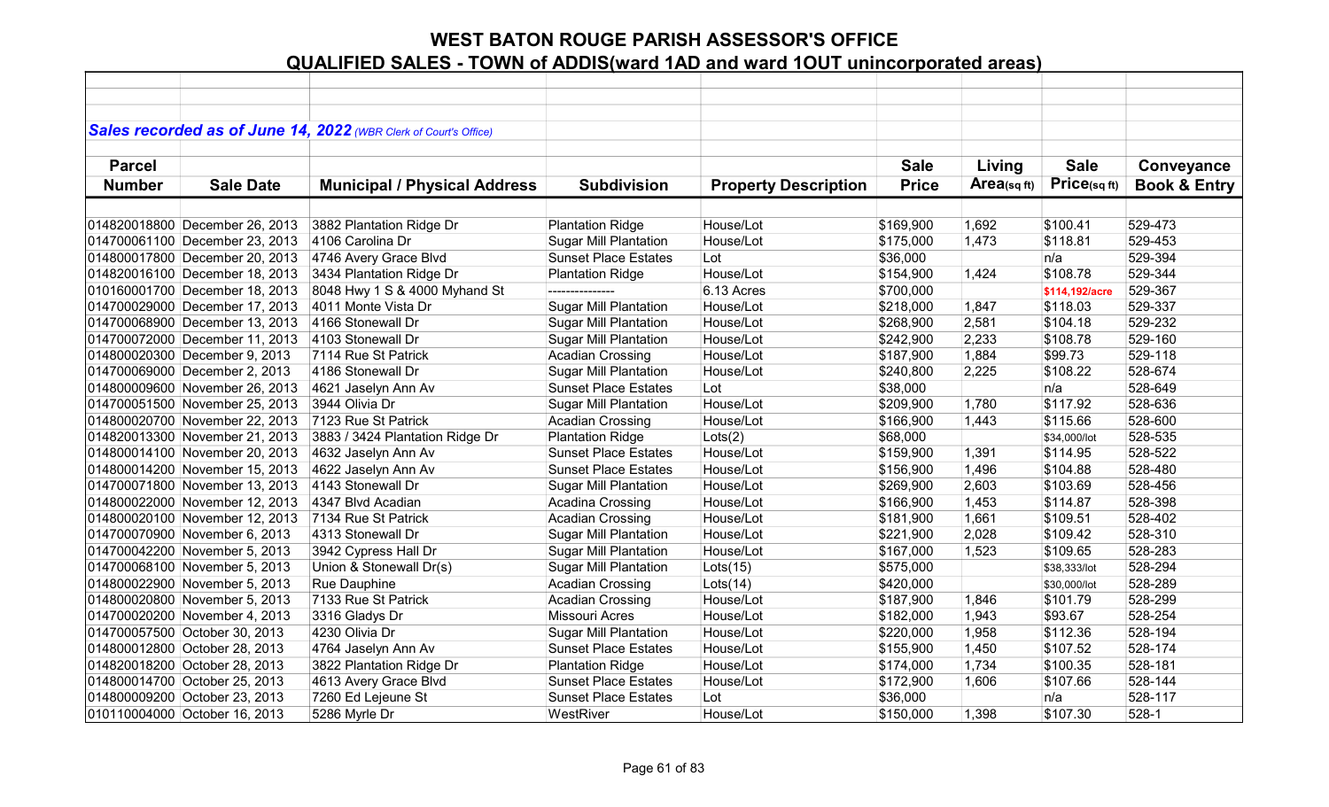# WEST BATON ROUGE PARISH ASSESSOR'S OFFICE

## QUALIFIED SALES - TOWN of ADDIS(ward 1AD and ward 1OUT unincorporated areas)

***Sales recorded as of June 14, 2022*** *(WBR Clerk of Court's Office)*

| Parcel Number | Sale Date | Municipal / Physical Address | Subdivision | Property Description | Sale Price | Living Area(sq ft) | Sale Price(sq ft) | Conveyance Book & Entry |
|---|---|---|---|---|---|---|---|---|
| 014820018800 | December 26, 2013 | 3882 Plantation Ridge Dr | Plantation Ridge | House/Lot | $169,900 | 1,692 | $100.41 | 529-473 |
| 014700061100 | December 23, 2013 | 4106 Carolina Dr | Sugar Mill Plantation | House/Lot | $175,000 | 1,473 | $118.81 | 529-453 |
| 014800017800 | December 20, 2013 | 4746 Avery Grace Blvd | Sunset Place Estates | Lot | $36,000 | | n/a | 529-394 |
| 014820016100 | December 18, 2013 | 3434 Plantation Ridge Dr | Plantation Ridge | House/Lot | $154,900 | 1,424 | $108.78 | 529-344 |
| 010160001700 | December 18, 2013 | 8048 Hwy 1 S & 4000 Myhand St | -------------- | 6.13 Acres | $700,000 | | $114,192/acre | 529-367 |
| 014700029000 | December 17, 2013 | 4011 Monte Vista Dr | Sugar Mill Plantation | House/Lot | $218,000 | 1,847 | $118.03 | 529-337 |
| 014700068900 | December 13, 2013 | 4166 Stonewall Dr | Sugar Mill Plantation | House/Lot | $268,900 | 2,581 | $104.18 | 529-232 |
| 014700072000 | December 11, 2013 | 4103 Stonewall Dr | Sugar Mill Plantation | House/Lot | $242,900 | 2,233 | $108.78 | 529-160 |
| 014800020300 | December 9, 2013 | 7114 Rue St Patrick | Acadian Crossing | House/Lot | $187,900 | 1,884 | $99.73 | 529-118 |
| 014700069000 | December 2, 2013 | 4186 Stonewall Dr | Sugar Mill Plantation | House/Lot | $240,800 | 2,225 | $108.22 | 528-674 |
| 014800009600 | November 26, 2013 | 4621 Jaselyn Ann Av | Sunset Place Estates | Lot | $38,000 | | n/a | 528-649 |
| 014700051500 | November 25, 2013 | 3944 Olivia Dr | Sugar Mill Plantation | House/Lot | $209,900 | 1,780 | $117.92 | 528-636 |
| 014800020700 | November 22, 2013 | 7123 Rue St Patrick | Acadian Crossing | House/Lot | $166,900 | 1,443 | $115.66 | 528-600 |
| 014820013300 | November 21, 2013 | 3883 / 3424 Plantation Ridge Dr | Plantation Ridge | Lots(2) | $68,000 | | $34,000/lot | 528-535 |
| 014800014100 | November 20, 2013 | 4632 Jaselyn Ann Av | Sunset Place Estates | House/Lot | $159,900 | 1,391 | $114.95 | 528-522 |
| 014800014200 | November 15, 2013 | 4622 Jaselyn Ann Av | Sunset Place Estates | House/Lot | $156,900 | 1,496 | $104.88 | 528-480 |
| 014700071800 | November 13, 2013 | 4143 Stonewall Dr | Sugar Mill Plantation | House/Lot | $269,900 | 2,603 | $103.69 | 528-456 |
| 014800022000 | November 12, 2013 | 4347 Blvd Acadian | Acadina Crossing | House/Lot | $166,900 | 1,453 | $114.87 | 528-398 |
| 014800020100 | November 12, 2013 | 7134 Rue St Patrick | Acadian Crossing | House/Lot | $181,900 | 1,661 | $109.51 | 528-402 |
| 014700070900 | November 6, 2013 | 4313 Stonewall Dr | Sugar Mill Plantation | House/Lot | $221,900 | 2,028 | $109.42 | 528-310 |
| 014700042200 | November 5, 2013 | 3942 Cypress Hall Dr | Sugar Mill Plantation | House/Lot | $167,000 | 1,523 | $109.65 | 528-283 |
| 014700068100 | November 5, 2013 | Union & Stonewall Dr(s) | Sugar Mill Plantation | Lots(15) | $575,000 | | $38,333/lot | 528-294 |
| 014800022900 | November 5, 2013 | Rue Dauphine | Acadian Crossing | Lots(14) | $420,000 | | $30,000/lot | 528-289 |
| 014800020800 | November 5, 2013 | 7133 Rue St Patrick | Acadian Crossing | House/Lot | $187,900 | 1,846 | $101.79 | 528-299 |
| 014700020200 | November 4, 2013 | 3316 Gladys Dr | Missouri Acres | House/Lot | $182,000 | 1,943 | $93.67 | 528-254 |
| 014700057500 | October 30, 2013 | 4230 Olivia Dr | Sugar Mill Plantation | House/Lot | $220,000 | 1,958 | $112.36 | 528-194 |
| 014800012800 | October 28, 2013 | 4764 Jaselyn Ann Av | Sunset Place Estates | House/Lot | $155,900 | 1,450 | $107.52 | 528-174 |
| 014820018200 | October 28, 2013 | 3822 Plantation Ridge Dr | Plantation Ridge | House/Lot | $174,000 | 1,734 | $100.35 | 528-181 |
| 014800014700 | October 25, 2013 | 4613 Avery Grace Blvd | Sunset Place Estates | House/Lot | $172,900 | 1,606 | $107.66 | 528-144 |
| 014800009200 | October 23, 2013 | 7260 Ed Lejeune St | Sunset Place Estates | Lot | $36,000 | | n/a | 528-117 |
| 010110004000 | October 16, 2013 | 5286 Myrle Dr | WestRiver | House/Lot | $150,000 | 1,398 | $107.30 | 528-1 |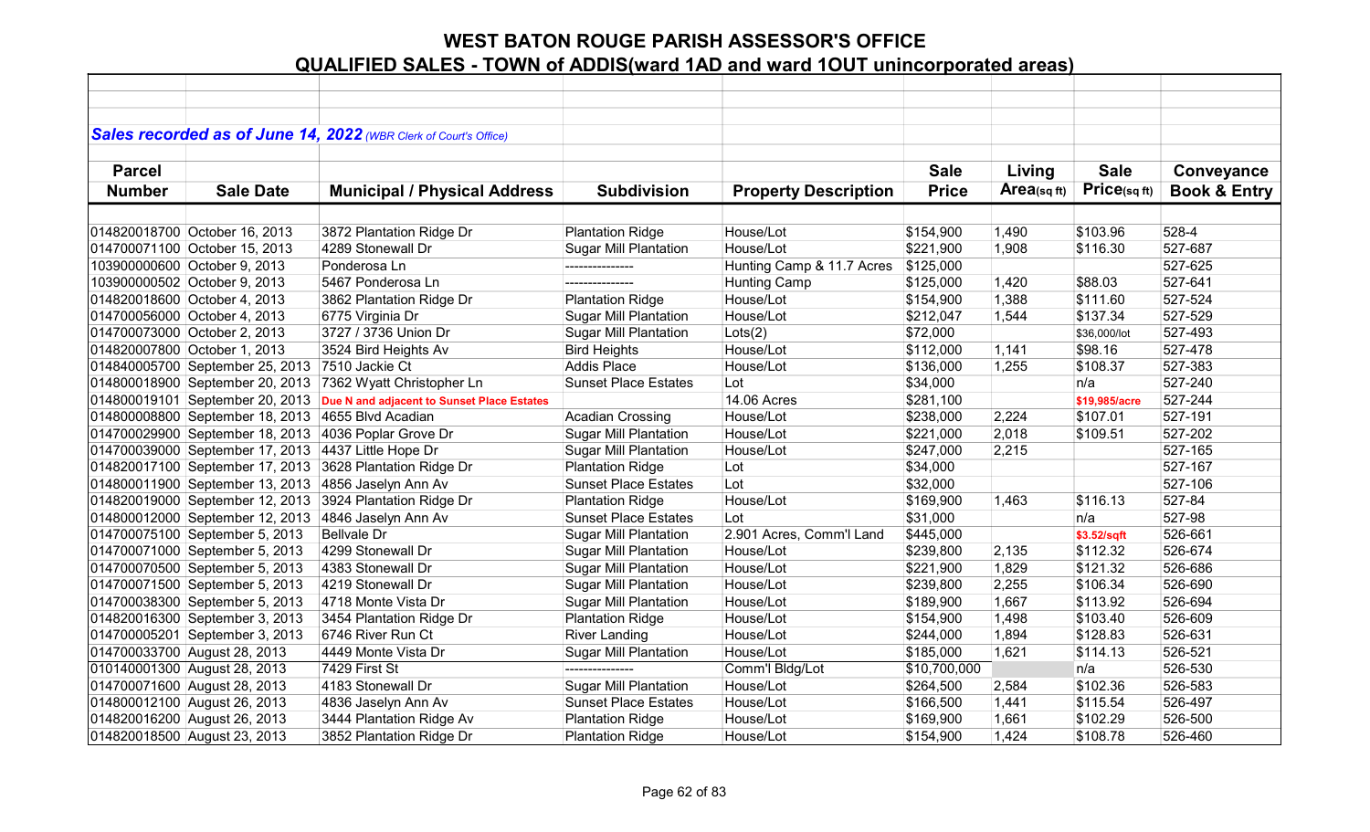# WEST BATON ROUGE PARISH ASSESSOR'S OFFICE

## QUALIFIED SALES - TOWN of ADDIS(ward 1AD and ward 1OUT unincorporated areas)

***Sales recorded as of June 14, 2022** (WBR Clerk of Court's Office)*

| Parcel Number | Sale Date | Municipal / Physical Address | Subdivision | Property Description | Sale Price | Living Area(sq ft) | Sale Price(sq ft) | Conveyance Book & Entry |
|---|---|---|---|---|---|---|---|---|
| 014820018700 | October 16, 2013 | 3872 Plantation Ridge Dr | Plantation Ridge | House/Lot | $154,900 | 1,490 | $103.96 | 528-4 |
| 014700071100 | October 15, 2013 | 4289 Stonewall Dr | Sugar Mill Plantation | House/Lot | $221,900 | 1,908 | $116.30 | 527-687 |
| 103900000600 | October 9, 2013 | Ponderosa Ln | --------------- | Hunting Camp & 11.7 Acres | $125,000 | | | 527-625 |
| 103900000502 | October 9, 2013 | 5467 Ponderosa Ln | --------------- | Hunting Camp | $125,000 | 1,420 | $88.03 | 527-641 |
| 014820018600 | October 4, 2013 | 3862 Plantation Ridge Dr | Plantation Ridge | House/Lot | $154,900 | 1,388 | $111.60 | 527-524 |
| 014700056000 | October 4, 2013 | 6775 Virginia Dr | Sugar Mill Plantation | House/Lot | $212,047 | 1,544 | $137.34 | 527-529 |
| 014700073000 | October 2, 2013 | 3727 / 3736 Union Dr | Sugar Mill Plantation | Lots(2) | $72,000 | | $36,000/lot | 527-493 |
| 014820007800 | October 1, 2013 | 3524 Bird Heights Av | Bird Heights | House/Lot | $112,000 | 1,141 | $98.16 | 527-478 |
| 014840005700 | September 25, 2013 | 7510 Jackie Ct | Addis Place | House/Lot | $136,000 | 1,255 | $108.37 | 527-383 |
| 014800018900 | September 20, 2013 | 7362 Wyatt Christopher Ln | Sunset Place Estates | Lot | $34,000 | | n/a | 527-240 |
| 014800019101 | September 20, 2013 | Due N and adjacent to Sunset Place Estates | | 14.06 Acres | $281,100 | | $19,985/acre | 527-244 |
| 014800008800 | September 18, 2013 | 4655 Blvd Acadian | Acadian Crossing | House/Lot | $238,000 | 2,224 | $107.01 | 527-191 |
| 014700029900 | September 18, 2013 | 4036 Poplar Grove Dr | Sugar Mill Plantation | House/Lot | $221,000 | 2,018 | $109.51 | 527-202 |
| 014700039000 | September 17, 2013 | 4437 Little Hope Dr | Sugar Mill Plantation | House/Lot | $247,000 | 2,215 | | 527-165 |
| 014820017100 | September 17, 2013 | 3628 Plantation Ridge Dr | Plantation Ridge | Lot | $34,000 | | | 527-167 |
| 014800011900 | September 13, 2013 | 4856 Jaselyn Ann Av | Sunset Place Estates | Lot | $32,000 | | | 527-106 |
| 014820019000 | September 12, 2013 | 3924 Plantation Ridge Dr | Plantation Ridge | House/Lot | $169,900 | 1,463 | $116.13 | 527-84 |
| 014800012000 | September 12, 2013 | 4846 Jaselyn Ann Av | Sunset Place Estates | Lot | $31,000 | | n/a | 527-98 |
| 014700075100 | September 5, 2013 | Bellvale Dr | Sugar Mill Plantation | 2.901 Acres, Comm'l Land | $445,000 | | $3.52/sqft | 526-661 |
| 014700071000 | September 5, 2013 | 4299 Stonewall Dr | Sugar Mill Plantation | House/Lot | $239,800 | 2,135 | $112.32 | 526-674 |
| 014700070500 | September 5, 2013 | 4383 Stonewall Dr | Sugar Mill Plantation | House/Lot | $221,900 | 1,829 | $121.32 | 526-686 |
| 014700071500 | September 5, 2013 | 4219 Stonewall Dr | Sugar Mill Plantation | House/Lot | $239,800 | 2,255 | $106.34 | 526-690 |
| 014700038300 | September 5, 2013 | 4718 Monte Vista Dr | Sugar Mill Plantation | House/Lot | $189,900 | 1,667 | $113.92 | 526-694 |
| 014820016300 | September 3, 2013 | 3454 Plantation Ridge Dr | Plantation Ridge | House/Lot | $154,900 | 1,498 | $103.40 | 526-609 |
| 014700005201 | September 3, 2013 | 6746 River Run Ct | River Landing | House/Lot | $244,000 | 1,894 | $128.83 | 526-631 |
| 014700033700 | August 28, 2013 | 4449 Monte Vista Dr | Sugar Mill Plantation | House/Lot | $185,000 | 1,621 | $114.13 | 526-521 |
| 010140001300 | August 28, 2013 | 7429 First St | --------------- | Comm'l Bldg/Lot | $10,700,000 | | n/a | 526-530 |
| 014700071600 | August 28, 2013 | 4183 Stonewall Dr | Sugar Mill Plantation | House/Lot | $264,500 | 2,584 | $102.36 | 526-583 |
| 014800012100 | August 26, 2013 | 4836 Jaselyn Ann Av | Sunset Place Estates | House/Lot | $166,500 | 1,441 | $115.54 | 526-497 |
| 014820016200 | August 26, 2013 | 3444 Plantation Ridge Av | Plantation Ridge | House/Lot | $169,900 | 1,661 | $102.29 | 526-500 |
| 014820018500 | August 23, 2013 | 3852 Plantation Ridge Dr | Plantation Ridge | House/Lot | $154,900 | 1,424 | $108.78 | 526-460 |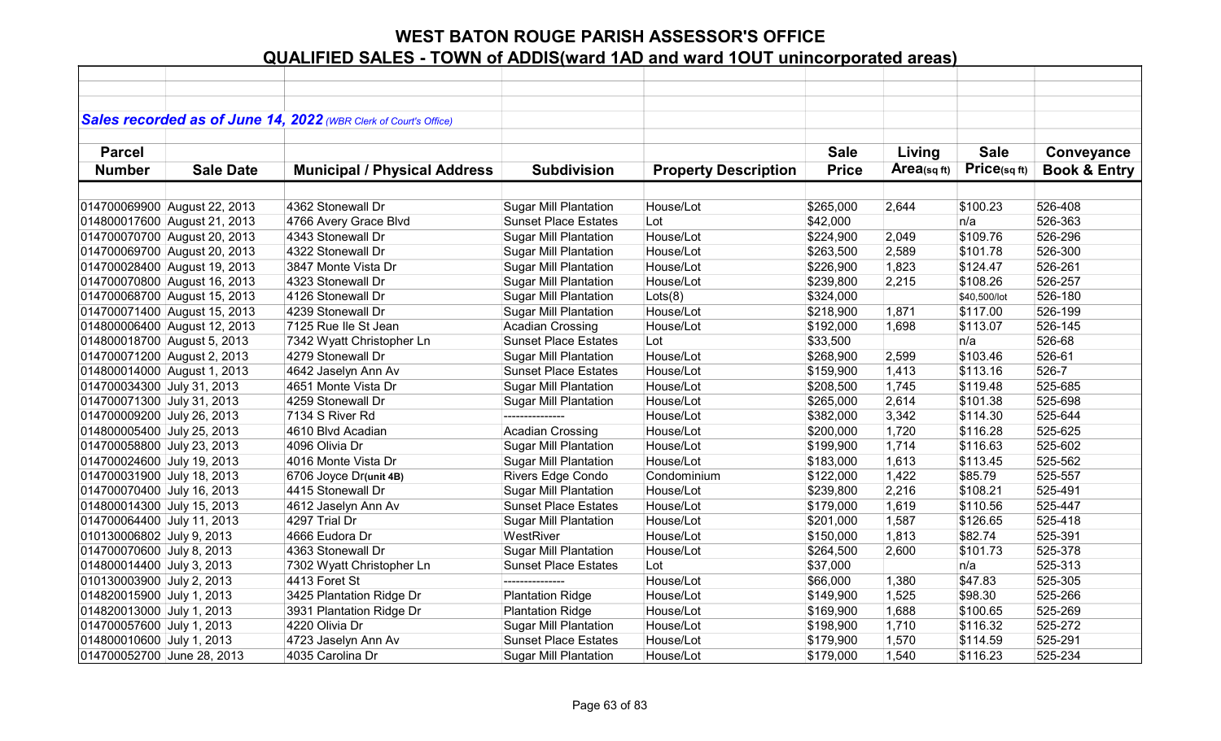# WEST BATON ROUGE PARISH ASSESSOR'S OFFICE

## QUALIFIED SALES - TOWN of ADDIS(ward 1AD and ward 1OUT unincorporated areas)

***Sales recorded as of June 14, 2022*** *(WBR Clerk of Court's Office)*

| Parcel Number | Sale Date | Municipal / Physical Address | Subdivision | Property Description | Sale Price | Living Area(sq ft) | Sale Price(sq ft) | Conveyance Book & Entry |
|---|---|---|---|---|---|---|---|---|
| 014700069900 | August 22, 2013 | 4362 Stonewall Dr | Sugar Mill Plantation | House/Lot | $265,000 | 2,644 | $100.23 | 526-408 |
| 014800017600 | August 21, 2013 | 4766 Avery Grace Blvd | Sunset Place Estates | Lot | $42,000 | | n/a | 526-363 |
| 014700070700 | August 20, 2013 | 4343 Stonewall Dr | Sugar Mill Plantation | House/Lot | $224,900 | 2,049 | $109.76 | 526-296 |
| 014700069700 | August 20, 2013 | 4322 Stonewall Dr | Sugar Mill Plantation | House/Lot | $263,500 | 2,589 | $101.78 | 526-300 |
| 014700028400 | August 19, 2013 | 3847 Monte Vista Dr | Sugar Mill Plantation | House/Lot | $226,900 | 1,823 | $124.47 | 526-261 |
| 014700070800 | August 16, 2013 | 4323 Stonewall Dr | Sugar Mill Plantation | House/Lot | $239,800 | 2,215 | $108.26 | 526-257 |
| 014700068700 | August 15, 2013 | 4126 Stonewall Dr | Sugar Mill Plantation | Lots(8) | $324,000 | | $40,500/lot | 526-180 |
| 014700071400 | August 15, 2013 | 4239 Stonewall Dr | Sugar Mill Plantation | House/Lot | $218,900 | 1,871 | $117.00 | 526-199 |
| 014800006400 | August 12, 2013 | 7125 Rue Ile St Jean | Acadian Crossing | House/Lot | $192,000 | 1,698 | $113.07 | 526-145 |
| 014800018700 | August 5, 2013 | 7342 Wyatt Christopher Ln | Sunset Place Estates | Lot | $33,500 | | n/a | 526-68 |
| 014700071200 | August 2, 2013 | 4279 Stonewall Dr | Sugar Mill Plantation | House/Lot | $268,900 | 2,599 | $103.46 | 526-61 |
| 014800014000 | August 1, 2013 | 4642 Jaselyn Ann Av | Sunset Place Estates | House/Lot | $159,900 | 1,413 | $113.16 | 526-7 |
| 014700034300 | July 31, 2013 | 4651 Monte Vista Dr | Sugar Mill Plantation | House/Lot | $208,500 | 1,745 | $119.48 | 525-685 |
| 014700071300 | July 31, 2013 | 4259 Stonewall Dr | Sugar Mill Plantation | House/Lot | $265,000 | 2,614 | $101.38 | 525-698 |
| 014700009200 | July 26, 2013 | 7134 S River Rd | --------------- | House/Lot | $382,000 | 3,342 | $114.30 | 525-644 |
| 014800005400 | July 25, 2013 | 4610 Blvd Acadian | Acadian Crossing | House/Lot | $200,000 | 1,720 | $116.28 | 525-625 |
| 014700058800 | July 23, 2013 | 4096 Olivia Dr | Sugar Mill Plantation | House/Lot | $199,900 | 1,714 | $116.63 | 525-602 |
| 014700024600 | July 19, 2013 | 4016 Monte Vista Dr | Sugar Mill Plantation | House/Lot | $183,000 | 1,613 | $113.45 | 525-562 |
| 014700031900 | July 18, 2013 | 6706 Joyce Dr**(unit 4B)** | Rivers Edge Condo | Condominium | $122,000 | 1,422 | $85.79 | 525-557 |
| 014700070400 | July 16, 2013 | 4415 Stonewall Dr | Sugar Mill Plantation | House/Lot | $239,800 | 2,216 | $108.21 | 525-491 |
| 014800014300 | July 15, 2013 | 4612 Jaselyn Ann Av | Sunset Place Estates | House/Lot | $179,000 | 1,619 | $110.56 | 525-447 |
| 014700064400 | July 11, 2013 | 4297 Trial Dr | Sugar Mill Plantation | House/Lot | $201,000 | 1,587 | $126.65 | 525-418 |
| 010130006802 | July 9, 2013 | 4666 Eudora Dr | WestRiver | House/Lot | $150,000 | 1,813 | $82.74 | 525-391 |
| 014700070600 | July 8, 2013 | 4363 Stonewall Dr | Sugar Mill Plantation | House/Lot | $264,500 | 2,600 | $101.73 | 525-378 |
| 014800014400 | July 3, 2013 | 7302 Wyatt Christopher Ln | Sunset Place Estates | Lot | $37,000 | | n/a | 525-313 |
| 010130003900 | July 2, 2013 | 4413 Foret St | --------------- | House/Lot | $66,000 | 1,380 | $47.83 | 525-305 |
| 014820015900 | July 1, 2013 | 3425 Plantation Ridge Dr | Plantation Ridge | House/Lot | $149,900 | 1,525 | $98.30 | 525-266 |
| 014820013000 | July 1, 2013 | 3931 Plantation Ridge Dr | Plantation Ridge | House/Lot | $169,900 | 1,688 | $100.65 | 525-269 |
| 014700057600 | July 1, 2013 | 4220 Olivia Dr | Sugar Mill Plantation | House/Lot | $198,900 | 1,710 | $116.32 | 525-272 |
| 014800010600 | July 1, 2013 | 4723 Jaselyn Ann Av | Sunset Place Estates | House/Lot | $179,900 | 1,570 | $114.59 | 525-291 |
| 014700052700 | June 28, 2013 | 4035 Carolina Dr | Sugar Mill Plantation | House/Lot | $179,000 | 1,540 | $116.23 | 525-234 |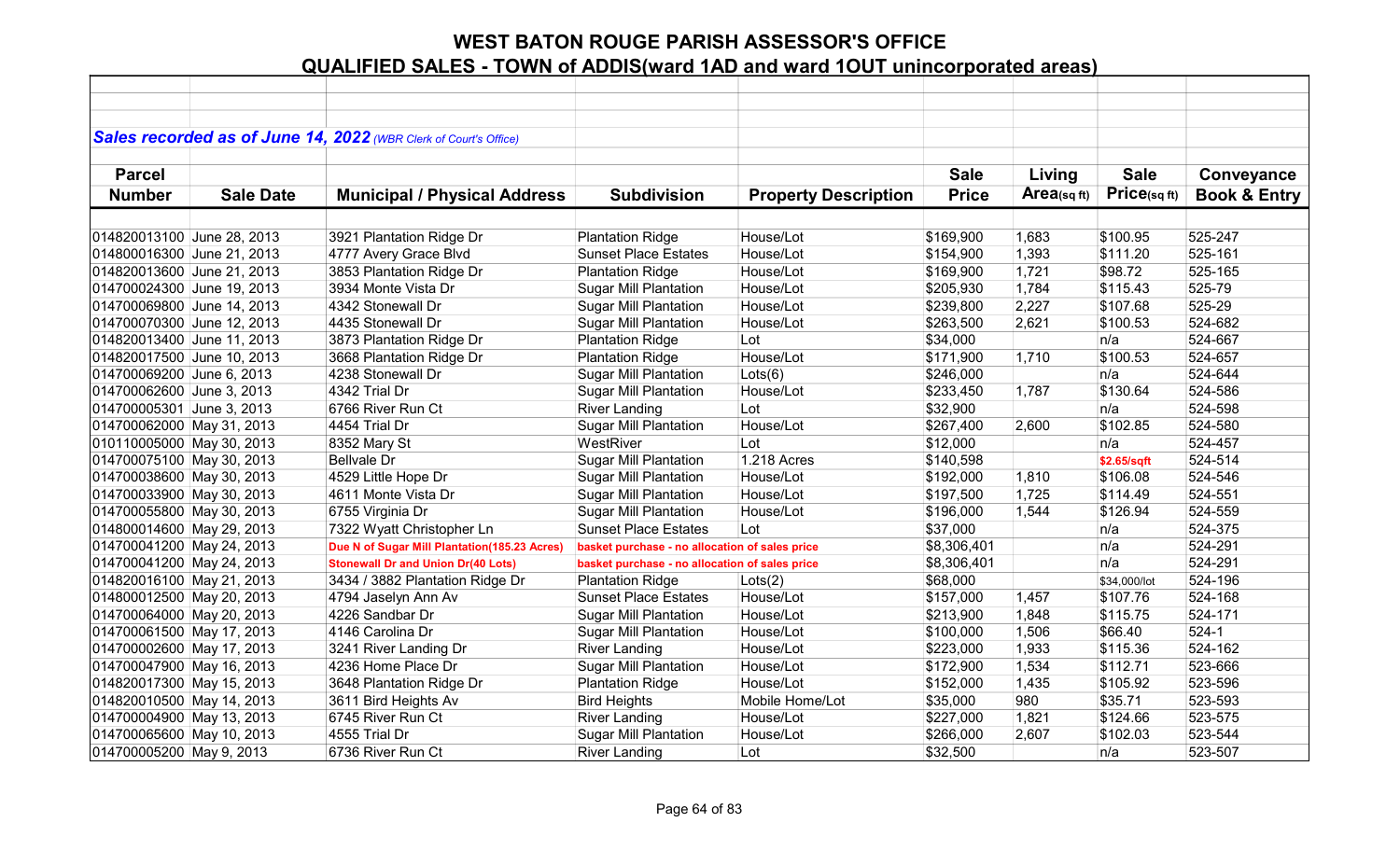# WEST BATON ROUGE PARISH ASSESSOR'S OFFICE

## QUALIFIED SALES - TOWN of ADDIS(ward 1AD and ward 1OUT unincorporated areas)

***Sales recorded as of June 14, 2022** (WBR Clerk of Court's Office)*

| Parcel Number | Sale Date | Municipal / Physical Address | Subdivision | Property Description | Sale Price | Living Area(sq ft) | Sale Price(sq ft) | Conveyance Book & Entry |
|---|---|---|---|---|---|---|---|---|
| 014820013100 | June 28, 2013 | 3921 Plantation Ridge Dr | Plantation Ridge | House/Lot | $169,900 | 1,683 | $100.95 | 525-247 |
| 014800016300 | June 21, 2013 | 4777 Avery Grace Blvd | Sunset Place Estates | House/Lot | $154,900 | 1,393 | $111.20 | 525-161 |
| 014820013600 | June 21, 2013 | 3853 Plantation Ridge Dr | Plantation Ridge | House/Lot | $169,900 | 1,721 | $98.72 | 525-165 |
| 014700024300 | June 19, 2013 | 3934 Monte Vista Dr | Sugar Mill Plantation | House/Lot | $205,930 | 1,784 | $115.43 | 525-79 |
| 014700069800 | June 14, 2013 | 4342 Stonewall Dr | Sugar Mill Plantation | House/Lot | $239,800 | 2,227 | $107.68 | 525-29 |
| 014700070300 | June 12, 2013 | 4435 Stonewall Dr | Sugar Mill Plantation | House/Lot | $263,500 | 2,621 | $100.53 | 524-682 |
| 014820013400 | June 11, 2013 | 3873 Plantation Ridge Dr | Plantation Ridge | Lot | $34,000 | | n/a | 524-667 |
| 014820017500 | June 10, 2013 | 3668 Plantation Ridge Dr | Plantation Ridge | House/Lot | $171,900 | 1,710 | $100.53 | 524-657 |
| 014700069200 | June 6, 2013 | 4238 Stonewall Dr | Sugar Mill Plantation | Lots(6) | $246,000 | | n/a | 524-644 |
| 014700062600 | June 3, 2013 | 4342 Trial Dr | Sugar Mill Plantation | House/Lot | $233,450 | 1,787 | $130.64 | 524-586 |
| 014700005301 | June 3, 2013 | 6766 River Run Ct | River Landing | Lot | $32,900 | | n/a | 524-598 |
| 014700062000 | May 31, 2013 | 4454 Trial Dr | Sugar Mill Plantation | House/Lot | $267,400 | 2,600 | $102.85 | 524-580 |
| 010110005000 | May 30, 2013 | 8352 Mary St | WestRiver | Lot | $12,000 | | n/a | 524-457 |
| 014700075100 | May 30, 2013 | Bellvale Dr | Sugar Mill Plantation | 1.218 Acres | $140,598 | | $2.65/sqft | 524-514 |
| 014700038600 | May 30, 2013 | 4529 Little Hope Dr | Sugar Mill Plantation | House/Lot | $192,000 | 1,810 | $106.08 | 524-546 |
| 014700033900 | May 30, 2013 | 4611 Monte Vista Dr | Sugar Mill Plantation | House/Lot | $197,500 | 1,725 | $114.49 | 524-551 |
| 014700055800 | May 30, 2013 | 6755 Virginia Dr | Sugar Mill Plantation | House/Lot | $196,000 | 1,544 | $126.94 | 524-559 |
| 014800014600 | May 29, 2013 | 7322 Wyatt Christopher Ln | Sunset Place Estates | Lot | $37,000 | | n/a | 524-375 |
| 014700041200 | May 24, 2013 | Due N of Sugar Mill Plantation(185.23 Acres) | basket purchase - no allocation of sales price | | $8,306,401 | | n/a | 524-291 |
| 014700041200 | May 24, 2013 | Stonewall Dr and Union Dr(40 Lots) | basket purchase - no allocation of sales price | | $8,306,401 | | n/a | 524-291 |
| 014820016100 | May 21, 2013 | 3434 / 3882 Plantation Ridge Dr | Plantation Ridge | Lots(2) | $68,000 | | $34,000/lot | 524-196 |
| 014800012500 | May 20, 2013 | 4794 Jaselyn Ann Av | Sunset Place Estates | House/Lot | $157,000 | 1,457 | $107.76 | 524-168 |
| 014700064000 | May 20, 2013 | 4226 Sandbar Dr | Sugar Mill Plantation | House/Lot | $213,900 | 1,848 | $115.75 | 524-171 |
| 014700061500 | May 17, 2013 | 4146 Carolina Dr | Sugar Mill Plantation | House/Lot | $100,000 | 1,506 | $66.40 | 524-1 |
| 014700002600 | May 17, 2013 | 3241 River Landing Dr | River Landing | House/Lot | $223,000 | 1,933 | $115.36 | 524-162 |
| 014700047900 | May 16, 2013 | 4236 Home Place Dr | Sugar Mill Plantation | House/Lot | $172,900 | 1,534 | $112.71 | 523-666 |
| 014820017300 | May 15, 2013 | 3648 Plantation Ridge Dr | Plantation Ridge | House/Lot | $152,000 | 1,435 | $105.92 | 523-596 |
| 014820010500 | May 14, 2013 | 3611 Bird Heights Av | Bird Heights | Mobile Home/Lot | $35,000 | 980 | $35.71 | 523-593 |
| 014700004900 | May 13, 2013 | 6745 River Run Ct | River Landing | House/Lot | $227,000 | 1,821 | $124.66 | 523-575 |
| 014700065600 | May 10, 2013 | 4555 Trial Dr | Sugar Mill Plantation | House/Lot | $266,000 | 2,607 | $102.03 | 523-544 |
| 014700005200 | May 9, 2013 | 6736 River Run Ct | River Landing | Lot | $32,500 | | n/a | 523-507 |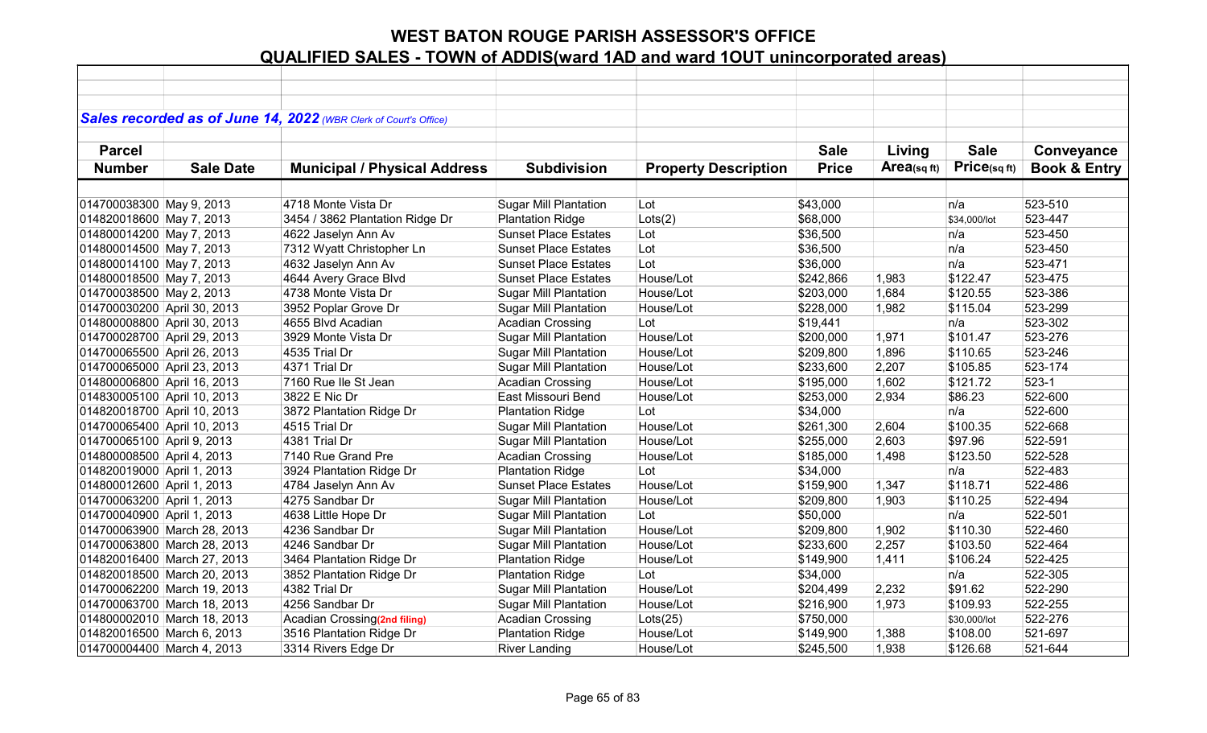# WEST BATON ROUGE PARISH ASSESSOR'S OFFICE

## QUALIFIED SALES - TOWN of ADDIS(ward 1AD and ward 1OUT unincorporated areas)

***Sales recorded as of June 14, 2022** (WBR Clerk of Court's Office)*

| Parcel Number | Sale Date | Municipal / Physical Address | Subdivision | Property Description | Sale Price | Living Area(sq ft) | Sale Price(sq ft) | Conveyance Book & Entry |
|---|---|---|---|---|---|---|---|---|
| 014700038300 | May 9, 2013 | 4718 Monte Vista Dr | Sugar Mill Plantation | Lot | $43,000 | | n/a | 523-510 |
| 014820018600 | May 7, 2013 | 3454 / 3862 Plantation Ridge Dr | Plantation Ridge | Lots(2) | $68,000 | | $34,000/lot | 523-447 |
| 014800014200 | May 7, 2013 | 4622 Jaselyn Ann Av | Sunset Place Estates | Lot | $36,500 | | n/a | 523-450 |
| 014800014500 | May 7, 2013 | 7312 Wyatt Christopher Ln | Sunset Place Estates | Lot | $36,500 | | n/a | 523-450 |
| 014800014100 | May 7, 2013 | 4632 Jaselyn Ann Av | Sunset Place Estates | Lot | $36,000 | | n/a | 523-471 |
| 014800018500 | May 7, 2013 | 4644 Avery Grace Blvd | Sunset Place Estates | House/Lot | $242,866 | 1,983 | $122.47 | 523-475 |
| 014700038500 | May 2, 2013 | 4738 Monte Vista Dr | Sugar Mill Plantation | House/Lot | $203,000 | 1,684 | $120.55 | 523-386 |
| 014700030200 | April 30, 2013 | 3952 Poplar Grove Dr | Sugar Mill Plantation | House/Lot | $228,000 | 1,982 | $115.04 | 523-299 |
| 014800008800 | April 30, 2013 | 4655 Blvd Acadian | Acadian Crossing | Lot | $19,441 | | n/a | 523-302 |
| 014700028700 | April 29, 2013 | 3929 Monte Vista Dr | Sugar Mill Plantation | House/Lot | $200,000 | 1,971 | $101.47 | 523-276 |
| 014700065500 | April 26, 2013 | 4535 Trial Dr | Sugar Mill Plantation | House/Lot | $209,800 | 1,896 | $110.65 | 523-246 |
| 014700065000 | April 23, 2013 | 4371 Trial Dr | Sugar Mill Plantation | House/Lot | $233,600 | 2,207 | $105.85 | 523-174 |
| 014800006800 | April 16, 2013 | 7160 Rue Ile St Jean | Acadian Crossing | House/Lot | $195,000 | 1,602 | $121.72 | 523-1 |
| 014830005100 | April 10, 2013 | 3822 E Nic Dr | East Missouri Bend | House/Lot | $253,000 | 2,934 | $86.23 | 522-600 |
| 014820018700 | April 10, 2013 | 3872 Plantation Ridge Dr | Plantation Ridge | Lot | $34,000 | | n/a | 522-600 |
| 014700065400 | April 10, 2013 | 4515 Trial Dr | Sugar Mill Plantation | House/Lot | $261,300 | 2,604 | $100.35 | 522-668 |
| 014700065100 | April 9, 2013 | 4381 Trial Dr | Sugar Mill Plantation | House/Lot | $255,000 | 2,603 | $97.96 | 522-591 |
| 014800008500 | April 4, 2013 | 7140 Rue Grand Pre | Acadian Crossing | House/Lot | $185,000 | 1,498 | $123.50 | 522-528 |
| 014820019000 | April 1, 2013 | 3924 Plantation Ridge Dr | Plantation Ridge | Lot | $34,000 | | n/a | 522-483 |
| 014800012600 | April 1, 2013 | 4784 Jaselyn Ann Av | Sunset Place Estates | House/Lot | $159,900 | 1,347 | $118.71 | 522-486 |
| 014700063200 | April 1, 2013 | 4275 Sandbar Dr | Sugar Mill Plantation | House/Lot | $209,800 | 1,903 | $110.25 | 522-494 |
| 014700040900 | April 1, 2013 | 4638 Little Hope Dr | Sugar Mill Plantation | Lot | $50,000 | | n/a | 522-501 |
| 014700063900 | March 28, 2013 | 4236 Sandbar Dr | Sugar Mill Plantation | House/Lot | $209,800 | 1,902 | $110.30 | 522-460 |
| 014700063800 | March 28, 2013 | 4246 Sandbar Dr | Sugar Mill Plantation | House/Lot | $233,600 | 2,257 | $103.50 | 522-464 |
| 014820016400 | March 27, 2013 | 3464 Plantation Ridge Dr | Plantation Ridge | House/Lot | $149,900 | 1,411 | $106.24 | 522-425 |
| 014820018500 | March 20, 2013 | 3852 Plantation Ridge Dr | Plantation Ridge | Lot | $34,000 | | n/a | 522-305 |
| 014700062200 | March 19, 2013 | 4382 Trial Dr | Sugar Mill Plantation | House/Lot | $204,499 | 2,232 | $91.62 | 522-290 |
| 014700063700 | March 18, 2013 | 4256 Sandbar Dr | Sugar Mill Plantation | House/Lot | $216,900 | 1,973 | $109.93 | 522-255 |
| 014800002010 | March 18, 2013 | Acadian Crossing**(2nd filing)** | Acadian Crossing | Lots(25) | $750,000 | | $30,000/lot | 522-276 |
| 014820016500 | March 6, 2013 | 3516 Plantation Ridge Dr | Plantation Ridge | House/Lot | $149,900 | 1,388 | $108.00 | 521-697 |
| 014700004400 | March 4, 2013 | 3314 Rivers Edge Dr | River Landing | House/Lot | $245,500 | 1,938 | $126.68 | 521-644 |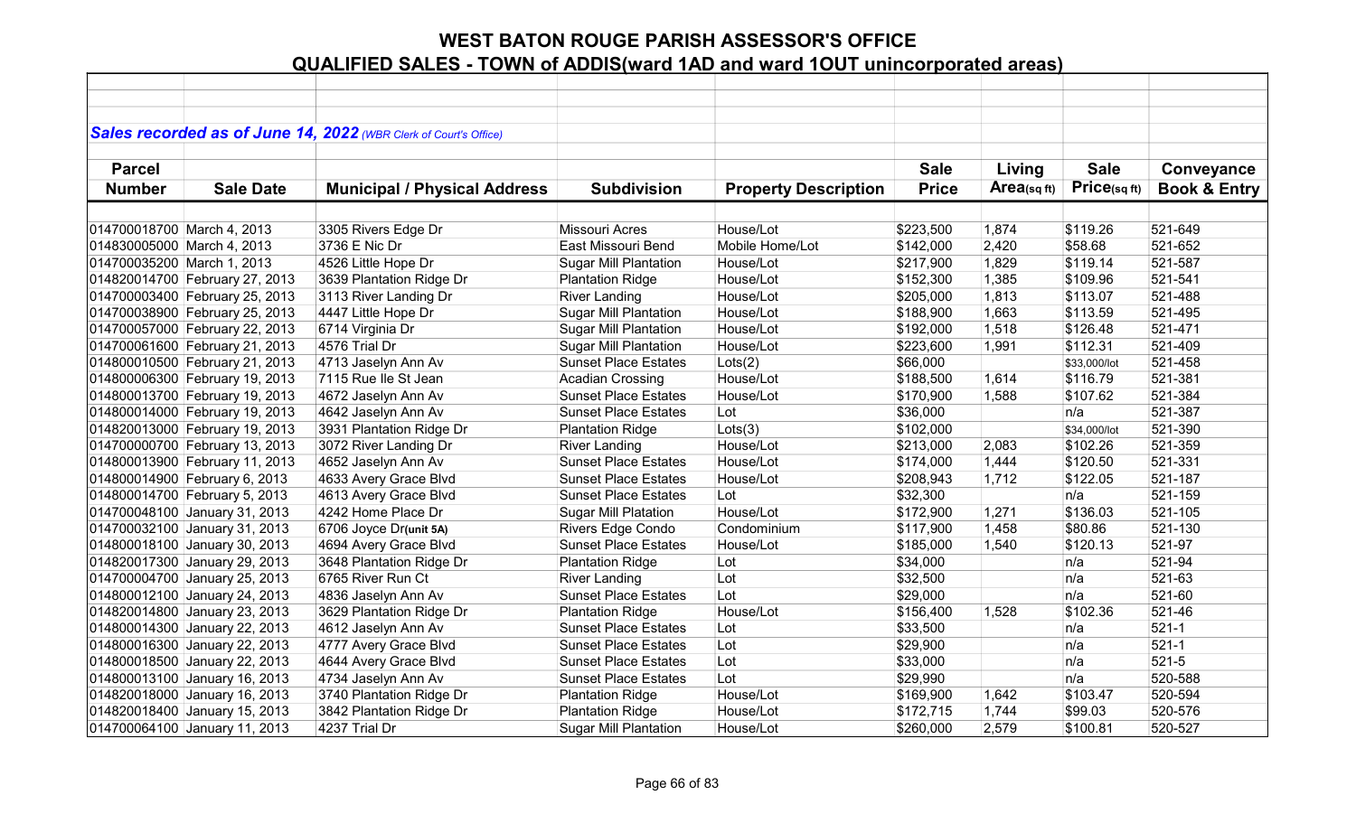# WEST BATON ROUGE PARISH ASSESSOR'S OFFICE

## QUALIFIED SALES - TOWN of ADDIS(ward 1AD and ward 1OUT unincorporated areas)

***Sales recorded as of June 14, 2022** (WBR Clerk of Court's Office)*

| Parcel Number | Sale Date | Municipal / Physical Address | Subdivision | Property Description | Sale Price | Living Area(sq ft) | Sale Price(sq ft) | Conveyance Book & Entry |
|---|---|---|---|---|---|---|---|---|
| 014700018700 | March 4, 2013 | 3305 Rivers Edge Dr | Missouri Acres | House/Lot | $223,500 | 1,874 | $119.26 | 521-649 |
| 014830005000 | March 4, 2013 | 3736 E Nic Dr | East Missouri Bend | Mobile Home/Lot | $142,000 | 2,420 | $58.68 | 521-652 |
| 014700035200 | March 1, 2013 | 4526 Little Hope Dr | Sugar Mill Plantation | House/Lot | $217,900 | 1,829 | $119.14 | 521-587 |
| 014820014700 | February 27, 2013 | 3639 Plantation Ridge Dr | Plantation Ridge | House/Lot | $152,300 | 1,385 | $109.96 | 521-541 |
| 014700003400 | February 25, 2013 | 3113 River Landing Dr | River Landing | House/Lot | $205,000 | 1,813 | $113.07 | 521-488 |
| 014700038900 | February 25, 2013 | 4447 Little Hope Dr | Sugar Mill Plantation | House/Lot | $188,900 | 1,663 | $113.59 | 521-495 |
| 014700057000 | February 22, 2013 | 6714 Virginia Dr | Sugar Mill Plantation | House/Lot | $192,000 | 1,518 | $126.48 | 521-471 |
| 014700061600 | February 21, 2013 | 4576 Trial Dr | Sugar Mill Plantation | House/Lot | $223,600 | 1,991 | $112.31 | 521-409 |
| 014800010500 | February 21, 2013 | 4713 Jaselyn Ann Av | Sunset Place Estates | Lots(2) | $66,000 | | $33,000/lot | 521-458 |
| 014800006300 | February 19, 2013 | 7115 Rue Ile St Jean | Acadian Crossing | House/Lot | $188,500 | 1,614 | $116.79 | 521-381 |
| 014800013700 | February 19, 2013 | 4672 Jaselyn Ann Av | Sunset Place Estates | House/Lot | $170,900 | 1,588 | $107.62 | 521-384 |
| 014800014000 | February 19, 2013 | 4642 Jaselyn Ann Av | Sunset Place Estates | Lot | $36,000 | | n/a | 521-387 |
| 014820013000 | February 19, 2013 | 3931 Plantation Ridge Dr | Plantation Ridge | Lots(3) | $102,000 | | $34,000/lot | 521-390 |
| 014700000700 | February 13, 2013 | 3072 River Landing Dr | River Landing | House/Lot | $213,000 | 2,083 | $102.26 | 521-359 |
| 014800013900 | February 11, 2013 | 4652 Jaselyn Ann Av | Sunset Place Estates | House/Lot | $174,000 | 1,444 | $120.50 | 521-331 |
| 014800014900 | February 6, 2013 | 4633 Avery Grace Blvd | Sunset Place Estates | House/Lot | $208,943 | 1,712 | $122.05 | 521-187 |
| 014800014700 | February 5, 2013 | 4613 Avery Grace Blvd | Sunset Place Estates | Lot | $32,300 | | n/a | 521-159 |
| 014700048100 | January 31, 2013 | 4242 Home Place Dr | Sugar Mill Platation | House/Lot | $172,900 | 1,271 | $136.03 | 521-105 |
| 014700032100 | January 31, 2013 | 6706 Joyce Dr**(unit 5A)** | Rivers Edge Condo | Condominium | $117,900 | 1,458 | $80.86 | 521-130 |
| 014800018100 | January 30, 2013 | 4694 Avery Grace Blvd | Sunset Place Estates | House/Lot | $185,000 | 1,540 | $120.13 | 521-97 |
| 014820017300 | January 29, 2013 | 3648 Plantation Ridge Dr | Plantation Ridge | Lot | $34,000 | | n/a | 521-94 |
| 014700004700 | January 25, 2013 | 6765 River Run Ct | River Landing | Lot | $32,500 | | n/a | 521-63 |
| 014800012100 | January 24, 2013 | 4836 Jaselyn Ann Av | Sunset Place Estates | Lot | $29,000 | | n/a | 521-60 |
| 014820014800 | January 23, 2013 | 3629 Plantation Ridge Dr | Plantation Ridge | House/Lot | $156,400 | 1,528 | $102.36 | 521-46 |
| 014800014300 | January 22, 2013 | 4612 Jaselyn Ann Av | Sunset Place Estates | Lot | $33,500 | | n/a | 521-1 |
| 014800016300 | January 22, 2013 | 4777 Avery Grace Blvd | Sunset Place Estates | Lot | $29,900 | | n/a | 521-1 |
| 014800018500 | January 22, 2013 | 4644 Avery Grace Blvd | Sunset Place Estates | Lot | $33,000 | | n/a | 521-5 |
| 014800013100 | January 16, 2013 | 4734 Jaselyn Ann Av | Sunset Place Estates | Lot | $29,990 | | n/a | 520-588 |
| 014820018000 | January 16, 2013 | 3740 Plantation Ridge Dr | Plantation Ridge | House/Lot | $169,900 | 1,642 | $103.47 | 520-594 |
| 014820018400 | January 15, 2013 | 3842 Plantation Ridge Dr | Plantation Ridge | House/Lot | $172,715 | 1,744 | $99.03 | 520-576 |
| 014700064100 | January 11, 2013 | 4237 Trial Dr | Sugar Mill Plantation | House/Lot | $260,000 | 2,579 | $100.81 | 520-527 |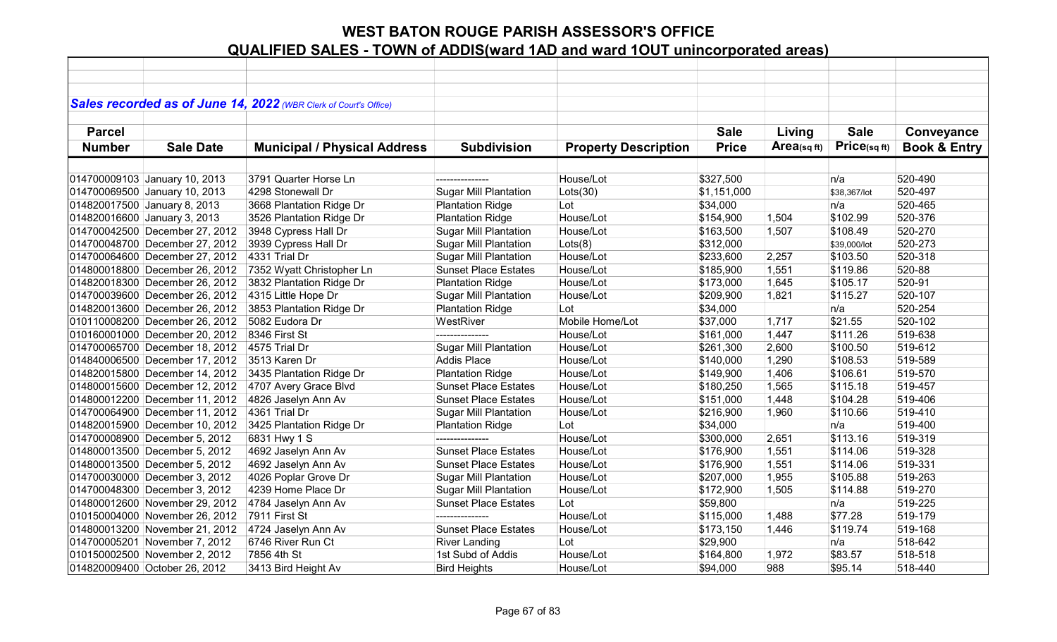# WEST BATON ROUGE PARISH ASSESSOR'S OFFICE

## QUALIFIED SALES - TOWN of ADDIS(ward 1AD and ward 1OUT unincorporated areas)

***Sales recorded as of June 14, 2022*** *(WBR Clerk of Court's Office)*

| Parcel Number | Sale Date | Municipal / Physical Address | Subdivision | Property Description | Sale Price | Living Area(sq ft) | Sale Price(sq ft) | Conveyance Book & Entry |
|---|---|---|---|---|---|---|---|---|
| 014700009103 | January 10, 2013 | 3791 Quarter Horse Ln | --------------- | House/Lot | $327,500 | | n/a | 520-490 |
| 014700069500 | January 10, 2013 | 4298 Stonewall Dr | Sugar Mill Plantation | Lots(30) | $1,151,000 | | $38,367/lot | 520-497 |
| 014820017500 | January 8, 2013 | 3668 Plantation Ridge Dr | Plantation Ridge | Lot | $34,000 | | n/a | 520-465 |
| 014820016600 | January 3, 2013 | 3526 Plantation Ridge Dr | Plantation Ridge | House/Lot | $154,900 | 1,504 | $102.99 | 520-376 |
| 014700042500 | December 27, 2012 | 3948 Cypress Hall Dr | Sugar Mill Plantation | House/Lot | $163,500 | 1,507 | $108.49 | 520-270 |
| 014700048700 | December 27, 2012 | 3939 Cypress Hall Dr | Sugar Mill Plantation | Lots(8) | $312,000 | | $39,000/lot | 520-273 |
| 014700064600 | December 27, 2012 | 4331 Trial Dr | Sugar Mill Plantation | House/Lot | $233,600 | 2,257 | $103.50 | 520-318 |
| 014800018800 | December 26, 2012 | 7352 Wyatt Christopher Ln | Sunset Place Estates | House/Lot | $185,900 | 1,551 | $119.86 | 520-88 |
| 014820018300 | December 26, 2012 | 3832 Plantation Ridge Dr | Plantation Ridge | House/Lot | $173,000 | 1,645 | $105.17 | 520-91 |
| 014700039600 | December 26, 2012 | 4315 Little Hope Dr | Sugar Mill Plantation | House/Lot | $209,900 | 1,821 | $115.27 | 520-107 |
| 014820013600 | December 26, 2012 | 3853 Plantation Ridge Dr | Plantation Ridge | Lot | $34,000 | | n/a | 520-254 |
| 010110008200 | December 26, 2012 | 5082 Eudora Dr | WestRiver | Mobile Home/Lot | $37,000 | 1,717 | $21.55 | 520-102 |
| 010160001000 | December 20, 2012 | 8346 First St | --------------- | House/Lot | $161,000 | 1,447 | $111.26 | 519-638 |
| 014700065700 | December 18, 2012 | 4575 Trial Dr | Sugar Mill Plantation | House/Lot | $261,300 | 2,600 | $100.50 | 519-612 |
| 014840006500 | December 17, 2012 | 3513 Karen Dr | Addis Place | House/Lot | $140,000 | 1,290 | $108.53 | 519-589 |
| 014820015800 | December 14, 2012 | 3435 Plantation Ridge Dr | Plantation Ridge | House/Lot | $149,900 | 1,406 | $106.61 | 519-570 |
| 014800015600 | December 12, 2012 | 4707 Avery Grace Blvd | Sunset Place Estates | House/Lot | $180,250 | 1,565 | $115.18 | 519-457 |
| 014800012200 | December 11, 2012 | 4826 Jaselyn Ann Av | Sunset Place Estates | House/Lot | $151,000 | 1,448 | $104.28 | 519-406 |
| 014700064900 | December 11, 2012 | 4361 Trial Dr | Sugar Mill Plantation | House/Lot | $216,900 | 1,960 | $110.66 | 519-410 |
| 014820015900 | December 10, 2012 | 3425 Plantation Ridge Dr | Plantation Ridge | Lot | $34,000 | | n/a | 519-400 |
| 014700008900 | December 5, 2012 | 6831 Hwy 1 S | --------------- | House/Lot | $300,000 | 2,651 | $113.16 | 519-319 |
| 014800013500 | December 5, 2012 | 4692 Jaselyn Ann Av | Sunset Place Estates | House/Lot | $176,900 | 1,551 | $114.06 | 519-328 |
| 014800013500 | December 5, 2012 | 4692 Jaselyn Ann Av | Sunset Place Estates | House/Lot | $176,900 | 1,551 | $114.06 | 519-331 |
| 014700030000 | December 3, 2012 | 4026 Poplar Grove Dr | Sugar Mill Plantation | House/Lot | $207,000 | 1,955 | $105.88 | 519-263 |
| 014700048300 | December 3, 2012 | 4239 Home Place Dr | Sugar Mill Plantation | House/Lot | $172,900 | 1,505 | $114.88 | 519-270 |
| 014800012600 | November 29, 2012 | 4784 Jaselyn Ann Av | Sunset Place Estates | Lot | $59,800 | | n/a | 519-225 |
| 010150004000 | November 26, 2012 | 7911 First St | --------------- | House/Lot | $115,000 | 1,488 | $77.28 | 519-179 |
| 014800013200 | November 21, 2012 | 4724 Jaselyn Ann Av | Sunset Place Estates | House/Lot | $173,150 | 1,446 | $119.74 | 519-168 |
| 014700005201 | November 7, 2012 | 6746 River Run Ct | River Landing | Lot | $29,900 | | n/a | 518-642 |
| 010150002500 | November 2, 2012 | 7856 4th St | 1st Subd of Addis | House/Lot | $164,800 | 1,972 | $83.57 | 518-518 |
| 014820009400 | October 26, 2012 | 3413 Bird Height Av | Bird Heights | House/Lot | $94,000 | 988 | $95.14 | 518-440 |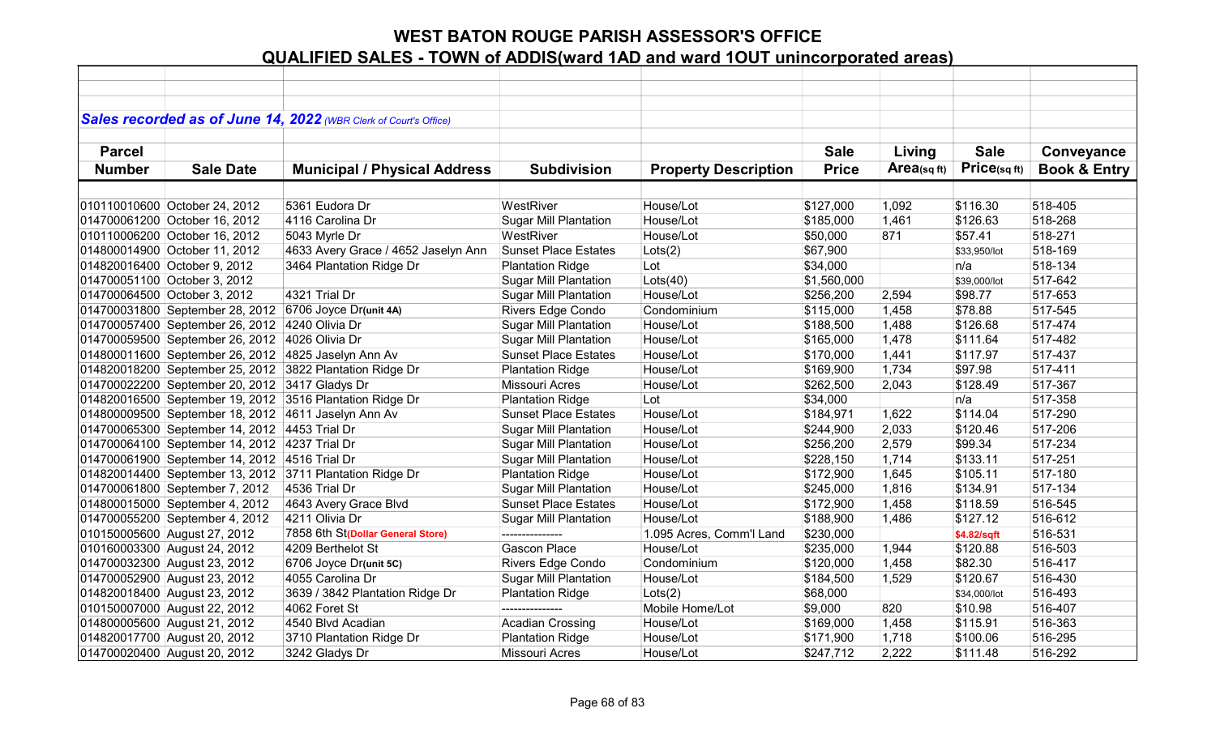# WEST BATON ROUGE PARISH ASSESSOR'S OFFICE

## QUALIFIED SALES - TOWN of ADDIS(ward 1AD and ward 1OUT unincorporated areas)

***Sales recorded as of June 14, 2022** (WBR Clerk of Court's Office)*

| Parcel Number | Sale Date | Municipal / Physical Address | Subdivision | Property Description | Sale Price | Living Area(sq ft) | Sale Price(sq ft) | Conveyance Book & Entry |
|---|---|---|---|---|---|---|---|---|
| 010110010600 | October 24, 2012 | 5361 Eudora Dr | WestRiver | House/Lot | $127,000 | 1,092 | $116.30 | 518-405 |
| 014700061200 | October 16, 2012 | 4116 Carolina Dr | Sugar Mill Plantation | House/Lot | $185,000 | 1,461 | $126.63 | 518-268 |
| 010110006200 | October 16, 2012 | 5043 Myrle Dr | WestRiver | House/Lot | $50,000 | 871 | $57.41 | 518-271 |
| 014800014900 | October 11, 2012 | 4633 Avery Grace / 4652 Jaselyn Ann | Sunset Place Estates | Lots(2) | $67,900 | | $33,950/lot | 518-169 |
| 014820016400 | October 9, 2012 | 3464 Plantation Ridge Dr | Plantation Ridge | Lot | $34,000 | | n/a | 518-134 |
| 014700051100 | October 3, 2012 | | Sugar Mill Plantation | Lots(40) | $1,560,000 | | $39,000/lot | 517-642 |
| 014700064500 | October 3, 2012 | 4321 Trial Dr | Sugar Mill Plantation | House/Lot | $256,200 | 2,594 | $98.77 | 517-653 |
| 014700031800 | September 28, 2012 | 6706 Joyce Dr**(unit 4A)** | Rivers Edge Condo | Condominium | $115,000 | 1,458 | $78.88 | 517-545 |
| 014700057400 | September 26, 2012 | 4240 Olivia Dr | Sugar Mill Plantation | House/Lot | $188,500 | 1,488 | $126.68 | 517-474 |
| 014700059500 | September 26, 2012 | 4026 Olivia Dr | Sugar Mill Plantation | House/Lot | $165,000 | 1,478 | $111.64 | 517-482 |
| 014800011600 | September 26, 2012 | 4825 Jaselyn Ann Av | Sunset Place Estates | House/Lot | $170,000 | 1,441 | $117.97 | 517-437 |
| 014820018200 | September 25, 2012 | 3822 Plantation Ridge Dr | Plantation Ridge | House/Lot | $169,900 | 1,734 | $97.98 | 517-411 |
| 014700022200 | September 20, 2012 | 3417 Gladys Dr | Missouri Acres | House/Lot | $262,500 | 2,043 | $128.49 | 517-367 |
| 014820016500 | September 19, 2012 | 3516 Plantation Ridge Dr | Plantation Ridge | Lot | $34,000 | | n/a | 517-358 |
| 014800009500 | September 18, 2012 | 4611 Jaselyn Ann Av | Sunset Place Estates | House/Lot | $184,971 | 1,622 | $114.04 | 517-290 |
| 014700065300 | September 14, 2012 | 4453 Trial Dr | Sugar Mill Plantation | House/Lot | $244,900 | 2,033 | $120.46 | 517-206 |
| 014700064100 | September 14, 2012 | 4237 Trial Dr | Sugar Mill Plantation | House/Lot | $256,200 | 2,579 | $99.34 | 517-234 |
| 014700061900 | September 14, 2012 | 4516 Trial Dr | Sugar Mill Plantation | House/Lot | $228,150 | 1,714 | $133.11 | 517-251 |
| 014820014400 | September 13, 2012 | 3711 Plantation Ridge Dr | Plantation Ridge | House/Lot | $172,900 | 1,645 | $105.11 | 517-180 |
| 014700061800 | September 7, 2012 | 4536 Trial Dr | Sugar Mill Plantation | House/Lot | $245,000 | 1,816 | $134.91 | 517-134 |
| 014800015000 | September 4, 2012 | 4643 Avery Grace Blvd | Sunset Place Estates | House/Lot | $172,900 | 1,458 | $118.59 | 516-545 |
| 014700055200 | September 4, 2012 | 4211 Olivia Dr | Sugar Mill Plantation | House/Lot | $188,900 | 1,486 | $127.12 | 516-612 |
| 010150005600 | August 27, 2012 | 7858 6th St**(Dollar General Store)** | --------------- | 1.095 Acres, Comm'l Land | $230,000 | | **$4.82/sqft** | 516-531 |
| 010160003300 | August 24, 2012 | 4209 Berthelot St | Gascon Place | House/Lot | $235,000 | 1,944 | $120.88 | 516-503 |
| 014700032900 | August 23, 2012 | 6706 Joyce Dr**(unit 5C)** | Rivers Edge Condo | Condominium | $120,000 | 1,458 | $82.30 | 516-417 |
| 014700052900 | August 23, 2012 | 4055 Carolina Dr | Sugar Mill Plantation | House/Lot | $184,500 | 1,529 | $120.67 | 516-430 |
| 014820018400 | August 23, 2012 | 3639 / 3842 Plantation Ridge Dr | Plantation Ridge | Lots(2) | $68,000 | | $34,000/lot | 516-493 |
| 010150007000 | August 22, 2012 | 4062 Foret St | --------------- | Mobile Home/Lot | $9,000 | 820 | $10.98 | 516-407 |
| 014800005600 | August 21, 2012 | 4540 Blvd Acadian | Acadian Crossing | House/Lot | $169,000 | 1,458 | $115.91 | 516-363 |
| 014820017700 | August 20, 2012 | 3710 Plantation Ridge Dr | Plantation Ridge | House/Lot | $171,900 | 1,718 | $100.06 | 516-295 |
| 014700020400 | August 20, 2012 | 3242 Gladys Dr | Missouri Acres | House/Lot | $247,712 | 2,222 | $111.48 | 516-292 |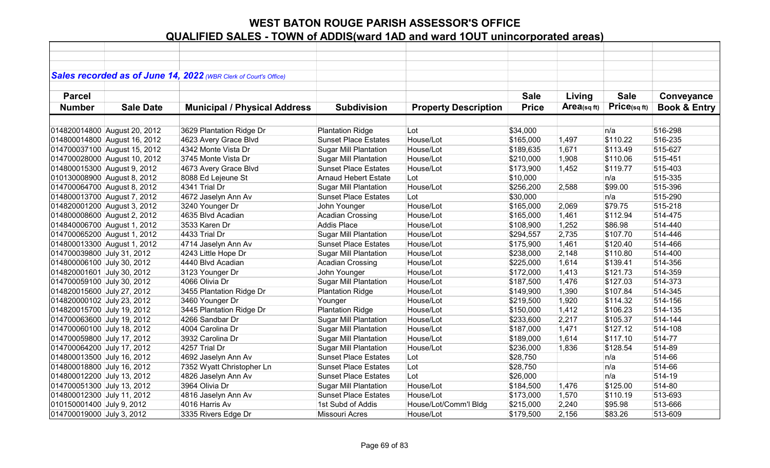# WEST BATON ROUGE PARISH ASSESSOR'S OFFICE

## QUALIFIED SALES - TOWN of ADDIS(ward 1AD and ward 1OUT unincorporated areas)

*Sales recorded as of June 14, 2022 (WBR Clerk of Court's Office)*

| Parcel Number | Sale Date | Municipal / Physical Address | Subdivision | Property Description | Sale Price | Living Area(sq ft) | Sale Price(sq ft) | Conveyance Book & Entry |
|---|---|---|---|---|---|---|---|---|
| 014820014800 | August 20, 2012 | 3629 Plantation Ridge Dr | Plantation Ridge | Lot | $34,000 | | n/a | 516-298 |
| 014800014800 | August 16, 2012 | 4623 Avery Grace Blvd | Sunset Place Estates | House/Lot | $165,000 | 1,497 | $110.22 | 516-235 |
| 014700037100 | August 15, 2012 | 4342 Monte Vista Dr | Sugar Mill Plantation | House/Lot | $189,635 | 1,671 | $113.49 | 515-627 |
| 014700028000 | August 10, 2012 | 3745 Monte Vista Dr | Sugar Mill Plantation | House/Lot | $210,000 | 1,908 | $110.06 | 515-451 |
| 014800015300 | August 9, 2012 | 4673 Avery Grace Blvd | Sunset Place Estates | House/Lot | $173,900 | 1,452 | $119.77 | 515-403 |
| 010130008900 | August 8, 2012 | 8088 Ed Lejeune St | Arnaud Hebert Estate | Lot | $10,000 | | n/a | 515-335 |
| 014700064700 | August 8, 2012 | 4341 Trial Dr | Sugar Mill Plantation | House/Lot | $256,200 | 2,588 | $99.00 | 515-396 |
| 014800013700 | August 7, 2012 | 4672 Jaselyn Ann Av | Sunset Place Estates | Lot | $30,000 | | n/a | 515-290 |
| 014820001200 | August 3, 2012 | 3240 Younger Dr | John Younger | House/Lot | $165,000 | 2,069 | $79.75 | 515-218 |
| 014800008600 | August 2, 2012 | 4635 Blvd Acadian | Acadian Crossing | House/Lot | $165,000 | 1,461 | $112.94 | 514-475 |
| 014840006700 | August 1, 2012 | 3533 Karen Dr | Addis Place | House/Lot | $108,900 | 1,252 | $86.98 | 514-440 |
| 014700065200 | August 1, 2012 | 4433 Trial Dr | Sugar Mill Plantation | House/Lot | $294,557 | 2,735 | $107.70 | 514-446 |
| 014800013300 | August 1, 2012 | 4714 Jaselyn Ann Av | Sunset Place Estates | House/Lot | $175,900 | 1,461 | $120.40 | 514-466 |
| 014700039800 | July 31, 2012 | 4243 Little Hope Dr | Sugar Mill Plantation | House/Lot | $238,000 | 2,148 | $110.80 | 514-400 |
| 014800006100 | July 30, 2012 | 4440 Blvd Acadian | Acadian Crossing | House/Lot | $225,000 | 1,614 | $139.41 | 514-356 |
| 014820001601 | July 30, 2012 | 3123 Younger Dr | John Younger | House/Lot | $172,000 | 1,413 | $121.73 | 514-359 |
| 014700059100 | July 30, 2012 | 4066 Olivia Dr | Sugar Mill Plantation | House/Lot | $187,500 | 1,476 | $127.03 | 514-373 |
| 014820015600 | July 27, 2012 | 3455 Plantation Ridge Dr | Plantation Ridge | House/Lot | $149,900 | 1,390 | $107.84 | 514-345 |
| 014820000102 | July 23, 2012 | 3460 Younger Dr | Younger | House/Lot | $219,500 | 1,920 | $114.32 | 514-156 |
| 014820015700 | July 19, 2012 | 3445 Plantation Ridge Dr | Plantation Ridge | House/Lot | $150,000 | 1,412 | $106.23 | 514-135 |
| 014700063600 | July 19, 2012 | 4266 Sandbar Dr | Sugar Mill Plantation | House/Lot | $233,600 | 2,217 | $105.37 | 514-144 |
| 014700060100 | July 18, 2012 | 4004 Carolina Dr | Sugar Mill Plantation | House/Lot | $187,000 | 1,471 | $127.12 | 514-108 |
| 014700059800 | July 17, 2012 | 3932 Carolina Dr | Sugar Mill Plantation | House/Lot | $189,000 | 1,614 | $117.10 | 514-77 |
| 014700064200 | July 17, 2012 | 4257 Trial Dr | Sugar Mill Plantation | House/Lot | $236,000 | 1,836 | $128.54 | 514-89 |
| 014800013500 | July 16, 2012 | 4692 Jaselyn Ann Av | Sunset Place Estates | Lot | $28,750 | | n/a | 514-66 |
| 014800018800 | July 16, 2012 | 7352 Wyatt Christopher Ln | Sunset Place Estates | Lot | $28,750 | | n/a | 514-66 |
| 014800012200 | July 13, 2012 | 4826 Jaselyn Ann Av | Sunset Place Estates | Lot | $26,000 | | n/a | 514-19 |
| 014700051300 | July 13, 2012 | 3964 Olivia Dr | Sugar Mill Plantation | House/Lot | $184,500 | 1,476 | $125.00 | 514-80 |
| 014800012300 | July 11, 2012 | 4816 Jaselyn Ann Av | Sunset Place Estates | House/Lot | $173,000 | 1,570 | $110.19 | 513-693 |
| 010150001400 | July 9, 2012 | 4016 Harris Av | 1st Subd of Addis | House/Lot/Comm'l Bldg | $215,000 | 2,240 | $95.98 | 513-666 |
| 014700019000 | July 3, 2012 | 3335 Rivers Edge Dr | Missouri Acres | House/Lot | $179,500 | 2,156 | $83.26 | 513-609 |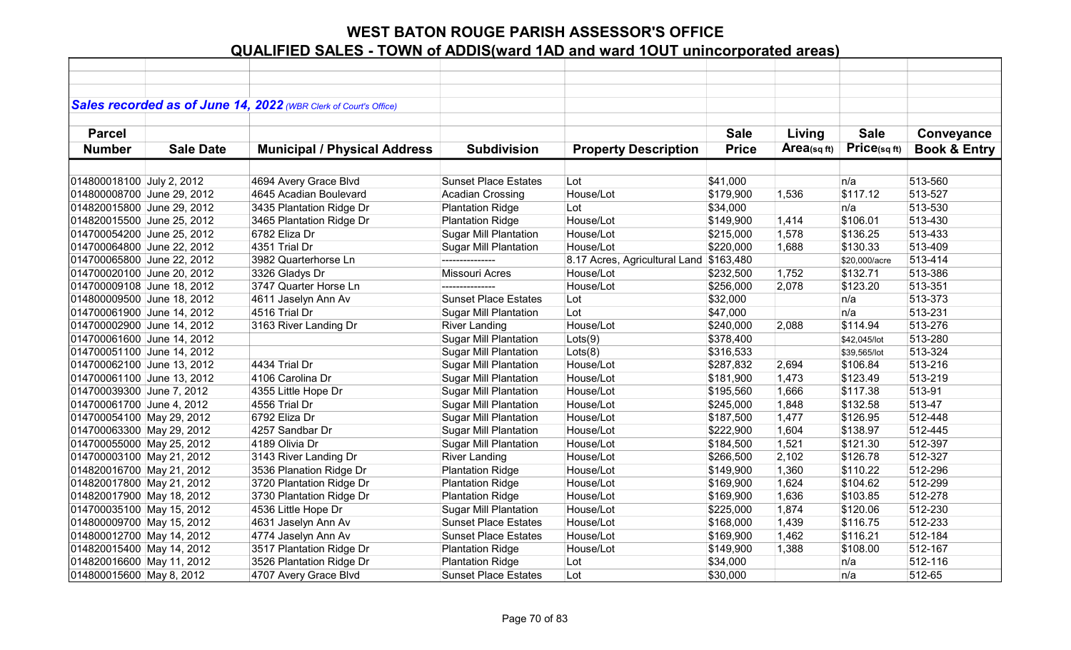# WEST BATON ROUGE PARISH ASSESSOR'S OFFICE

## QUALIFIED SALES - TOWN of ADDIS(ward 1AD and ward 1OUT unincorporated areas)

***Sales recorded as of June 14, 2022*** *(WBR Clerk of Court's Office)*

| Parcel Number | Sale Date | Municipal / Physical Address | Subdivision | Property Description | Sale Price | Living Area(sq ft) | Sale Price(sq ft) | Conveyance Book & Entry |
|---|---|---|---|---|---|---|---|---|
| 014800018100 | July 2, 2012 | 4694 Avery Grace Blvd | Sunset Place Estates | Lot | $41,000 | | n/a | 513-560 |
| 014800008700 | June 29, 2012 | 4645 Acadian Boulevard | Acadian Crossing | House/Lot | $179,900 | 1,536 | $117.12 | 513-527 |
| 014820015800 | June 29, 2012 | 3435 Plantation Ridge Dr | Plantation Ridge | Lot | $34,000 | | n/a | 513-530 |
| 014820015500 | June 25, 2012 | 3465 Plantation Ridge Dr | Plantation Ridge | House/Lot | $149,900 | 1,414 | $106.01 | 513-430 |
| 014700054200 | June 25, 2012 | 6782 Eliza Dr | Sugar Mill Plantation | House/Lot | $215,000 | 1,578 | $136.25 | 513-433 |
| 014700064800 | June 22, 2012 | 4351 Trial Dr | Sugar Mill Plantation | House/Lot | $220,000 | 1,688 | $130.33 | 513-409 |
| 014700065800 | June 22, 2012 | 3982 Quarterhorse Ln | --------------- | 8.17 Acres, Agricultural Land | $163,480 | | $20,000/acre | 513-414 |
| 014700020100 | June 20, 2012 | 3326 Gladys Dr | Missouri Acres | House/Lot | $232,500 | 1,752 | $132.71 | 513-386 |
| 014700009108 | June 18, 2012 | 3747 Quarter Horse Ln | --------------- | House/Lot | $256,000 | 2,078 | $123.20 | 513-351 |
| 014800009500 | June 18, 2012 | 4611 Jaselyn Ann Av | Sunset Place Estates | Lot | $32,000 | | n/a | 513-373 |
| 014700061900 | June 14, 2012 | 4516 Trial Dr | Sugar Mill Plantation | Lot | $47,000 | | n/a | 513-231 |
| 014700002900 | June 14, 2012 | 3163 River Landing Dr | River Landing | House/Lot | $240,000 | 2,088 | $114.94 | 513-276 |
| 014700061600 | June 14, 2012 | | Sugar Mill Plantation | Lots(9) | $378,400 | | $42,045/lot | 513-280 |
| 014700051100 | June 14, 2012 | | Sugar Mill Plantation | Lots(8) | $316,533 | | $39,565/lot | 513-324 |
| 014700062100 | June 13, 2012 | 4434 Trial Dr | Sugar Mill Plantation | House/Lot | $287,832 | 2,694 | $106.84 | 513-216 |
| 014700061100 | June 13, 2012 | 4106 Carolina Dr | Sugar Mill Plantation | House/Lot | $181,900 | 1,473 | $123.49 | 513-219 |
| 014700039300 | June 7, 2012 | 4355 Little Hope Dr | Sugar Mill Plantation | House/Lot | $195,560 | 1,666 | $117.38 | 513-91 |
| 014700061700 | June 4, 2012 | 4556 Trial Dr | Sugar Mill Plantation | House/Lot | $245,000 | 1,848 | $132.58 | 513-47 |
| 014700054100 | May 29, 2012 | 6792 Eliza Dr | Sugar Mill Plantation | House/Lot | $187,500 | 1,477 | $126.95 | 512-448 |
| 014700063300 | May 29, 2012 | 4257 Sandbar Dr | Sugar Mill Plantation | House/Lot | $222,900 | 1,604 | $138.97 | 512-445 |
| 014700055000 | May 25, 2012 | 4189 Olivia Dr | Sugar Mill Plantation | House/Lot | $184,500 | 1,521 | $121.30 | 512-397 |
| 014700003100 | May 21, 2012 | 3143 River Landing Dr | River Landing | House/Lot | $266,500 | 2,102 | $126.78 | 512-327 |
| 014820016700 | May 21, 2012 | 3536 Planation Ridge Dr | Plantation Ridge | House/Lot | $149,900 | 1,360 | $110.22 | 512-296 |
| 014820017800 | May 21, 2012 | 3720 Plantation Ridge Dr | Plantation Ridge | House/Lot | $169,900 | 1,624 | $104.62 | 512-299 |
| 014820017900 | May 18, 2012 | 3730 Plantation Ridge Dr | Plantation Ridge | House/Lot | $169,900 | 1,636 | $103.85 | 512-278 |
| 014700035100 | May 15, 2012 | 4536 Little Hope Dr | Sugar Mill Plantation | House/Lot | $225,000 | 1,874 | $120.06 | 512-230 |
| 014800009700 | May 15, 2012 | 4631 Jaselyn Ann Av | Sunset Place Estates | House/Lot | $168,000 | 1,439 | $116.75 | 512-233 |
| 014800012700 | May 14, 2012 | 4774 Jaselyn Ann Av | Sunset Place Estates | House/Lot | $169,900 | 1,462 | $116.21 | 512-184 |
| 014820015400 | May 14, 2012 | 3517 Plantation Ridge Dr | Plantation Ridge | House/Lot | $149,900 | 1,388 | $108.00 | 512-167 |
| 014820016600 | May 11, 2012 | 3526 Plantation Ridge Dr | Plantation Ridge | Lot | $34,000 | | n/a | 512-116 |
| 014800015600 | May 8, 2012 | 4707 Avery Grace Blvd | Sunset Place Estates | Lot | $30,000 | | n/a | 512-65 |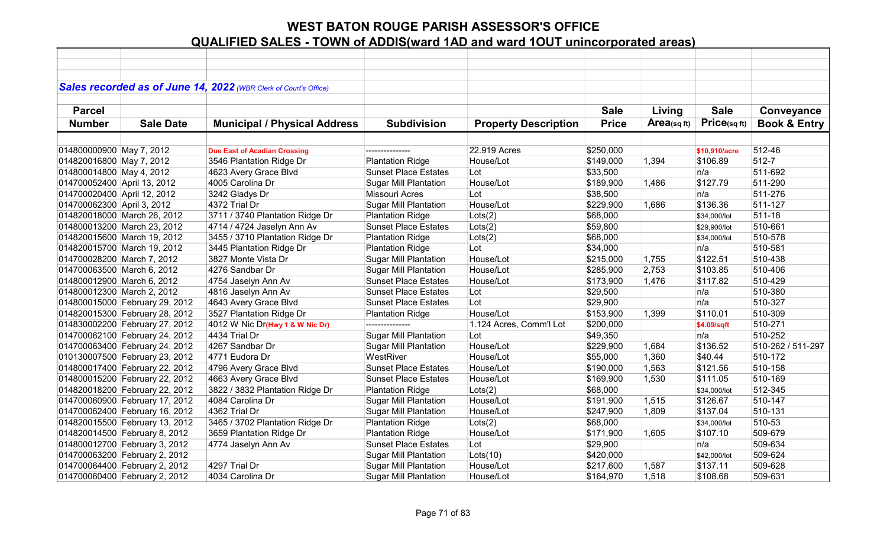# WEST BATON ROUGE PARISH ASSESSOR'S OFFICE

## QUALIFIED SALES - TOWN of ADDIS(ward 1AD and ward 1OUT unincorporated areas)

***Sales recorded as of June 14, 2022** (WBR Clerk of Court's Office)*

| Parcel Number | Sale Date | Municipal / Physical Address | Subdivision | Property Description | Sale Price | Living Area(sq ft) | Sale Price(sq ft) | Conveyance Book & Entry |
|---|---|---|---|---|---|---|---|---|
| 014800000900 | May 7, 2012 | Due East of Acadian Crossing | --------------- | 22.919 Acres | $250,000 | | $10,910/acre | 512-46 |
| 014820016800 | May 7, 2012 | 3546 Plantation Ridge Dr | Plantation Ridge | House/Lot | $149,000 | 1,394 | $106.89 | 512-7 |
| 014800014800 | May 4, 2012 | 4623 Avery Grace Blvd | Sunset Place Estates | Lot | $33,500 | | n/a | 511-692 |
| 014700052400 | April 13, 2012 | 4005 Carolina Dr | Sugar Mill Plantation | House/Lot | $189,900 | 1,486 | $127.79 | 511-290 |
| 014700020400 | April 12, 2012 | 3242 Gladys Dr | Missouri Acres | Lot | $38,500 | | n/a | 511-276 |
| 014700062300 | April 3, 2012 | 4372 Trial Dr | Sugar Mill Plantation | House/Lot | $229,900 | 1,686 | $136.36 | 511-127 |
| 014820018000 | March 26, 2012 | 3711 / 3740 Plantation Ridge Dr | Plantation Ridge | Lots(2) | $68,000 | | $34,000/lot | 511-18 |
| 014800013200 | March 23, 2012 | 4714 / 4724 Jaselyn Ann Av | Sunset Place Estates | Lots(2) | $59,800 | | $29,900/lot | 510-661 |
| 014820015600 | March 19, 2012 | 3455 / 3710 Plantation Ridge Dr | Plantation Ridge | Lots(2) | $68,000 | | $34,000/lot | 510-578 |
| 014820015700 | March 19, 2012 | 3445 Plantation Ridge Dr | Plantation Ridge | Lot | $34,000 | | n/a | 510-581 |
| 014700028200 | March 7, 2012 | 3827 Monte Vista Dr | Sugar Mill Plantation | House/Lot | $215,000 | 1,755 | $122.51 | 510-438 |
| 014700063500 | March 6, 2012 | 4276 Sandbar Dr | Sugar Mill Plantation | House/Lot | $285,900 | 2,753 | $103.85 | 510-406 |
| 014800012900 | March 6, 2012 | 4754 Jaselyn Ann Av | Sunset Place Estates | House/Lot | $173,900 | 1,476 | $117.82 | 510-429 |
| 014800012300 | March 2, 2012 | 4816 Jaselyn Ann Av | Sunset Place Estates | Lot | $29,500 | | n/a | 510-380 |
| 014800015000 | February 29, 2012 | 4643 Avery Grace Blvd | Sunset Place Estates | Lot | $29,900 | | n/a | 510-327 |
| 014820015300 | February 28, 2012 | 3527 Plantation Ridge Dr | Plantation Ridge | House/Lot | $153,900 | 1,399 | $110.01 | 510-309 |
| 014830002200 | February 27, 2012 | 4012 W Nic Dr(Hwy 1 & W Nic Dr) | --------------- | 1.124 Acres, Comm'l Lot | $200,000 | | $4.09/sqft | 510-271 |
| 014700062100 | February 24, 2012 | 4434 Trial Dr | Sugar Mill Plantation | Lot | $49,350 | | n/a | 510-252 |
| 014700063400 | February 24, 2012 | 4267 Sandbar Dr | Sugar Mill Plantation | House/Lot | $229,900 | 1,684 | $136.52 | 510-262 / 511-297 |
| 010130007500 | February 23, 2012 | 4771 Eudora Dr | WestRiver | House/Lot | $55,000 | 1,360 | $40.44 | 510-172 |
| 014800017400 | February 22, 2012 | 4796 Avery Grace Blvd | Sunset Place Estates | House/Lot | $190,000 | 1,563 | $121.56 | 510-158 |
| 014800015200 | February 22, 2012 | 4663 Avery Grace Blvd | Sunset Place Estates | House/Lot | $169,900 | 1,530 | $111.05 | 510-169 |
| 014820018200 | February 22, 2012 | 3822 / 3832 Plantation Ridge Dr | Plantation Ridge | Lots(2) | $68,000 | | $34,000/lot | 512-345 |
| 014700060900 | February 17, 2012 | 4084 Carolina Dr | Sugar Mill Plantation | House/Lot | $191,900 | 1,515 | $126.67 | 510-147 |
| 014700062400 | February 16, 2012 | 4362 Trial Dr | Sugar Mill Plantation | House/Lot | $247,900 | 1,809 | $137.04 | 510-131 |
| 014820015500 | February 13, 2012 | 3465 / 3702 Plantation Ridge Dr | Plantation Ridge | Lots(2) | $68,000 | | $34,000/lot | 510-53 |
| 014820014500 | February 8, 2012 | 3659 Plantation Ridge Dr | Plantation Ridge | House/Lot | $171,900 | 1,605 | $107.10 | 509-679 |
| 014800012700 | February 3, 2012 | 4774 Jaselyn Ann Av | Sunset Place Estates | Lot | $29,900 | | n/a | 509-634 |
| 014700063200 | February 2, 2012 | | Sugar Mill Plantation | Lots(10) | $420,000 | | $42,000/lot | 509-624 |
| 014700064400 | February 2, 2012 | 4297 Trial Dr | Sugar Mill Plantation | House/Lot | $217,600 | 1,587 | $137.11 | 509-628 |
| 014700060400 | February 2, 2012 | 4034 Carolina Dr | Sugar Mill Plantation | House/Lot | $164,970 | 1,518 | $108.68 | 509-631 |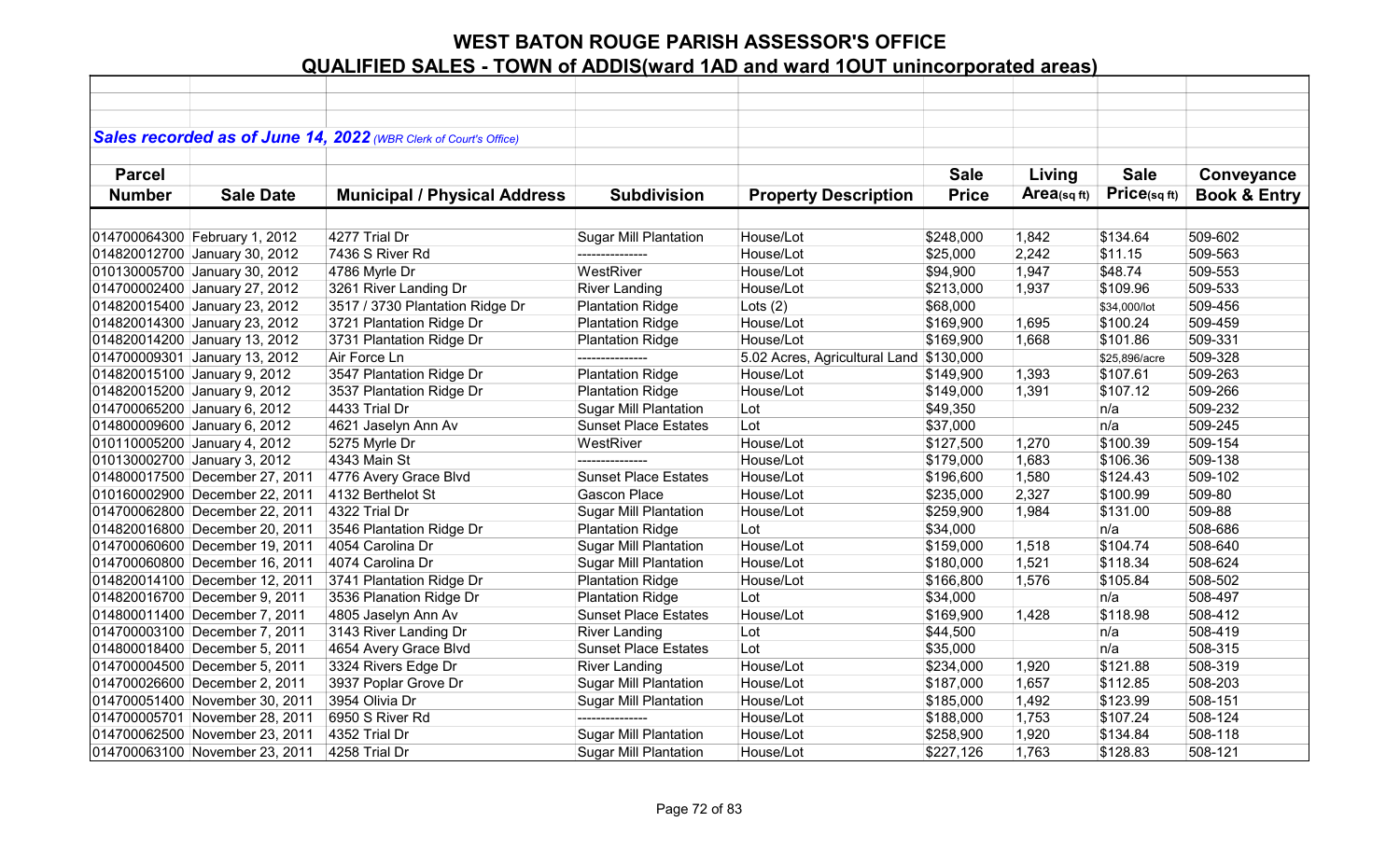# WEST BATON ROUGE PARISH ASSESSOR'S OFFICE
## QUALIFIED SALES - TOWN of ADDIS(ward 1AD and ward 1OUT unincorporated areas)

*Sales recorded as of June 14, 2022 (WBR Clerk of Court's Office)*

| Parcel Number | Sale Date | Municipal / Physical Address | Subdivision | Property Description | Sale Price | Living Area(sq ft) | Sale Price(sq ft) | Conveyance Book & Entry |
|---|---|---|---|---|---|---|---|---|
| 014700064300 | February 1, 2012 | 4277 Trial Dr | Sugar Mill Plantation | House/Lot | $248,000 | 1,842 | $134.64 | 509-602 |
| 014820012700 | January 30, 2012 | 7436 S River Rd | --------------- | House/Lot | $25,000 | 2,242 | $11.15 | 509-563 |
| 010130005700 | January 30, 2012 | 4786 Myrle Dr | WestRiver | House/Lot | $94,900 | 1,947 | $48.74 | 509-553 |
| 014700002400 | January 27, 2012 | 3261 River Landing Dr | River Landing | House/Lot | $213,000 | 1,937 | $109.96 | 509-533 |
| 014820015400 | January 23, 2012 | 3517 / 3730 Plantation Ridge Dr | Plantation Ridge | Lots (2) | $68,000 | | $34,000/lot | 509-456 |
| 014820014300 | January 23, 2012 | 3721 Plantation Ridge Dr | Plantation Ridge | House/Lot | $169,900 | 1,695 | $100.24 | 509-459 |
| 014820014200 | January 13, 2012 | 3731 Plantation Ridge Dr | Plantation Ridge | House/Lot | $169,900 | 1,668 | $101.86 | 509-331 |
| 014700009301 | January 13, 2012 | Air Force Ln | --------------- | 5.02 Acres, Agricultural Land | $130,000 | | $25,896/acre | 509-328 |
| 014820015100 | January 9, 2012 | 3547 Plantation Ridge Dr | Plantation Ridge | House/Lot | $149,900 | 1,393 | $107.61 | 509-263 |
| 014820015200 | January 9, 2012 | 3537 Plantation Ridge Dr | Plantation Ridge | House/Lot | $149,000 | 1,391 | $107.12 | 509-266 |
| 014700065200 | January 6, 2012 | 4433 Trial Dr | Sugar Mill Plantation | Lot | $49,350 | | n/a | 509-232 |
| 014800009600 | January 6, 2012 | 4621 Jaselyn Ann Av | Sunset Place Estates | Lot | $37,000 | | n/a | 509-245 |
| 010110005200 | January 4, 2012 | 5275 Myrle Dr | WestRiver | House/Lot | $127,500 | 1,270 | $100.39 | 509-154 |
| 010130002700 | January 3, 2012 | 4343 Main St | --------------- | House/Lot | $179,000 | 1,683 | $106.36 | 509-138 |
| 014800017500 | December 27, 2011 | 4776 Avery Grace Blvd | Sunset Place Estates | House/Lot | $196,600 | 1,580 | $124.43 | 509-102 |
| 010160002900 | December 22, 2011 | 4132 Berthelot St | Gascon Place | House/Lot | $235,000 | 2,327 | $100.99 | 509-80 |
| 014700062800 | December 22, 2011 | 4322 Trial Dr | Sugar Mill Plantation | House/Lot | $259,900 | 1,984 | $131.00 | 509-88 |
| 014820016800 | December 20, 2011 | 3546 Plantation Ridge Dr | Plantation Ridge | Lot | $34,000 | | n/a | 508-686 |
| 014700060600 | December 19, 2011 | 4054 Carolina Dr | Sugar Mill Plantation | House/Lot | $159,000 | 1,518 | $104.74 | 508-640 |
| 014700060800 | December 16, 2011 | 4074 Carolina Dr | Sugar Mill Plantation | House/Lot | $180,000 | 1,521 | $118.34 | 508-624 |
| 014820014100 | December 12, 2011 | 3741 Plantation Ridge Dr | Plantation Ridge | House/Lot | $166,800 | 1,576 | $105.84 | 508-502 |
| 014820016700 | December 9, 2011 | 3536 Planation Ridge Dr | Plantation Ridge | Lot | $34,000 | | n/a | 508-497 |
| 014800011400 | December 7, 2011 | 4805 Jaselyn Ann Av | Sunset Place Estates | House/Lot | $169,900 | 1,428 | $118.98 | 508-412 |
| 014700003100 | December 7, 2011 | 3143 River Landing Dr | River Landing | Lot | $44,500 | | n/a | 508-419 |
| 014800018400 | December 5, 2011 | 4654 Avery Grace Blvd | Sunset Place Estates | Lot | $35,000 | | n/a | 508-315 |
| 014700004500 | December 5, 2011 | 3324 Rivers Edge Dr | River Landing | House/Lot | $234,000 | 1,920 | $121.88 | 508-319 |
| 014700026600 | December 2, 2011 | 3937 Poplar Grove Dr | Sugar Mill Plantation | House/Lot | $187,000 | 1,657 | $112.85 | 508-203 |
| 014700051400 | November 30, 2011 | 3954 Olivia Dr | Sugar Mill Plantation | House/Lot | $185,000 | 1,492 | $123.99 | 508-151 |
| 014700005701 | November 28, 2011 | 6950 S River Rd | --------------- | House/Lot | $188,000 | 1,753 | $107.24 | 508-124 |
| 014700062500 | November 23, 2011 | 4352 Trial Dr | Sugar Mill Plantation | House/Lot | $258,900 | 1,920 | $134.84 | 508-118 |
| 014700063100 | November 23, 2011 | 4258 Trial Dr | Sugar Mill Plantation | House/Lot | $227,126 | 1,763 | $128.83 | 508-121 |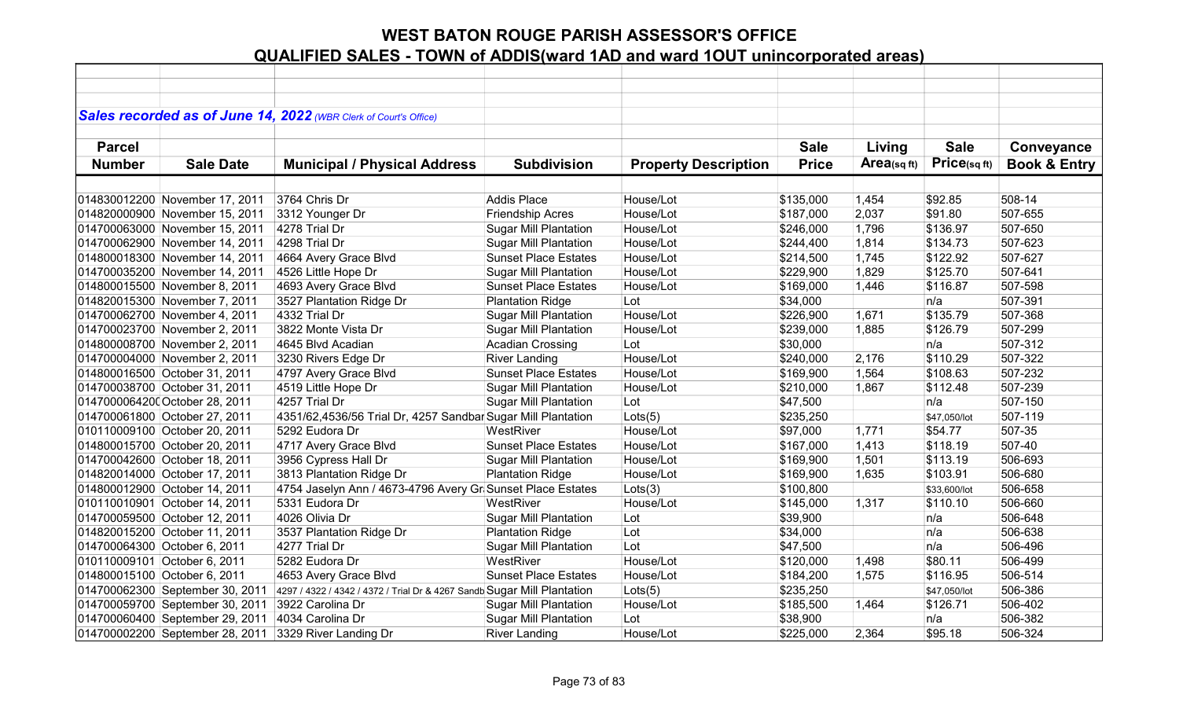# WEST BATON ROUGE PARISH ASSESSOR'S OFFICE

## QUALIFIED SALES - TOWN of ADDIS(ward 1AD and ward 1OUT unincorporated areas)

*Sales recorded as of June 14, 2022 (WBR Clerk of Court's Office)*

| Parcel Number | Sale Date | Municipal / Physical Address | Subdivision | Property Description | Sale Price | Living Area(sq ft) | Sale Price(sq ft) | Conveyance Book & Entry |
|---|---|---|---|---|---|---|---|---|
| 014830012200 | November 17, 2011 | 3764 Chris Dr | Addis Place | House/Lot | $135,000 | 1,454 | $92.85 | 508-14 |
| 014820000900 | November 15, 2011 | 3312 Younger Dr | Friendship Acres | House/Lot | $187,000 | 2,037 | $91.80 | 507-655 |
| 014700063000 | November 15, 2011 | 4278 Trial Dr | Sugar Mill Plantation | House/Lot | $246,000 | 1,796 | $136.97 | 507-650 |
| 014700062900 | November 14, 2011 | 4298 Trial Dr | Sugar Mill Plantation | House/Lot | $244,400 | 1,814 | $134.73 | 507-623 |
| 014800018300 | November 14, 2011 | 4664 Avery Grace Blvd | Sunset Place Estates | House/Lot | $214,500 | 1,745 | $122.92 | 507-627 |
| 014700035200 | November 14, 2011 | 4526 Little Hope Dr | Sugar Mill Plantation | House/Lot | $229,900 | 1,829 | $125.70 | 507-641 |
| 014800015500 | November 8, 2011 | 4693 Avery Grace Blvd | Sunset Place Estates | House/Lot | $169,000 | 1,446 | $116.87 | 507-598 |
| 014820015300 | November 7, 2011 | 3527 Plantation Ridge Dr | Plantation Ridge | Lot | $34,000 | | n/a | 507-391 |
| 014700062700 | November 4, 2011 | 4332 Trial Dr | Sugar Mill Plantation | House/Lot | $226,900 | 1,671 | $135.79 | 507-368 |
| 014700023700 | November 2, 2011 | 3822 Monte Vista Dr | Sugar Mill Plantation | House/Lot | $239,000 | 1,885 | $126.79 | 507-299 |
| 014800008700 | November 2, 2011 | 4645 Blvd Acadian | Acadian Crossing | Lot | $30,000 | | n/a | 507-312 |
| 014700004000 | November 2, 2011 | 3230 Rivers Edge Dr | River Landing | House/Lot | $240,000 | 2,176 | $110.29 | 507-322 |
| 014800016500 | October 31, 2011 | 4797 Avery Grace Blvd | Sunset Place Estates | House/Lot | $169,900 | 1,564 | $108.63 | 507-232 |
| 014700038700 | October 31, 2011 | 4519 Little Hope Dr | Sugar Mill Plantation | House/Lot | $210,000 | 1,867 | $112.48 | 507-239 |
| 014700006420( | October 28, 2011 | 4257 Trial Dr | Sugar Mill Plantation | Lot | $47,500 | | n/a | 507-150 |
| 014700061800 | October 27, 2011 | 4351/62,4536/56 Trial Dr, 4257 Sandbar | Sugar Mill Plantation | Lots(5) | $235,250 | | $47,050/lot | 507-119 |
| 010110009100 | October 20, 2011 | 5292 Eudora Dr | WestRiver | House/Lot | $97,000 | 1,771 | $54.77 | 507-35 |
| 014800015700 | October 20, 2011 | 4717 Avery Grace Blvd | Sunset Place Estates | House/Lot | $167,000 | 1,413 | $118.19 | 507-40 |
| 014700042600 | October 18, 2011 | 3956 Cypress Hall Dr | Sugar Mill Plantation | House/Lot | $169,900 | 1,501 | $113.19 | 506-693 |
| 014820014000 | October 17, 2011 | 3813 Plantation Ridge Dr | Plantation Ridge | House/Lot | $169,900 | 1,635 | $103.91 | 506-680 |
| 014800012900 | October 14, 2011 | 4754 Jaselyn Ann / 4673-4796 Avery Gr | Sunset Place Estates | Lots(3) | $100,800 | | $33,600/lot | 506-658 |
| 010110010901 | October 14, 2011 | 5331 Eudora Dr | WestRiver | House/Lot | $145,000 | 1,317 | $110.10 | 506-660 |
| 014700059500 | October 12, 2011 | 4026 Olivia Dr | Sugar Mill Plantation | Lot | $39,900 | | n/a | 506-648 |
| 014820015200 | October 11, 2011 | 3537 Plantation Ridge Dr | Plantation Ridge | Lot | $34,000 | | n/a | 506-638 |
| 014700064300 | October 6, 2011 | 4277 Trial Dr | Sugar Mill Plantation | Lot | $47,500 | | n/a | 506-496 |
| 010110009101 | October 6, 2011 | 5282 Eudora Dr | WestRiver | House/Lot | $120,000 | 1,498 | $80.11 | 506-499 |
| 014800015100 | October 6, 2011 | 4653 Avery Grace Blvd | Sunset Place Estates | House/Lot | $184,200 | 1,575 | $116.95 | 506-514 |
| 014700062300 | September 30, 2011 | 4297 / 4322 / 4342 / 4372 / Trial Dr & 4267 Sandb | Sugar Mill Plantation | Lots(5) | $235,250 | | $47,050/lot | 506-386 |
| 014700059700 | September 30, 2011 | 3922 Carolina Dr | Sugar Mill Plantation | House/Lot | $185,500 | 1,464 | $126.71 | 506-402 |
| 014700060400 | September 29, 2011 | 4034 Carolina Dr | Sugar Mill Plantation | Lot | $38,900 | | n/a | 506-382 |
| 014700002200 | September 28, 2011 | 3329 River Landing Dr | River Landing | House/Lot | $225,000 | 2,364 | $95.18 | 506-324 |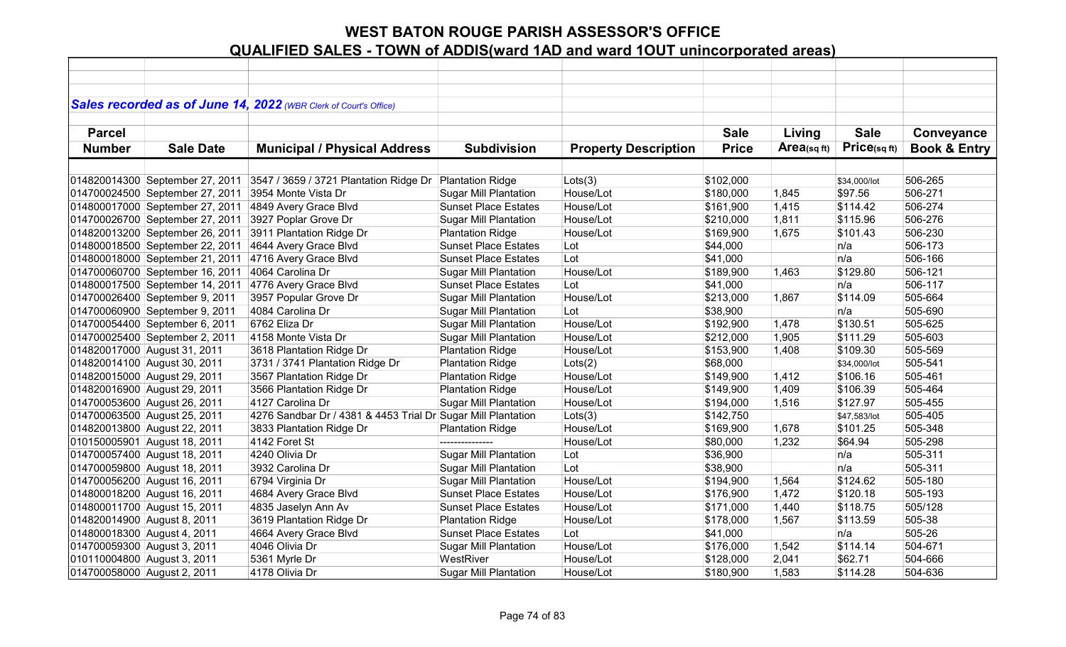# WEST BATON ROUGE PARISH ASSESSOR'S OFFICE

## QUALIFIED SALES - TOWN of ADDIS(ward 1AD and ward 1OUT unincorporated areas)

***Sales recorded as of June 14, 2022*** *(WBR Clerk of Court's Office)*

| Parcel Number | Sale Date | Municipal / Physical Address | Subdivision | Property Description | Sale Price | Living Area(sq ft) | Sale Price(sq ft) | Conveyance Book & Entry |
|---|---|---|---|---|---|---|---|---|
| 014820014300 | September 27, 2011 | 3547 / 3659 / 3721 Plantation Ridge Dr | Plantation Ridge | Lots(3) | $102,000 | | $34,000/lot | 506-265 |
| 014700024500 | September 27, 2011 | 3954 Monte Vista Dr | Sugar Mill Plantation | House/Lot | $180,000 | 1,845 | $97.56 | 506-271 |
| 014800017000 | September 27, 2011 | 4849 Avery Grace Blvd | Sunset Place Estates | House/Lot | $161,900 | 1,415 | $114.42 | 506-274 |
| 014700026700 | September 27, 2011 | 3927 Poplar Grove Dr | Sugar Mill Plantation | House/Lot | $210,000 | 1,811 | $115.96 | 506-276 |
| 014820013200 | September 26, 2011 | 3911 Plantation Ridge Dr | Plantation Ridge | House/Lot | $169,900 | 1,675 | $101.43 | 506-230 |
| 014800018500 | September 22, 2011 | 4644 Avery Grace Blvd | Sunset Place Estates | Lot | $44,000 | | n/a | 506-173 |
| 014800018000 | September 21, 2011 | 4716 Avery Grace Blvd | Sunset Place Estates | Lot | $41,000 | | n/a | 506-166 |
| 014700060700 | September 16, 2011 | 4064 Carolina Dr | Sugar Mill Plantation | House/Lot | $189,900 | 1,463 | $129.80 | 506-121 |
| 014800017500 | September 14, 2011 | 4776 Avery Grace Blvd | Sunset Place Estates | Lot | $41,000 | | n/a | 506-117 |
| 014700026400 | September 9, 2011 | 3957 Popular Grove Dr | Sugar Mill Plantation | House/Lot | $213,000 | 1,867 | $114.09 | 505-664 |
| 014700060900 | September 9, 2011 | 4084 Carolina Dr | Sugar Mill Plantation | Lot | $38,900 | | n/a | 505-690 |
| 014700054400 | September 6, 2011 | 6762 Eliza Dr | Sugar Mill Plantation | House/Lot | $192,900 | 1,478 | $130.51 | 505-625 |
| 014700025400 | September 2, 2011 | 4158 Monte Vista Dr | Sugar Mill Plantation | House/Lot | $212,000 | 1,905 | $111.29 | 505-603 |
| 014820017000 | August 31, 2011 | 3618 Plantation Ridge Dr | Plantation Ridge | House/Lot | $153,900 | 1,408 | $109.30 | 505-569 |
| 014820014100 | August 30, 2011 | 3731 / 3741 Plantation Ridge Dr | Plantation Ridge | Lots(2) | $68,000 | | $34,000/lot | 505-541 |
| 014820015000 | August 29, 2011 | 3567 Plantation Ridge Dr | Plantation Ridge | House/Lot | $149,900 | 1,412 | $106.16 | 505-461 |
| 014820016900 | August 29, 2011 | 3566 Plantation Ridge Dr | Plantation Ridge | House/Lot | $149,900 | 1,409 | $106.39 | 505-464 |
| 014700053600 | August 26, 2011 | 4127 Carolina Dr | Sugar Mill Plantation | House/Lot | $194,000 | 1,516 | $127.97 | 505-455 |
| 014700063500 | August 25, 2011 | 4276 Sandbar Dr / 4381 & 4453 Trial Dr | Sugar Mill Plantation | Lots(3) | $142,750 | | $47,583/lot | 505-405 |
| 014820013800 | August 22, 2011 | 3833 Plantation Ridge Dr | Plantation Ridge | House/Lot | $169,900 | 1,678 | $101.25 | 505-348 |
| 010150005901 | August 18, 2011 | 4142 Foret St | --------------- | House/Lot | $80,000 | 1,232 | $64.94 | 505-298 |
| 014700057400 | August 18, 2011 | 4240 Olivia Dr | Sugar Mill Plantation | Lot | $36,900 | | n/a | 505-311 |
| 014700059800 | August 18, 2011 | 3932 Carolina Dr | Sugar Mill Plantation | Lot | $38,900 | | n/a | 505-311 |
| 014700056200 | August 16, 2011 | 6794 Virginia Dr | Sugar Mill Plantation | House/Lot | $194,900 | 1,564 | $124.62 | 505-180 |
| 014800018200 | August 16, 2011 | 4684 Avery Grace Blvd | Sunset Place Estates | House/Lot | $176,900 | 1,472 | $120.18 | 505-193 |
| 014800011700 | August 15, 2011 | 4835 Jaselyn Ann Av | Sunset Place Estates | House/Lot | $171,000 | 1,440 | $118.75 | 505/128 |
| 014820014900 | August 8, 2011 | 3619 Plantation Ridge Dr | Plantation Ridge | House/Lot | $178,000 | 1,567 | $113.59 | 505-38 |
| 014800018300 | August 4, 2011 | 4664 Avery Grace Blvd | Sunset Place Estates | Lot | $41,000 | | n/a | 505-26 |
| 014700059300 | August 3, 2011 | 4046 Olivia Dr | Sugar Mill Plantation | House/Lot | $176,000 | 1,542 | $114.14 | 504-671 |
| 010110004800 | August 3, 2011 | 5361 Myrle Dr | WestRiver | House/Lot | $128,000 | 2,041 | $62.71 | 504-666 |
| 014700058000 | August 2, 2011 | 4178 Olivia Dr | Sugar Mill Plantation | House/Lot | $180,900 | 1,583 | $114.28 | 504-636 |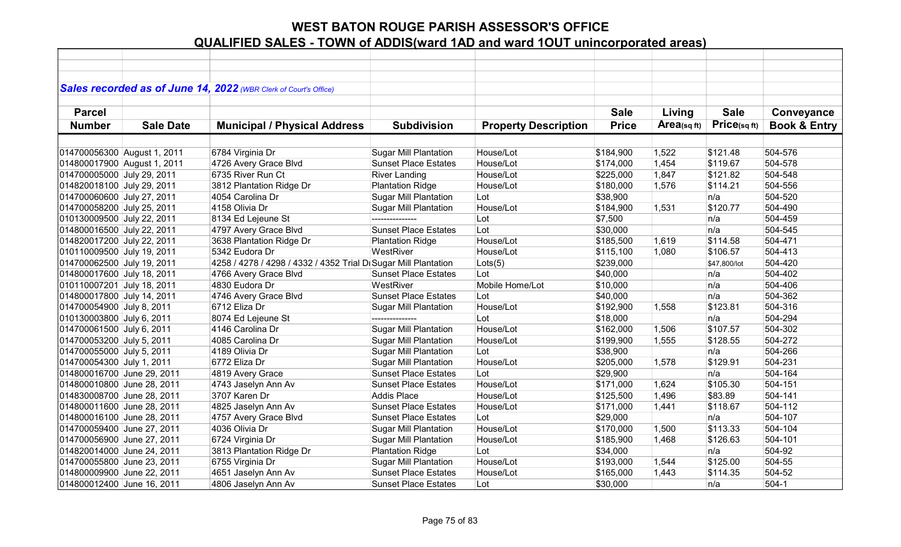# WEST BATON ROUGE PARISH ASSESSOR'S OFFICE

## QUALIFIED SALES - TOWN of ADDIS(ward 1AD and ward 1OUT unincorporated areas)

***Sales recorded as of June 14, 2022*** *(WBR Clerk of Court's Office)*

| Parcel Number | Sale Date | Municipal / Physical Address | Subdivision | Property Description | Sale Price | Living Area(sq ft) | Sale Price(sq ft) | Conveyance Book & Entry |
|---|---|---|---|---|---|---|---|---|
| 014700056300 | August 1, 2011 | 6784 Virginia Dr | Sugar Mill Plantation | House/Lot | $184,900 | 1,522 | $121.48 | 504-576 |
| 014800017900 | August 1, 2011 | 4726 Avery Grace Blvd | Sunset Place Estates | House/Lot | $174,000 | 1,454 | $119.67 | 504-578 |
| 014700005000 | July 29, 2011 | 6735 River Run Ct | River Landing | House/Lot | $225,000 | 1,847 | $121.82 | 504-548 |
| 014820018100 | July 29, 2011 | 3812 Plantation Ridge Dr | Plantation Ridge | House/Lot | $180,000 | 1,576 | $114.21 | 504-556 |
| 014700060600 | July 27, 2011 | 4054 Carolina Dr | Sugar Mill Plantation | Lot | $38,900 | | n/a | 504-520 |
| 014700058200 | July 25, 2011 | 4158 Olivia Dr | Sugar Mill Plantation | House/Lot | $184,900 | 1,531 | $120.77 | 504-490 |
| 010130009500 | July 22, 2011 | 8134 Ed Lejeune St | --------------- | Lot | $7,500 | | n/a | 504-459 |
| 014800016500 | July 22, 2011 | 4797 Avery Grace Blvd | Sunset Place Estates | Lot | $30,000 | | n/a | 504-545 |
| 014820017200 | July 22, 2011 | 3638 Plantation Ridge Dr | Plantation Ridge | House/Lot | $185,500 | 1,619 | $114.58 | 504-471 |
| 010110009500 | July 19, 2011 | 5342 Eudora Dr | WestRiver | House/Lot | $115,100 | 1,080 | $106.57 | 504-413 |
| 014700062500 | July 19, 2011 | 4258 / 4278 / 4298 / 4332 / 4352 Trial Dr | Sugar Mill Plantation | Lots(5) | $239,000 | | $47,800/lot | 504-420 |
| 014800017600 | July 18, 2011 | 4766 Avery Grace Blvd | Sunset Place Estates | Lot | $40,000 | | n/a | 504-402 |
| 010110007201 | July 18, 2011 | 4830 Eudora Dr | WestRiver | Mobile Home/Lot | $10,000 | | n/a | 504-406 |
| 014800017800 | July 14, 2011 | 4746 Avery Grace Blvd | Sunset Place Estates | Lot | $40,000 | | n/a | 504-362 |
| 014700054900 | July 8, 2011 | 6712 Eliza Dr | Sugar Mill Plantation | House/Lot | $192,900 | 1,558 | $123.81 | 504-316 |
| 010130003800 | July 6, 2011 | 8074 Ed Lejeune St | --------------- | Lot | $18,000 | | n/a | 504-294 |
| 014700061500 | July 6, 2011 | 4146 Carolina Dr | Sugar Mill Plantation | House/Lot | $162,000 | 1,506 | $107.57 | 504-302 |
| 014700053200 | July 5, 2011 | 4085 Carolina Dr | Sugar Mill Plantation | House/Lot | $199,900 | 1,555 | $128.55 | 504-272 |
| 014700055000 | July 5, 2011 | 4189 Olivia Dr | Sugar Mill Plantation | Lot | $38,900 | | n/a | 504-266 |
| 014700054300 | July 1, 2011 | 6772 Eliza Dr | Sugar Mill Plantation | House/Lot | $205,000 | 1,578 | $129.91 | 504-231 |
| 014800016700 | June 29, 2011 | 4819 Avery Grace | Sunset Place Estates | Lot | $29,900 | | n/a | 504-164 |
| 014800010800 | June 28, 2011 | 4743 Jaselyn Ann Av | Sunset Place Estates | House/Lot | $171,000 | 1,624 | $105.30 | 504-151 |
| 014830008700 | June 28, 2011 | 3707 Karen Dr | Addis Place | House/Lot | $125,500 | 1,496 | $83.89 | 504-141 |
| 014800011600 | June 28, 2011 | 4825 Jaselyn Ann Av | Sunset Place Estates | House/Lot | $171,000 | 1,441 | $118.67 | 504-112 |
| 014800016100 | June 28, 2011 | 4757 Avery Grace Blvd | Sunset Place Estates | Lot | $29,000 | | n/a | 504-107 |
| 014700059400 | June 27, 2011 | 4036 Olivia Dr | Sugar Mill Plantation | House/Lot | $170,000 | 1,500 | $113.33 | 504-104 |
| 014700056900 | June 27, 2011 | 6724 Virginia Dr | Sugar Mill Plantation | House/Lot | $185,900 | 1,468 | $126.63 | 504-101 |
| 014820014000 | June 24, 2011 | 3813 Plantation Ridge Dr | Plantation Ridge | Lot | $34,000 | | n/a | 504-92 |
| 014700055800 | June 23, 2011 | 6755 Virginia Dr | Sugar Mill Plantation | House/Lot | $193,000 | 1,544 | $125.00 | 504-55 |
| 014800009900 | June 22, 2011 | 4651 Jaselyn Ann Av | Sunset Place Estates | House/Lot | $165,000 | 1,443 | $114.35 | 504-52 |
| 014800012400 | June 16, 2011 | 4806 Jaselyn Ann Av | Sunset Place Estates | Lot | $30,000 | | n/a | 504-1 |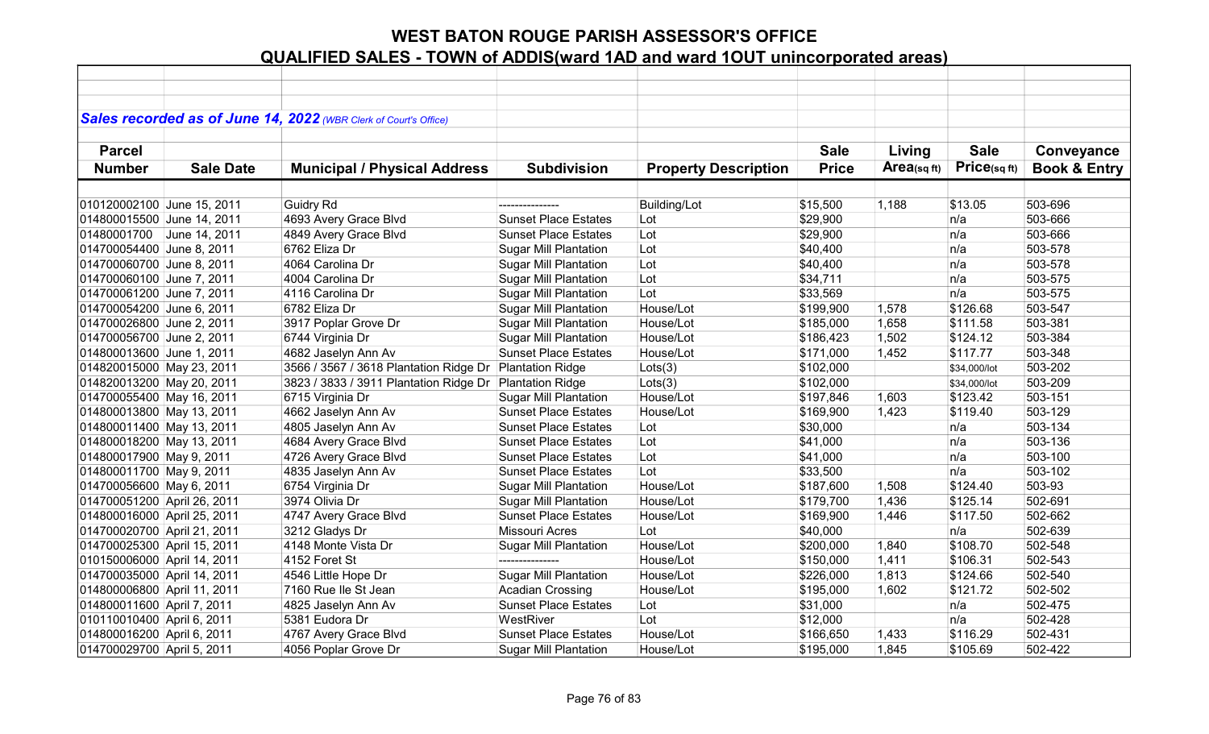# WEST BATON ROUGE PARISH ASSESSOR'S OFFICE

## QUALIFIED SALES - TOWN of ADDIS(ward 1AD and ward 1OUT unincorporated areas)

*Sales recorded as of June 14, 2022 (WBR Clerk of Court's Office)*

| Parcel Number | Sale Date | Municipal / Physical Address | Subdivision | Property Description | Sale Price | Living Area(sq ft) | Sale Price(sq ft) | Conveyance Book & Entry |
|---|---|---|---|---|---|---|---|---|
| 010120002100 | June 15, 2011 | Guidry Rd | --------------- | Building/Lot | $15,500 | 1,188 | $13.05 | 503-696 |
| 014800015500 | June 14, 2011 | 4693 Avery Grace Blvd | Sunset Place Estates | Lot | $29,900 | | n/a | 503-666 |
| 01480001700 | June 14, 2011 | 4849 Avery Grace Blvd | Sunset Place Estates | Lot | $29,900 | | n/a | 503-666 |
| 014700054400 | June 8, 2011 | 6762 Eliza Dr | Sugar Mill Plantation | Lot | $40,400 | | n/a | 503-578 |
| 014700060700 | June 8, 2011 | 4064 Carolina Dr | Sugar Mill Plantation | Lot | $40,400 | | n/a | 503-578 |
| 014700060100 | June 7, 2011 | 4004 Carolina Dr | Sugar Mill Plantation | Lot | $34,711 | | n/a | 503-575 |
| 014700061200 | June 7, 2011 | 4116 Carolina Dr | Sugar Mill Plantation | Lot | $33,569 | | n/a | 503-575 |
| 014700054200 | June 6, 2011 | 6782 Eliza Dr | Sugar Mill Plantation | House/Lot | $199,900 | 1,578 | $126.68 | 503-547 |
| 014700026800 | June 2, 2011 | 3917 Poplar Grove Dr | Sugar Mill Plantation | House/Lot | $185,000 | 1,658 | $111.58 | 503-381 |
| 014700056700 | June 2, 2011 | 6744 Virginia Dr | Sugar Mill Plantation | House/Lot | $186,423 | 1,502 | $124.12 | 503-384 |
| 014800013600 | June 1, 2011 | 4682 Jaselyn Ann Av | Sunset Place Estates | House/Lot | $171,000 | 1,452 | $117.77 | 503-348 |
| 014820015000 | May 23, 2011 | 3566 / 3567 / 3618 Plantation Ridge Dr | Plantation Ridge | Lots(3) | $102,000 | | $34,000/lot | 503-202 |
| 014820013200 | May 20, 2011 | 3823 / 3833 / 3911 Plantation Ridge Dr | Plantation Ridge | Lots(3) | $102,000 | | $34,000/lot | 503-209 |
| 014700055400 | May 16, 2011 | 6715 Virginia Dr | Sugar Mill Plantation | House/Lot | $197,846 | 1,603 | $123.42 | 503-151 |
| 014800013800 | May 13, 2011 | 4662 Jaselyn Ann Av | Sunset Place Estates | House/Lot | $169,900 | 1,423 | $119.40 | 503-129 |
| 014800011400 | May 13, 2011 | 4805 Jaselyn Ann Av | Sunset Place Estates | Lot | $30,000 | | n/a | 503-134 |
| 014800018200 | May 13, 2011 | 4684 Avery Grace Blvd | Sunset Place Estates | Lot | $41,000 | | n/a | 503-136 |
| 014800017900 | May 9, 2011 | 4726 Avery Grace Blvd | Sunset Place Estates | Lot | $41,000 | | n/a | 503-100 |
| 014800011700 | May 9, 2011 | 4835 Jaselyn Ann Av | Sunset Place Estates | Lot | $33,500 | | n/a | 503-102 |
| 014700056600 | May 6, 2011 | 6754 Virginia Dr | Sugar Mill Plantation | House/Lot | $187,600 | 1,508 | $124.40 | 503-93 |
| 014700051200 | April 26, 2011 | 3974 Olivia Dr | Sugar Mill Plantation | House/Lot | $179,700 | 1,436 | $125.14 | 502-691 |
| 014800016000 | April 25, 2011 | 4747 Avery Grace Blvd | Sunset Place Estates | House/Lot | $169,900 | 1,446 | $117.50 | 502-662 |
| 014700020700 | April 21, 2011 | 3212 Gladys Dr | Missouri Acres | Lot | $40,000 | | n/a | 502-639 |
| 014700025300 | April 15, 2011 | 4148 Monte Vista Dr | Sugar Mill Plantation | House/Lot | $200,000 | 1,840 | $108.70 | 502-548 |
| 010150006000 | April 14, 2011 | 4152 Foret St | --------------- | House/Lot | $150,000 | 1,411 | $106.31 | 502-543 |
| 014700035000 | April 14, 2011 | 4546 Little Hope Dr | Sugar Mill Plantation | House/Lot | $226,000 | 1,813 | $124.66 | 502-540 |
| 014800006800 | April 11, 2011 | 7160 Rue Ile St Jean | Acadian Crossing | House/Lot | $195,000 | 1,602 | $121.72 | 502-502 |
| 014800011600 | April 7, 2011 | 4825 Jaselyn Ann Av | Sunset Place Estates | Lot | $31,000 | | n/a | 502-475 |
| 010110010400 | April 6, 2011 | 5381 Eudora Dr | WestRiver | Lot | $12,000 | | n/a | 502-428 |
| 014800016200 | April 6, 2011 | 4767 Avery Grace Blvd | Sunset Place Estates | House/Lot | $166,650 | 1,433 | $116.29 | 502-431 |
| 014700029700 | April 5, 2011 | 4056 Poplar Grove Dr | Sugar Mill Plantation | House/Lot | $195,000 | 1,845 | $105.69 | 502-422 |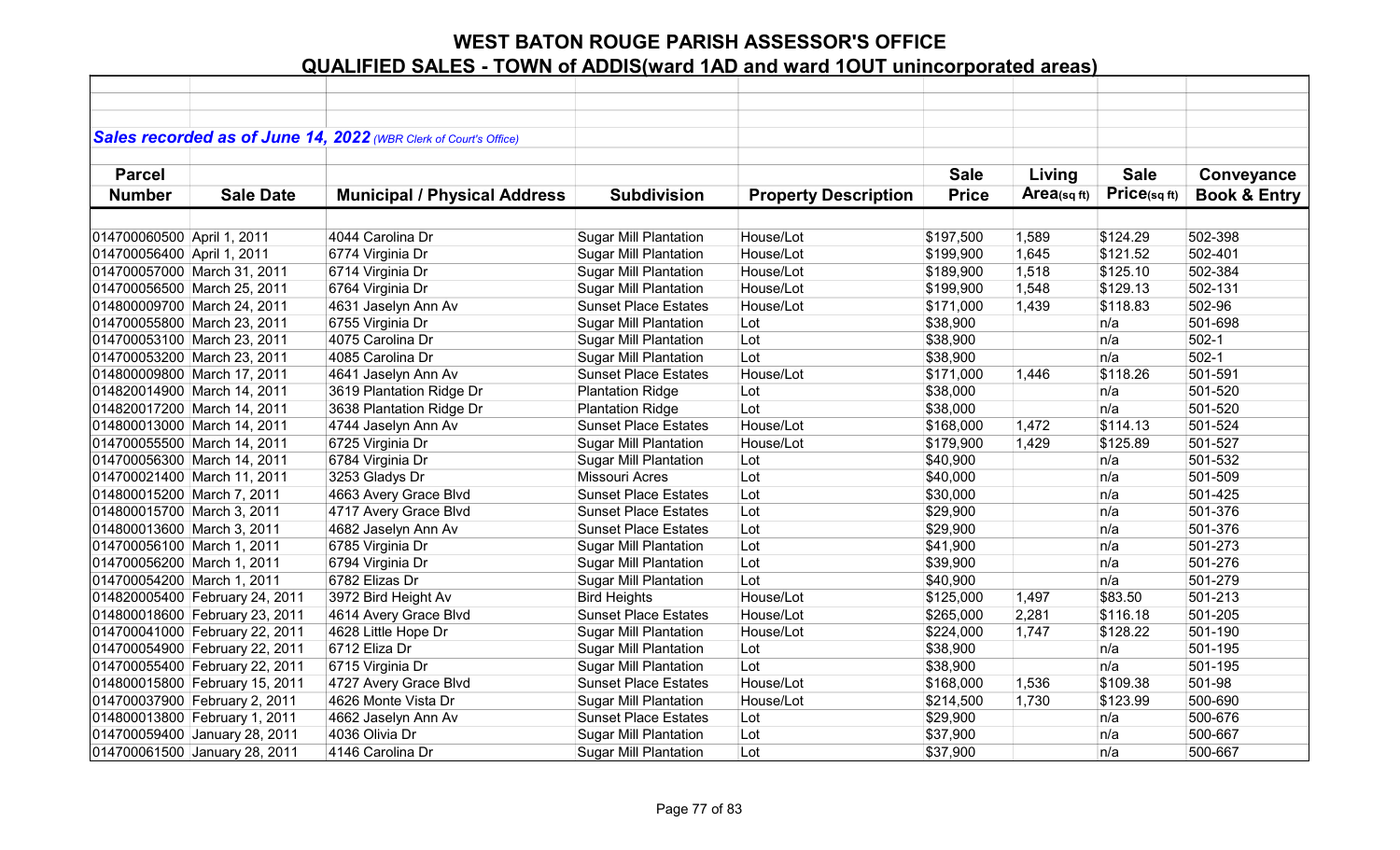# WEST BATON ROUGE PARISH ASSESSOR'S OFFICE
## QUALIFIED SALES - TOWN of ADDIS(ward 1AD and ward 1OUT unincorporated areas)

***Sales recorded as of June 14, 2022** (WBR Clerk of Court's Office)*

| Parcel Number | Sale Date | Municipal / Physical Address | Subdivision | Property Description | Sale Price | Living Area(sq ft) | Sale Price(sq ft) | Conveyance Book & Entry |
|---|---|---|---|---|---|---|---|---|
| 014700060500 | April 1, 2011 | 4044 Carolina Dr | Sugar Mill Plantation | House/Lot | $197,500 | 1,589 | $124.29 | 502-398 |
| 014700056400 | April 1, 2011 | 6774 Virginia Dr | Sugar Mill Plantation | House/Lot | $199,900 | 1,645 | $121.52 | 502-401 |
| 014700057000 | March 31, 2011 | 6714 Virginia Dr | Sugar Mill Plantation | House/Lot | $189,900 | 1,518 | $125.10 | 502-384 |
| 014700056500 | March 25, 2011 | 6764 Virginia Dr | Sugar Mill Plantation | House/Lot | $199,900 | 1,548 | $129.13 | 502-131 |
| 014800009700 | March 24, 2011 | 4631 Jaselyn Ann Av | Sunset Place Estates | House/Lot | $171,000 | 1,439 | $118.83 | 502-96 |
| 014700055800 | March 23, 2011 | 6755 Virginia Dr | Sugar Mill Plantation | Lot | $38,900 | | n/a | 501-698 |
| 014700053100 | March 23, 2011 | 4075 Carolina Dr | Sugar Mill Plantation | Lot | $38,900 | | n/a | 502-1 |
| 014700053200 | March 23, 2011 | 4085 Carolina Dr | Sugar Mill Plantation | Lot | $38,900 | | n/a | 502-1 |
| 014800009800 | March 17, 2011 | 4641 Jaselyn Ann Av | Sunset Place Estates | House/Lot | $171,000 | 1,446 | $118.26 | 501-591 |
| 014820014900 | March 14, 2011 | 3619 Plantation Ridge Dr | Plantation Ridge | Lot | $38,000 | | n/a | 501-520 |
| 014820017200 | March 14, 2011 | 3638 Plantation Ridge Dr | Plantation Ridge | Lot | $38,000 | | n/a | 501-520 |
| 014800013000 | March 14, 2011 | 4744 Jaselyn Ann Av | Sunset Place Estates | House/Lot | $168,000 | 1,472 | $114.13 | 501-524 |
| 014700055500 | March 14, 2011 | 6725 Virginia Dr | Sugar Mill Plantation | House/Lot | $179,900 | 1,429 | $125.89 | 501-527 |
| 014700056300 | March 14, 2011 | 6784 Virginia Dr | Sugar Mill Plantation | Lot | $40,900 | | n/a | 501-532 |
| 014700021400 | March 11, 2011 | 3253 Gladys Dr | Missouri Acres | Lot | $40,000 | | n/a | 501-509 |
| 014800015200 | March 7, 2011 | 4663 Avery Grace Blvd | Sunset Place Estates | Lot | $30,000 | | n/a | 501-425 |
| 014800015700 | March 3, 2011 | 4717 Avery Grace Blvd | Sunset Place Estates | Lot | $29,900 | | n/a | 501-376 |
| 014800013600 | March 3, 2011 | 4682 Jaselyn Ann Av | Sunset Place Estates | Lot | $29,900 | | n/a | 501-376 |
| 014700056100 | March 1, 2011 | 6785 Virginia Dr | Sugar Mill Plantation | Lot | $41,900 | | n/a | 501-273 |
| 014700056200 | March 1, 2011 | 6794 Virginia Dr | Sugar Mill Plantation | Lot | $39,900 | | n/a | 501-276 |
| 014700054200 | March 1, 2011 | 6782 Elizas Dr | Sugar Mill Plantation | Lot | $40,900 | | n/a | 501-279 |
| 014820005400 | February 24, 2011 | 3972 Bird Height Av | Bird Heights | House/Lot | $125,000 | 1,497 | $83.50 | 501-213 |
| 014800018600 | February 23, 2011 | 4614 Avery Grace Blvd | Sunset Place Estates | House/Lot | $265,000 | 2,281 | $116.18 | 501-205 |
| 014700041000 | February 22, 2011 | 4628 Little Hope Dr | Sugar Mill Plantation | House/Lot | $224,000 | 1,747 | $128.22 | 501-190 |
| 014700054900 | February 22, 2011 | 6712 Eliza Dr | Sugar Mill Plantation | Lot | $38,900 | | n/a | 501-195 |
| 014700055400 | February 22, 2011 | 6715 Virginia Dr | Sugar Mill Plantation | Lot | $38,900 | | n/a | 501-195 |
| 014800015800 | February 15, 2011 | 4727 Avery Grace Blvd | Sunset Place Estates | House/Lot | $168,000 | 1,536 | $109.38 | 501-98 |
| 014700037900 | February 2, 2011 | 4626 Monte Vista Dr | Sugar Mill Plantation | House/Lot | $214,500 | 1,730 | $123.99 | 500-690 |
| 014800013800 | February 1, 2011 | 4662 Jaselyn Ann Av | Sunset Place Estates | Lot | $29,900 | | n/a | 500-676 |
| 014700059400 | January 28, 2011 | 4036 Olivia Dr | Sugar Mill Plantation | Lot | $37,900 | | n/a | 500-667 |
| 014700061500 | January 28, 2011 | 4146 Carolina Dr | Sugar Mill Plantation | Lot | $37,900 | | n/a | 500-667 |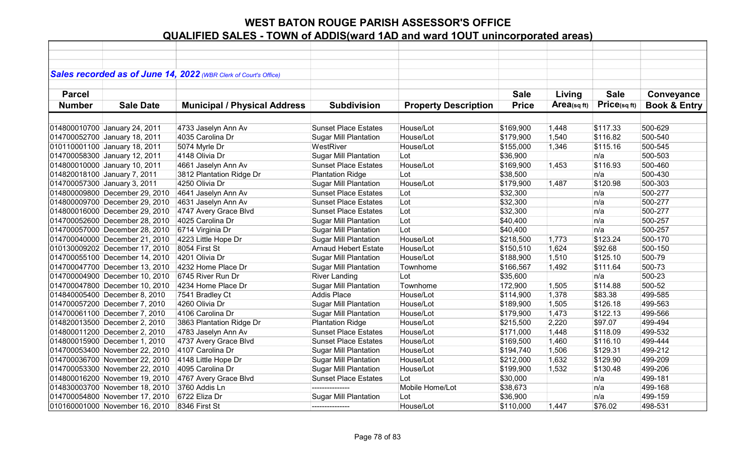# WEST BATON ROUGE PARISH ASSESSOR'S OFFICE

## QUALIFIED SALES - TOWN of ADDIS(ward 1AD and ward 1OUT unincorporated areas)

*Sales recorded as of June 14, 2022 (WBR Clerk of Court's Office)*

| Parcel Number | Sale Date | Municipal / Physical Address | Subdivision | Property Description | Sale Price | Living Area(sq ft) | Sale Price(sq ft) | Conveyance Book & Entry |
|---|---|---|---|---|---|---|---|---|
| 014800010700 | January 24, 2011 | 4733 Jaselyn Ann Av | Sunset Place Estates | House/Lot | $169,900 | 1,448 | $117.33 | 500-629 |
| 014700052700 | January 18, 2011 | 4035 Carolina Dr | Sugar Mill Plantation | House/Lot | $179,900 | 1,540 | $116.82 | 500-540 |
| 010110001100 | January 18, 2011 | 5074 Myrle Dr | WestRiver | House/Lot | $155,000 | 1,346 | $115.16 | 500-545 |
| 014700058300 | January 12, 2011 | 4148 Olivia Dr | Sugar Mill Plantation | Lot | $36,900 | | n/a | 500-503 |
| 014800010000 | January 10, 2011 | 4661 Jaselyn Ann Av | Sunset Place Estates | House/Lot | $169,900 | 1,453 | $116.93 | 500-460 |
| 014820018100 | January 7, 2011 | 3812 Plantation Ridge Dr | Plantation Ridge | Lot | $38,500 | | n/a | 500-430 |
| 014700057300 | January 3, 2011 | 4250 Olivia Dr | Sugar Mill Plantation | House/Lot | $179,900 | 1,487 | $120.98 | 500-303 |
| 014800009800 | December 29, 2010 | 4641 Jaselyn Ann Av | Sunset Place Estates | Lot | $32,300 | | n/a | 500-277 |
| 014800009700 | December 29, 2010 | 4631 Jaselyn Ann Av | Sunset Place Estates | Lot | $32,300 | | n/a | 500-277 |
| 014800016000 | December 29, 2010 | 4747 Avery Grace Blvd | Sunset Place Estates | Lot | $32,300 | | n/a | 500-277 |
| 014700052600 | December 28, 2010 | 4025 Carolina Dr | Sugar Mill Plantation | Lot | $40,400 | | n/a | 500-257 |
| 014700057000 | December 28, 2010 | 6714 Virginia Dr | Sugar Mill Plantation | Lot | $40,400 | | n/a | 500-257 |
| 014700040000 | December 21, 2010 | 4223 Little Hope Dr | Sugar Mill Plantation | House/Lot | $218,500 | 1,773 | $123.24 | 500-170 |
| 010130009202 | December 17, 2010 | 8054 First St | Arnaud Hebert Estate | House/Lot | $150,510 | 1,624 | $92.68 | 500-150 |
| 014700055100 | December 14, 2010 | 4201 Olivia Dr | Sugar Mill Plantation | House/Lot | $188,900 | 1,510 | $125.10 | 500-79 |
| 014700047700 | December 13, 2010 | 4232 Home Place Dr | Sugar Mill Plantation | Townhome | $166,567 | 1,492 | $111.64 | 500-73 |
| 014700004900 | December 10, 2010 | 6745 River Run Dr | River Landing | Lot | $35,600 | | n/a | 500-23 |
| 014700047800 | December 10, 2010 | 4234 Home Place Dr | Sugar Mill Plantation | Townhome | 172,900 | 1,505 | $114.88 | 500-52 |
| 014840005400 | December 8, 2010 | 7541 Bradley Ct | Addis Place | House/Lot | $114,900 | 1,378 | $83.38 | 499-585 |
| 014700057200 | December 7, 2010 | 4260 Olivia Dr | Sugar Mill Plantation | House/Lot | $189,900 | 1,505 | $126.18 | 499-563 |
| 014700061100 | December 7, 2010 | 4106 Carolina Dr | Sugar Mill Plantation | House/Lot | $179,900 | 1,473 | $122.13 | 499-566 |
| 014820013500 | December 2, 2010 | 3863 Plantation Ridge Dr | Plantation Ridge | House/Lot | $215,500 | 2,220 | $97.07 | 499-494 |
| 014800011200 | December 2, 2010 | 4783 Jaselyn Ann Av | Sunset Place Estates | House/Lot | $171,000 | 1,448 | $118.09 | 499-532 |
| 014800015900 | December 1, 2010 | 4737 Avery Grace Blvd | Sunset Place Estates | House/Lot | $169,500 | 1,460 | $116.10 | 499-444 |
| 014700053400 | November 22, 2010 | 4107 Carolina Dr | Sugar Mill Plantation | House/Lot | $194,740 | 1,506 | $129.31 | 499-212 |
| 014700036700 | November 22, 2010 | 4148 Little Hope Dr | Sugar Mill Plantation | House/Lot | $212,000 | 1,632 | $129.90 | 499-209 |
| 014700053300 | November 22, 2010 | 4095 Carolina Dr | Sugar Mill Plantation | House/Lot | $199,900 | 1,532 | $130.48 | 499-206 |
| 014800016200 | November 19, 2010 | 4767 Avery Grace Blvd | Sunset Place Estates | Lot | $30,000 | | n/a | 499-181 |
| 014830003700 | November 18, 2010 | 3760 Addis Ln | --------------- | Mobile Home/Lot | $38,673 | | n/a | 499-168 |
| 014700054800 | November 17, 2010 | 6722 Eliza Dr | Sugar Mill Plantation | Lot | $36,900 | | n/a | 499-159 |
| 010160001000 | November 16, 2010 | 8346 First St | --------------- | House/Lot | $110,000 | 1,447 | $76.02 | 498-531 |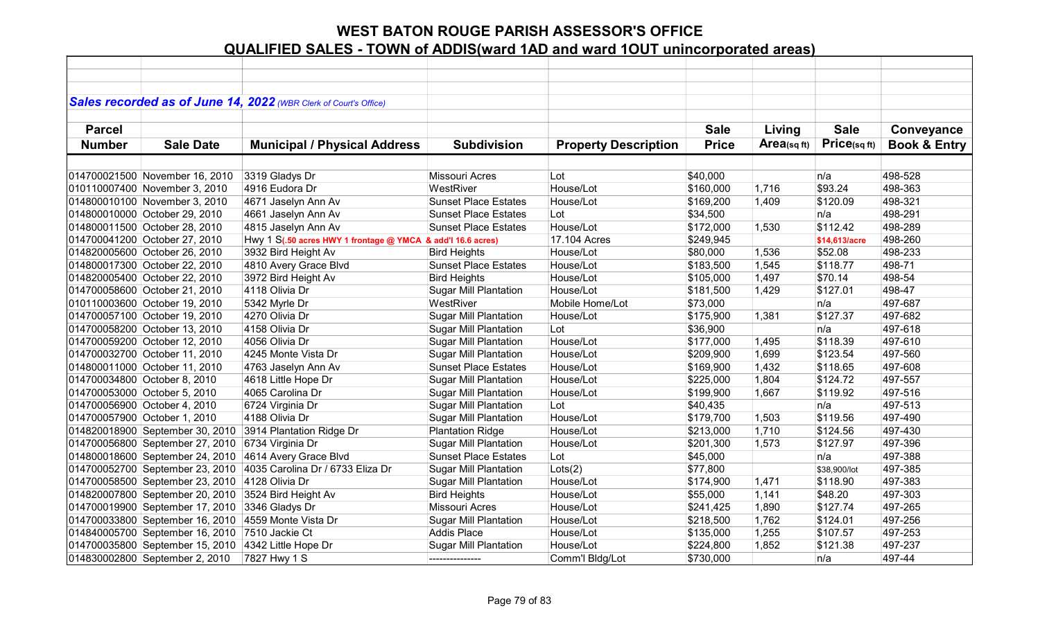# WEST BATON ROUGE PARISH ASSESSOR'S OFFICE
## QUALIFIED SALES - TOWN of ADDIS(ward 1AD and ward 1OUT unincorporated areas)

*Sales recorded as of June 14, 2022 (WBR Clerk of Court's Office)*

| Parcel Number | Sale Date | Municipal / Physical Address | Subdivision | Property Description | Sale Price | Living Area(sq ft) | Sale Price(sq ft) | Conveyance Book & Entry |
|---|---|---|---|---|---|---|---|---|
| 014700021500 | November 16, 2010 | 3319 Gladys Dr | Missouri Acres | Lot | $40,000 | | n/a | 498-528 |
| 010110007400 | November 3, 2010 | 4916 Eudora Dr | WestRiver | House/Lot | $160,000 | 1,716 | $93.24 | 498-363 |
| 014800010100 | November 3, 2010 | 4671 Jaselyn Ann Av | Sunset Place Estates | House/Lot | $169,200 | 1,409 | $120.09 | 498-321 |
| 014800010000 | October 29, 2010 | 4661 Jaselyn Ann Av | Sunset Place Estates | Lot | $34,500 | | n/a | 498-291 |
| 014800011500 | October 28, 2010 | 4815 Jaselyn Ann Av | Sunset Place Estates | House/Lot | $172,000 | 1,530 | $112.42 | 498-289 |
| 014700041200 | October 27, 2010 | Hwy 1 S(.50 acres HWY 1 frontage @ YMCA & add'l 16.6 acres) | 17.104 Acres | | $249,945 | | $14,613/acre | 498-260 |
| 014820005600 | October 26, 2010 | 3932 Bird Height Av | Bird Heights | House/Lot | $80,000 | 1,536 | $52.08 | 498-233 |
| 014800017300 | October 22, 2010 | 4810 Avery Grace Blvd | Sunset Place Estates | House/Lot | $183,500 | 1,545 | $118.77 | 498-71 |
| 014820005400 | October 22, 2010 | 3972 Bird Height Av | Bird Heights | House/Lot | $105,000 | 1,497 | $70.14 | 498-54 |
| 014700058600 | October 21, 2010 | 4118 Olivia Dr | Sugar Mill Plantation | House/Lot | $181,500 | 1,429 | $127.01 | 498-47 |
| 010110003600 | October 19, 2010 | 5342 Myrle Dr | WestRiver | Mobile Home/Lot | $73,000 | | n/a | 497-687 |
| 014700057100 | October 19, 2010 | 4270 Olivia Dr | Sugar Mill Plantation | House/Lot | $175,900 | 1,381 | $127.37 | 497-682 |
| 014700058200 | October 13, 2010 | 4158 Olivia Dr | Sugar Mill Plantation | Lot | $36,900 | | n/a | 497-618 |
| 014700059200 | October 12, 2010 | 4056 Olivia Dr | Sugar Mill Plantation | House/Lot | $177,000 | 1,495 | $118.39 | 497-610 |
| 014700032700 | October 11, 2010 | 4245 Monte Vista Dr | Sugar Mill Plantation | House/Lot | $209,900 | 1,699 | $123.54 | 497-560 |
| 014800011000 | October 11, 2010 | 4763 Jaselyn Ann Av | Sunset Place Estates | House/Lot | $169,900 | 1,432 | $118.65 | 497-608 |
| 014700034800 | October 8, 2010 | 4618 Little Hope Dr | Sugar Mill Plantation | House/Lot | $225,000 | 1,804 | $124.72 | 497-557 |
| 014700053000 | October 5, 2010 | 4065 Carolina Dr | Sugar Mill Plantation | House/Lot | $199,900 | 1,667 | $119.92 | 497-516 |
| 014700056900 | October 4, 2010 | 6724 Virginia Dr | Sugar Mill Plantation | Lot | $40,435 | | n/a | 497-513 |
| 014700057900 | October 1, 2010 | 4188 Olivia Dr | Sugar Mill Plantation | House/Lot | $179,700 | 1,503 | $119.56 | 497-490 |
| 014820018900 | September 30, 2010 | 3914 Plantation Ridge Dr | Plantation Ridge | House/Lot | $213,000 | 1,710 | $124.56 | 497-430 |
| 014700056800 | September 27, 2010 | 6734 Virginia Dr | Sugar Mill Plantation | House/Lot | $201,300 | 1,573 | $127.97 | 497-396 |
| 014800018600 | September 24, 2010 | 4614 Avery Grace Blvd | Sunset Place Estates | Lot | $45,000 | | n/a | 497-388 |
| 014700052700 | September 23, 2010 | 4035 Carolina Dr / 6733 Eliza Dr | Sugar Mill Plantation | Lots(2) | $77,800 | | $38,900/lot | 497-385 |
| 014700058500 | September 23, 2010 | 4128 Olivia Dr | Sugar Mill Plantation | House/Lot | $174,900 | 1,471 | $118.90 | 497-383 |
| 014820007800 | September 20, 2010 | 3524 Bird Height Av | Bird Heights | House/Lot | $55,000 | 1,141 | $48.20 | 497-303 |
| 014700019900 | September 17, 2010 | 3346 Gladys Dr | Missouri Acres | House/Lot | $241,425 | 1,890 | $127.74 | 497-265 |
| 014700033800 | September 16, 2010 | 4559 Monte Vista Dr | Sugar Mill Plantation | House/Lot | $218,500 | 1,762 | $124.01 | 497-256 |
| 014840005700 | September 16, 2010 | 7510 Jackie Ct | Addis Place | House/Lot | $135,000 | 1,255 | $107.57 | 497-253 |
| 014700035800 | September 15, 2010 | 4342 Little Hope Dr | Sugar Mill Plantation | House/Lot | $224,800 | 1,852 | $121.38 | 497-237 |
| 014830002800 | September 2, 2010 | 7827 Hwy 1 S | --------------- | Comm'l Bldg/Lot | $730,000 | | n/a | 497-44 |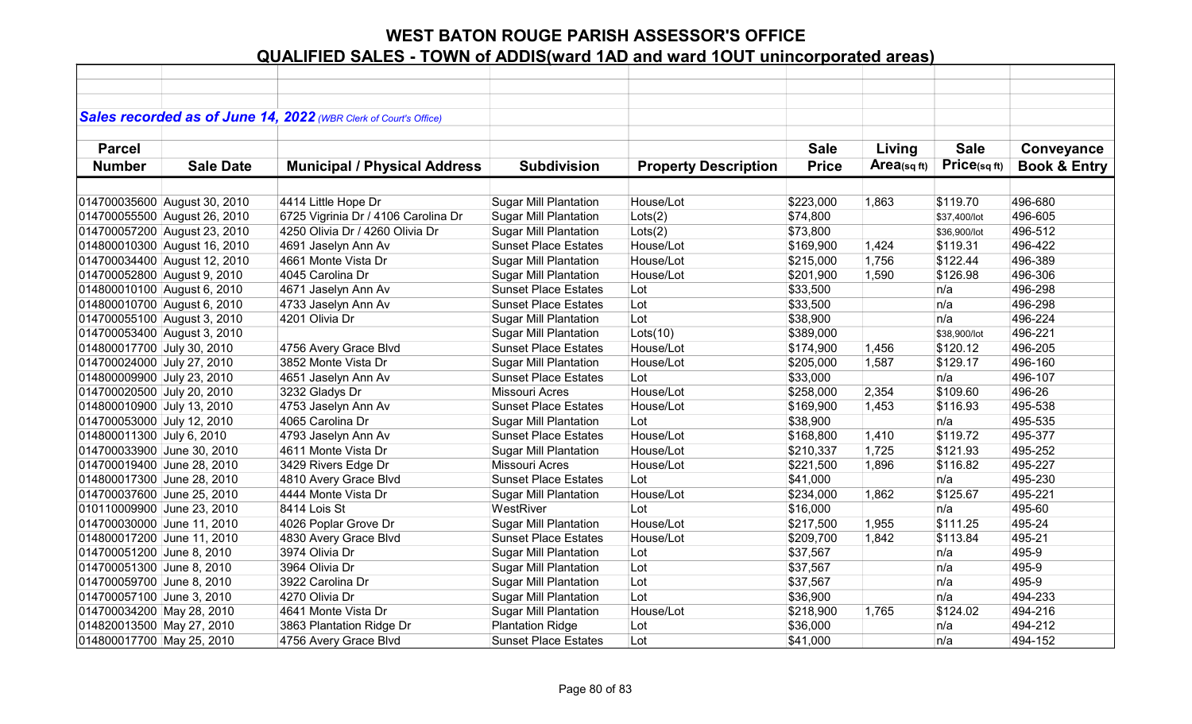# WEST BATON ROUGE PARISH ASSESSOR'S OFFICE

## QUALIFIED SALES - TOWN of ADDIS(ward 1AD and ward 1OUT unincorporated areas)

*Sales recorded as of June 14, 2022 (WBR Clerk of Court's Office)*

| Parcel Number | Sale Date | Municipal / Physical Address | Subdivision | Property Description | Sale Price | Living Area(sq ft) | Sale Price(sq ft) | Conveyance Book & Entry |
|---|---|---|---|---|---|---|---|---|
| 014700035600 | August 30, 2010 | 4414 Little Hope Dr | Sugar Mill Plantation | House/Lot | $223,000 | 1,863 | $119.70 | 496-680 |
| 014700055500 | August 26, 2010 | 6725 Vigrinia Dr / 4106 Carolina Dr | Sugar Mill Plantation | Lots(2) | $74,800 | | $37,400/lot | 496-605 |
| 014700057200 | August 23, 2010 | 4250 Olivia Dr / 4260 Olivia Dr | Sugar Mill Plantation | Lots(2) | $73,800 | | $36,900/lot | 496-512 |
| 014800010300 | August 16, 2010 | 4691 Jaselyn Ann Av | Sunset Place Estates | House/Lot | $169,900 | 1,424 | $119.31 | 496-422 |
| 014700034400 | August 12, 2010 | 4661 Monte Vista Dr | Sugar Mill Plantation | House/Lot | $215,000 | 1,756 | $122.44 | 496-389 |
| 014700052800 | August 9, 2010 | 4045 Carolina Dr | Sugar Mill Plantation | House/Lot | $201,900 | 1,590 | $126.98 | 496-306 |
| 014800010100 | August 6, 2010 | 4671 Jaselyn Ann Av | Sunset Place Estates | Lot | $33,500 | | n/a | 496-298 |
| 014800010700 | August 6, 2010 | 4733 Jaselyn Ann Av | Sunset Place Estates | Lot | $33,500 | | n/a | 496-298 |
| 014700055100 | August 3, 2010 | 4201 Olivia Dr | Sugar Mill Plantation | Lot | $38,900 | | n/a | 496-224 |
| 014700053400 | August 3, 2010 | | Sugar Mill Plantation | Lots(10) | $389,000 | | $38,900/lot | 496-221 |
| 014800017700 | July 30, 2010 | 4756 Avery Grace Blvd | Sunset Place Estates | House/Lot | $174,900 | 1,456 | $120.12 | 496-205 |
| 014700024000 | July 27, 2010 | 3852 Monte Vista Dr | Sugar Mill Plantation | House/Lot | $205,000 | 1,587 | $129.17 | 496-160 |
| 014800009900 | July 23, 2010 | 4651 Jaselyn Ann Av | Sunset Place Estates | Lot | $33,000 | | n/a | 496-107 |
| 014700020500 | July 20, 2010 | 3232 Gladys Dr | Missouri Acres | House/Lot | $258,000 | 2,354 | $109.60 | 496-26 |
| 014800010900 | July 13, 2010 | 4753 Jaselyn Ann Av | Sunset Place Estates | House/Lot | $169,900 | 1,453 | $116.93 | 495-538 |
| 014700053000 | July 12, 2010 | 4065 Carolina Dr | Sugar Mill Plantation | Lot | $38,900 | | n/a | 495-535 |
| 014800011300 | July 6, 2010 | 4793 Jaselyn Ann Av | Sunset Place Estates | House/Lot | $168,800 | 1,410 | $119.72 | 495-377 |
| 014700033900 | June 30, 2010 | 4611 Monte Vista Dr | Sugar Mill Plantation | House/Lot | $210,337 | 1,725 | $121.93 | 495-252 |
| 014700019400 | June 28, 2010 | 3429 Rivers Edge Dr | Missouri Acres | House/Lot | $221,500 | 1,896 | $116.82 | 495-227 |
| 014800017300 | June 28, 2010 | 4810 Avery Grace Blvd | Sunset Place Estates | Lot | $41,000 | | n/a | 495-230 |
| 014700037600 | June 25, 2010 | 4444 Monte Vista Dr | Sugar Mill Plantation | House/Lot | $234,000 | 1,862 | $125.67 | 495-221 |
| 010110009900 | June 23, 2010 | 8414 Lois St | WestRiver | Lot | $16,000 | | n/a | 495-60 |
| 014700030000 | June 11, 2010 | 4026 Poplar Grove Dr | Sugar Mill Plantation | House/Lot | $217,500 | 1,955 | $111.25 | 495-24 |
| 014800017200 | June 11, 2010 | 4830 Avery Grace Blvd | Sunset Place Estates | House/Lot | $209,700 | 1,842 | $113.84 | 495-21 |
| 014700051200 | June 8, 2010 | 3974 Olivia Dr | Sugar Mill Plantation | Lot | $37,567 | | n/a | 495-9 |
| 014700051300 | June 8, 2010 | 3964 Olivia Dr | Sugar Mill Plantation | Lot | $37,567 | | n/a | 495-9 |
| 014700059700 | June 8, 2010 | 3922 Carolina Dr | Sugar Mill Plantation | Lot | $37,567 | | n/a | 495-9 |
| 014700057100 | June 3, 2010 | 4270 Olivia Dr | Sugar Mill Plantation | Lot | $36,900 | | n/a | 494-233 |
| 014700034200 | May 28, 2010 | 4641 Monte Vista Dr | Sugar Mill Plantation | House/Lot | $218,900 | 1,765 | $124.02 | 494-216 |
| 014820013500 | May 27, 2010 | 3863 Plantation Ridge Dr | Plantation Ridge | Lot | $36,000 | | n/a | 494-212 |
| 014800017700 | May 25, 2010 | 4756 Avery Grace Blvd | Sunset Place Estates | Lot | $41,000 | | n/a | 494-152 |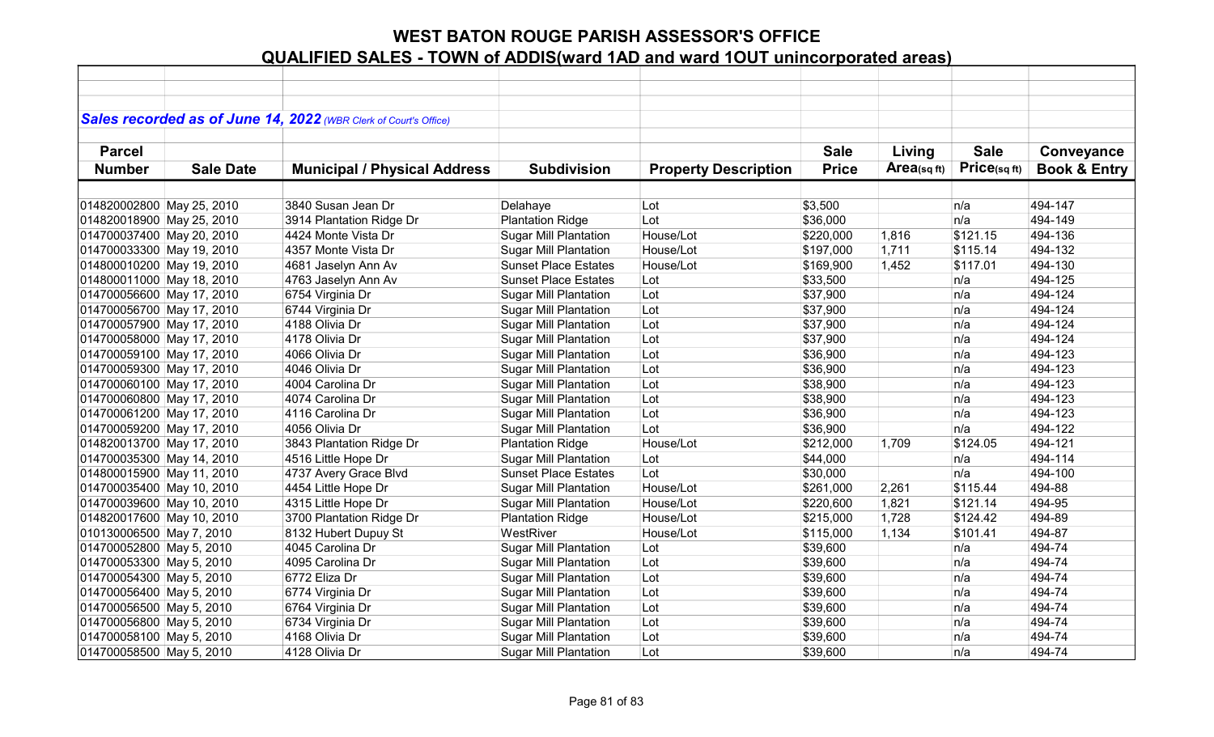# WEST BATON ROUGE PARISH ASSESSOR'S OFFICE

## QUALIFIED SALES - TOWN of ADDIS(ward 1AD and ward 1OUT unincorporated areas)

*Sales recorded as of June 14, 2022 (WBR Clerk of Court's Office)*

| Parcel Number | Sale Date | Municipal / Physical Address | Subdivision | Property Description | Sale Price | Living Area(sq ft) | Sale Price(sq ft) | Conveyance Book & Entry |
|---|---|---|---|---|---|---|---|---|
| 014820002800 | May 25, 2010 | 3840 Susan Jean Dr | Delahaye | Lot | $3,500 | | n/a | 494-147 |
| 014820018900 | May 25, 2010 | 3914 Plantation Ridge Dr | Plantation Ridge | Lot | $36,000 | | n/a | 494-149 |
| 014700037400 | May 20, 2010 | 4424 Monte Vista Dr | Sugar Mill Plantation | House/Lot | $220,000 | 1,816 | $121.15 | 494-136 |
| 014700033300 | May 19, 2010 | 4357 Monte Vista Dr | Sugar Mill Plantation | House/Lot | $197,000 | 1,711 | $115.14 | 494-132 |
| 014800010200 | May 19, 2010 | 4681 Jaselyn Ann Av | Sunset Place Estates | House/Lot | $169,900 | 1,452 | $117.01 | 494-130 |
| 014800011000 | May 18, 2010 | 4763 Jaselyn Ann Av | Sunset Place Estates | Lot | $33,500 | | n/a | 494-125 |
| 014700056600 | May 17, 2010 | 6754 Virginia Dr | Sugar Mill Plantation | Lot | $37,900 | | n/a | 494-124 |
| 014700056700 | May 17, 2010 | 6744 Virginia Dr | Sugar Mill Plantation | Lot | $37,900 | | n/a | 494-124 |
| 014700057900 | May 17, 2010 | 4188 Olivia Dr | Sugar Mill Plantation | Lot | $37,900 | | n/a | 494-124 |
| 014700058000 | May 17, 2010 | 4178 Olivia Dr | Sugar Mill Plantation | Lot | $37,900 | | n/a | 494-124 |
| 014700059100 | May 17, 2010 | 4066 Olivia Dr | Sugar Mill Plantation | Lot | $36,900 | | n/a | 494-123 |
| 014700059300 | May 17, 2010 | 4046 Olivia Dr | Sugar Mill Plantation | Lot | $36,900 | | n/a | 494-123 |
| 014700060100 | May 17, 2010 | 4004 Carolina Dr | Sugar Mill Plantation | Lot | $38,900 | | n/a | 494-123 |
| 014700060800 | May 17, 2010 | 4074 Carolina Dr | Sugar Mill Plantation | Lot | $38,900 | | n/a | 494-123 |
| 014700061200 | May 17, 2010 | 4116 Carolina Dr | Sugar Mill Plantation | Lot | $36,900 | | n/a | 494-123 |
| 014700059200 | May 17, 2010 | 4056 Olivia Dr | Sugar Mill Plantation | Lot | $36,900 | | n/a | 494-122 |
| 014820013700 | May 17, 2010 | 3843 Plantation Ridge Dr | Plantation Ridge | House/Lot | $212,000 | 1,709 | $124.05 | 494-121 |
| 014700035300 | May 14, 2010 | 4516 Little Hope Dr | Sugar Mill Plantation | Lot | $44,000 | | n/a | 494-114 |
| 014800015900 | May 11, 2010 | 4737 Avery Grace Blvd | Sunset Place Estates | Lot | $30,000 | | n/a | 494-100 |
| 014700035400 | May 10, 2010 | 4454 Little Hope Dr | Sugar Mill Plantation | House/Lot | $261,000 | 2,261 | $115.44 | 494-88 |
| 014700039600 | May 10, 2010 | 4315 Little Hope Dr | Sugar Mill Plantation | House/Lot | $220,600 | 1,821 | $121.14 | 494-95 |
| 014820017600 | May 10, 2010 | 3700 Plantation Ridge Dr | Plantation Ridge | House/Lot | $215,000 | 1,728 | $124.42 | 494-89 |
| 010130006500 | May 7, 2010 | 8132 Hubert Dupuy St | WestRiver | House/Lot | $115,000 | 1,134 | $101.41 | 494-87 |
| 014700052800 | May 5, 2010 | 4045 Carolina Dr | Sugar Mill Plantation | Lot | $39,600 | | n/a | 494-74 |
| 014700053300 | May 5, 2010 | 4095 Carolina Dr | Sugar Mill Plantation | Lot | $39,600 | | n/a | 494-74 |
| 014700054300 | May 5, 2010 | 6772 Eliza Dr | Sugar Mill Plantation | Lot | $39,600 | | n/a | 494-74 |
| 014700056400 | May 5, 2010 | 6774 Virginia Dr | Sugar Mill Plantation | Lot | $39,600 | | n/a | 494-74 |
| 014700056500 | May 5, 2010 | 6764 Virginia Dr | Sugar Mill Plantation | Lot | $39,600 | | n/a | 494-74 |
| 014700056800 | May 5, 2010 | 6734 Virginia Dr | Sugar Mill Plantation | Lot | $39,600 | | n/a | 494-74 |
| 014700058100 | May 5, 2010 | 4168 Olivia Dr | Sugar Mill Plantation | Lot | $39,600 | | n/a | 494-74 |
| 014700058500 | May 5, 2010 | 4128 Olivia Dr | Sugar Mill Plantation | Lot | $39,600 | | n/a | 494-74 |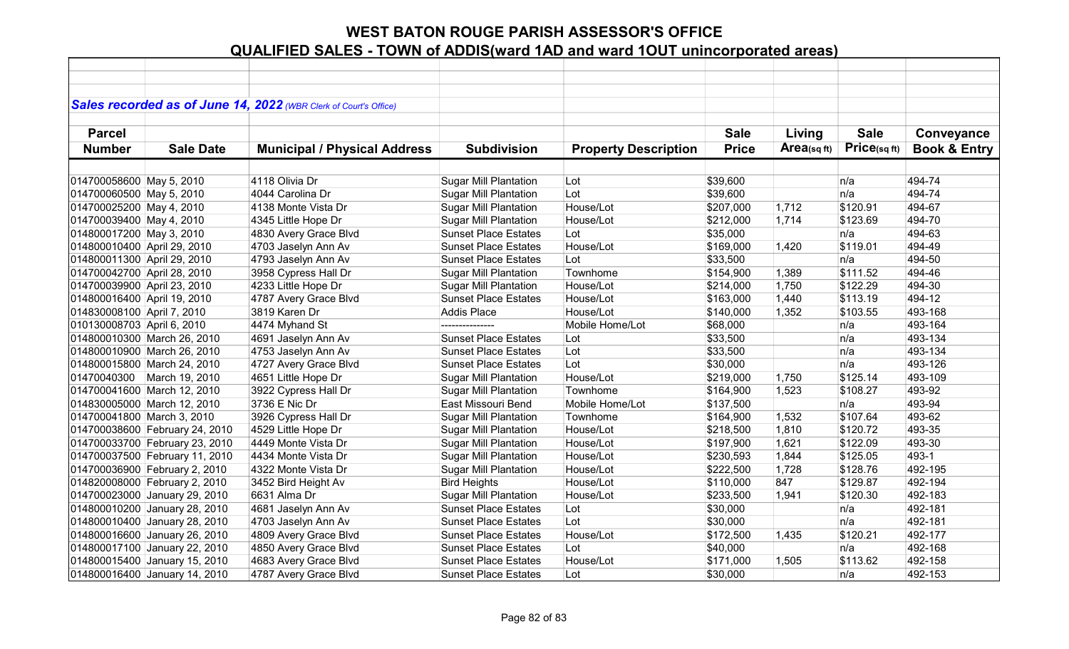# WEST BATON ROUGE PARISH ASSESSOR'S OFFICE

## QUALIFIED SALES - TOWN of ADDIS(ward 1AD and ward 1OUT unincorporated areas)

***Sales recorded as of June 14, 2022*** *(WBR Clerk of Court's Office)*

| Parcel Number | Sale Date | Municipal / Physical Address | Subdivision | Property Description | Sale Price | Living Area(sq ft) | Sale Price(sq ft) | Conveyance Book & Entry |
|---|---|---|---|---|---|---|---|---|
| 014700058600 | May 5, 2010 | 4118 Olivia Dr | Sugar Mill Plantation | Lot | $39,600 | | n/a | 494-74 |
| 014700060500 | May 5, 2010 | 4044 Carolina Dr | Sugar Mill Plantation | Lot | $39,600 | | n/a | 494-74 |
| 014700025200 | May 4, 2010 | 4138 Monte Vista Dr | Sugar Mill Plantation | House/Lot | $207,000 | 1,712 | $120.91 | 494-67 |
| 014700039400 | May 4, 2010 | 4345 Little Hope Dr | Sugar Mill Plantation | House/Lot | $212,000 | 1,714 | $123.69 | 494-70 |
| 014800017200 | May 3, 2010 | 4830 Avery Grace Blvd | Sunset Place Estates | Lot | $35,000 | | n/a | 494-63 |
| 014800010400 | April 29, 2010 | 4703 Jaselyn Ann Av | Sunset Place Estates | House/Lot | $169,000 | 1,420 | $119.01 | 494-49 |
| 014800011300 | April 29, 2010 | 4793 Jaselyn Ann Av | Sunset Place Estates | Lot | $33,500 | | n/a | 494-50 |
| 014700042700 | April 28, 2010 | 3958 Cypress Hall Dr | Sugar Mill Plantation | Townhome | $154,900 | 1,389 | $111.52 | 494-46 |
| 014700039900 | April 23, 2010 | 4233 Little Hope Dr | Sugar Mill Plantation | House/Lot | $214,000 | 1,750 | $122.29 | 494-30 |
| 014800016400 | April 19, 2010 | 4787 Avery Grace Blvd | Sunset Place Estates | House/Lot | $163,000 | 1,440 | $113.19 | 494-12 |
| 014830008100 | April 7, 2010 | 3819 Karen Dr | Addis Place | House/Lot | $140,000 | 1,352 | $103.55 | 493-168 |
| 010130008703 | April 6, 2010 | 4474 Myhand St | --------------- | Mobile Home/Lot | $68,000 | | n/a | 493-164 |
| 014800010300 | March 26, 2010 | 4691 Jaselyn Ann Av | Sunset Place Estates | Lot | $33,500 | | n/a | 493-134 |
| 014800010900 | March 26, 2010 | 4753 Jaselyn Ann Av | Sunset Place Estates | Lot | $33,500 | | n/a | 493-134 |
| 014800015800 | March 24, 2010 | 4727 Avery Grace Blvd | Sunset Place Estates | Lot | $30,000 | | n/a | 493-126 |
| 01470040300 | March 19, 2010 | 4651 Little Hope Dr | Sugar Mill Plantation | House/Lot | $219,000 | 1,750 | $125.14 | 493-109 |
| 014700041600 | March 12, 2010 | 3922 Cypress Hall Dr | Sugar Mill Plantation | Townhome | $164,900 | 1,523 | $108.27 | 493-92 |
| 014830005000 | March 12, 2010 | 3736 E Nic Dr | East Missouri Bend | Mobile Home/Lot | $137,500 | | n/a | 493-94 |
| 014700041800 | March 3, 2010 | 3926 Cypress Hall Dr | Sugar Mill Plantation | Townhome | $164,900 | 1,532 | $107.64 | 493-62 |
| 014700038600 | February 24, 2010 | 4529 Little Hope Dr | Sugar Mill Plantation | House/Lot | $218,500 | 1,810 | $120.72 | 493-35 |
| 014700033700 | February 23, 2010 | 4449 Monte Vista Dr | Sugar Mill Plantation | House/Lot | $197,900 | 1,621 | $122.09 | 493-30 |
| 014700037500 | February 11, 2010 | 4434 Monte Vista Dr | Sugar Mill Plantation | House/Lot | $230,593 | 1,844 | $125.05 | 493-1 |
| 014700036900 | February 2, 2010 | 4322 Monte Vista Dr | Sugar Mill Plantation | House/Lot | $222,500 | 1,728 | $128.76 | 492-195 |
| 014820008000 | February 2, 2010 | 3452 Bird Height Av | Bird Heights | House/Lot | $110,000 | 847 | $129.87 | 492-194 |
| 014700023000 | January 29, 2010 | 6631 Alma Dr | Sugar Mill Plantation | House/Lot | $233,500 | 1,941 | $120.30 | 492-183 |
| 014800010200 | January 28, 2010 | 4681 Jaselyn Ann Av | Sunset Place Estates | Lot | $30,000 | | n/a | 492-181 |
| 014800010400 | January 28, 2010 | 4703 Jaselyn Ann Av | Sunset Place Estates | Lot | $30,000 | | n/a | 492-181 |
| 014800016600 | January 26, 2010 | 4809 Avery Grace Blvd | Sunset Place Estates | House/Lot | $172,500 | 1,435 | $120.21 | 492-177 |
| 014800017100 | January 22, 2010 | 4850 Avery Grace Blvd | Sunset Place Estates | Lot | $40,000 | | n/a | 492-168 |
| 014800015400 | January 15, 2010 | 4683 Avery Grace Blvd | Sunset Place Estates | House/Lot | $171,000 | 1,505 | $113.62 | 492-158 |
| 014800016400 | January 14, 2010 | 4787 Avery Grace Blvd | Sunset Place Estates | Lot | $30,000 | | n/a | 492-153 |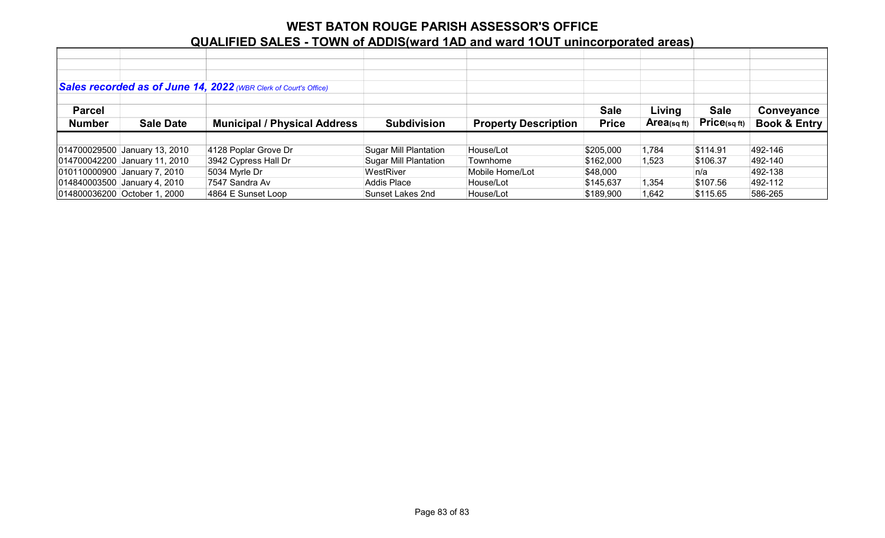# WEST BATON ROUGE PARISH ASSESSOR'S OFFICE

## QUALIFIED SALES - TOWN of ADDIS(ward 1AD and ward 1OUT unincorporated areas)

***Sales recorded as of June 14, 2022*** *(WBR Clerk of Court's Office)*

| Parcel Number | Sale Date | Municipal / Physical Address | Subdivision | Property Description | Sale Price | Living Area(sq ft) | Sale Price(sq ft) | Conveyance Book & Entry |
|---|---|---|---|---|---|---|---|---|
| 014700029500 | January 13, 2010 | 4128 Poplar Grove Dr | Sugar Mill Plantation | House/Lot | $205,000 | 1,784 | $114.91 | 492-146 |
| 014700042200 | January 11, 2010 | 3942 Cypress Hall Dr | Sugar Mill Plantation | Townhome | $162,000 | 1,523 | $106.37 | 492-140 |
| 010110000900 | January 7, 2010 | 5034 Myrle Dr | WestRiver | Mobile Home/Lot | $48,000 | | n/a | 492-138 |
| 014840003500 | January 4, 2010 | 7547 Sandra Av | Addis Place | House/Lot | $145,637 | 1,354 | $107.56 | 492-112 |
| 014800036200 | October 1, 2000 | 4864 E Sunset Loop | Sunset Lakes 2nd | House/Lot | $189,900 | 1,642 | $115.65 | 586-265 |